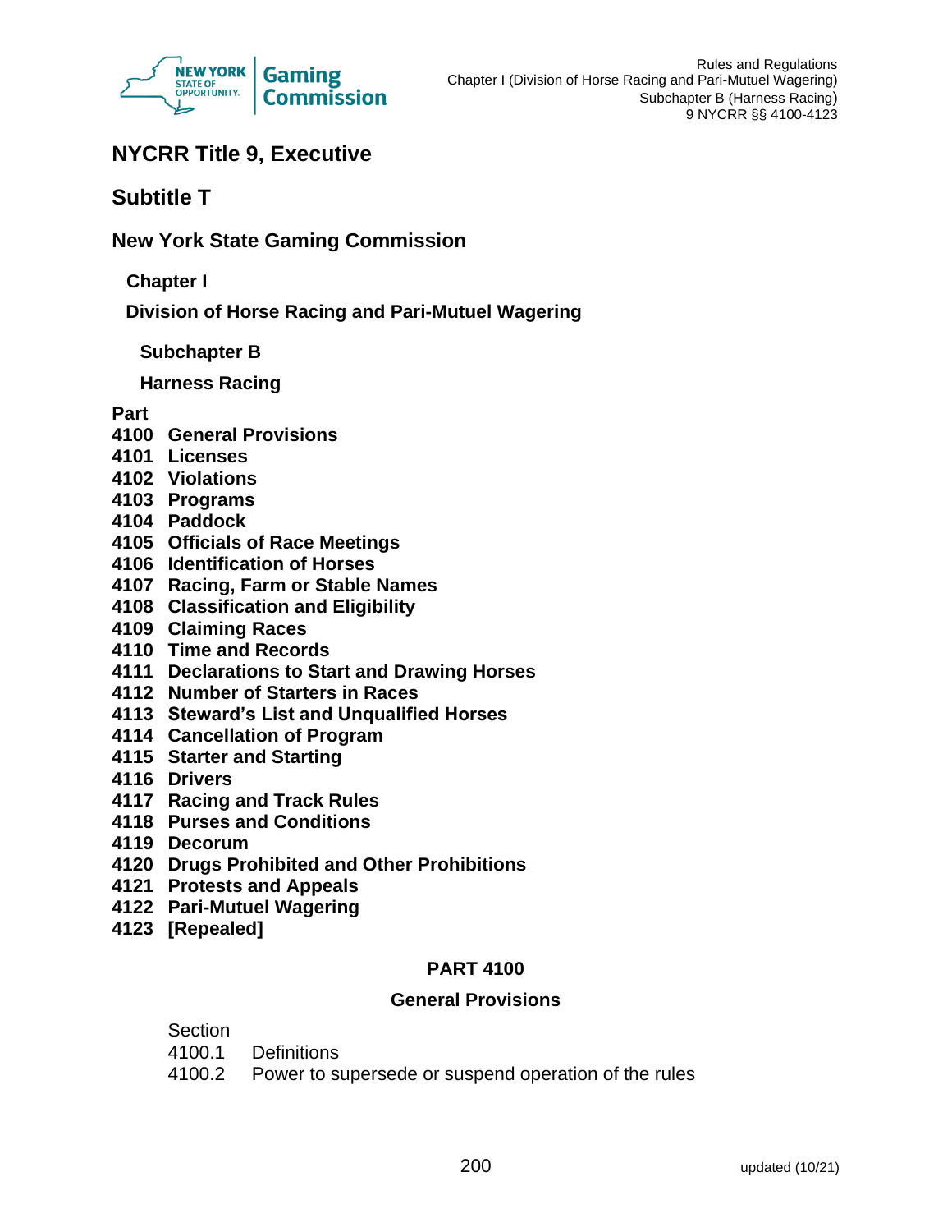# NYCRR Title 9, Executive

## Subtitle T

## New York State Gaming Commission

### Chapter I

### Division of Horse Racing and Pari-Mutuel Wagering

#### Subchapter B

#### Harness Racing

**Part**
**4100 General Provisions**
**4101 Licenses**
**4102 Violations**
**4103 Programs**
**4104 Paddock**
**4105 Officials of Race Meetings**
**4106 Identification of Horses**
**4107 Racing, Farm or Stable Names**
**4108 Classification and Eligibility**
**4109 Claiming Races**
**4110 Time and Records**
**4111 Declarations to Start and Drawing Horses**
**4112 Number of Starters in Races**
**4113 Steward's List and Unqualified Horses**
**4114 Cancellation of Program**
**4115 Starter and Starting**
**4116 Drivers**
**4117 Racing and Track Rules**
**4118 Purses and Conditions**
**4119 Decorum**
**4120 Drugs Prohibited and Other Prohibitions**
**4121 Protests and Appeals**
**4122 Pari-Mutuel Wagering**
**4123 [Repealed]**

## PART 4100

## General Provisions

Section
4100.1 Definitions
4100.2 Power to supersede or suspend operation of the rules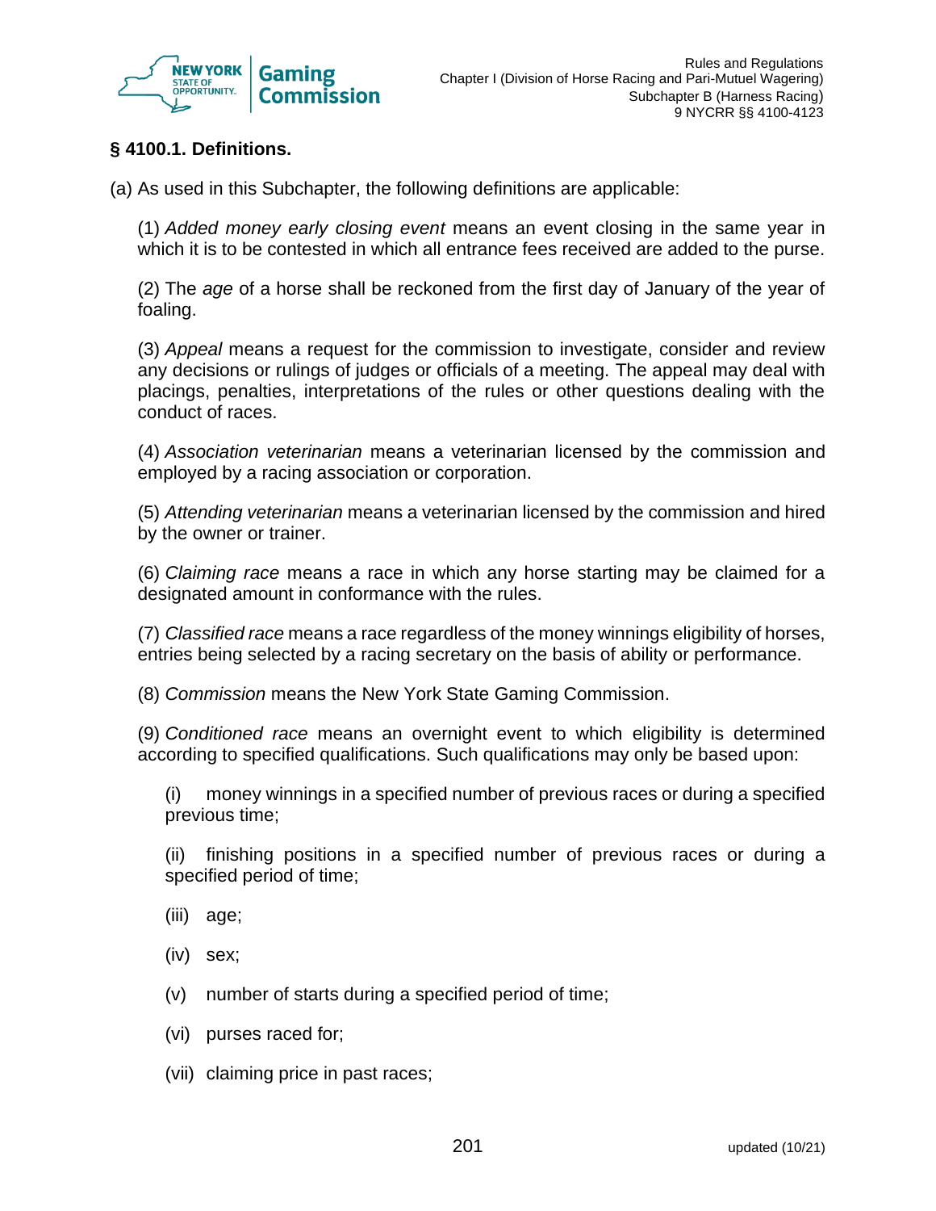### § 4100.1. Definitions.

(a) As used in this Subchapter, the following definitions are applicable:

(1) *Added money early closing event* means an event closing in the same year in which it is to be contested in which all entrance fees received are added to the purse.

(2) The *age* of a horse shall be reckoned from the first day of January of the year of foaling.

(3) *Appeal* means a request for the commission to investigate, consider and review any decisions or rulings of judges or officials of a meeting. The appeal may deal with placings, penalties, interpretations of the rules or other questions dealing with the conduct of races.

(4) *Association veterinarian* means a veterinarian licensed by the commission and employed by a racing association or corporation.

(5) *Attending veterinarian* means a veterinarian licensed by the commission and hired by the owner or trainer.

(6) *Claiming race* means a race in which any horse starting may be claimed for a designated amount in conformance with the rules.

(7) *Classified race* means a race regardless of the money winnings eligibility of horses, entries being selected by a racing secretary on the basis of ability or performance.

(8) *Commission* means the New York State Gaming Commission.

(9) *Conditioned race* means an overnight event to which eligibility is determined according to specified qualifications. Such qualifications may only be based upon:

(i) money winnings in a specified number of previous races or during a specified previous time;

(ii) finishing positions in a specified number of previous races or during a specified period of time;

(iii) age;

(iv) sex;

(v) number of starts during a specified period of time;

(vi) purses raced for;

(vii) claiming price in past races;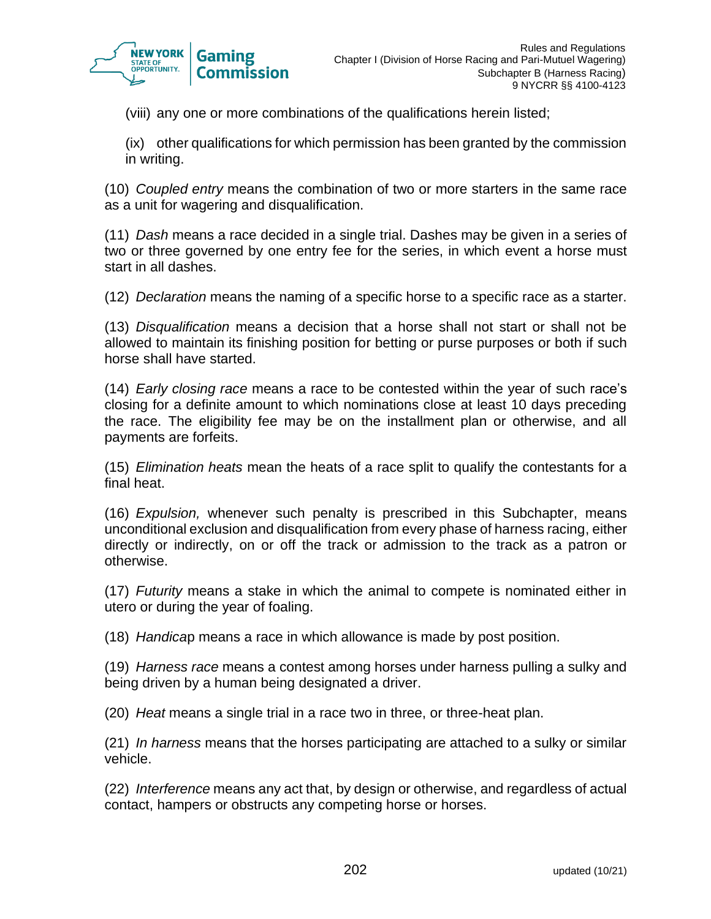(viii) any one or more combinations of the qualifications herein listed;

(ix) other qualifications for which permission has been granted by the commission in writing.

(10) *Coupled entry* means the combination of two or more starters in the same race as a unit for wagering and disqualification.

(11) *Dash* means a race decided in a single trial. Dashes may be given in a series of two or three governed by one entry fee for the series, in which event a horse must start in all dashes.

(12) *Declaration* means the naming of a specific horse to a specific race as a starter.

(13) *Disqualification* means a decision that a horse shall not start or shall not be allowed to maintain its finishing position for betting or purse purposes or both if such horse shall have started.

(14) *Early closing race* means a race to be contested within the year of such race's closing for a definite amount to which nominations close at least 10 days preceding the race. The eligibility fee may be on the installment plan or otherwise, and all payments are forfeits.

(15) *Elimination heats* mean the heats of a race split to qualify the contestants for a final heat.

(16) *Expulsion,* whenever such penalty is prescribed in this Subchapter, means unconditional exclusion and disqualification from every phase of harness racing, either directly or indirectly, on or off the track or admission to the track as a patron or otherwise.

(17) *Futurity* means a stake in which the animal to compete is nominated either in utero or during the year of foaling.

(18) *Handicap* means a race in which allowance is made by post position.

(19) *Harness race* means a contest among horses under harness pulling a sulky and being driven by a human being designated a driver.

(20) *Heat* means a single trial in a race two in three, or three-heat plan.

(21) *In harness* means that the horses participating are attached to a sulky or similar vehicle.

(22) *Interference* means any act that, by design or otherwise, and regardless of actual contact, hampers or obstructs any competing horse or horses.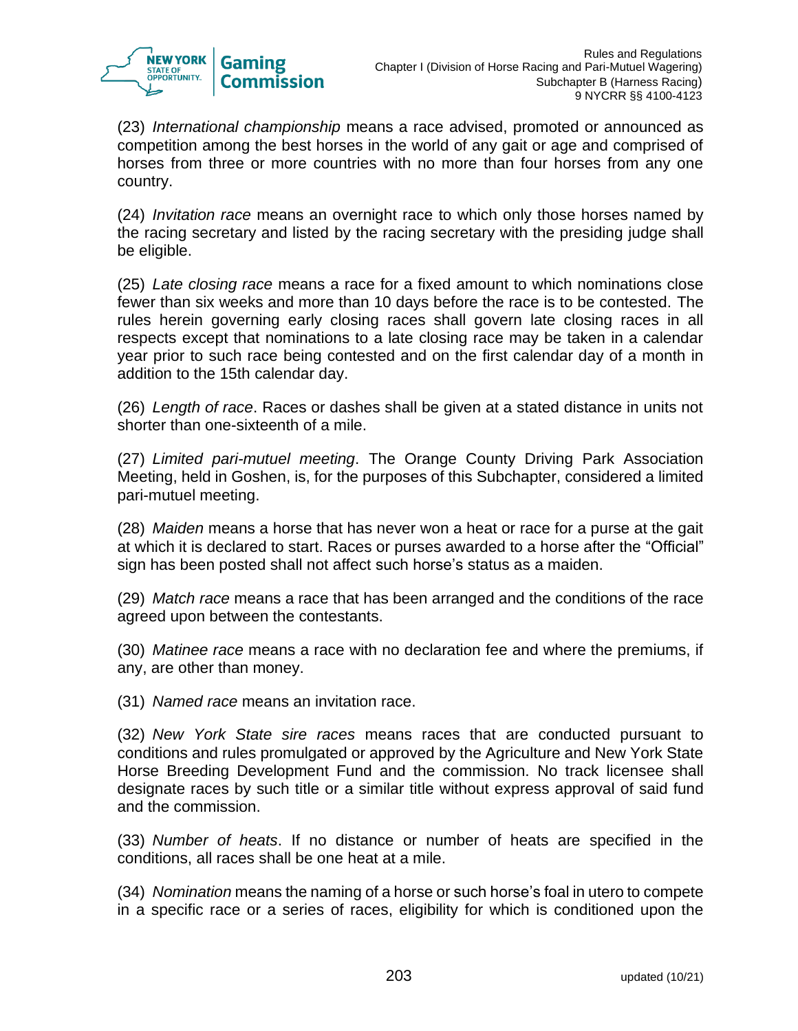(23) *International championship* means a race advised, promoted or announced as competition among the best horses in the world of any gait or age and comprised of horses from three or more countries with no more than four horses from any one country.

(24) *Invitation race* means an overnight race to which only those horses named by the racing secretary and listed by the racing secretary with the presiding judge shall be eligible.

(25) *Late closing race* means a race for a fixed amount to which nominations close fewer than six weeks and more than 10 days before the race is to be contested. The rules herein governing early closing races shall govern late closing races in all respects except that nominations to a late closing race may be taken in a calendar year prior to such race being contested and on the first calendar day of a month in addition to the 15th calendar day.

(26) *Length of race*. Races or dashes shall be given at a stated distance in units not shorter than one-sixteenth of a mile.

(27) *Limited pari-mutuel meeting*. The Orange County Driving Park Association Meeting, held in Goshen, is, for the purposes of this Subchapter, considered a limited pari-mutuel meeting.

(28) *Maiden* means a horse that has never won a heat or race for a purse at the gait at which it is declared to start. Races or purses awarded to a horse after the "Official" sign has been posted shall not affect such horse's status as a maiden.

(29) *Match race* means a race that has been arranged and the conditions of the race agreed upon between the contestants.

(30) *Matinee race* means a race with no declaration fee and where the premiums, if any, are other than money.

(31) *Named race* means an invitation race.

(32) *New York State sire races* means races that are conducted pursuant to conditions and rules promulgated or approved by the Agriculture and New York State Horse Breeding Development Fund and the commission. No track licensee shall designate races by such title or a similar title without express approval of said fund and the commission.

(33) *Number of heats*. If no distance or number of heats are specified in the conditions, all races shall be one heat at a mile.

(34) *Nomination* means the naming of a horse or such horse's foal in utero to compete in a specific race or a series of races, eligibility for which is conditioned upon the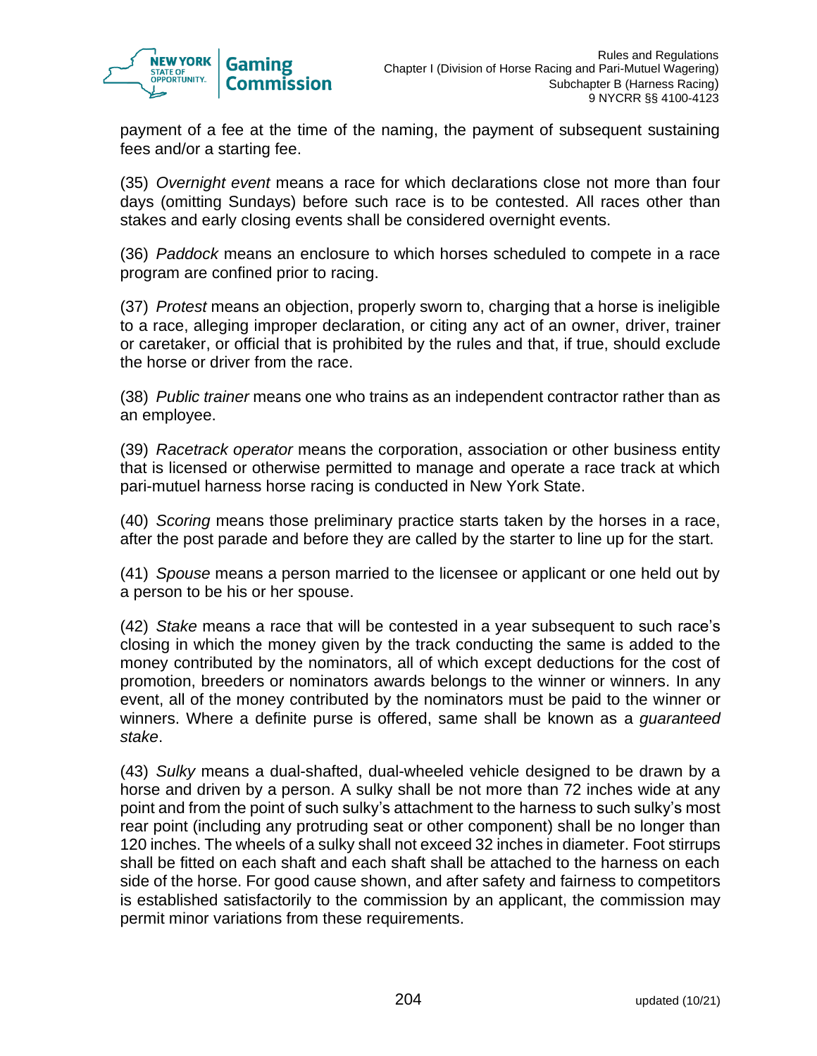payment of a fee at the time of the naming, the payment of subsequent sustaining fees and/or a starting fee.

(35) *Overnight event* means a race for which declarations close not more than four days (omitting Sundays) before such race is to be contested. All races other than stakes and early closing events shall be considered overnight events.

(36) *Paddock* means an enclosure to which horses scheduled to compete in a race program are confined prior to racing.

(37) *Protest* means an objection, properly sworn to, charging that a horse is ineligible to a race, alleging improper declaration, or citing any act of an owner, driver, trainer or caretaker, or official that is prohibited by the rules and that, if true, should exclude the horse or driver from the race.

(38) *Public trainer* means one who trains as an independent contractor rather than as an employee.

(39) *Racetrack operator* means the corporation, association or other business entity that is licensed or otherwise permitted to manage and operate a race track at which pari-mutuel harness horse racing is conducted in New York State.

(40) *Scoring* means those preliminary practice starts taken by the horses in a race, after the post parade and before they are called by the starter to line up for the start.

(41) *Spouse* means a person married to the licensee or applicant or one held out by a person to be his or her spouse.

(42) *Stake* means a race that will be contested in a year subsequent to such race's closing in which the money given by the track conducting the same is added to the money contributed by the nominators, all of which except deductions for the cost of promotion, breeders or nominators awards belongs to the winner or winners. In any event, all of the money contributed by the nominators must be paid to the winner or winners. Where a definite purse is offered, same shall be known as a *guaranteed stake*.

(43) *Sulky* means a dual-shafted, dual-wheeled vehicle designed to be drawn by a horse and driven by a person. A sulky shall be not more than 72 inches wide at any point and from the point of such sulky's attachment to the harness to such sulky's most rear point (including any protruding seat or other component) shall be no longer than 120 inches. The wheels of a sulky shall not exceed 32 inches in diameter. Foot stirrups shall be fitted on each shaft and each shaft shall be attached to the harness on each side of the horse. For good cause shown, and after safety and fairness to competitors is established satisfactorily to the commission by an applicant, the commission may permit minor variations from these requirements.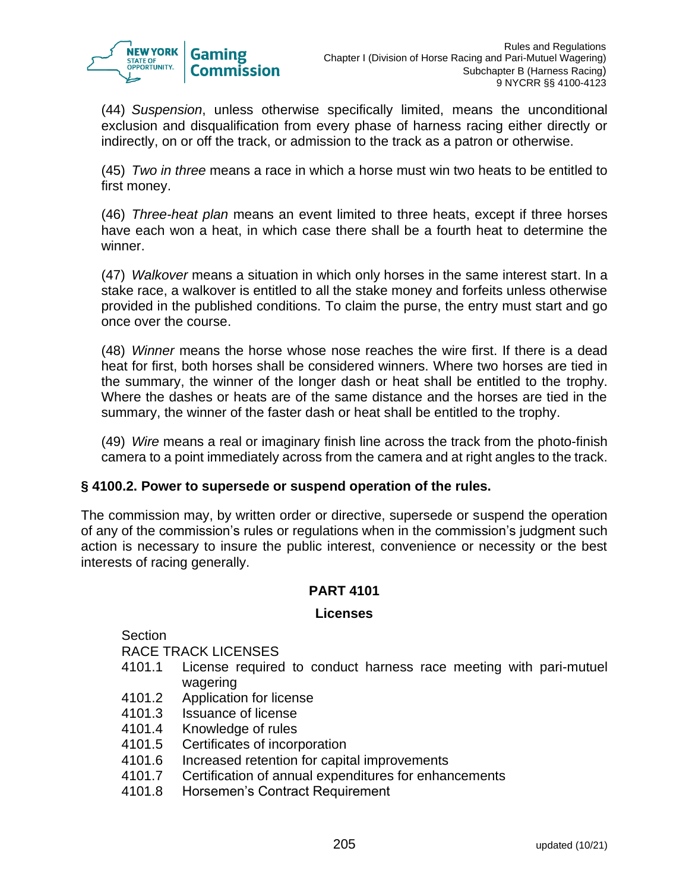(44) *Suspension*, unless otherwise specifically limited, means the unconditional exclusion and disqualification from every phase of harness racing either directly or indirectly, on or off the track, or admission to the track as a patron or otherwise.

(45) *Two in three* means a race in which a horse must win two heats to be entitled to first money.

(46) *Three-heat plan* means an event limited to three heats, except if three horses have each won a heat, in which case there shall be a fourth heat to determine the winner.

(47) *Walkover* means a situation in which only horses in the same interest start. In a stake race, a walkover is entitled to all the stake money and forfeits unless otherwise provided in the published conditions. To claim the purse, the entry must start and go once over the course.

(48) *Winner* means the horse whose nose reaches the wire first. If there is a dead heat for first, both horses shall be considered winners. Where two horses are tied in the summary, the winner of the longer dash or heat shall be entitled to the trophy. Where the dashes or heats are of the same distance and the horses are tied in the summary, the winner of the faster dash or heat shall be entitled to the trophy.

(49) *Wire* means a real or imaginary finish line across the track from the photo-finish camera to a point immediately across from the camera and at right angles to the track.

### § 4100.2. Power to supersede or suspend operation of the rules.

The commission may, by written order or directive, supersede or suspend the operation of any of the commission's rules or regulations when in the commission's judgment such action is necessary to insure the public interest, convenience or necessity or the best interests of racing generally.

## PART 4101

## Licenses

Section

RACE TRACK LICENSES

- 4101.1 License required to conduct harness race meeting with pari-mutuel wagering
- 4101.2 Application for license
- 4101.3 Issuance of license
- 4101.4 Knowledge of rules
- 4101.5 Certificates of incorporation
- 4101.6 Increased retention for capital improvements
- 4101.7 Certification of annual expenditures for enhancements
- 4101.8 Horsemen's Contract Requirement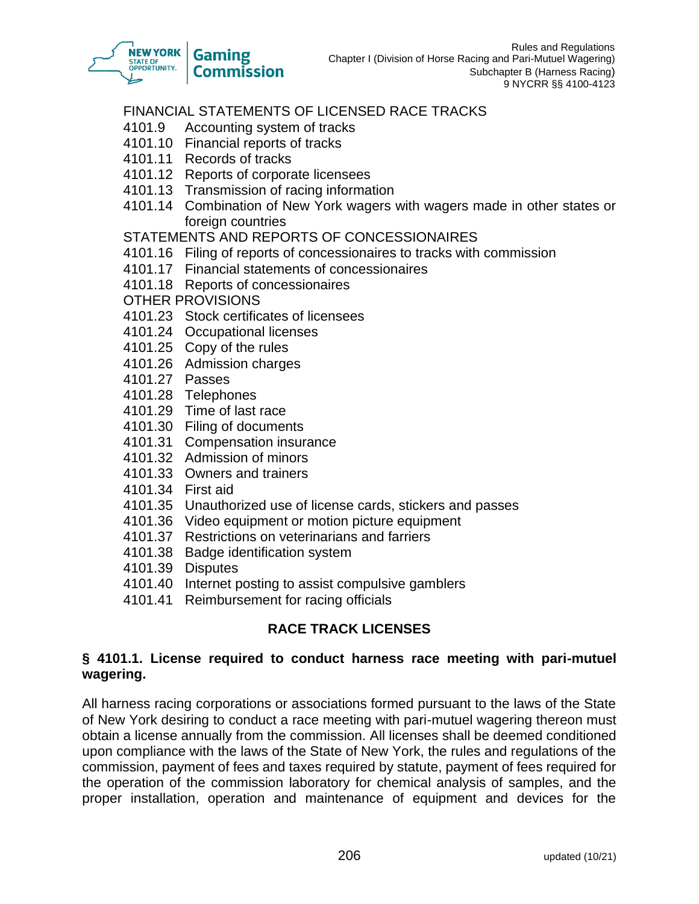FINANCIAL STATEMENTS OF LICENSED RACE TRACKS

4101.9 Accounting system of tracks
4101.10 Financial reports of tracks
4101.11 Records of tracks
4101.12 Reports of corporate licensees
4101.13 Transmission of racing information
4101.14 Combination of New York wagers with wagers made in other states or foreign countries

STATEMENTS AND REPORTS OF CONCESSIONAIRES

4101.16 Filing of reports of concessionaires to tracks with commission
4101.17 Financial statements of concessionaires
4101.18 Reports of concessionaires

OTHER PROVISIONS

4101.23 Stock certificates of licensees
4101.24 Occupational licenses
4101.25 Copy of the rules
4101.26 Admission charges
4101.27 Passes
4101.28 Telephones
4101.29 Time of last race
4101.30 Filing of documents
4101.31 Compensation insurance
4101.32 Admission of minors
4101.33 Owners and trainers
4101.34 First aid
4101.35 Unauthorized use of license cards, stickers and passes
4101.36 Video equipment or motion picture equipment
4101.37 Restrictions on veterinarians and farriers
4101.38 Badge identification system
4101.39 Disputes
4101.40 Internet posting to assist compulsive gamblers
4101.41 Reimbursement for racing officials

## RACE TRACK LICENSES

### § 4101.1. License required to conduct harness race meeting with pari-mutuel wagering.

All harness racing corporations or associations formed pursuant to the laws of the State of New York desiring to conduct a race meeting with pari-mutuel wagering thereon must obtain a license annually from the commission. All licenses shall be deemed conditioned upon compliance with the laws of the State of New York, the rules and regulations of the commission, payment of fees and taxes required by statute, payment of fees required for the operation of the commission laboratory for chemical analysis of samples, and the proper installation, operation and maintenance of equipment and devices for the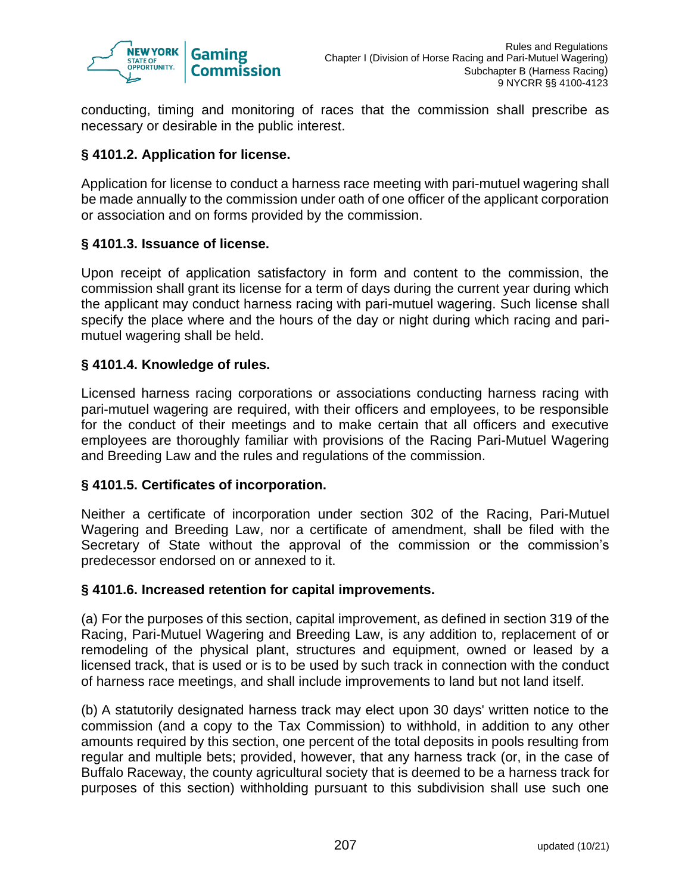conducting, timing and monitoring of races that the commission shall prescribe as necessary or desirable in the public interest.

### § 4101.2. Application for license.

Application for license to conduct a harness race meeting with pari-mutuel wagering shall be made annually to the commission under oath of one officer of the applicant corporation or association and on forms provided by the commission.

### § 4101.3. Issuance of license.

Upon receipt of application satisfactory in form and content to the commission, the commission shall grant its license for a term of days during the current year during which the applicant may conduct harness racing with pari-mutuel wagering. Such license shall specify the place where and the hours of the day or night during which racing and pari-mutuel wagering shall be held.

### § 4101.4. Knowledge of rules.

Licensed harness racing corporations or associations conducting harness racing with pari-mutuel wagering are required, with their officers and employees, to be responsible for the conduct of their meetings and to make certain that all officers and executive employees are thoroughly familiar with provisions of the Racing Pari-Mutuel Wagering and Breeding Law and the rules and regulations of the commission.

### § 4101.5. Certificates of incorporation.

Neither a certificate of incorporation under section 302 of the Racing, Pari-Mutuel Wagering and Breeding Law, nor a certificate of amendment, shall be filed with the Secretary of State without the approval of the commission or the commission's predecessor endorsed on or annexed to it.

### § 4101.6. Increased retention for capital improvements.

(a) For the purposes of this section, capital improvement, as defined in section 319 of the Racing, Pari-Mutuel Wagering and Breeding Law, is any addition to, replacement of or remodeling of the physical plant, structures and equipment, owned or leased by a licensed track, that is used or is to be used by such track in connection with the conduct of harness race meetings, and shall include improvements to land but not land itself.

(b) A statutorily designated harness track may elect upon 30 days' written notice to the commission (and a copy to the Tax Commission) to withhold, in addition to any other amounts required by this section, one percent of the total deposits in pools resulting from regular and multiple bets; provided, however, that any harness track (or, in the case of Buffalo Raceway, the county agricultural society that is deemed to be a harness track for purposes of this section) withholding pursuant to this subdivision shall use such one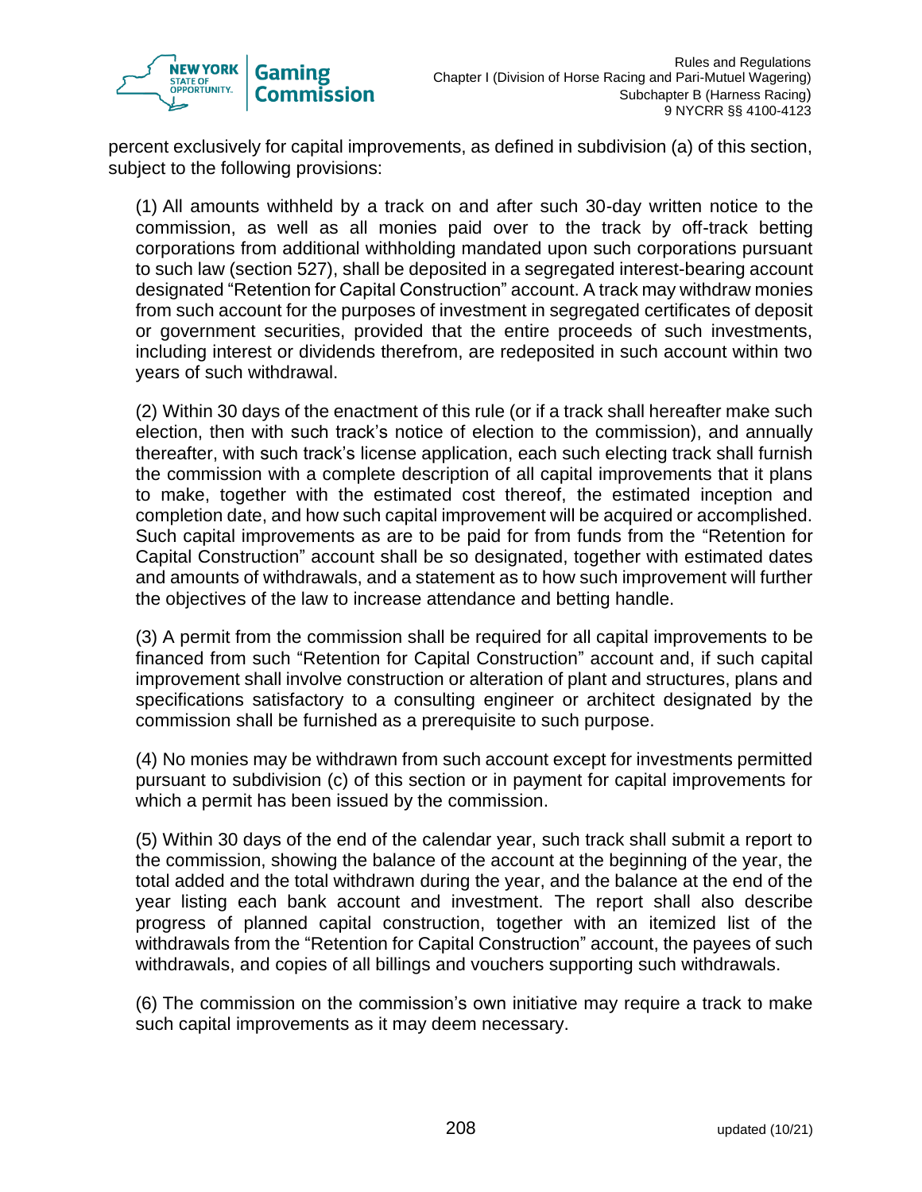percent exclusively for capital improvements, as defined in subdivision (a) of this section, subject to the following provisions:

(1) All amounts withheld by a track on and after such 30-day written notice to the commission, as well as all monies paid over to the track by off-track betting corporations from additional withholding mandated upon such corporations pursuant to such law (section 527), shall be deposited in a segregated interest-bearing account designated "Retention for Capital Construction" account. A track may withdraw monies from such account for the purposes of investment in segregated certificates of deposit or government securities, provided that the entire proceeds of such investments, including interest or dividends therefrom, are redeposited in such account within two years of such withdrawal.

(2) Within 30 days of the enactment of this rule (or if a track shall hereafter make such election, then with such track's notice of election to the commission), and annually thereafter, with such track's license application, each such electing track shall furnish the commission with a complete description of all capital improvements that it plans to make, together with the estimated cost thereof, the estimated inception and completion date, and how such capital improvement will be acquired or accomplished. Such capital improvements as are to be paid for from funds from the "Retention for Capital Construction" account shall be so designated, together with estimated dates and amounts of withdrawals, and a statement as to how such improvement will further the objectives of the law to increase attendance and betting handle.

(3) A permit from the commission shall be required for all capital improvements to be financed from such "Retention for Capital Construction" account and, if such capital improvement shall involve construction or alteration of plant and structures, plans and specifications satisfactory to a consulting engineer or architect designated by the commission shall be furnished as a prerequisite to such purpose.

(4) No monies may be withdrawn from such account except for investments permitted pursuant to subdivision (c) of this section or in payment for capital improvements for which a permit has been issued by the commission.

(5) Within 30 days of the end of the calendar year, such track shall submit a report to the commission, showing the balance of the account at the beginning of the year, the total added and the total withdrawn during the year, and the balance at the end of the year listing each bank account and investment. The report shall also describe progress of planned capital construction, together with an itemized list of the withdrawals from the "Retention for Capital Construction" account, the payees of such withdrawals, and copies of all billings and vouchers supporting such withdrawals.

(6) The commission on the commission's own initiative may require a track to make such capital improvements as it may deem necessary.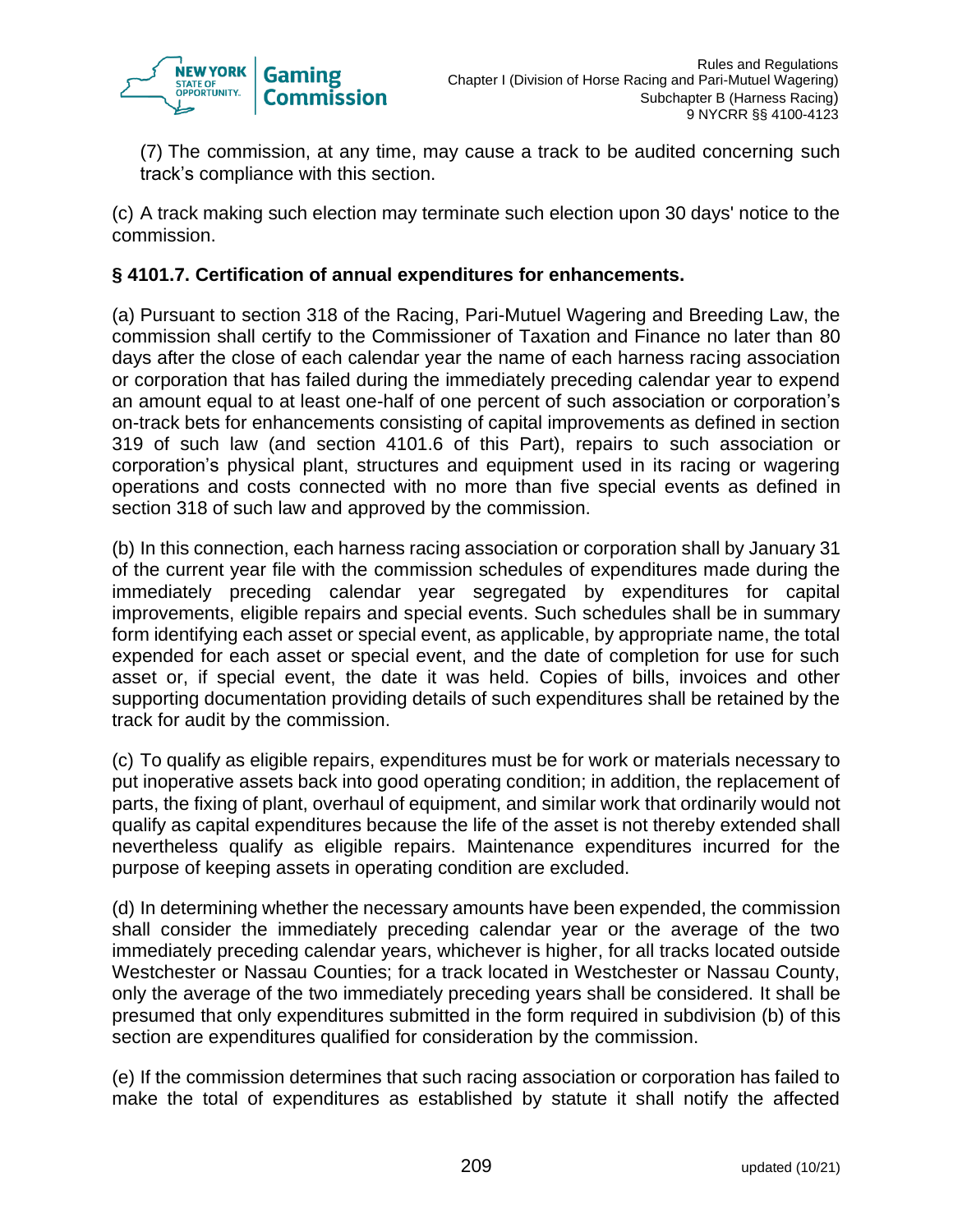(7) The commission, at any time, may cause a track to be audited concerning such track's compliance with this section.

(c) A track making such election may terminate such election upon 30 days' notice to the commission.

### § 4101.7. Certification of annual expenditures for enhancements.

(a) Pursuant to section 318 of the Racing, Pari-Mutuel Wagering and Breeding Law, the commission shall certify to the Commissioner of Taxation and Finance no later than 80 days after the close of each calendar year the name of each harness racing association or corporation that has failed during the immediately preceding calendar year to expend an amount equal to at least one-half of one percent of such association or corporation's on-track bets for enhancements consisting of capital improvements as defined in section 319 of such law (and section 4101.6 of this Part), repairs to such association or corporation's physical plant, structures and equipment used in its racing or wagering operations and costs connected with no more than five special events as defined in section 318 of such law and approved by the commission.

(b) In this connection, each harness racing association or corporation shall by January 31 of the current year file with the commission schedules of expenditures made during the immediately preceding calendar year segregated by expenditures for capital improvements, eligible repairs and special events. Such schedules shall be in summary form identifying each asset or special event, as applicable, by appropriate name, the total expended for each asset or special event, and the date of completion for use for such asset or, if special event, the date it was held. Copies of bills, invoices and other supporting documentation providing details of such expenditures shall be retained by the track for audit by the commission.

(c) To qualify as eligible repairs, expenditures must be for work or materials necessary to put inoperative assets back into good operating condition; in addition, the replacement of parts, the fixing of plant, overhaul of equipment, and similar work that ordinarily would not qualify as capital expenditures because the life of the asset is not thereby extended shall nevertheless qualify as eligible repairs. Maintenance expenditures incurred for the purpose of keeping assets in operating condition are excluded.

(d) In determining whether the necessary amounts have been expended, the commission shall consider the immediately preceding calendar year or the average of the two immediately preceding calendar years, whichever is higher, for all tracks located outside Westchester or Nassau Counties; for a track located in Westchester or Nassau County, only the average of the two immediately preceding years shall be considered. It shall be presumed that only expenditures submitted in the form required in subdivision (b) of this section are expenditures qualified for consideration by the commission.

(e) If the commission determines that such racing association or corporation has failed to make the total of expenditures as established by statute it shall notify the affected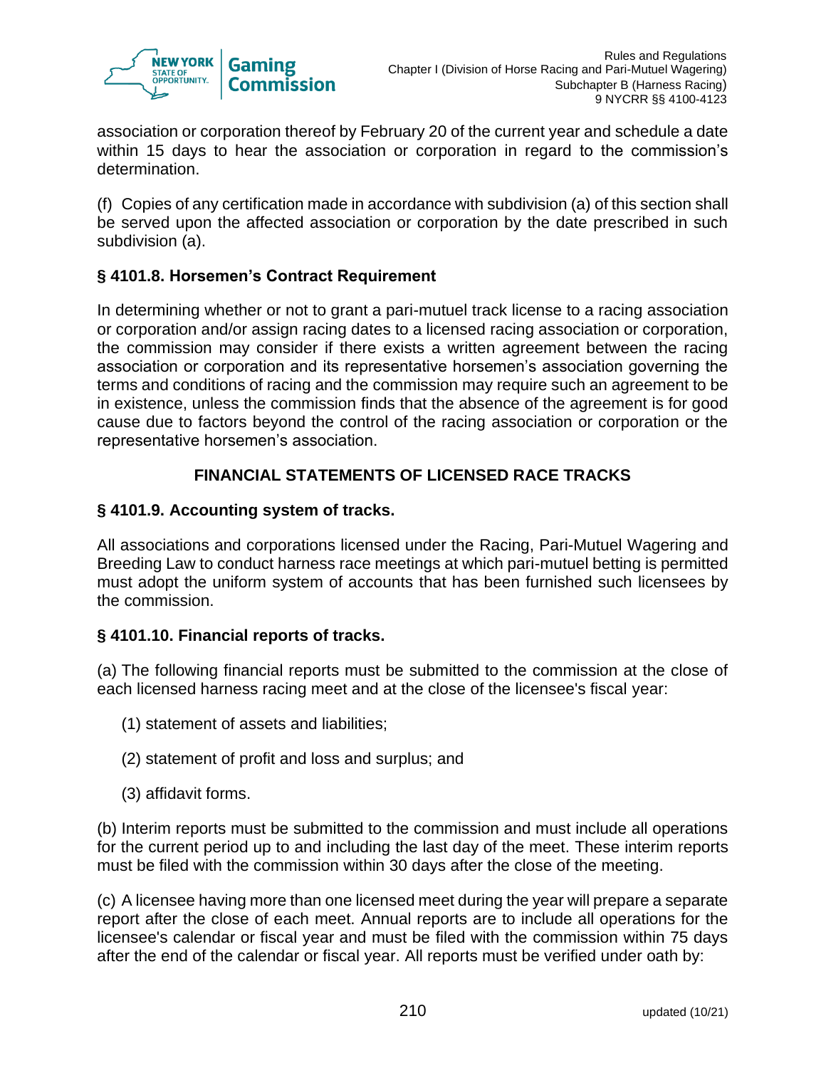association or corporation thereof by February 20 of the current year and schedule a date within 15 days to hear the association or corporation in regard to the commission's determination.

(f) Copies of any certification made in accordance with subdivision (a) of this section shall be served upon the affected association or corporation by the date prescribed in such subdivision (a).

### § 4101.8. Horsemen's Contract Requirement

In determining whether or not to grant a pari-mutuel track license to a racing association or corporation and/or assign racing dates to a licensed racing association or corporation, the commission may consider if there exists a written agreement between the racing association or corporation and its representative horsemen's association governing the terms and conditions of racing and the commission may require such an agreement to be in existence, unless the commission finds that the absence of the agreement is for good cause due to factors beyond the control of the racing association or corporation or the representative horsemen's association.

## FINANCIAL STATEMENTS OF LICENSED RACE TRACKS

### § 4101.9. Accounting system of tracks.

All associations and corporations licensed under the Racing, Pari-Mutuel Wagering and Breeding Law to conduct harness race meetings at which pari-mutuel betting is permitted must adopt the uniform system of accounts that has been furnished such licensees by the commission.

### § 4101.10. Financial reports of tracks.

(a) The following financial reports must be submitted to the commission at the close of each licensed harness racing meet and at the close of the licensee's fiscal year:

(1) statement of assets and liabilities;

(2) statement of profit and loss and surplus; and

(3) affidavit forms.

(b) Interim reports must be submitted to the commission and must include all operations for the current period up to and including the last day of the meet. These interim reports must be filed with the commission within 30 days after the close of the meeting.

(c) A licensee having more than one licensed meet during the year will prepare a separate report after the close of each meet. Annual reports are to include all operations for the licensee's calendar or fiscal year and must be filed with the commission within 75 days after the end of the calendar or fiscal year. All reports must be verified under oath by: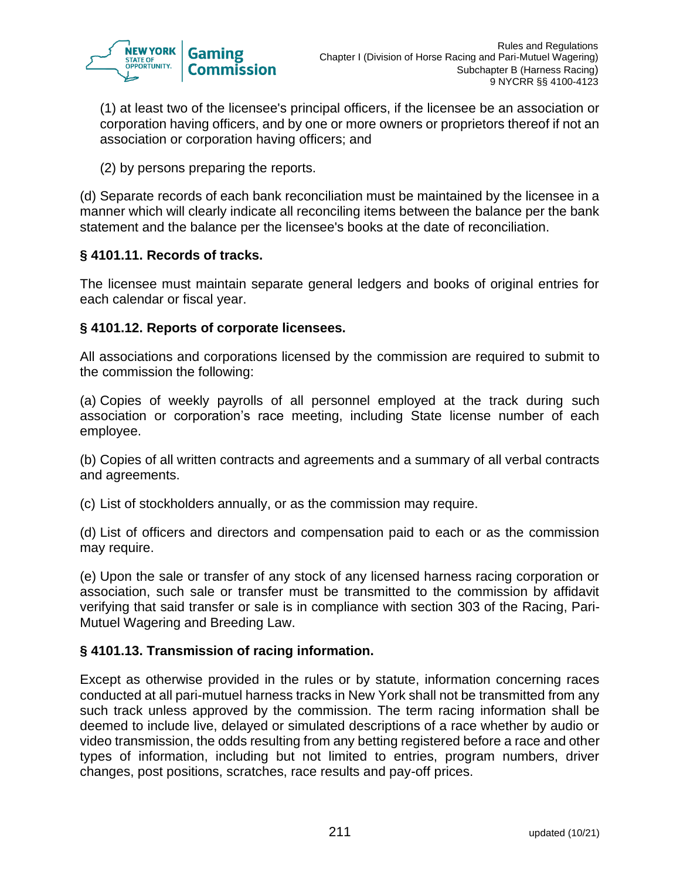(1) at least two of the licensee's principal officers, if the licensee be an association or corporation having officers, and by one or more owners or proprietors thereof if not an association or corporation having officers; and

(2) by persons preparing the reports.

(d) Separate records of each bank reconciliation must be maintained by the licensee in a manner which will clearly indicate all reconciling items between the balance per the bank statement and the balance per the licensee's books at the date of reconciliation.

**§ 4101.11. Records of tracks.**

The licensee must maintain separate general ledgers and books of original entries for each calendar or fiscal year.

**§ 4101.12. Reports of corporate licensees.**

All associations and corporations licensed by the commission are required to submit to the commission the following:

(a) Copies of weekly payrolls of all personnel employed at the track during such association or corporation's race meeting, including State license number of each employee.

(b) Copies of all written contracts and agreements and a summary of all verbal contracts and agreements.

(c) List of stockholders annually, or as the commission may require.

(d) List of officers and directors and compensation paid to each or as the commission may require.

(e) Upon the sale or transfer of any stock of any licensed harness racing corporation or association, such sale or transfer must be transmitted to the commission by affidavit verifying that said transfer or sale is in compliance with section 303 of the Racing, Pari-Mutuel Wagering and Breeding Law.

**§ 4101.13. Transmission of racing information.**

Except as otherwise provided in the rules or by statute, information concerning races conducted at all pari-mutuel harness tracks in New York shall not be transmitted from any such track unless approved by the commission. The term racing information shall be deemed to include live, delayed or simulated descriptions of a race whether by audio or video transmission, the odds resulting from any betting registered before a race and other types of information, including but not limited to, entries, program numbers, driver changes, post positions, scratches, race results and pay-off prices.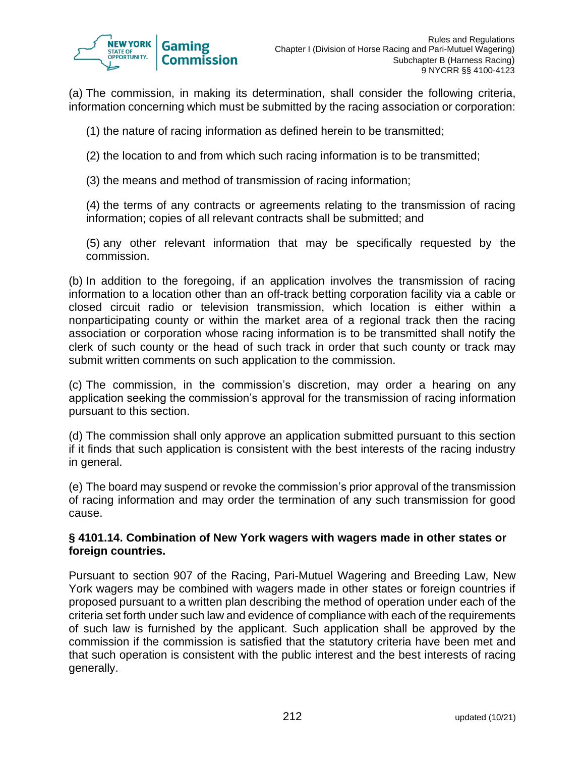(a) The commission, in making its determination, shall consider the following criteria, information concerning which must be submitted by the racing association or corporation:

(1) the nature of racing information as defined herein to be transmitted;

(2) the location to and from which such racing information is to be transmitted;

(3) the means and method of transmission of racing information;

(4) the terms of any contracts or agreements relating to the transmission of racing information; copies of all relevant contracts shall be submitted; and

(5) any other relevant information that may be specifically requested by the commission.

(b) In addition to the foregoing, if an application involves the transmission of racing information to a location other than an off-track betting corporation facility via a cable or closed circuit radio or television transmission, which location is either within a nonparticipating county or within the market area of a regional track then the racing association or corporation whose racing information is to be transmitted shall notify the clerk of such county or the head of such track in order that such county or track may submit written comments on such application to the commission.

(c) The commission, in the commission's discretion, may order a hearing on any application seeking the commission's approval for the transmission of racing information pursuant to this section.

(d) The commission shall only approve an application submitted pursuant to this section if it finds that such application is consistent with the best interests of the racing industry in general.

(e) The board may suspend or revoke the commission's prior approval of the transmission of racing information and may order the termination of any such transmission for good cause.

**§ 4101.14. Combination of New York wagers with wagers made in other states or foreign countries.**

Pursuant to section 907 of the Racing, Pari-Mutuel Wagering and Breeding Law, New York wagers may be combined with wagers made in other states or foreign countries if proposed pursuant to a written plan describing the method of operation under each of the criteria set forth under such law and evidence of compliance with each of the requirements of such law is furnished by the applicant. Such application shall be approved by the commission if the commission is satisfied that the statutory criteria have been met and that such operation is consistent with the public interest and the best interests of racing generally.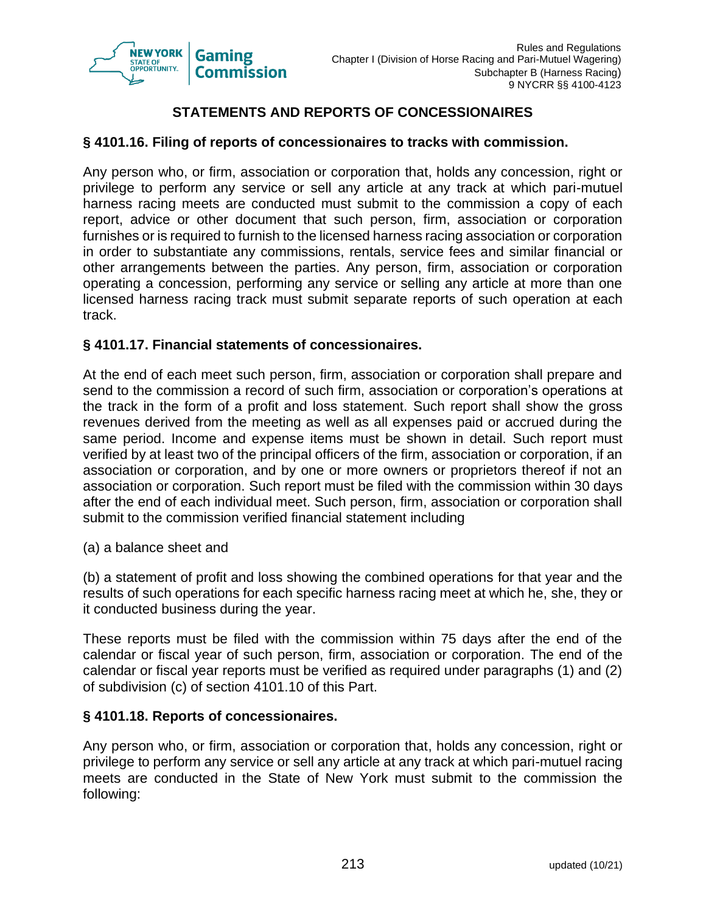## STATEMENTS AND REPORTS OF CONCESSIONAIRES

### § 4101.16. Filing of reports of concessionaires to tracks with commission.

Any person who, or firm, association or corporation that, holds any concession, right or privilege to perform any service or sell any article at any track at which pari-mutuel harness racing meets are conducted must submit to the commission a copy of each report, advice or other document that such person, firm, association or corporation furnishes or is required to furnish to the licensed harness racing association or corporation in order to substantiate any commissions, rentals, service fees and similar financial or other arrangements between the parties. Any person, firm, association or corporation operating a concession, performing any service or selling any article at more than one licensed harness racing track must submit separate reports of such operation at each track.

### § 4101.17. Financial statements of concessionaires.

At the end of each meet such person, firm, association or corporation shall prepare and send to the commission a record of such firm, association or corporation's operations at the track in the form of a profit and loss statement. Such report shall show the gross revenues derived from the meeting as well as all expenses paid or accrued during the same period. Income and expense items must be shown in detail. Such report must verified by at least two of the principal officers of the firm, association or corporation, if an association or corporation, and by one or more owners or proprietors thereof if not an association or corporation. Such report must be filed with the commission within 30 days after the end of each individual meet. Such person, firm, association or corporation shall submit to the commission verified financial statement including

(a) a balance sheet and

(b) a statement of profit and loss showing the combined operations for that year and the results of such operations for each specific harness racing meet at which he, she, they or it conducted business during the year.

These reports must be filed with the commission within 75 days after the end of the calendar or fiscal year of such person, firm, association or corporation. The end of the calendar or fiscal year reports must be verified as required under paragraphs (1) and (2) of subdivision (c) of section 4101.10 of this Part.

### § 4101.18. Reports of concessionaires.

Any person who, or firm, association or corporation that, holds any concession, right or privilege to perform any service or sell any article at any track at which pari-mutuel racing meets are conducted in the State of New York must submit to the commission the following: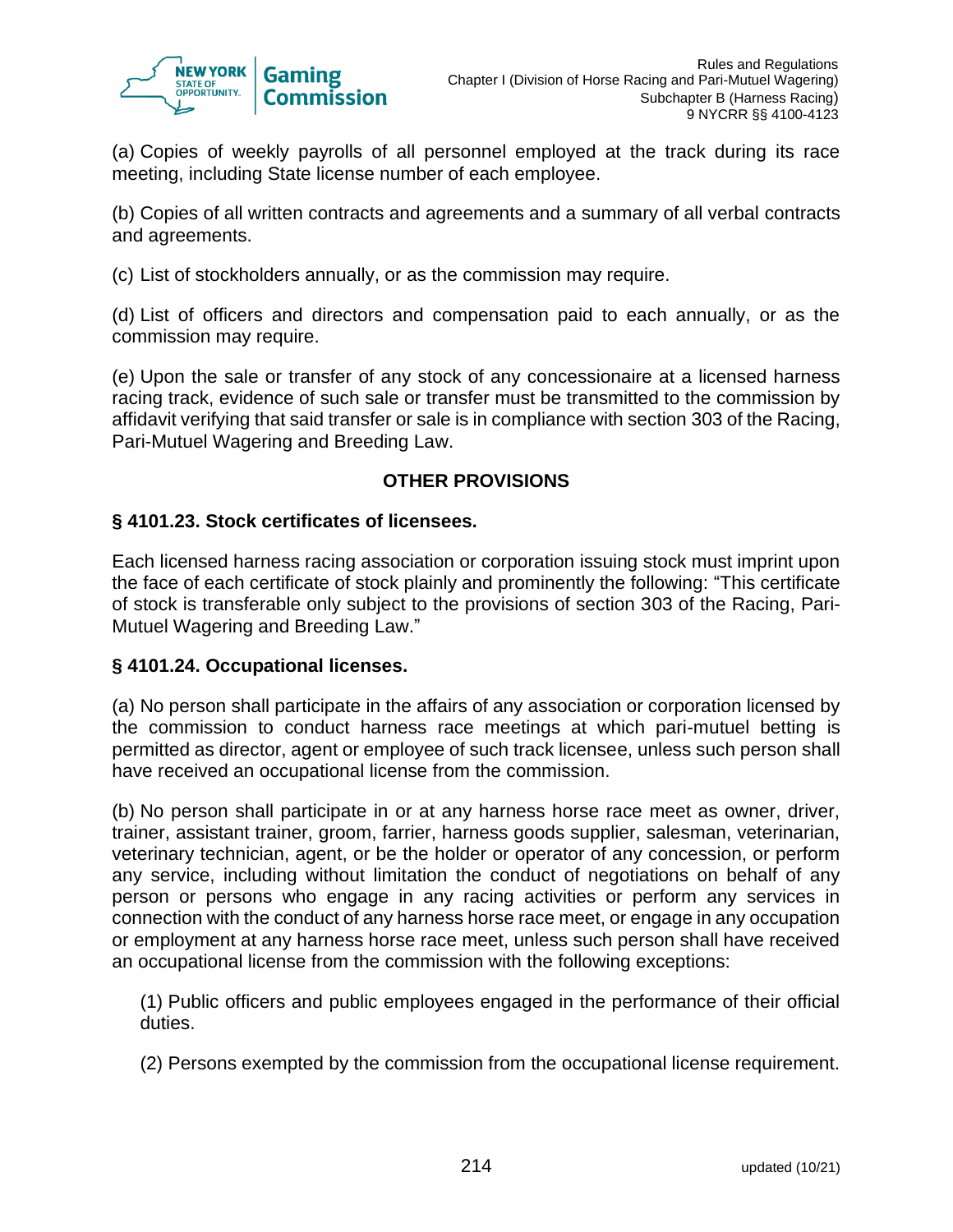(a) Copies of weekly payrolls of all personnel employed at the track during its race meeting, including State license number of each employee.

(b) Copies of all written contracts and agreements and a summary of all verbal contracts and agreements.

(c) List of stockholders annually, or as the commission may require.

(d) List of officers and directors and compensation paid to each annually, or as the commission may require.

(e) Upon the sale or transfer of any stock of any concessionaire at a licensed harness racing track, evidence of such sale or transfer must be transmitted to the commission by affidavit verifying that said transfer or sale is in compliance with section 303 of the Racing, Pari-Mutuel Wagering and Breeding Law.

## OTHER PROVISIONS

### § 4101.23. Stock certificates of licensees.

Each licensed harness racing association or corporation issuing stock must imprint upon the face of each certificate of stock plainly and prominently the following: "This certificate of stock is transferable only subject to the provisions of section 303 of the Racing, Pari-Mutuel Wagering and Breeding Law."

### § 4101.24. Occupational licenses.

(a) No person shall participate in the affairs of any association or corporation licensed by the commission to conduct harness race meetings at which pari-mutuel betting is permitted as director, agent or employee of such track licensee, unless such person shall have received an occupational license from the commission.

(b) No person shall participate in or at any harness horse race meet as owner, driver, trainer, assistant trainer, groom, farrier, harness goods supplier, salesman, veterinarian, veterinary technician, agent, or be the holder or operator of any concession, or perform any service, including without limitation the conduct of negotiations on behalf of any person or persons who engage in any racing activities or perform any services in connection with the conduct of any harness horse race meet, or engage in any occupation or employment at any harness horse race meet, unless such person shall have received an occupational license from the commission with the following exceptions:

(1) Public officers and public employees engaged in the performance of their official duties.

(2) Persons exempted by the commission from the occupational license requirement.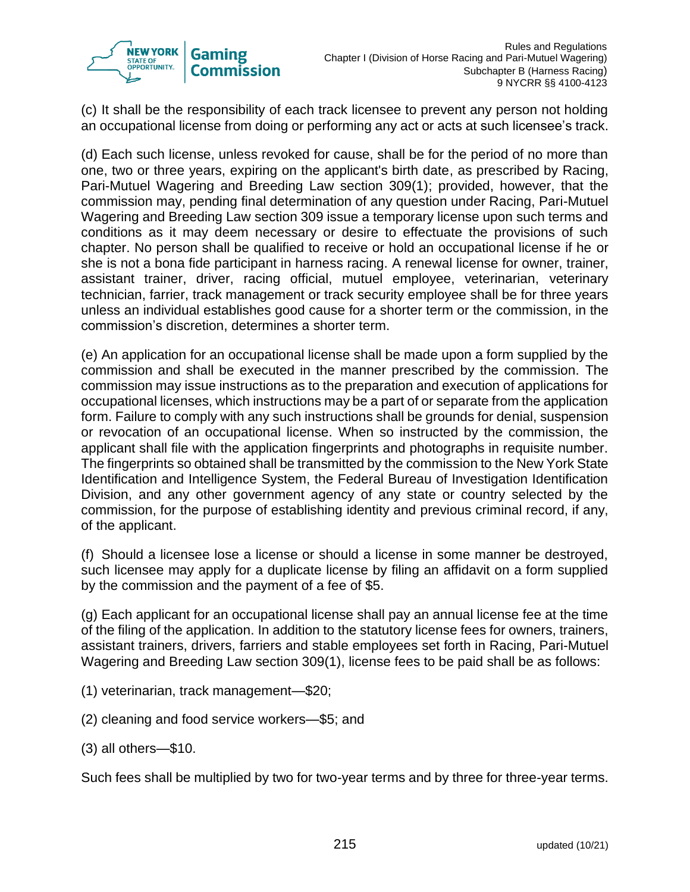(c) It shall be the responsibility of each track licensee to prevent any person not holding an occupational license from doing or performing any act or acts at such licensee's track.

(d) Each such license, unless revoked for cause, shall be for the period of no more than one, two or three years, expiring on the applicant's birth date, as prescribed by Racing, Pari-Mutuel Wagering and Breeding Law section 309(1); provided, however, that the commission may, pending final determination of any question under Racing, Pari-Mutuel Wagering and Breeding Law section 309 issue a temporary license upon such terms and conditions as it may deem necessary or desire to effectuate the provisions of such chapter. No person shall be qualified to receive or hold an occupational license if he or she is not a bona fide participant in harness racing. A renewal license for owner, trainer, assistant trainer, driver, racing official, mutuel employee, veterinarian, veterinary technician, farrier, track management or track security employee shall be for three years unless an individual establishes good cause for a shorter term or the commission, in the commission's discretion, determines a shorter term.

(e) An application for an occupational license shall be made upon a form supplied by the commission and shall be executed in the manner prescribed by the commission. The commission may issue instructions as to the preparation and execution of applications for occupational licenses, which instructions may be a part of or separate from the application form. Failure to comply with any such instructions shall be grounds for denial, suspension or revocation of an occupational license. When so instructed by the commission, the applicant shall file with the application fingerprints and photographs in requisite number. The fingerprints so obtained shall be transmitted by the commission to the New York State Identification and Intelligence System, the Federal Bureau of Investigation Identification Division, and any other government agency of any state or country selected by the commission, for the purpose of establishing identity and previous criminal record, if any, of the applicant.

(f) Should a licensee lose a license or should a license in some manner be destroyed, such licensee may apply for a duplicate license by filing an affidavit on a form supplied by the commission and the payment of a fee of $5.

(g) Each applicant for an occupational license shall pay an annual license fee at the time of the filing of the application. In addition to the statutory license fees for owners, trainers, assistant trainers, drivers, farriers and stable employees set forth in Racing, Pari-Mutuel Wagering and Breeding Law section 309(1), license fees to be paid shall be as follows:

(1) veterinarian, track management—$20;

(2) cleaning and food service workers—$5; and

(3) all others—$10.

Such fees shall be multiplied by two for two-year terms and by three for three-year terms.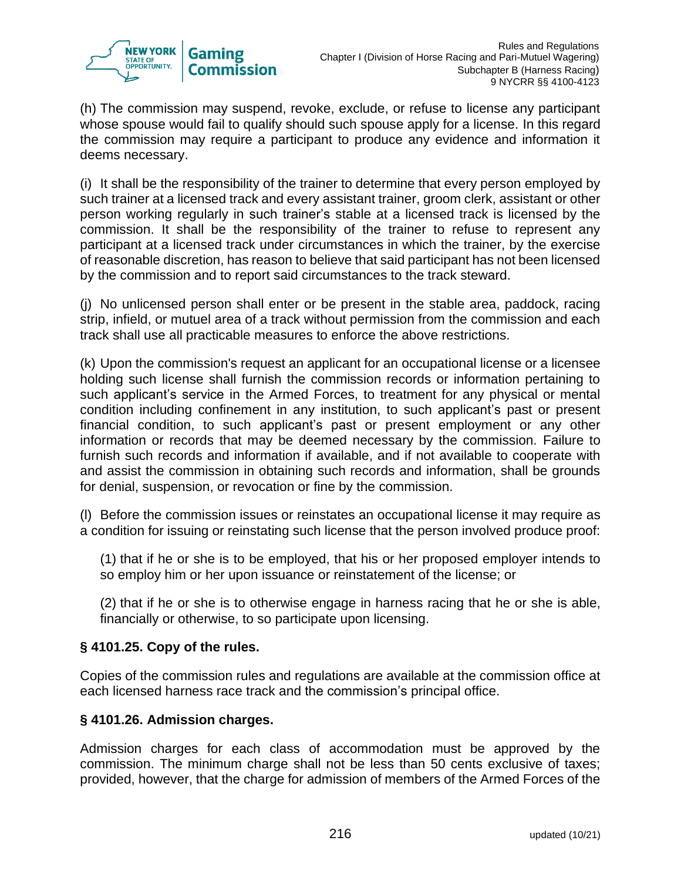(h) The commission may suspend, revoke, exclude, or refuse to license any participant whose spouse would fail to qualify should such spouse apply for a license. In this regard the commission may require a participant to produce any evidence and information it deems necessary.

(i) It shall be the responsibility of the trainer to determine that every person employed by such trainer at a licensed track and every assistant trainer, groom clerk, assistant or other person working regularly in such trainer's stable at a licensed track is licensed by the commission. It shall be the responsibility of the trainer to refuse to represent any participant at a licensed track under circumstances in which the trainer, by the exercise of reasonable discretion, has reason to believe that said participant has not been licensed by the commission and to report said circumstances to the track steward.

(j) No unlicensed person shall enter or be present in the stable area, paddock, racing strip, infield, or mutuel area of a track without permission from the commission and each track shall use all practicable measures to enforce the above restrictions.

(k) Upon the commission's request an applicant for an occupational license or a licensee holding such license shall furnish the commission records or information pertaining to such applicant's service in the Armed Forces, to treatment for any physical or mental condition including confinement in any institution, to such applicant's past or present financial condition, to such applicant's past or present employment or any other information or records that may be deemed necessary by the commission. Failure to furnish such records and information if available, and if not available to cooperate with and assist the commission in obtaining such records and information, shall be grounds for denial, suspension, or revocation or fine by the commission.

(l) Before the commission issues or reinstates an occupational license it may require as a condition for issuing or reinstating such license that the person involved produce proof:

(1) that if he or she is to be employed, that his or her proposed employer intends to so employ him or her upon issuance or reinstatement of the license; or

(2) that if he or she is to otherwise engage in harness racing that he or she is able, financially or otherwise, to so participate upon licensing.

### § 4101.25. Copy of the rules.

Copies of the commission rules and regulations are available at the commission office at each licensed harness race track and the commission's principal office.

### § 4101.26. Admission charges.

Admission charges for each class of accommodation must be approved by the commission. The minimum charge shall not be less than 50 cents exclusive of taxes; provided, however, that the charge for admission of members of the Armed Forces of the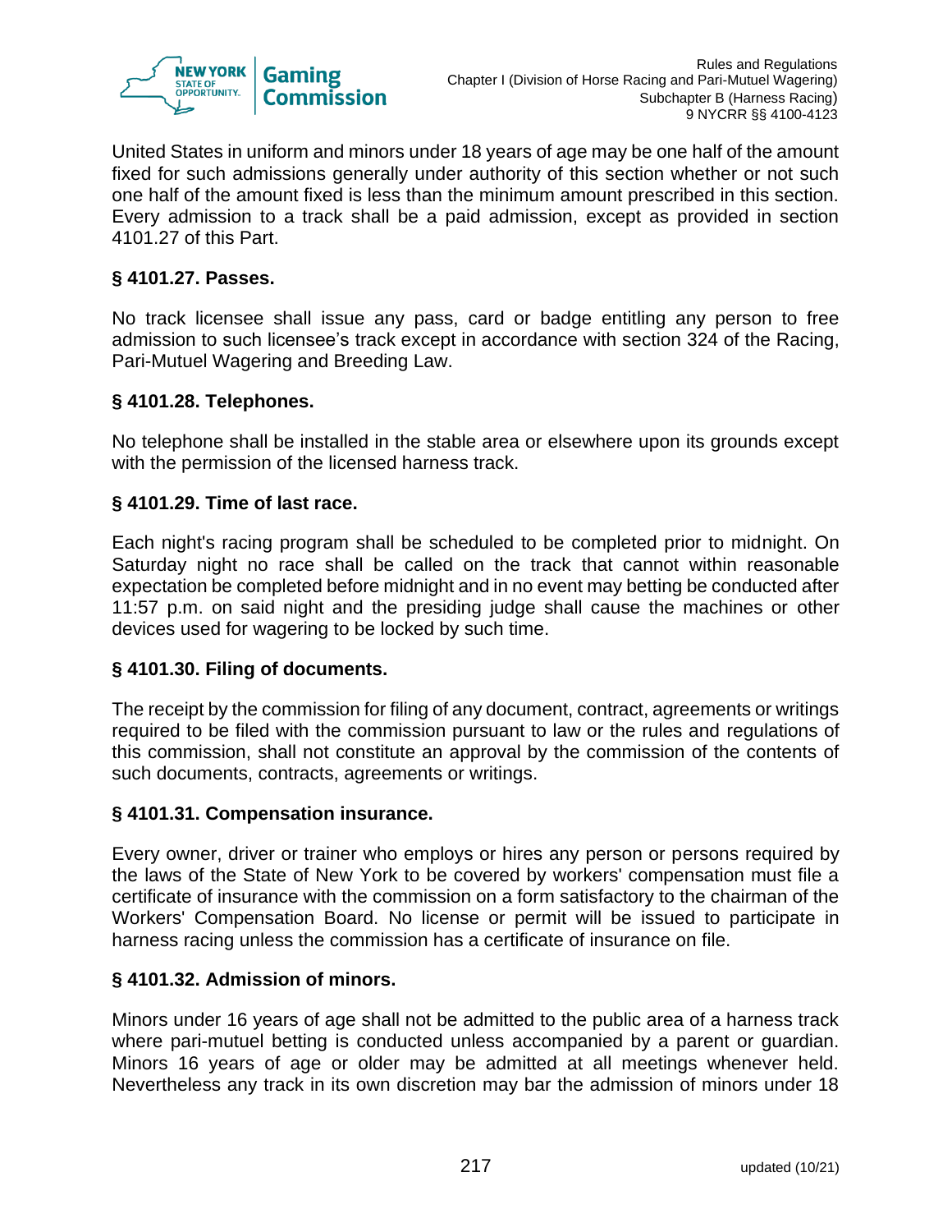United States in uniform and minors under 18 years of age may be one half of the amount fixed for such admissions generally under authority of this section whether or not such one half of the amount fixed is less than the minimum amount prescribed in this section. Every admission to a track shall be a paid admission, except as provided in section 4101.27 of this Part.

### § 4101.27. Passes.

No track licensee shall issue any pass, card or badge entitling any person to free admission to such licensee's track except in accordance with section 324 of the Racing, Pari-Mutuel Wagering and Breeding Law.

### § 4101.28. Telephones.

No telephone shall be installed in the stable area or elsewhere upon its grounds except with the permission of the licensed harness track.

### § 4101.29. Time of last race.

Each night's racing program shall be scheduled to be completed prior to midnight. On Saturday night no race shall be called on the track that cannot within reasonable expectation be completed before midnight and in no event may betting be conducted after 11:57 p.m. on said night and the presiding judge shall cause the machines or other devices used for wagering to be locked by such time.

### § 4101.30. Filing of documents.

The receipt by the commission for filing of any document, contract, agreements or writings required to be filed with the commission pursuant to law or the rules and regulations of this commission, shall not constitute an approval by the commission of the contents of such documents, contracts, agreements or writings.

### § 4101.31. Compensation insurance.

Every owner, driver or trainer who employs or hires any person or persons required by the laws of the State of New York to be covered by workers' compensation must file a certificate of insurance with the commission on a form satisfactory to the chairman of the Workers' Compensation Board. No license or permit will be issued to participate in harness racing unless the commission has a certificate of insurance on file.

### § 4101.32. Admission of minors.

Minors under 16 years of age shall not be admitted to the public area of a harness track where pari-mutuel betting is conducted unless accompanied by a parent or guardian. Minors 16 years of age or older may be admitted at all meetings whenever held. Nevertheless any track in its own discretion may bar the admission of minors under 18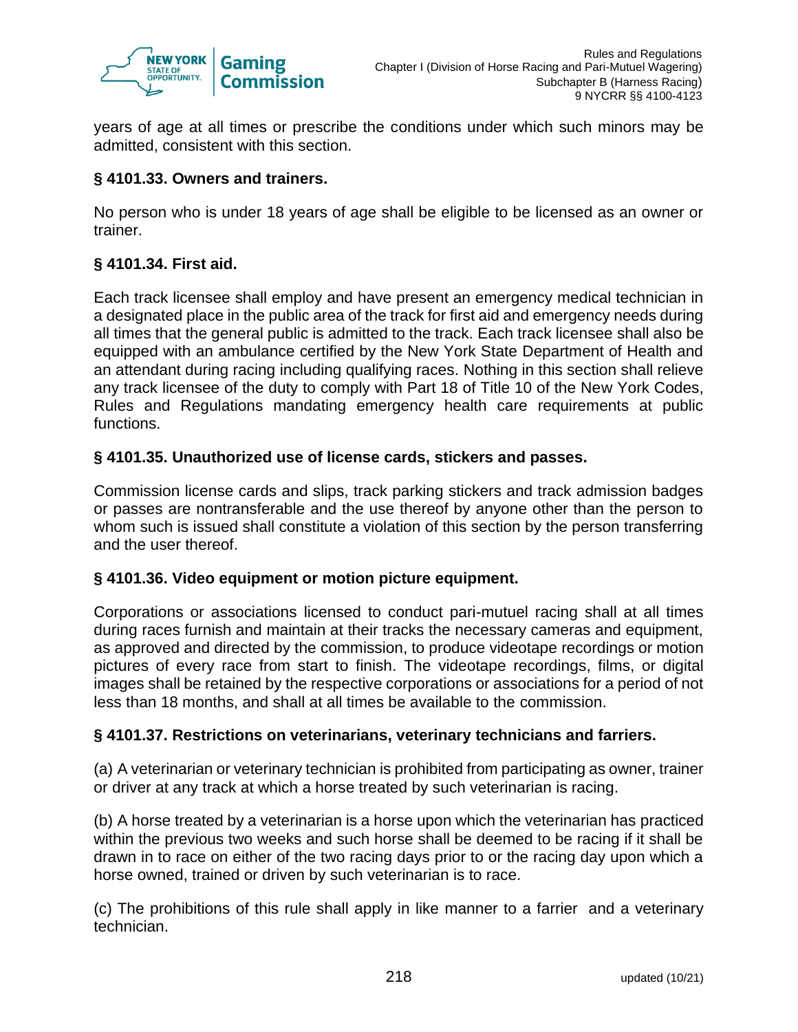years of age at all times or prescribe the conditions under which such minors may be admitted, consistent with this section.

### § 4101.33. Owners and trainers.

No person who is under 18 years of age shall be eligible to be licensed as an owner or trainer.

### § 4101.34. First aid.

Each track licensee shall employ and have present an emergency medical technician in a designated place in the public area of the track for first aid and emergency needs during all times that the general public is admitted to the track. Each track licensee shall also be equipped with an ambulance certified by the New York State Department of Health and an attendant during racing including qualifying races. Nothing in this section shall relieve any track licensee of the duty to comply with Part 18 of Title 10 of the New York Codes, Rules and Regulations mandating emergency health care requirements at public functions.

### § 4101.35. Unauthorized use of license cards, stickers and passes.

Commission license cards and slips, track parking stickers and track admission badges or passes are nontransferable and the use thereof by anyone other than the person to whom such is issued shall constitute a violation of this section by the person transferring and the user thereof.

### § 4101.36. Video equipment or motion picture equipment.

Corporations or associations licensed to conduct pari-mutuel racing shall at all times during races furnish and maintain at their tracks the necessary cameras and equipment, as approved and directed by the commission, to produce videotape recordings or motion pictures of every race from start to finish. The videotape recordings, films, or digital images shall be retained by the respective corporations or associations for a period of not less than 18 months, and shall at all times be available to the commission.

### § 4101.37. Restrictions on veterinarians, veterinary technicians and farriers.

(a) A veterinarian or veterinary technician is prohibited from participating as owner, trainer or driver at any track at which a horse treated by such veterinarian is racing.

(b) A horse treated by a veterinarian is a horse upon which the veterinarian has practiced within the previous two weeks and such horse shall be deemed to be racing if it shall be drawn in to race on either of the two racing days prior to or the racing day upon which a horse owned, trained or driven by such veterinarian is to race.

(c) The prohibitions of this rule shall apply in like manner to a farrier and a veterinary technician.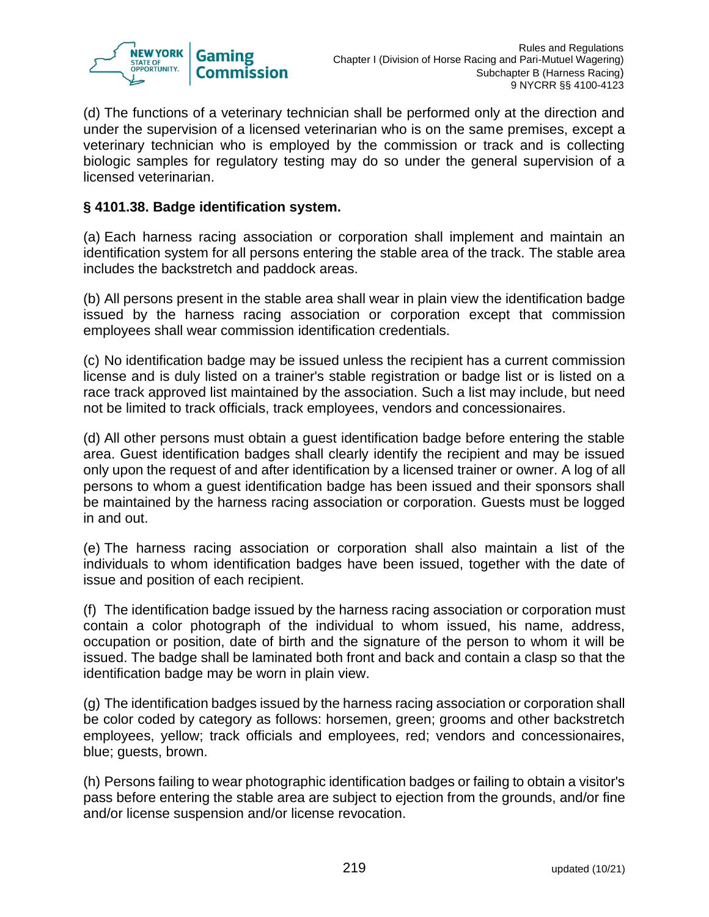(d) The functions of a veterinary technician shall be performed only at the direction and under the supervision of a licensed veterinarian who is on the same premises, except a veterinary technician who is employed by the commission or track and is collecting biologic samples for regulatory testing may do so under the general supervision of a licensed veterinarian.

**§ 4101.38. Badge identification system.**

(a) Each harness racing association or corporation shall implement and maintain an identification system for all persons entering the stable area of the track. The stable area includes the backstretch and paddock areas.

(b) All persons present in the stable area shall wear in plain view the identification badge issued by the harness racing association or corporation except that commission employees shall wear commission identification credentials.

(c) No identification badge may be issued unless the recipient has a current commission license and is duly listed on a trainer's stable registration or badge list or is listed on a race track approved list maintained by the association. Such a list may include, but need not be limited to track officials, track employees, vendors and concessionaires.

(d) All other persons must obtain a guest identification badge before entering the stable area. Guest identification badges shall clearly identify the recipient and may be issued only upon the request of and after identification by a licensed trainer or owner. A log of all persons to whom a guest identification badge has been issued and their sponsors shall be maintained by the harness racing association or corporation. Guests must be logged in and out.

(e) The harness racing association or corporation shall also maintain a list of the individuals to whom identification badges have been issued, together with the date of issue and position of each recipient.

(f) The identification badge issued by the harness racing association or corporation must contain a color photograph of the individual to whom issued, his name, address, occupation or position, date of birth and the signature of the person to whom it will be issued. The badge shall be laminated both front and back and contain a clasp so that the identification badge may be worn in plain view.

(g) The identification badges issued by the harness racing association or corporation shall be color coded by category as follows: horsemen, green; grooms and other backstretch employees, yellow; track officials and employees, red; vendors and concessionaires, blue; guests, brown.

(h) Persons failing to wear photographic identification badges or failing to obtain a visitor's pass before entering the stable area are subject to ejection from the grounds, and/or fine and/or license suspension and/or license revocation.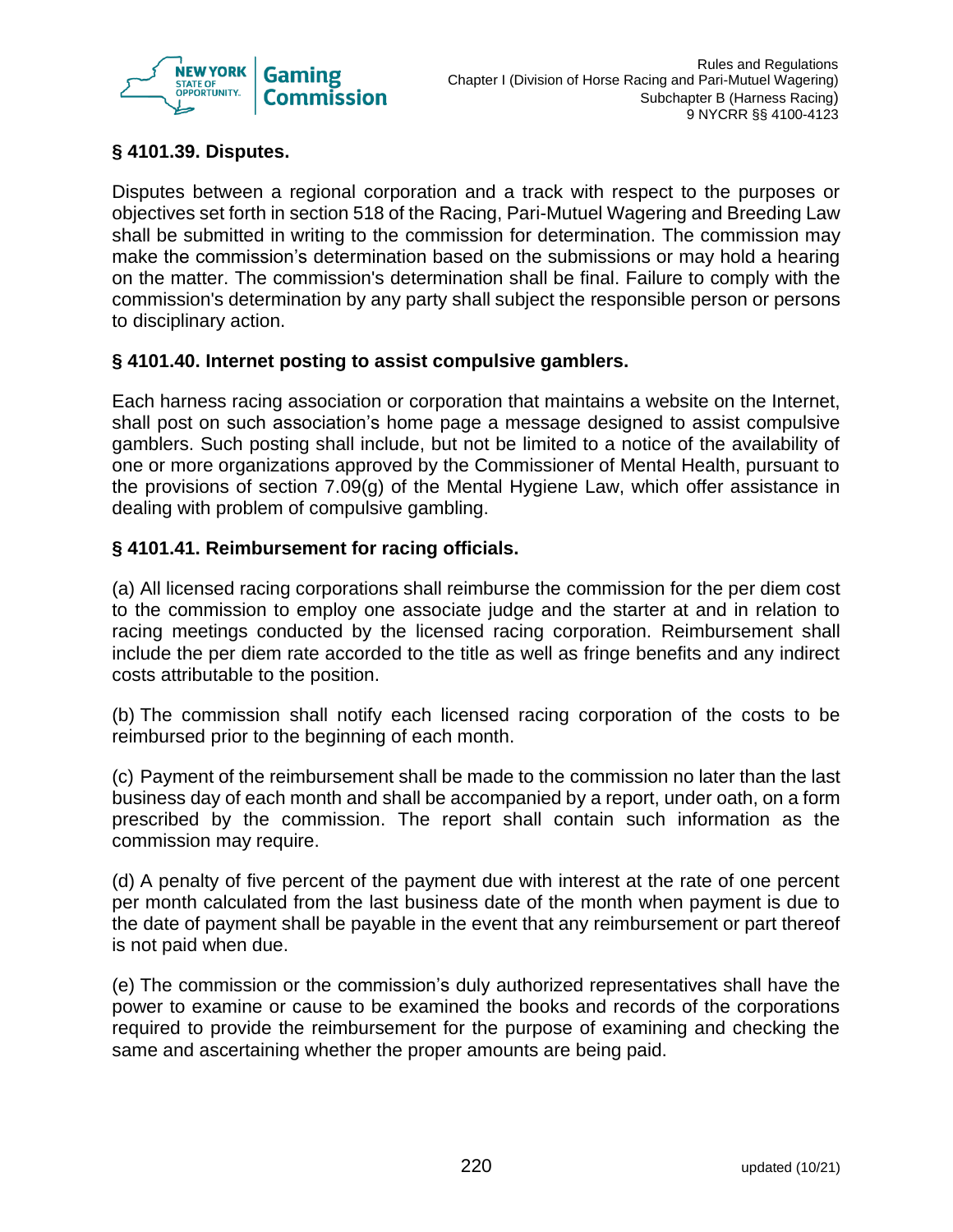### § 4101.39. Disputes.

Disputes between a regional corporation and a track with respect to the purposes or objectives set forth in section 518 of the Racing, Pari-Mutuel Wagering and Breeding Law shall be submitted in writing to the commission for determination. The commission may make the commission's determination based on the submissions or may hold a hearing on the matter. The commission's determination shall be final. Failure to comply with the commission's determination by any party shall subject the responsible person or persons to disciplinary action.

### § 4101.40. Internet posting to assist compulsive gamblers.

Each harness racing association or corporation that maintains a website on the Internet, shall post on such association's home page a message designed to assist compulsive gamblers. Such posting shall include, but not be limited to a notice of the availability of one or more organizations approved by the Commissioner of Mental Health, pursuant to the provisions of section 7.09(g) of the Mental Hygiene Law, which offer assistance in dealing with problem of compulsive gambling.

### § 4101.41. Reimbursement for racing officials.

(a) All licensed racing corporations shall reimburse the commission for the per diem cost to the commission to employ one associate judge and the starter at and in relation to racing meetings conducted by the licensed racing corporation. Reimbursement shall include the per diem rate accorded to the title as well as fringe benefits and any indirect costs attributable to the position.

(b) The commission shall notify each licensed racing corporation of the costs to be reimbursed prior to the beginning of each month.

(c) Payment of the reimbursement shall be made to the commission no later than the last business day of each month and shall be accompanied by a report, under oath, on a form prescribed by the commission. The report shall contain such information as the commission may require.

(d) A penalty of five percent of the payment due with interest at the rate of one percent per month calculated from the last business date of the month when payment is due to the date of payment shall be payable in the event that any reimbursement or part thereof is not paid when due.

(e) The commission or the commission's duly authorized representatives shall have the power to examine or cause to be examined the books and records of the corporations required to provide the reimbursement for the purpose of examining and checking the same and ascertaining whether the proper amounts are being paid.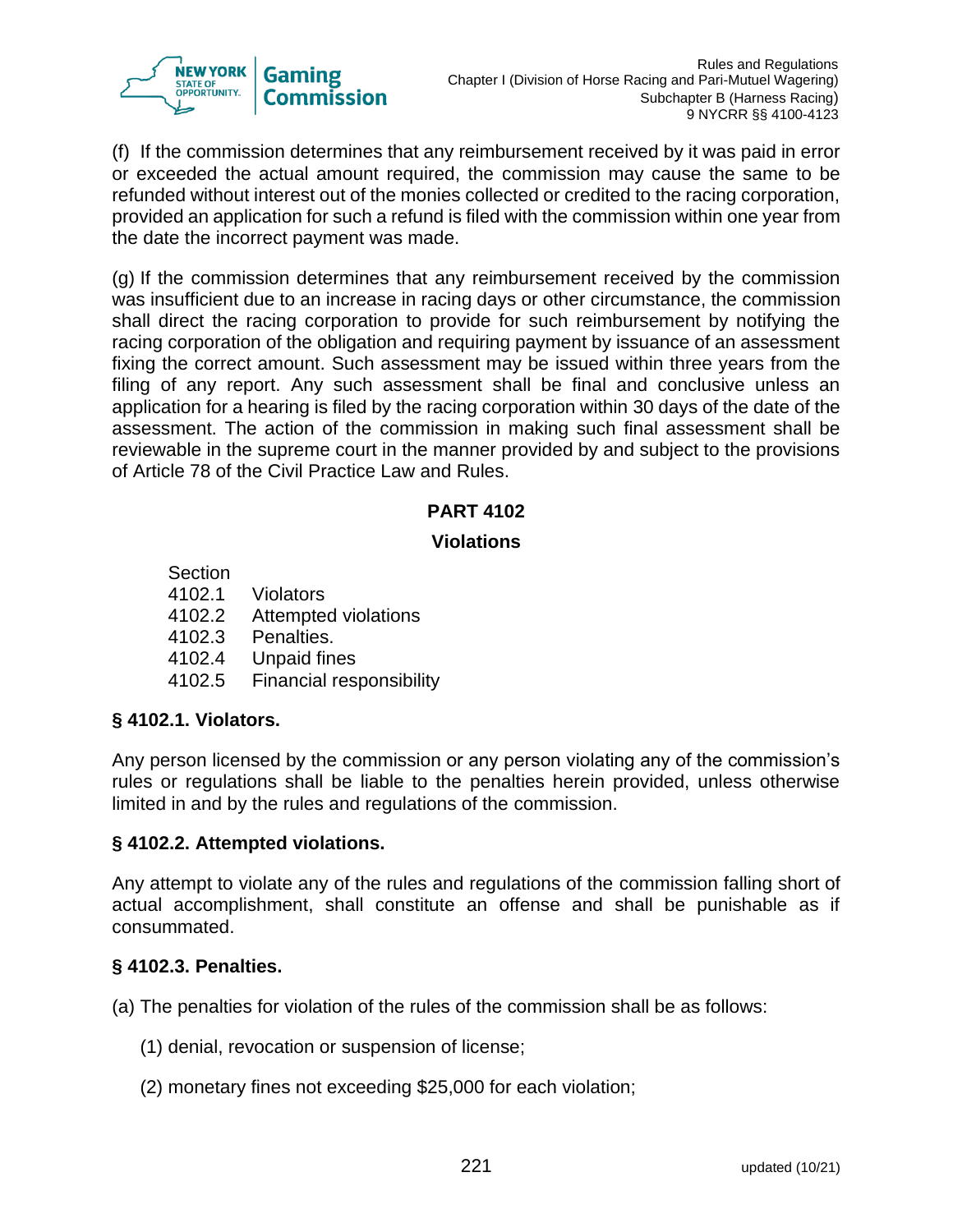(f) If the commission determines that any reimbursement received by it was paid in error or exceeded the actual amount required, the commission may cause the same to be refunded without interest out of the monies collected or credited to the racing corporation, provided an application for such a refund is filed with the commission within one year from the date the incorrect payment was made.

(g) If the commission determines that any reimbursement received by the commission was insufficient due to an increase in racing days or other circumstance, the commission shall direct the racing corporation to provide for such reimbursement by notifying the racing corporation of the obligation and requiring payment by issuance of an assessment fixing the correct amount. Such assessment may be issued within three years from the filing of any report. Any such assessment shall be final and conclusive unless an application for a hearing is filed by the racing corporation within 30 days of the date of the assessment. The action of the commission in making such final assessment shall be reviewable in the supreme court in the manner provided by and subject to the provisions of Article 78 of the Civil Practice Law and Rules.

## PART 4102

## Violations

Section
4102.1 Violators
4102.2 Attempted violations
4102.3 Penalties.
4102.4 Unpaid fines
4102.5 Financial responsibility

### § 4102.1. Violators.

Any person licensed by the commission or any person violating any of the commission's rules or regulations shall be liable to the penalties herein provided, unless otherwise limited in and by the rules and regulations of the commission.

### § 4102.2. Attempted violations.

Any attempt to violate any of the rules and regulations of the commission falling short of actual accomplishment, shall constitute an offense and shall be punishable as if consummated.

### § 4102.3. Penalties.

(a) The penalties for violation of the rules of the commission shall be as follows:

(1) denial, revocation or suspension of license;

(2) monetary fines not exceeding $25,000 for each violation;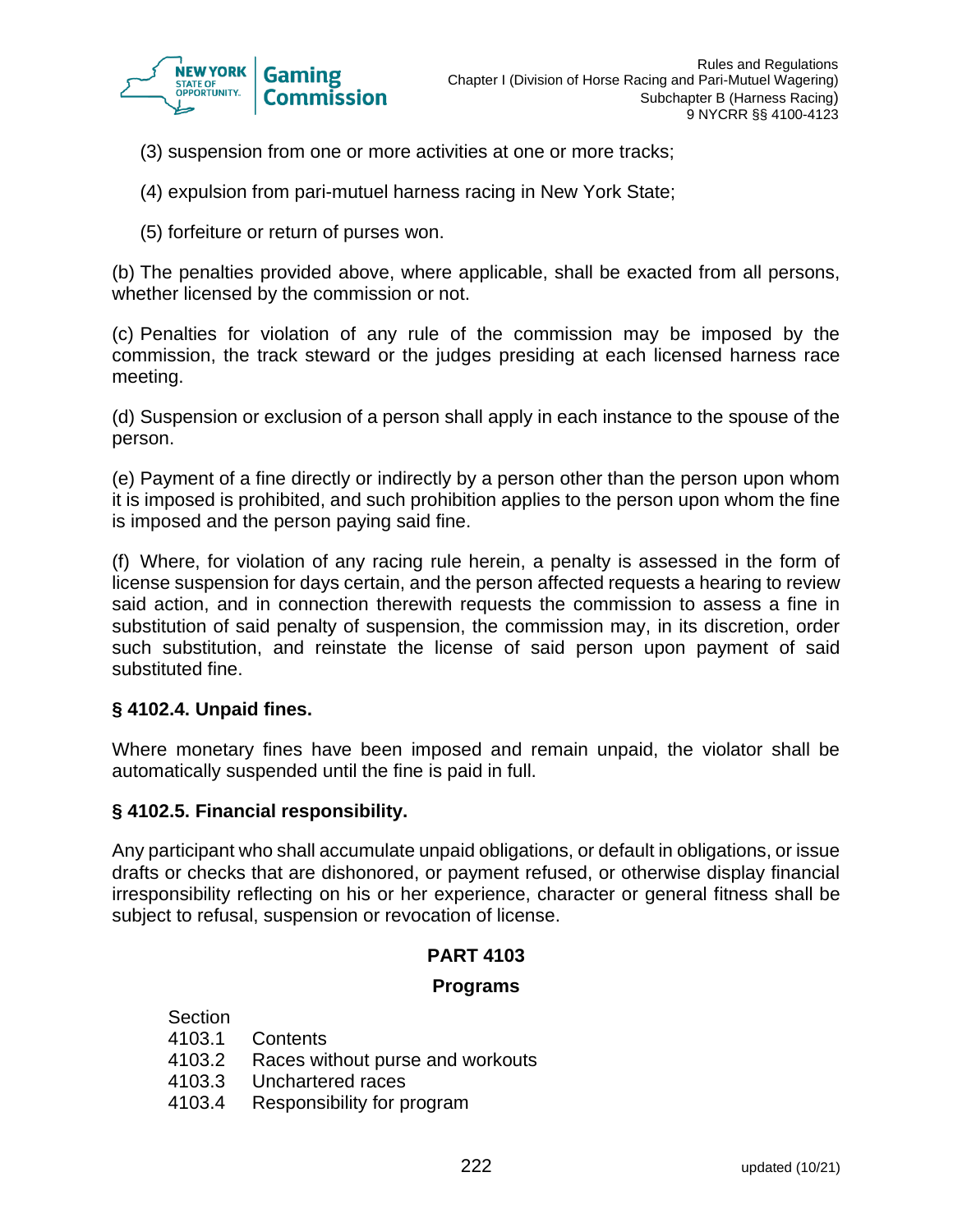(3) suspension from one or more activities at one or more tracks;

(4) expulsion from pari-mutuel harness racing in New York State;

(5) forfeiture or return of purses won.

(b) The penalties provided above, where applicable, shall be exacted from all persons, whether licensed by the commission or not.

(c) Penalties for violation of any rule of the commission may be imposed by the commission, the track steward or the judges presiding at each licensed harness race meeting.

(d) Suspension or exclusion of a person shall apply in each instance to the spouse of the person.

(e) Payment of a fine directly or indirectly by a person other than the person upon whom it is imposed is prohibited, and such prohibition applies to the person upon whom the fine is imposed and the person paying said fine.

(f) Where, for violation of any racing rule herein, a penalty is assessed in the form of license suspension for days certain, and the person affected requests a hearing to review said action, and in connection therewith requests the commission to assess a fine in substitution of said penalty of suspension, the commission may, in its discretion, order such substitution, and reinstate the license of said person upon payment of said substituted fine.

**§ 4102.4. Unpaid fines.**

Where monetary fines have been imposed and remain unpaid, the violator shall be automatically suspended until the fine is paid in full.

**§ 4102.5. Financial responsibility.**

Any participant who shall accumulate unpaid obligations, or default in obligations, or issue drafts or checks that are dishonored, or payment refused, or otherwise display financial irresponsibility reflecting on his or her experience, character or general fitness shall be subject to refusal, suspension or revocation of license.

## PART 4103

## Programs

Section
4103.1 Contents
4103.2 Races without purse and workouts
4103.3 Unchartered races
4103.4 Responsibility for program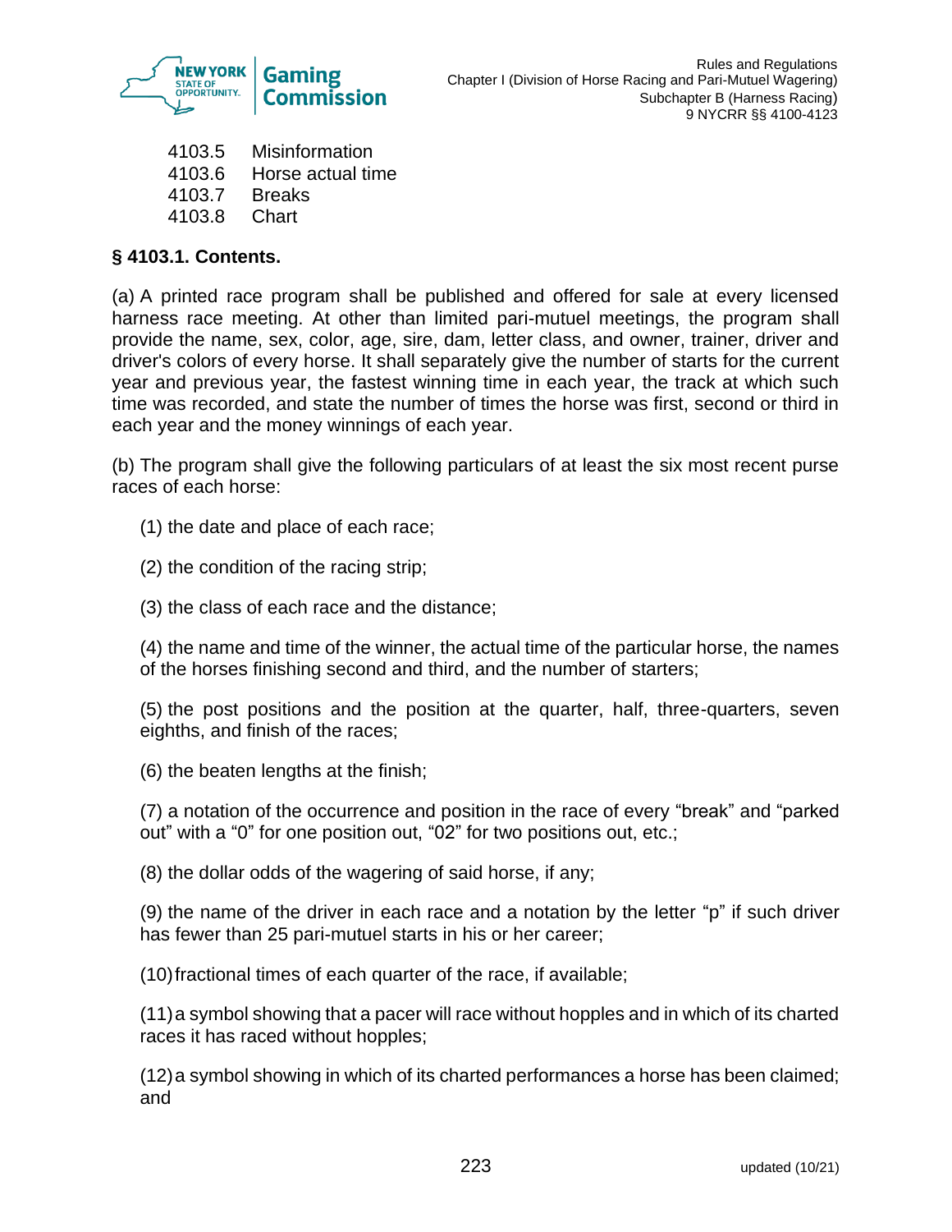4103.5 Misinformation
4103.6 Horse actual time
4103.7 Breaks
4103.8 Chart

**§ 4103.1. Contents.**

(a) A printed race program shall be published and offered for sale at every licensed harness race meeting. At other than limited pari-mutuel meetings, the program shall provide the name, sex, color, age, sire, dam, letter class, and owner, trainer, driver and driver's colors of every horse. It shall separately give the number of starts for the current year and previous year, the fastest winning time in each year, the track at which such time was recorded, and state the number of times the horse was first, second or third in each year and the money winnings of each year.

(b) The program shall give the following particulars of at least the six most recent purse races of each horse:

(1) the date and place of each race;

(2) the condition of the racing strip;

(3) the class of each race and the distance;

(4) the name and time of the winner, the actual time of the particular horse, the names of the horses finishing second and third, and the number of starters;

(5) the post positions and the position at the quarter, half, three-quarters, seven eighths, and finish of the races;

(6) the beaten lengths at the finish;

(7) a notation of the occurrence and position in the race of every "break" and "parked out" with a "0" for one position out, "02" for two positions out, etc.;

(8) the dollar odds of the wagering of said horse, if any;

(9) the name of the driver in each race and a notation by the letter "p" if such driver has fewer than 25 pari-mutuel starts in his or her career;

(10) fractional times of each quarter of the race, if available;

(11) a symbol showing that a pacer will race without hopples and in which of its charted races it has raced without hopples;

(12) a symbol showing in which of its charted performances a horse has been claimed; and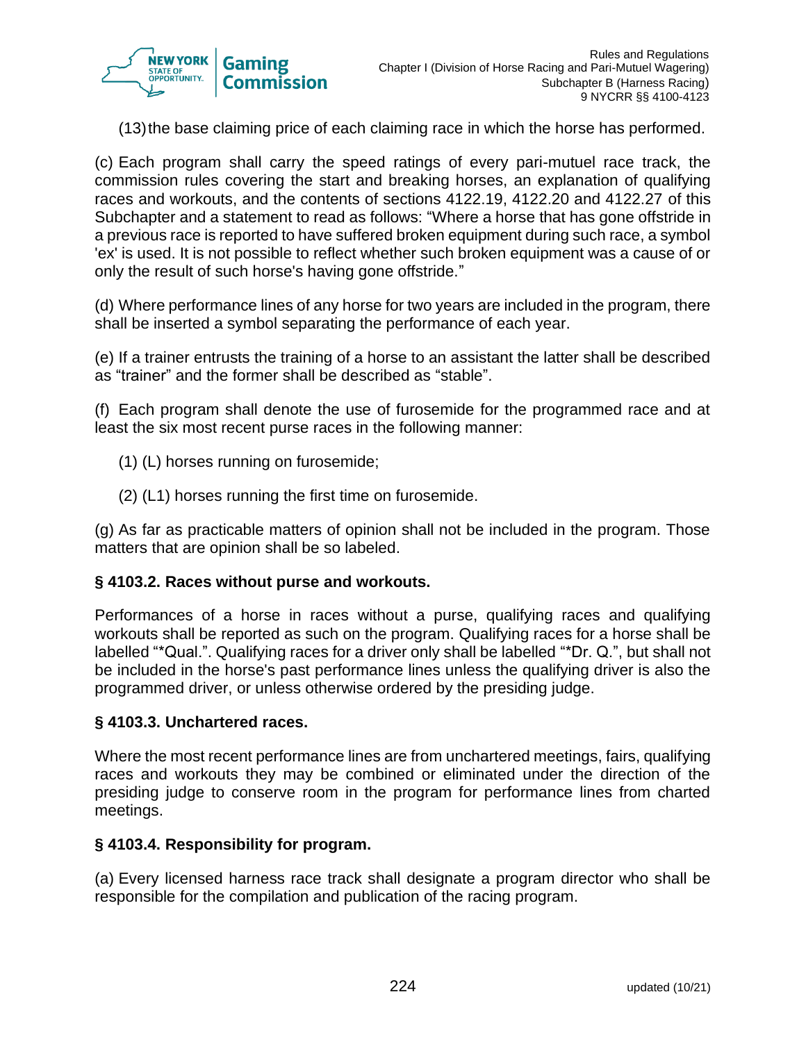(13) the base claiming price of each claiming race in which the horse has performed.

(c) Each program shall carry the speed ratings of every pari-mutuel race track, the commission rules covering the start and breaking horses, an explanation of qualifying races and workouts, and the contents of sections 4122.19, 4122.20 and 4122.27 of this Subchapter and a statement to read as follows: “Where a horse that has gone offstride in a previous race is reported to have suffered broken equipment during such race, a symbol 'ex' is used. It is not possible to reflect whether such broken equipment was a cause of or only the result of such horse's having gone offstride.”

(d) Where performance lines of any horse for two years are included in the program, there shall be inserted a symbol separating the performance of each year.

(e) If a trainer entrusts the training of a horse to an assistant the latter shall be described as “trainer” and the former shall be described as “stable”.

(f) Each program shall denote the use of furosemide for the programmed race and at least the six most recent purse races in the following manner:

(1) (L) horses running on furosemide;

(2) (L1) horses running the first time on furosemide.

(g) As far as practicable matters of opinion shall not be included in the program. Those matters that are opinion shall be so labeled.

### § 4103.2. Races without purse and workouts.

Performances of a horse in races without a purse, qualifying races and qualifying workouts shall be reported as such on the program. Qualifying races for a horse shall be labelled “*Qual.”. Qualifying races for a driver only shall be labelled “*Dr. Q.”, but shall not be included in the horse's past performance lines unless the qualifying driver is also the programmed driver, or unless otherwise ordered by the presiding judge.

### § 4103.3. Unchartered races.

Where the most recent performance lines are from unchartered meetings, fairs, qualifying races and workouts they may be combined or eliminated under the direction of the presiding judge to conserve room in the program for performance lines from charted meetings.

### § 4103.4. Responsibility for program.

(a) Every licensed harness race track shall designate a program director who shall be responsible for the compilation and publication of the racing program.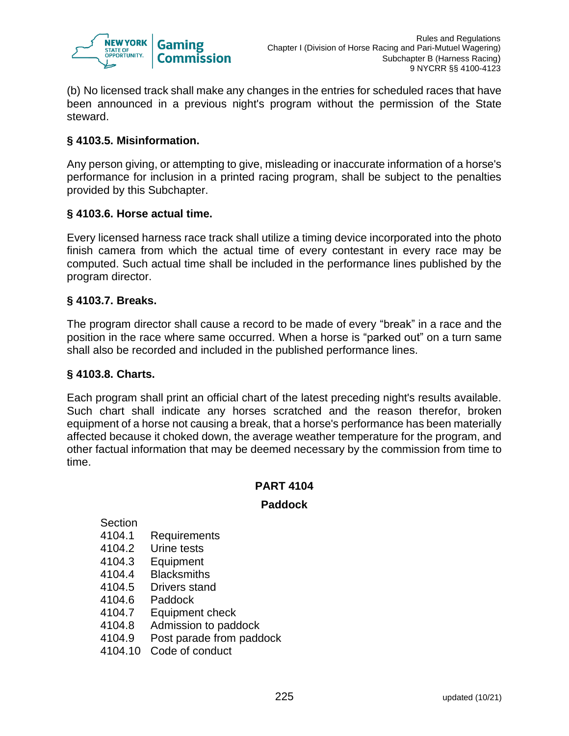(b) No licensed track shall make any changes in the entries for scheduled races that have been announced in a previous night's program without the permission of the State steward.

### § 4103.5. Misinformation.

Any person giving, or attempting to give, misleading or inaccurate information of a horse's performance for inclusion in a printed racing program, shall be subject to the penalties provided by this Subchapter.

### § 4103.6. Horse actual time.

Every licensed harness race track shall utilize a timing device incorporated into the photo finish camera from which the actual time of every contestant in every race may be computed. Such actual time shall be included in the performance lines published by the program director.

### § 4103.7. Breaks.

The program director shall cause a record to be made of every "break" in a race and the position in the race where same occurred. When a horse is "parked out" on a turn same shall also be recorded and included in the published performance lines.

### § 4103.8. Charts.

Each program shall print an official chart of the latest preceding night's results available. Such chart shall indicate any horses scratched and the reason therefor, broken equipment of a horse not causing a break, that a horse's performance has been materially affected because it choked down, the average weather temperature for the program, and other factual information that may be deemed necessary by the commission from time to time.

## PART 4104

## Paddock

Section
4104.1 Requirements
4104.2 Urine tests
4104.3 Equipment
4104.4 Blacksmiths
4104.5 Drivers stand
4104.6 Paddock
4104.7 Equipment check
4104.8 Admission to paddock
4104.9 Post parade from paddock
4104.10 Code of conduct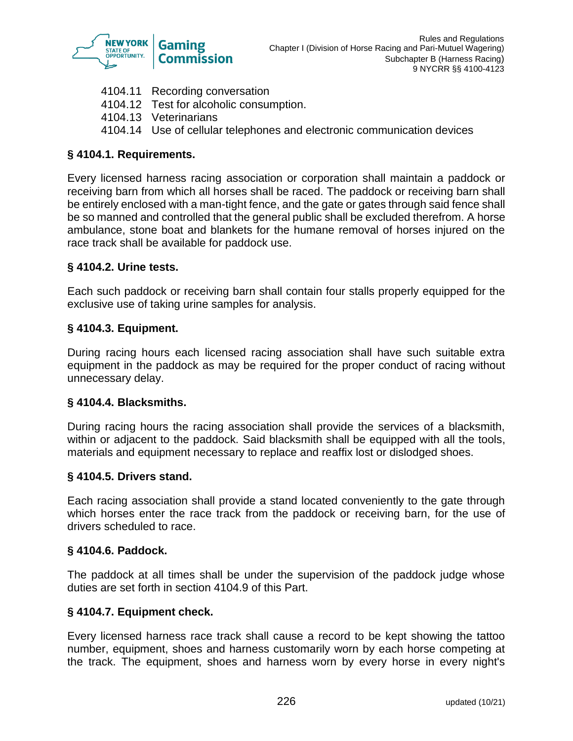4104.11 Recording conversation
4104.12 Test for alcoholic consumption.
4104.13 Veterinarians
4104.14 Use of cellular telephones and electronic communication devices

### § 4104.1. Requirements.

Every licensed harness racing association or corporation shall maintain a paddock or receiving barn from which all horses shall be raced. The paddock or receiving barn shall be entirely enclosed with a man-tight fence, and the gate or gates through said fence shall be so manned and controlled that the general public shall be excluded therefrom. A horse ambulance, stone boat and blankets for the humane removal of horses injured on the race track shall be available for paddock use.

### § 4104.2. Urine tests.

Each such paddock or receiving barn shall contain four stalls properly equipped for the exclusive use of taking urine samples for analysis.

### § 4104.3. Equipment.

During racing hours each licensed racing association shall have such suitable extra equipment in the paddock as may be required for the proper conduct of racing without unnecessary delay.

### § 4104.4. Blacksmiths.

During racing hours the racing association shall provide the services of a blacksmith, within or adjacent to the paddock. Said blacksmith shall be equipped with all the tools, materials and equipment necessary to replace and reaffix lost or dislodged shoes.

### § 4104.5. Drivers stand.

Each racing association shall provide a stand located conveniently to the gate through which horses enter the race track from the paddock or receiving barn, for the use of drivers scheduled to race.

### § 4104.6. Paddock.

The paddock at all times shall be under the supervision of the paddock judge whose duties are set forth in section 4104.9 of this Part.

### § 4104.7. Equipment check.

Every licensed harness race track shall cause a record to be kept showing the tattoo number, equipment, shoes and harness customarily worn by each horse competing at the track. The equipment, shoes and harness worn by every horse in every night's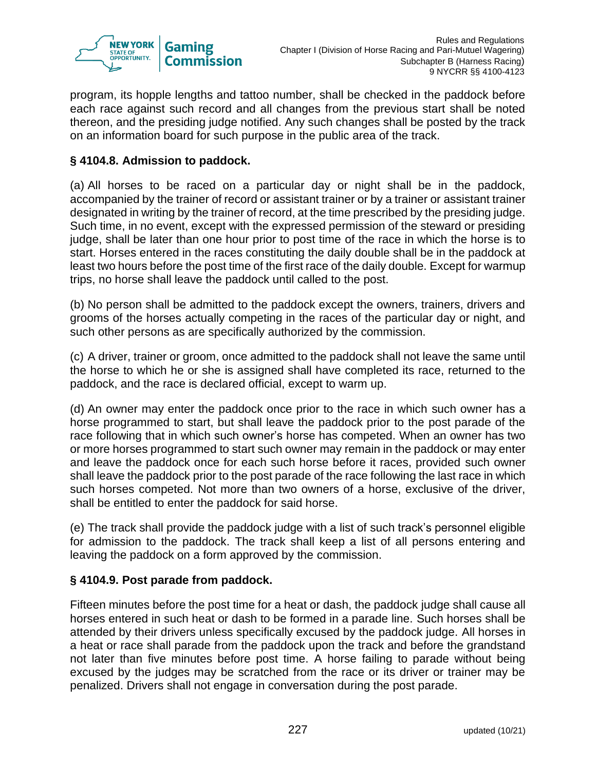program, its hopple lengths and tattoo number, shall be checked in the paddock before each race against such record and all changes from the previous start shall be noted thereon, and the presiding judge notified. Any such changes shall be posted by the track on an information board for such purpose in the public area of the track.

### § 4104.8. Admission to paddock.

(a) All horses to be raced on a particular day or night shall be in the paddock, accompanied by the trainer of record or assistant trainer or by a trainer or assistant trainer designated in writing by the trainer of record, at the time prescribed by the presiding judge. Such time, in no event, except with the expressed permission of the steward or presiding judge, shall be later than one hour prior to post time of the race in which the horse is to start. Horses entered in the races constituting the daily double shall be in the paddock at least two hours before the post time of the first race of the daily double. Except for warmup trips, no horse shall leave the paddock until called to the post.

(b) No person shall be admitted to the paddock except the owners, trainers, drivers and grooms of the horses actually competing in the races of the particular day or night, and such other persons as are specifically authorized by the commission.

(c) A driver, trainer or groom, once admitted to the paddock shall not leave the same until the horse to which he or she is assigned shall have completed its race, returned to the paddock, and the race is declared official, except to warm up.

(d) An owner may enter the paddock once prior to the race in which such owner has a horse programmed to start, but shall leave the paddock prior to the post parade of the race following that in which such owner's horse has competed. When an owner has two or more horses programmed to start such owner may remain in the paddock or may enter and leave the paddock once for each such horse before it races, provided such owner shall leave the paddock prior to the post parade of the race following the last race in which such horses competed. Not more than two owners of a horse, exclusive of the driver, shall be entitled to enter the paddock for said horse.

(e) The track shall provide the paddock judge with a list of such track's personnel eligible for admission to the paddock. The track shall keep a list of all persons entering and leaving the paddock on a form approved by the commission.

### § 4104.9. Post parade from paddock.

Fifteen minutes before the post time for a heat or dash, the paddock judge shall cause all horses entered in such heat or dash to be formed in a parade line. Such horses shall be attended by their drivers unless specifically excused by the paddock judge. All horses in a heat or race shall parade from the paddock upon the track and before the grandstand not later than five minutes before post time. A horse failing to parade without being excused by the judges may be scratched from the race or its driver or trainer may be penalized. Drivers shall not engage in conversation during the post parade.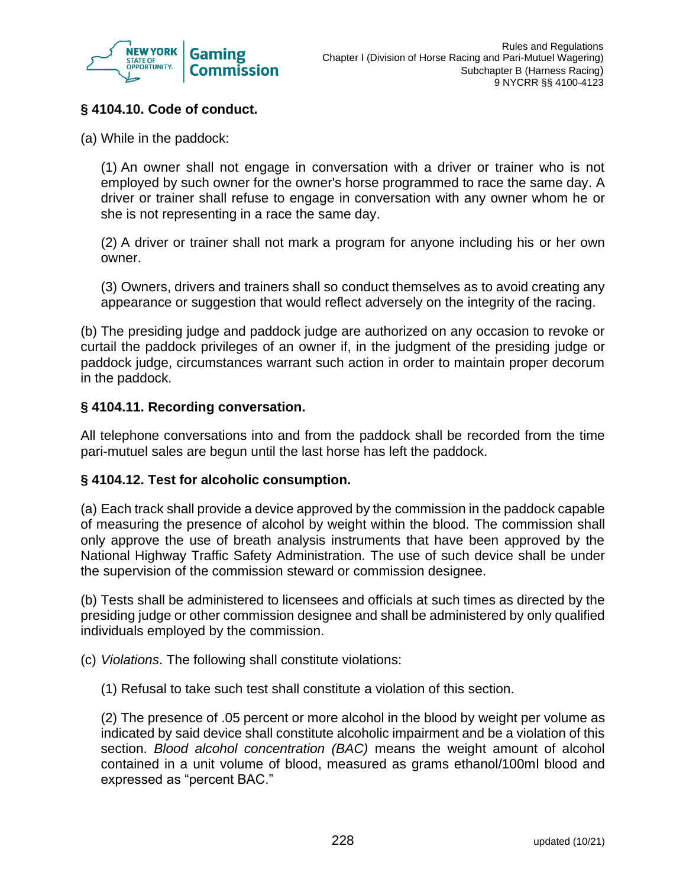### § 4104.10. Code of conduct.

(a) While in the paddock:

(1) An owner shall not engage in conversation with a driver or trainer who is not employed by such owner for the owner's horse programmed to race the same day. A driver or trainer shall refuse to engage in conversation with any owner whom he or she is not representing in a race the same day.

(2) A driver or trainer shall not mark a program for anyone including his or her own owner.

(3) Owners, drivers and trainers shall so conduct themselves as to avoid creating any appearance or suggestion that would reflect adversely on the integrity of the racing.

(b) The presiding judge and paddock judge are authorized on any occasion to revoke or curtail the paddock privileges of an owner if, in the judgment of the presiding judge or paddock judge, circumstances warrant such action in order to maintain proper decorum in the paddock.

### § 4104.11. Recording conversation.

All telephone conversations into and from the paddock shall be recorded from the time pari-mutuel sales are begun until the last horse has left the paddock.

### § 4104.12. Test for alcoholic consumption.

(a) Each track shall provide a device approved by the commission in the paddock capable of measuring the presence of alcohol by weight within the blood. The commission shall only approve the use of breath analysis instruments that have been approved by the National Highway Traffic Safety Administration. The use of such device shall be under the supervision of the commission steward or commission designee.

(b) Tests shall be administered to licensees and officials at such times as directed by the presiding judge or other commission designee and shall be administered by only qualified individuals employed by the commission.

(c) *Violations*. The following shall constitute violations:

(1) Refusal to take such test shall constitute a violation of this section.

(2) The presence of .05 percent or more alcohol in the blood by weight per volume as indicated by said device shall constitute alcoholic impairment and be a violation of this section. *Blood alcohol concentration (BAC)* means the weight amount of alcohol contained in a unit volume of blood, measured as grams ethanol/100ml blood and expressed as "percent BAC."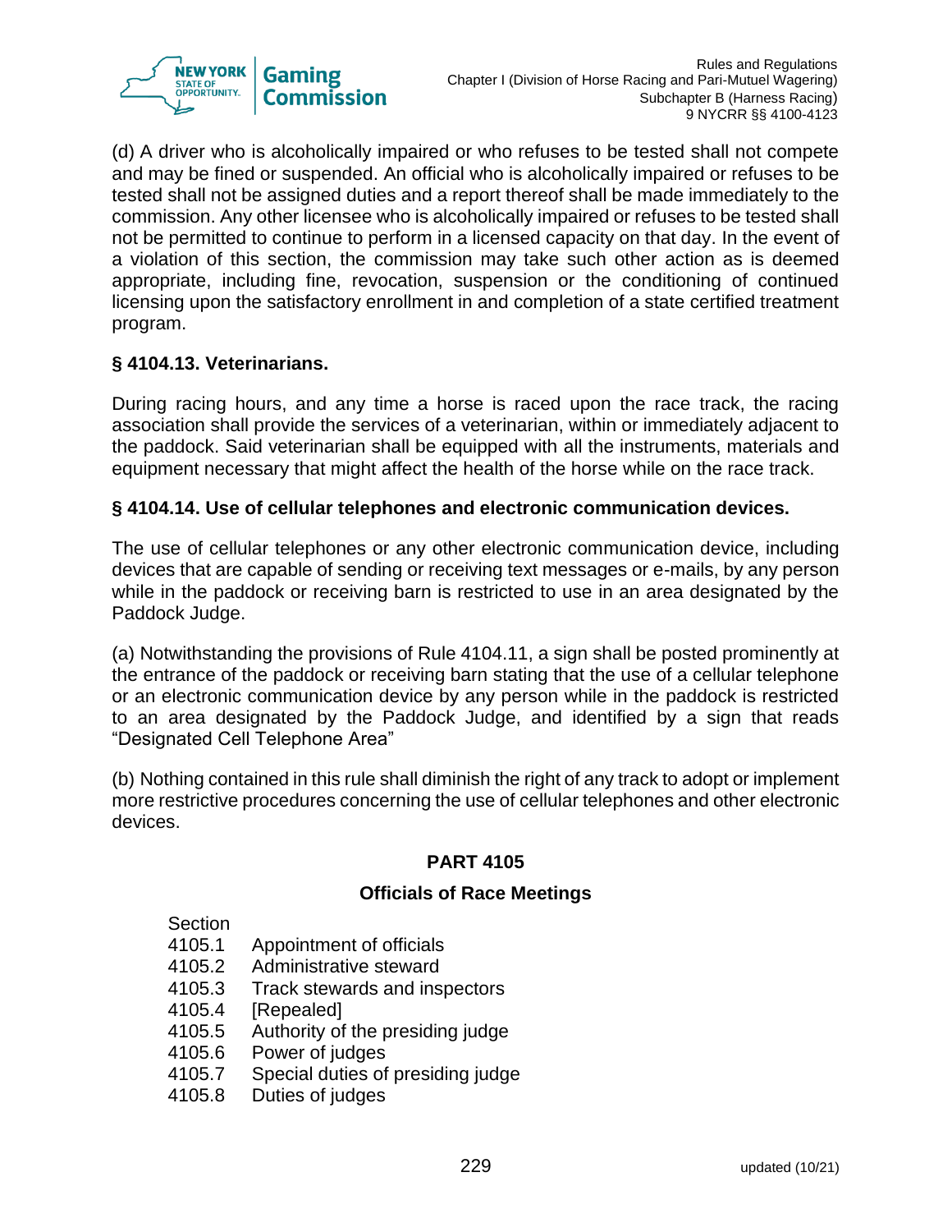(d) A driver who is alcoholically impaired or who refuses to be tested shall not compete and may be fined or suspended. An official who is alcoholically impaired or refuses to be tested shall not be assigned duties and a report thereof shall be made immediately to the commission. Any other licensee who is alcoholically impaired or refuses to be tested shall not be permitted to continue to perform in a licensed capacity on that day. In the event of a violation of this section, the commission may take such other action as is deemed appropriate, including fine, revocation, suspension or the conditioning of continued licensing upon the satisfactory enrollment in and completion of a state certified treatment program.

### § 4104.13. Veterinarians.

During racing hours, and any time a horse is raced upon the race track, the racing association shall provide the services of a veterinarian, within or immediately adjacent to the paddock. Said veterinarian shall be equipped with all the instruments, materials and equipment necessary that might affect the health of the horse while on the race track.

### § 4104.14. Use of cellular telephones and electronic communication devices.

The use of cellular telephones or any other electronic communication device, including devices that are capable of sending or receiving text messages or e-mails, by any person while in the paddock or receiving barn is restricted to use in an area designated by the Paddock Judge.

(a) Notwithstanding the provisions of Rule 4104.11, a sign shall be posted prominently at the entrance of the paddock or receiving barn stating that the use of a cellular telephone or an electronic communication device by any person while in the paddock is restricted to an area designated by the Paddock Judge, and identified by a sign that reads "Designated Cell Telephone Area"

(b) Nothing contained in this rule shall diminish the right of any track to adopt or implement more restrictive procedures concerning the use of cellular telephones and other electronic devices.

## PART 4105

## Officials of Race Meetings

Section
4105.1 Appointment of officials
4105.2 Administrative steward
4105.3 Track stewards and inspectors
4105.4 [Repealed]
4105.5 Authority of the presiding judge
4105.6 Power of judges
4105.7 Special duties of presiding judge
4105.8 Duties of judges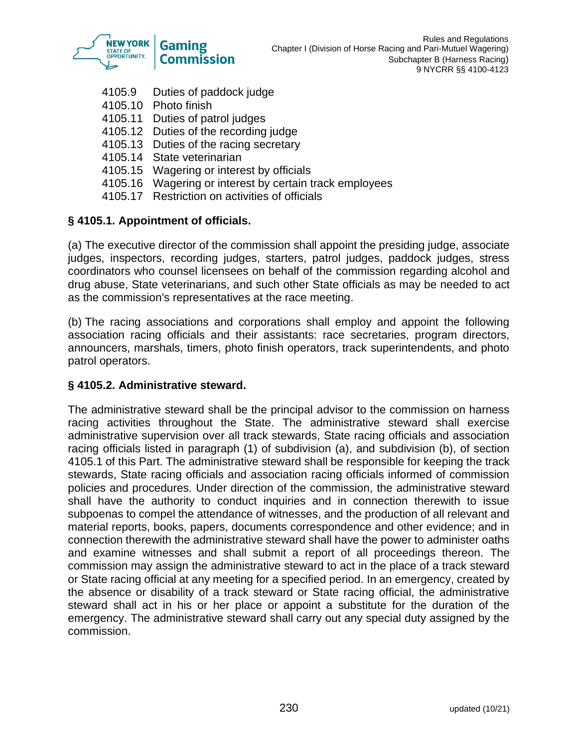4105.9 Duties of paddock judge
4105.10 Photo finish
4105.11 Duties of patrol judges
4105.12 Duties of the recording judge
4105.13 Duties of the racing secretary
4105.14 State veterinarian
4105.15 Wagering or interest by officials
4105.16 Wagering or interest by certain track employees
4105.17 Restriction on activities of officials

### § 4105.1. Appointment of officials.

(a) The executive director of the commission shall appoint the presiding judge, associate judges, inspectors, recording judges, starters, patrol judges, paddock judges, stress coordinators who counsel licensees on behalf of the commission regarding alcohol and drug abuse, State veterinarians, and such other State officials as may be needed to act as the commission's representatives at the race meeting.

(b) The racing associations and corporations shall employ and appoint the following association racing officials and their assistants: race secretaries, program directors, announcers, marshals, timers, photo finish operators, track superintendents, and photo patrol operators.

### § 4105.2. Administrative steward.

The administrative steward shall be the principal advisor to the commission on harness racing activities throughout the State. The administrative steward shall exercise administrative supervision over all track stewards, State racing officials and association racing officials listed in paragraph (1) of subdivision (a), and subdivision (b), of section 4105.1 of this Part. The administrative steward shall be responsible for keeping the track stewards, State racing officials and association racing officials informed of commission policies and procedures. Under direction of the commission, the administrative steward shall have the authority to conduct inquiries and in connection therewith to issue subpoenas to compel the attendance of witnesses, and the production of all relevant and material reports, books, papers, documents correspondence and other evidence; and in connection therewith the administrative steward shall have the power to administer oaths and examine witnesses and shall submit a report of all proceedings thereon. The commission may assign the administrative steward to act in the place of a track steward or State racing official at any meeting for a specified period. In an emergency, created by the absence or disability of a track steward or State racing official, the administrative steward shall act in his or her place or appoint a substitute for the duration of the emergency. The administrative steward shall carry out any special duty assigned by the commission.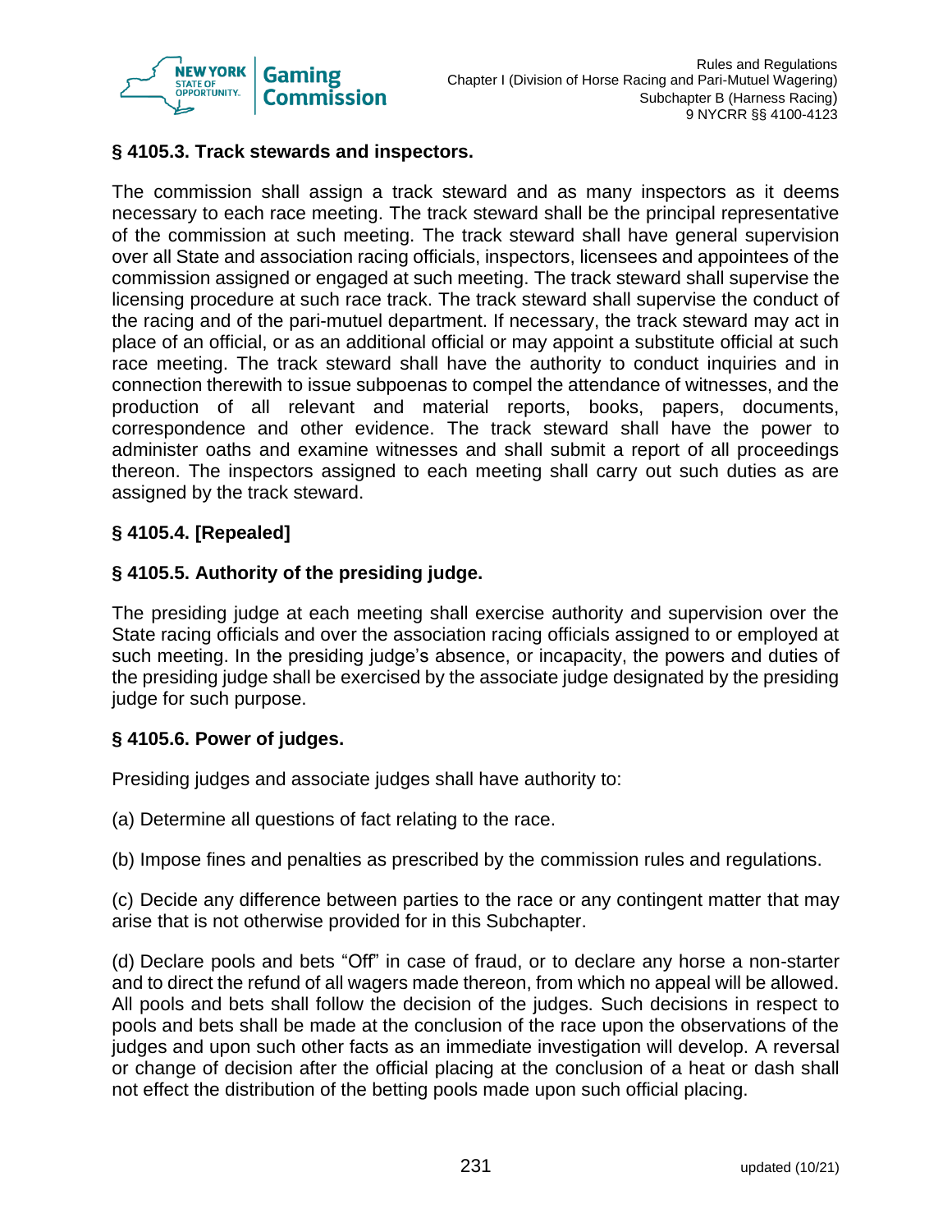### § 4105.3. Track stewards and inspectors.

The commission shall assign a track steward and as many inspectors as it deems necessary to each race meeting. The track steward shall be the principal representative of the commission at such meeting. The track steward shall have general supervision over all State and association racing officials, inspectors, licensees and appointees of the commission assigned or engaged at such meeting. The track steward shall supervise the licensing procedure at such race track. The track steward shall supervise the conduct of the racing and of the pari-mutuel department. If necessary, the track steward may act in place of an official, or as an additional official or may appoint a substitute official at such race meeting. The track steward shall have the authority to conduct inquiries and in connection therewith to issue subpoenas to compel the attendance of witnesses, and the production of all relevant and material reports, books, papers, documents, correspondence and other evidence. The track steward shall have the power to administer oaths and examine witnesses and shall submit a report of all proceedings thereon. The inspectors assigned to each meeting shall carry out such duties as are assigned by the track steward.

### § 4105.4. [Repealed]

### § 4105.5. Authority of the presiding judge.

The presiding judge at each meeting shall exercise authority and supervision over the State racing officials and over the association racing officials assigned to or employed at such meeting. In the presiding judge's absence, or incapacity, the powers and duties of the presiding judge shall be exercised by the associate judge designated by the presiding judge for such purpose.

### § 4105.6. Power of judges.

Presiding judges and associate judges shall have authority to:

(a) Determine all questions of fact relating to the race.

(b) Impose fines and penalties as prescribed by the commission rules and regulations.

(c) Decide any difference between parties to the race or any contingent matter that may arise that is not otherwise provided for in this Subchapter.

(d) Declare pools and bets "Off" in case of fraud, or to declare any horse a non-starter and to direct the refund of all wagers made thereon, from which no appeal will be allowed. All pools and bets shall follow the decision of the judges. Such decisions in respect to pools and bets shall be made at the conclusion of the race upon the observations of the judges and upon such other facts as an immediate investigation will develop. A reversal or change of decision after the official placing at the conclusion of a heat or dash shall not effect the distribution of the betting pools made upon such official placing.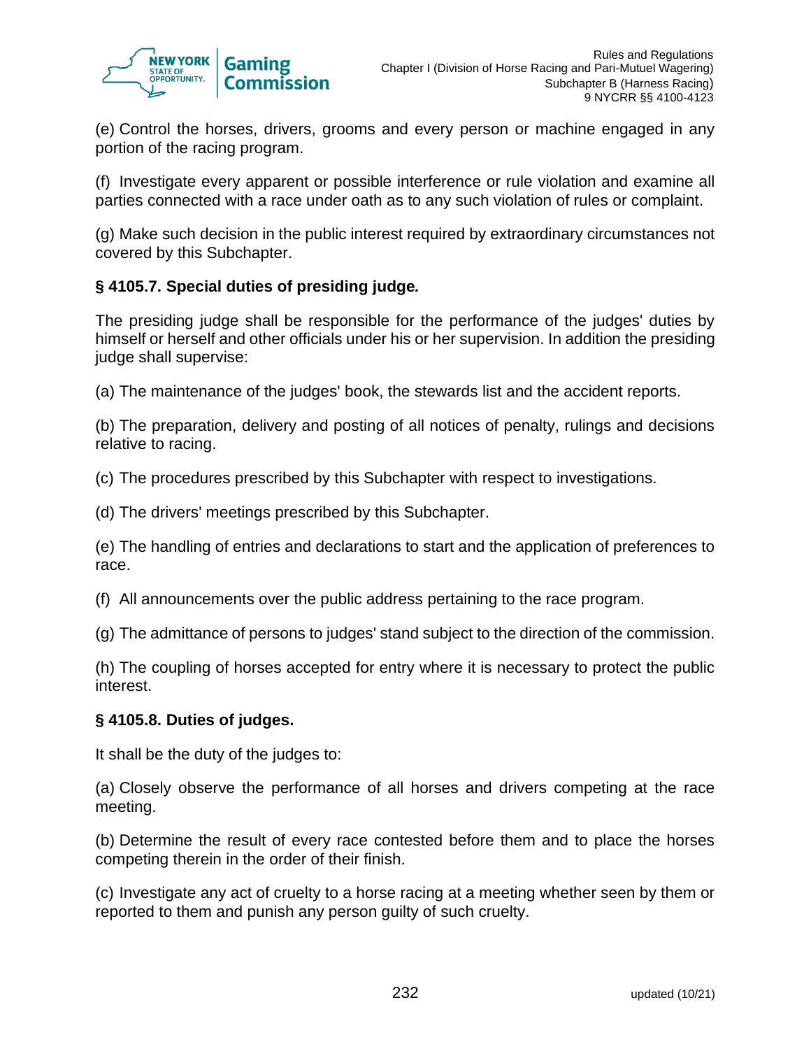(e) Control the horses, drivers, grooms and every person or machine engaged in any portion of the racing program.

(f) Investigate every apparent or possible interference or rule violation and examine all parties connected with a race under oath as to any such violation of rules or complaint.

(g) Make such decision in the public interest required by extraordinary circumstances not covered by this Subchapter.

### § 4105.7. Special duties of presiding judge.

The presiding judge shall be responsible for the performance of the judges' duties by himself or herself and other officials under his or her supervision. In addition the presiding judge shall supervise:

(a) The maintenance of the judges' book, the stewards list and the accident reports.

(b) The preparation, delivery and posting of all notices of penalty, rulings and decisions relative to racing.

(c) The procedures prescribed by this Subchapter with respect to investigations.

(d) The drivers' meetings prescribed by this Subchapter.

(e) The handling of entries and declarations to start and the application of preferences to race.

(f) All announcements over the public address pertaining to the race program.

(g) The admittance of persons to judges' stand subject to the direction of the commission.

(h) The coupling of horses accepted for entry where it is necessary to protect the public interest.

### § 4105.8. Duties of judges.

It shall be the duty of the judges to:

(a) Closely observe the performance of all horses and drivers competing at the race meeting.

(b) Determine the result of every race contested before them and to place the horses competing therein in the order of their finish.

(c) Investigate any act of cruelty to a horse racing at a meeting whether seen by them or reported to them and punish any person guilty of such cruelty.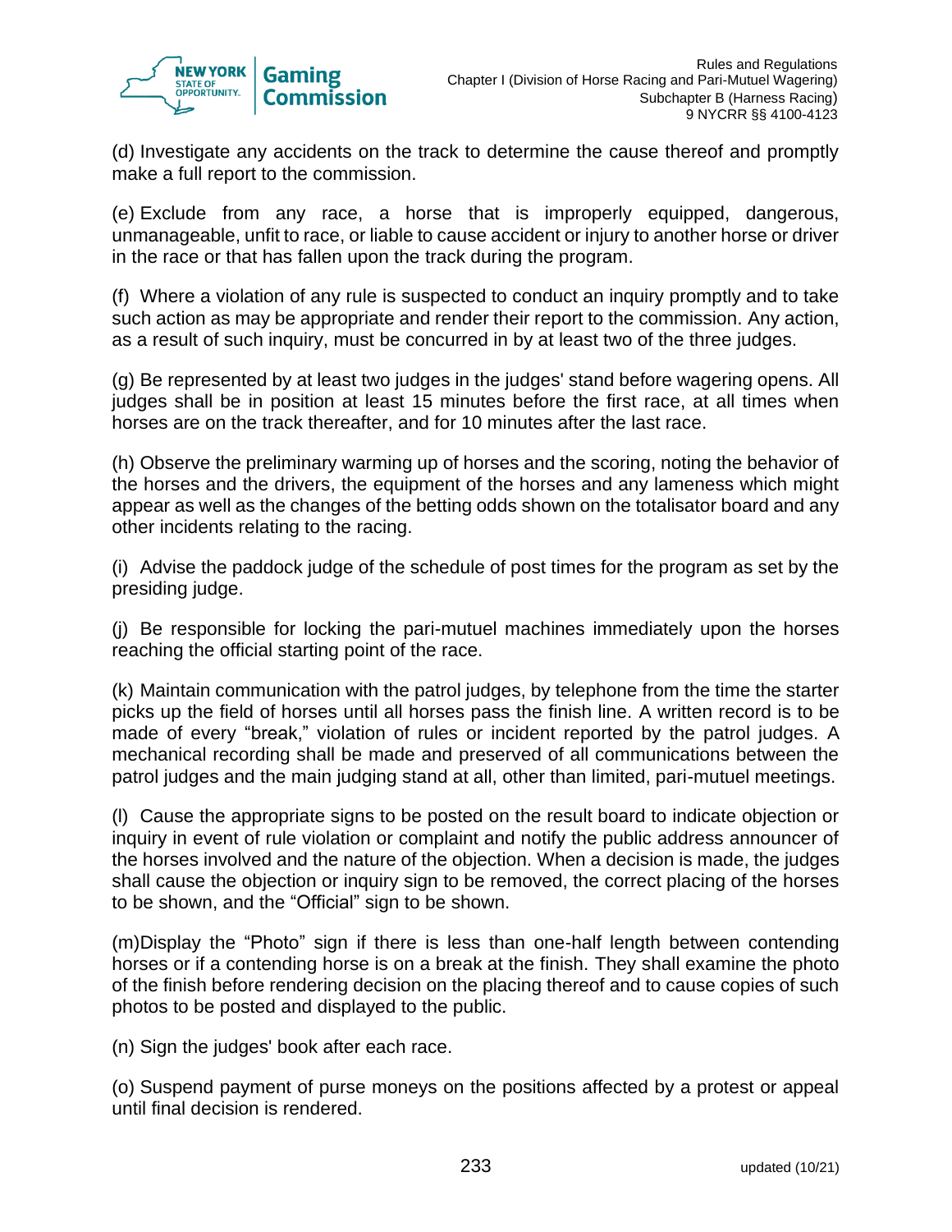(d) Investigate any accidents on the track to determine the cause thereof and promptly make a full report to the commission.

(e) Exclude from any race, a horse that is improperly equipped, dangerous, unmanageable, unfit to race, or liable to cause accident or injury to another horse or driver in the race or that has fallen upon the track during the program.

(f) Where a violation of any rule is suspected to conduct an inquiry promptly and to take such action as may be appropriate and render their report to the commission. Any action, as a result of such inquiry, must be concurred in by at least two of the three judges.

(g) Be represented by at least two judges in the judges' stand before wagering opens. All judges shall be in position at least 15 minutes before the first race, at all times when horses are on the track thereafter, and for 10 minutes after the last race.

(h) Observe the preliminary warming up of horses and the scoring, noting the behavior of the horses and the drivers, the equipment of the horses and any lameness which might appear as well as the changes of the betting odds shown on the totalisator board and any other incidents relating to the racing.

(i) Advise the paddock judge of the schedule of post times for the program as set by the presiding judge.

(j) Be responsible for locking the pari-mutuel machines immediately upon the horses reaching the official starting point of the race.

(k) Maintain communication with the patrol judges, by telephone from the time the starter picks up the field of horses until all horses pass the finish line. A written record is to be made of every "break," violation of rules or incident reported by the patrol judges. A mechanical recording shall be made and preserved of all communications between the patrol judges and the main judging stand at all, other than limited, pari-mutuel meetings.

(l) Cause the appropriate signs to be posted on the result board to indicate objection or inquiry in event of rule violation or complaint and notify the public address announcer of the horses involved and the nature of the objection. When a decision is made, the judges shall cause the objection or inquiry sign to be removed, the correct placing of the horses to be shown, and the "Official" sign to be shown.

(m) Display the "Photo" sign if there is less than one-half length between contending horses or if a contending horse is on a break at the finish. They shall examine the photo of the finish before rendering decision on the placing thereof and to cause copies of such photos to be posted and displayed to the public.

(n) Sign the judges' book after each race.

(o) Suspend payment of purse moneys on the positions affected by a protest or appeal until final decision is rendered.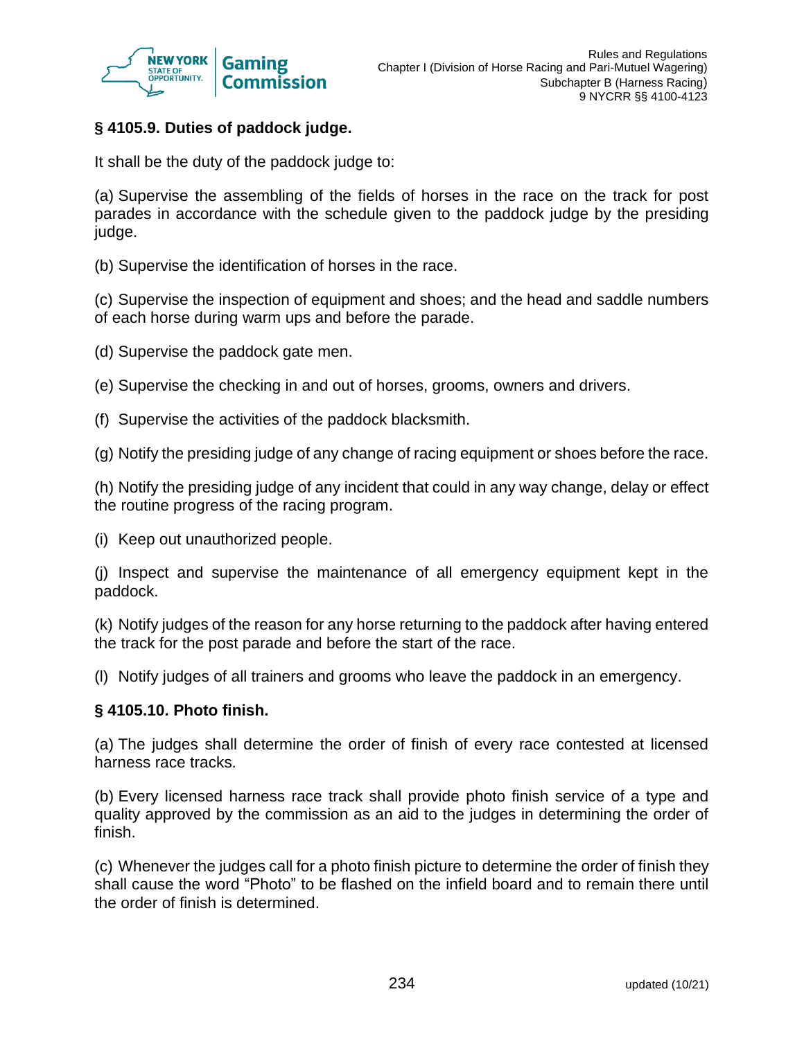### § 4105.9. Duties of paddock judge.

It shall be the duty of the paddock judge to:

(a) Supervise the assembling of the fields of horses in the race on the track for post parades in accordance with the schedule given to the paddock judge by the presiding judge.

(b) Supervise the identification of horses in the race.

(c) Supervise the inspection of equipment and shoes; and the head and saddle numbers of each horse during warm ups and before the parade.

(d) Supervise the paddock gate men.

(e) Supervise the checking in and out of horses, grooms, owners and drivers.

(f) Supervise the activities of the paddock blacksmith.

(g) Notify the presiding judge of any change of racing equipment or shoes before the race.

(h) Notify the presiding judge of any incident that could in any way change, delay or effect the routine progress of the racing program.

(i) Keep out unauthorized people.

(j) Inspect and supervise the maintenance of all emergency equipment kept in the paddock.

(k) Notify judges of the reason for any horse returning to the paddock after having entered the track for the post parade and before the start of the race.

(l) Notify judges of all trainers and grooms who leave the paddock in an emergency.

### § 4105.10. Photo finish.

(a) The judges shall determine the order of finish of every race contested at licensed harness race tracks.

(b) Every licensed harness race track shall provide photo finish service of a type and quality approved by the commission as an aid to the judges in determining the order of finish.

(c) Whenever the judges call for a photo finish picture to determine the order of finish they shall cause the word "Photo" to be flashed on the infield board and to remain there until the order of finish is determined.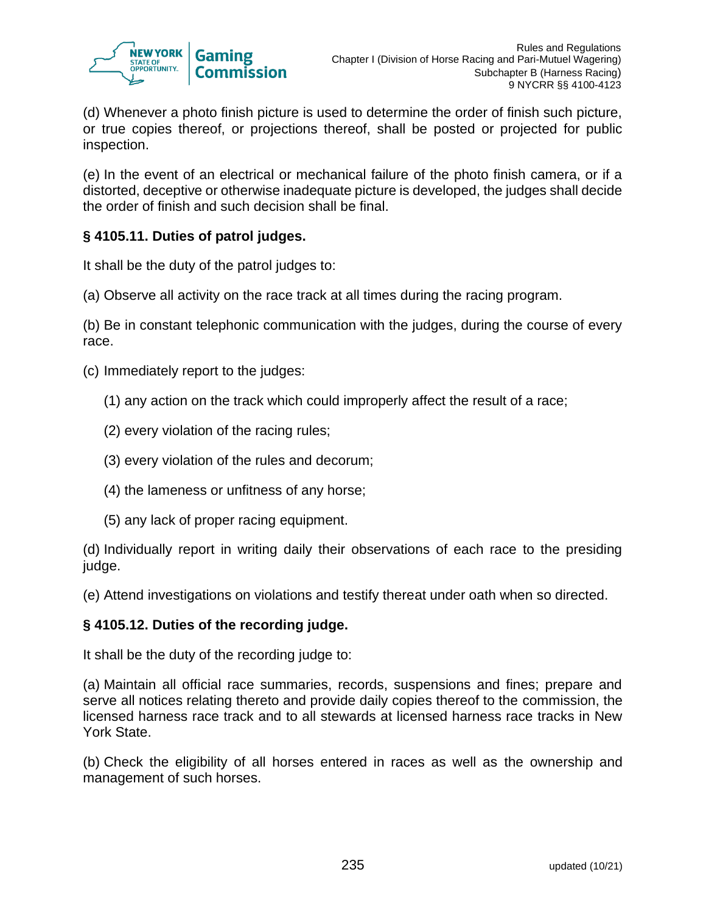(d) Whenever a photo finish picture is used to determine the order of finish such picture, or true copies thereof, or projections thereof, shall be posted or projected for public inspection.

(e) In the event of an electrical or mechanical failure of the photo finish camera, or if a distorted, deceptive or otherwise inadequate picture is developed, the judges shall decide the order of finish and such decision shall be final.

**§ 4105.11. Duties of patrol judges.**

It shall be the duty of the patrol judges to:

(a) Observe all activity on the race track at all times during the racing program.

(b) Be in constant telephonic communication with the judges, during the course of every race.

(c) Immediately report to the judges:

(1) any action on the track which could improperly affect the result of a race;

(2) every violation of the racing rules;

(3) every violation of the rules and decorum;

(4) the lameness or unfitness of any horse;

(5) any lack of proper racing equipment.

(d) Individually report in writing daily their observations of each race to the presiding judge.

(e) Attend investigations on violations and testify thereat under oath when so directed.

**§ 4105.12. Duties of the recording judge.**

It shall be the duty of the recording judge to:

(a) Maintain all official race summaries, records, suspensions and fines; prepare and serve all notices relating thereto and provide daily copies thereof to the commission, the licensed harness race track and to all stewards at licensed harness race tracks in New York State.

(b) Check the eligibility of all horses entered in races as well as the ownership and management of such horses.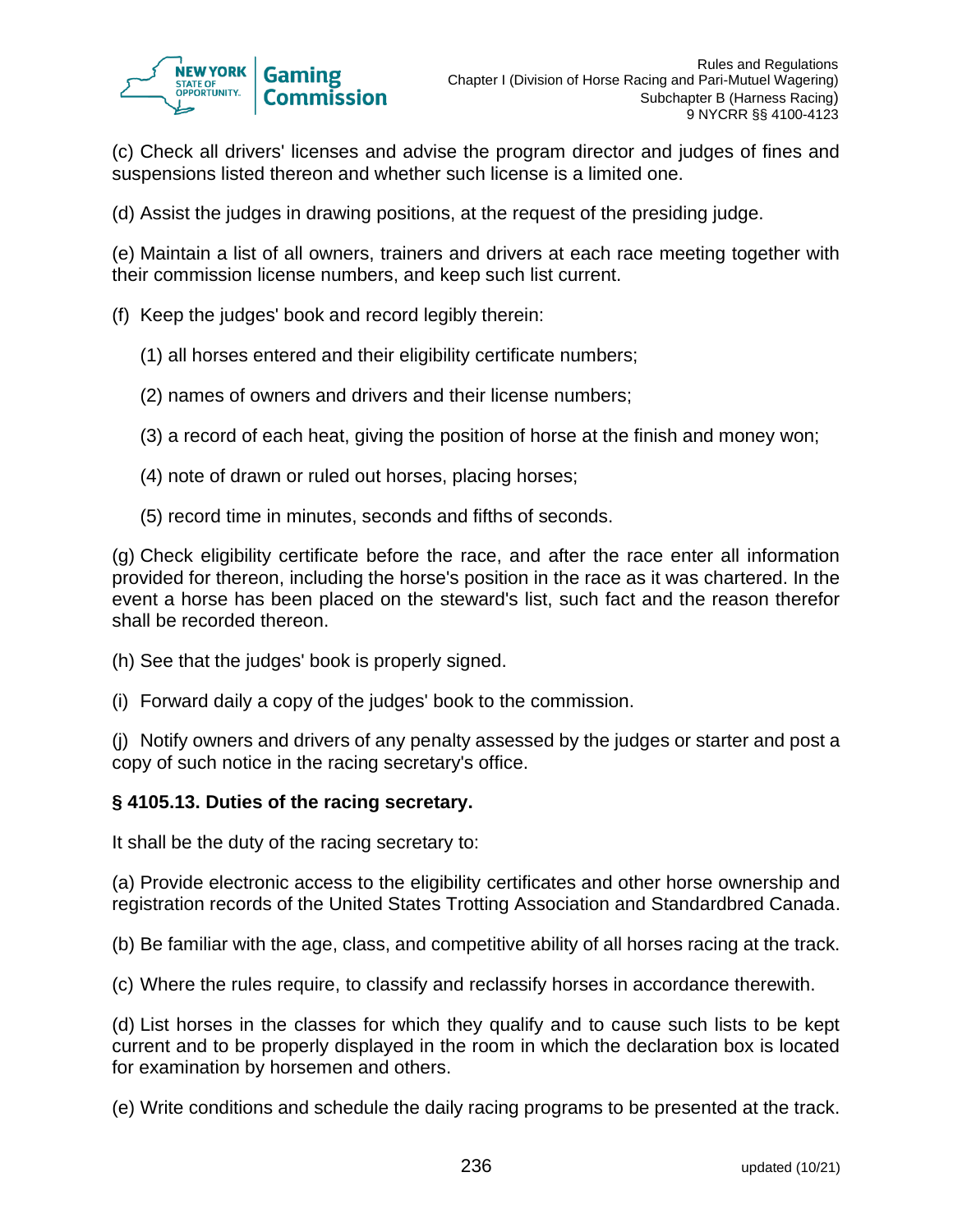(c) Check all drivers' licenses and advise the program director and judges of fines and suspensions listed thereon and whether such license is a limited one.

(d) Assist the judges in drawing positions, at the request of the presiding judge.

(e) Maintain a list of all owners, trainers and drivers at each race meeting together with their commission license numbers, and keep such list current.

(f) Keep the judges' book and record legibly therein:

(1) all horses entered and their eligibility certificate numbers;

(2) names of owners and drivers and their license numbers;

(3) a record of each heat, giving the position of horse at the finish and money won;

(4) note of drawn or ruled out horses, placing horses;

(5) record time in minutes, seconds and fifths of seconds.

(g) Check eligibility certificate before the race, and after the race enter all information provided for thereon, including the horse's position in the race as it was chartered. In the event a horse has been placed on the steward's list, such fact and the reason therefor shall be recorded thereon.

(h) See that the judges' book is properly signed.

(i) Forward daily a copy of the judges' book to the commission.

(j) Notify owners and drivers of any penalty assessed by the judges or starter and post a copy of such notice in the racing secretary's office.

**§ 4105.13. Duties of the racing secretary.**

It shall be the duty of the racing secretary to:

(a) Provide electronic access to the eligibility certificates and other horse ownership and registration records of the United States Trotting Association and Standardbred Canada.

(b) Be familiar with the age, class, and competitive ability of all horses racing at the track.

(c) Where the rules require, to classify and reclassify horses in accordance therewith.

(d) List horses in the classes for which they qualify and to cause such lists to be kept current and to be properly displayed in the room in which the declaration box is located for examination by horsemen and others.

(e) Write conditions and schedule the daily racing programs to be presented at the track.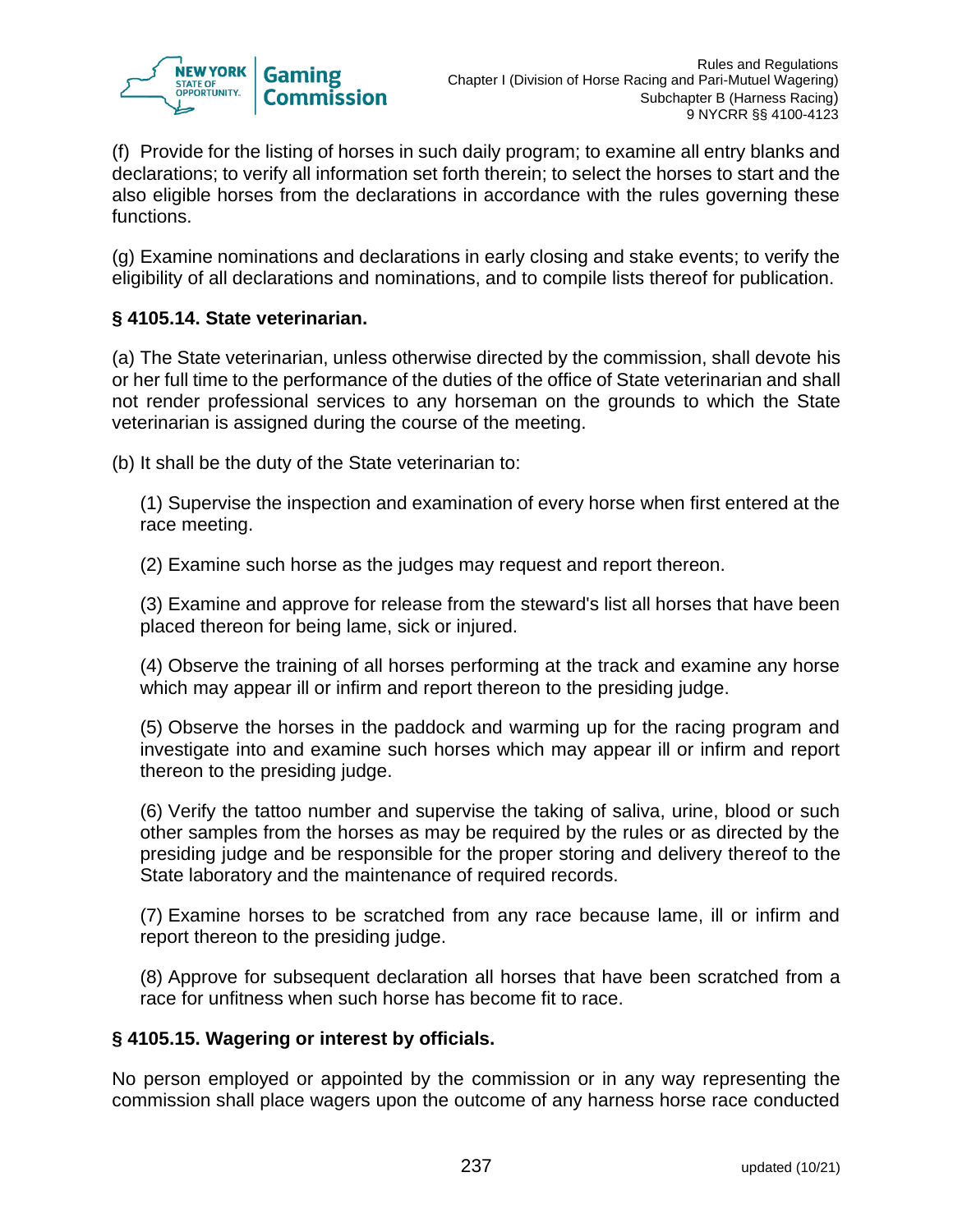(f) Provide for the listing of horses in such daily program; to examine all entry blanks and declarations; to verify all information set forth therein; to select the horses to start and the also eligible horses from the declarations in accordance with the rules governing these functions.

(g) Examine nominations and declarations in early closing and stake events; to verify the eligibility of all declarations and nominations, and to compile lists thereof for publication.

### § 4105.14. State veterinarian.

(a) The State veterinarian, unless otherwise directed by the commission, shall devote his or her full time to the performance of the duties of the office of State veterinarian and shall not render professional services to any horseman on the grounds to which the State veterinarian is assigned during the course of the meeting.

(b) It shall be the duty of the State veterinarian to:

(1) Supervise the inspection and examination of every horse when first entered at the race meeting.

(2) Examine such horse as the judges may request and report thereon.

(3) Examine and approve for release from the steward's list all horses that have been placed thereon for being lame, sick or injured.

(4) Observe the training of all horses performing at the track and examine any horse which may appear ill or infirm and report thereon to the presiding judge.

(5) Observe the horses in the paddock and warming up for the racing program and investigate into and examine such horses which may appear ill or infirm and report thereon to the presiding judge.

(6) Verify the tattoo number and supervise the taking of saliva, urine, blood or such other samples from the horses as may be required by the rules or as directed by the presiding judge and be responsible for the proper storing and delivery thereof to the State laboratory and the maintenance of required records.

(7) Examine horses to be scratched from any race because lame, ill or infirm and report thereon to the presiding judge.

(8) Approve for subsequent declaration all horses that have been scratched from a race for unfitness when such horse has become fit to race.

### § 4105.15. Wagering or interest by officials.

No person employed or appointed by the commission or in any way representing the commission shall place wagers upon the outcome of any harness horse race conducted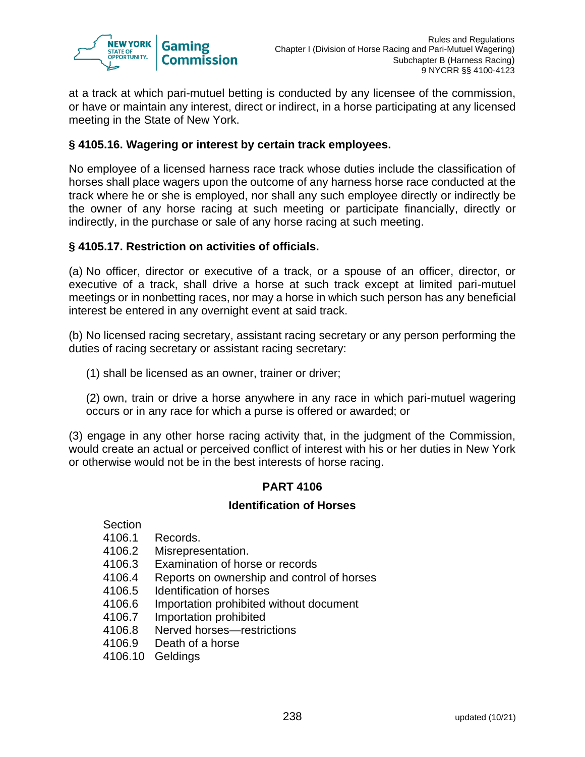at a track at which pari-mutuel betting is conducted by any licensee of the commission, or have or maintain any interest, direct or indirect, in a horse participating at any licensed meeting in the State of New York.

### § 4105.16. Wagering or interest by certain track employees.

No employee of a licensed harness race track whose duties include the classification of horses shall place wagers upon the outcome of any harness horse race conducted at the track where he or she is employed, nor shall any such employee directly or indirectly be the owner of any horse racing at such meeting or participate financially, directly or indirectly, in the purchase or sale of any horse racing at such meeting.

### § 4105.17. Restriction on activities of officials.

(a) No officer, director or executive of a track, or a spouse of an officer, director, or executive of a track, shall drive a horse at such track except at limited pari-mutuel meetings or in nonbetting races, nor may a horse in which such person has any beneficial interest be entered in any overnight event at said track.

(b) No licensed racing secretary, assistant racing secretary or any person performing the duties of racing secretary or assistant racing secretary:

(1) shall be licensed as an owner, trainer or driver;

(2) own, train or drive a horse anywhere in any race in which pari-mutuel wagering occurs or in any race for which a purse is offered or awarded; or

(3) engage in any other horse racing activity that, in the judgment of the Commission, would create an actual or perceived conflict of interest with his or her duties in New York or otherwise would not be in the best interests of horse racing.

## PART 4106

## Identification of Horses

Section
4106.1 Records.
4106.2 Misrepresentation.
4106.3 Examination of horse or records
4106.4 Reports on ownership and control of horses
4106.5 Identification of horses
4106.6 Importation prohibited without document
4106.7 Importation prohibited
4106.8 Nerved horses—restrictions
4106.9 Death of a horse
4106.10 Geldings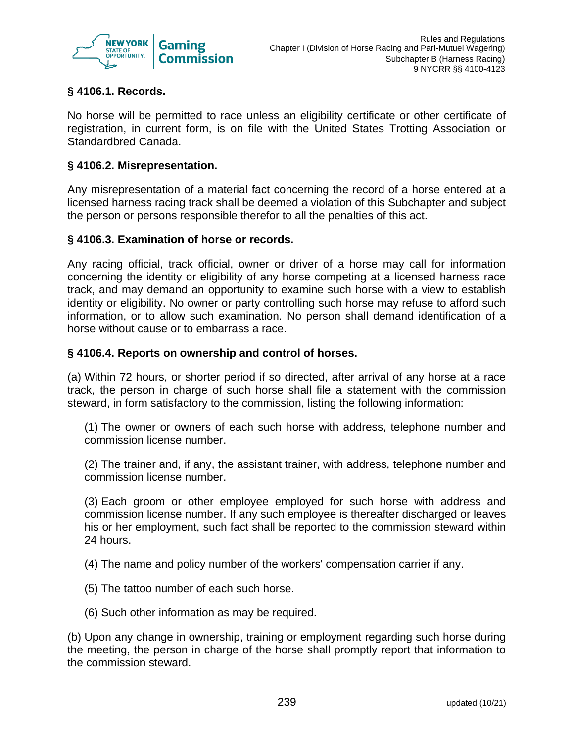### § 4106.1. Records.

No horse will be permitted to race unless an eligibility certificate or other certificate of registration, in current form, is on file with the United States Trotting Association or Standardbred Canada.

### § 4106.2. Misrepresentation.

Any misrepresentation of a material fact concerning the record of a horse entered at a licensed harness racing track shall be deemed a violation of this Subchapter and subject the person or persons responsible therefor to all the penalties of this act.

### § 4106.3. Examination of horse or records.

Any racing official, track official, owner or driver of a horse may call for information concerning the identity or eligibility of any horse competing at a licensed harness race track, and may demand an opportunity to examine such horse with a view to establish identity or eligibility. No owner or party controlling such horse may refuse to afford such information, or to allow such examination. No person shall demand identification of a horse without cause or to embarrass a race.

### § 4106.4. Reports on ownership and control of horses.

(a) Within 72 hours, or shorter period if so directed, after arrival of any horse at a race track, the person in charge of such horse shall file a statement with the commission steward, in form satisfactory to the commission, listing the following information:

(1) The owner or owners of each such horse with address, telephone number and commission license number.

(2) The trainer and, if any, the assistant trainer, with address, telephone number and commission license number.

(3) Each groom or other employee employed for such horse with address and commission license number. If any such employee is thereafter discharged or leaves his or her employment, such fact shall be reported to the commission steward within 24 hours.

(4) The name and policy number of the workers' compensation carrier if any.

(5) The tattoo number of each such horse.

(6) Such other information as may be required.

(b) Upon any change in ownership, training or employment regarding such horse during the meeting, the person in charge of the horse shall promptly report that information to the commission steward.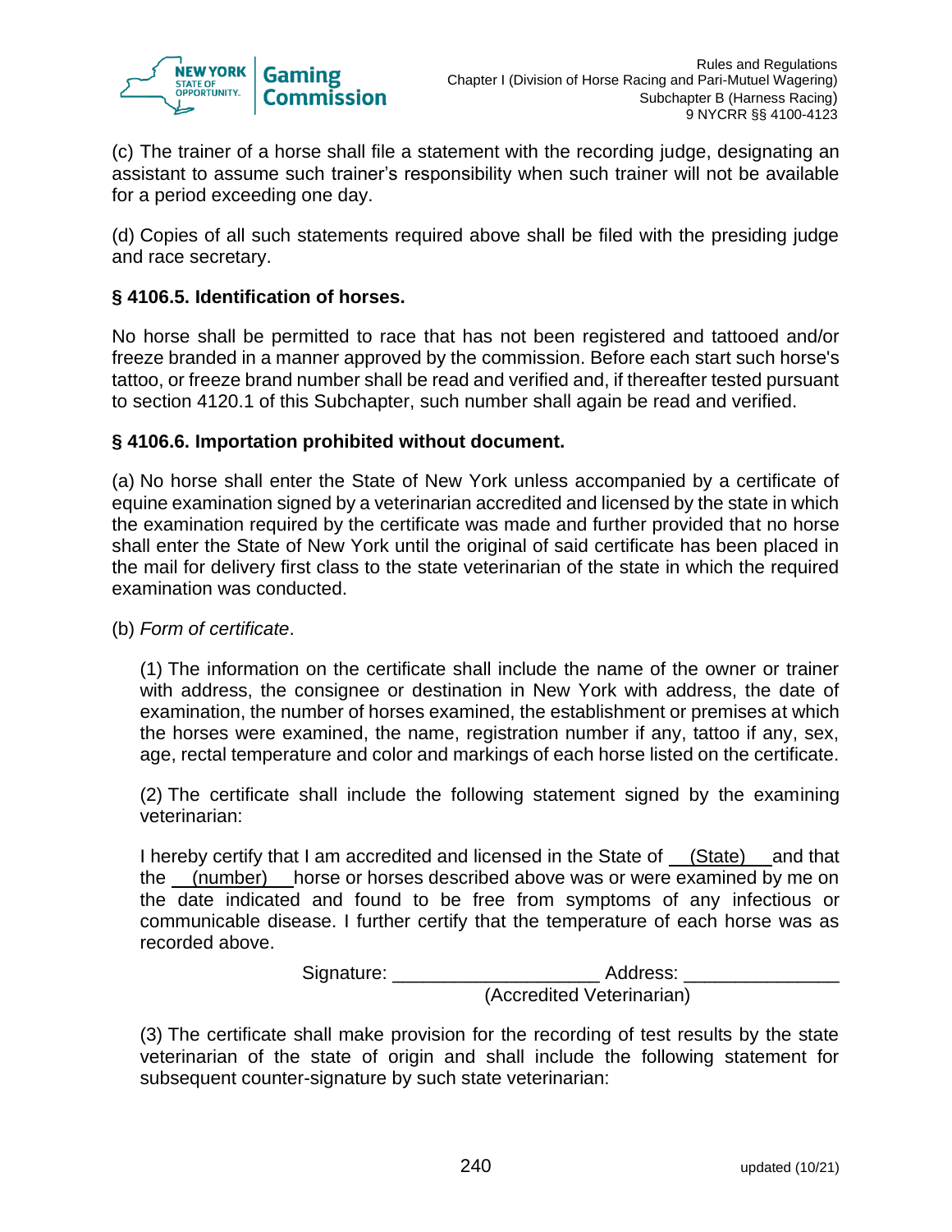(c) The trainer of a horse shall file a statement with the recording judge, designating an assistant to assume such trainer's responsibility when such trainer will not be available for a period exceeding one day.

(d) Copies of all such statements required above shall be filed with the presiding judge and race secretary.

**§ 4106.5. Identification of horses.**

No horse shall be permitted to race that has not been registered and tattooed and/or freeze branded in a manner approved by the commission. Before each start such horse's tattoo, or freeze brand number shall be read and verified and, if thereafter tested pursuant to section 4120.1 of this Subchapter, such number shall again be read and verified.

**§ 4106.6. Importation prohibited without document.**

(a) No horse shall enter the State of New York unless accompanied by a certificate of equine examination signed by a veterinarian accredited and licensed by the state in which the examination required by the certificate was made and further provided that no horse shall enter the State of New York until the original of said certificate has been placed in the mail for delivery first class to the state veterinarian of the state in which the required examination was conducted.

(b) *Form of certificate*.

(1) The information on the certificate shall include the name of the owner or trainer with address, the consignee or destination in New York with address, the date of examination, the number of horses examined, the establishment or premises at which the horses were examined, the name, registration number if any, tattoo if any, sex, age, rectal temperature and color and markings of each horse listed on the certificate.

(2) The certificate shall include the following statement signed by the examining veterinarian:

I hereby certify that I am accredited and licensed in the State of __(State)__ and that the __(number)__ horse or horses described above was or were examined by me on the date indicated and found to be free from symptoms of any infectious or communicable disease. I further certify that the temperature of each horse was as recorded above.

Signature: ____________________ Address: _______________
(Accredited Veterinarian)

(3) The certificate shall make provision for the recording of test results by the state veterinarian of the state of origin and shall include the following statement for subsequent counter-signature by such state veterinarian: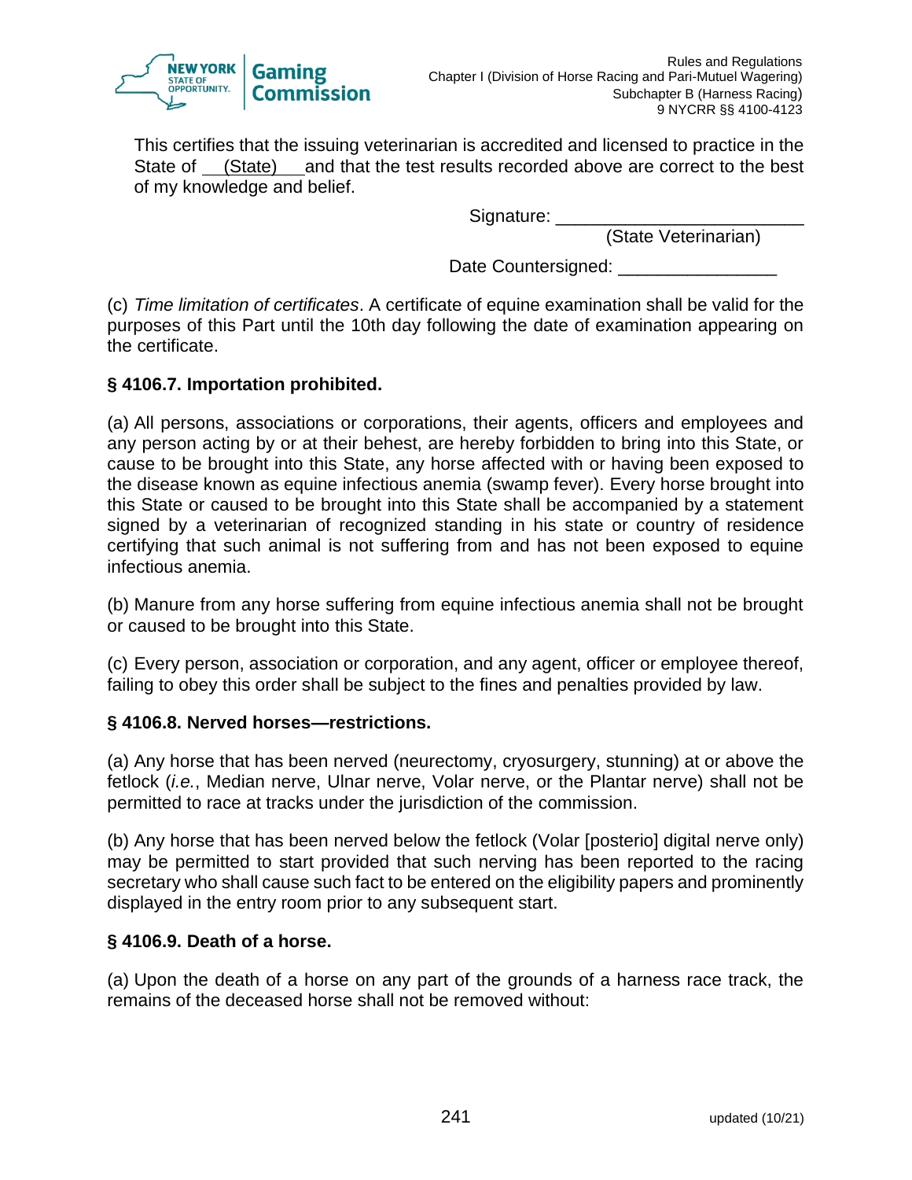This certifies that the issuing veterinarian is accredited and licensed to practice in the State of (State) and that the test results recorded above are correct to the best of my knowledge and belief.

Signature: ________________________
(State Veterinarian)

Date Countersigned: _______________

(c) *Time limitation of certificates*. A certificate of equine examination shall be valid for the purposes of this Part until the 10th day following the date of examination appearing on the certificate.

**§ 4106.7. Importation prohibited.**

(a) All persons, associations or corporations, their agents, officers and employees and any person acting by or at their behest, are hereby forbidden to bring into this State, or cause to be brought into this State, any horse affected with or having been exposed to the disease known as equine infectious anemia (swamp fever). Every horse brought into this State or caused to be brought into this State shall be accompanied by a statement signed by a veterinarian of recognized standing in his state or country of residence certifying that such animal is not suffering from and has not been exposed to equine infectious anemia.

(b) Manure from any horse suffering from equine infectious anemia shall not be brought or caused to be brought into this State.

(c) Every person, association or corporation, and any agent, officer or employee thereof, failing to obey this order shall be subject to the fines and penalties provided by law.

**§ 4106.8. Nerved horses—restrictions.**

(a) Any horse that has been nerved (neurectomy, cryosurgery, stunning) at or above the fetlock (*i.e.*, Median nerve, Ulnar nerve, Volar nerve, or the Plantar nerve) shall not be permitted to race at tracks under the jurisdiction of the commission.

(b) Any horse that has been nerved below the fetlock (Volar [posterio] digital nerve only) may be permitted to start provided that such nerving has been reported to the racing secretary who shall cause such fact to be entered on the eligibility papers and prominently displayed in the entry room prior to any subsequent start.

**§ 4106.9. Death of a horse.**

(a) Upon the death of a horse on any part of the grounds of a harness race track, the remains of the deceased horse shall not be removed without: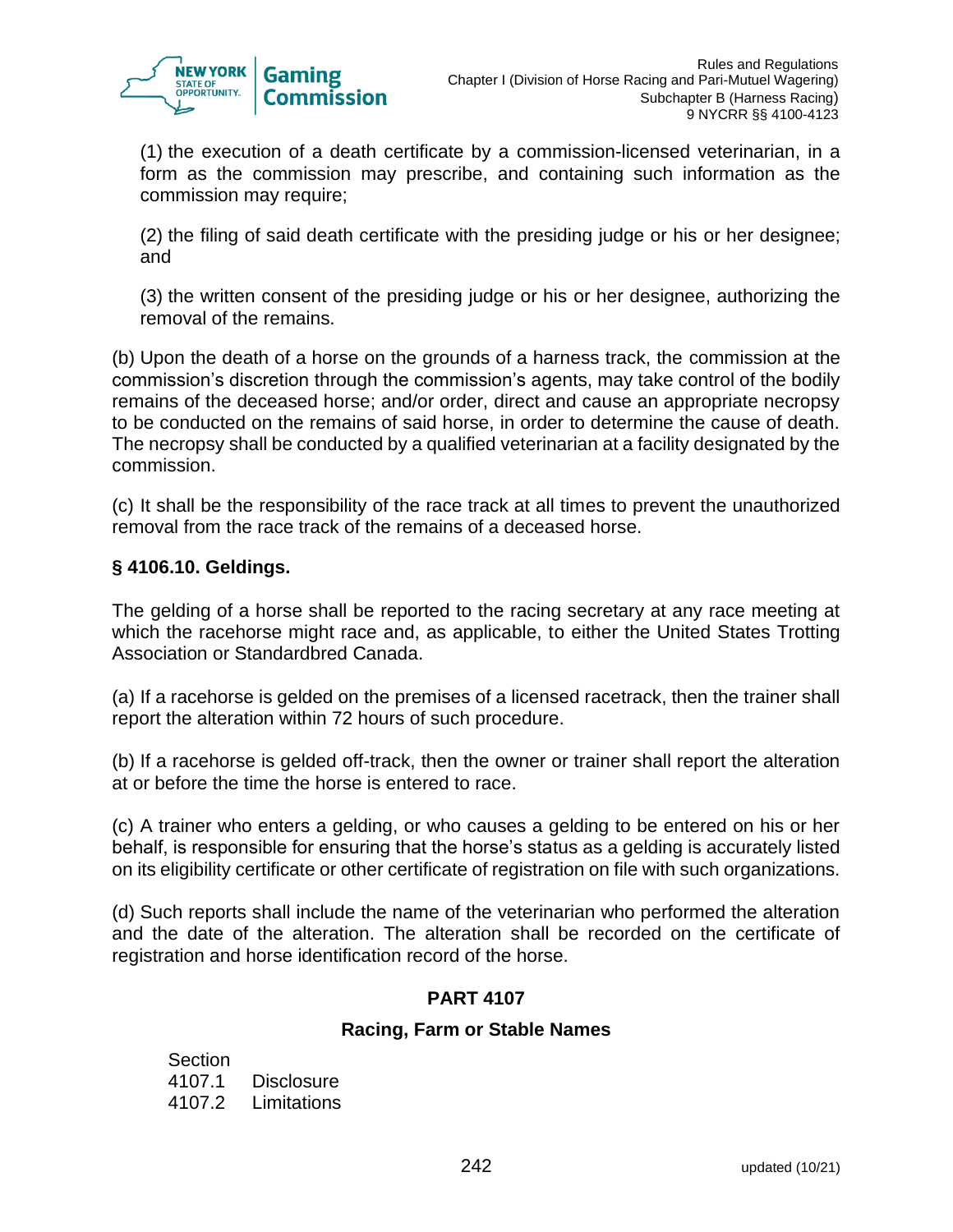(1) the execution of a death certificate by a commission-licensed veterinarian, in a form as the commission may prescribe, and containing such information as the commission may require;

(2) the filing of said death certificate with the presiding judge or his or her designee; and

(3) the written consent of the presiding judge or his or her designee, authorizing the removal of the remains.

(b) Upon the death of a horse on the grounds of a harness track, the commission at the commission's discretion through the commission's agents, may take control of the bodily remains of the deceased horse; and/or order, direct and cause an appropriate necropsy to be conducted on the remains of said horse, in order to determine the cause of death. The necropsy shall be conducted by a qualified veterinarian at a facility designated by the commission.

(c) It shall be the responsibility of the race track at all times to prevent the unauthorized removal from the race track of the remains of a deceased horse.

**§ 4106.10. Geldings.**

The gelding of a horse shall be reported to the racing secretary at any race meeting at which the racehorse might race and, as applicable, to either the United States Trotting Association or Standardbred Canada.

(a) If a racehorse is gelded on the premises of a licensed racetrack, then the trainer shall report the alteration within 72 hours of such procedure.

(b) If a racehorse is gelded off-track, then the owner or trainer shall report the alteration at or before the time the horse is entered to race.

(c) A trainer who enters a gelding, or who causes a gelding to be entered on his or her behalf, is responsible for ensuring that the horse's status as a gelding is accurately listed on its eligibility certificate or other certificate of registration on file with such organizations.

(d) Such reports shall include the name of the veterinarian who performed the alteration and the date of the alteration. The alteration shall be recorded on the certificate of registration and horse identification record of the horse.

## PART 4107

### Racing, Farm or Stable Names

Section
4107.1 Disclosure
4107.2 Limitations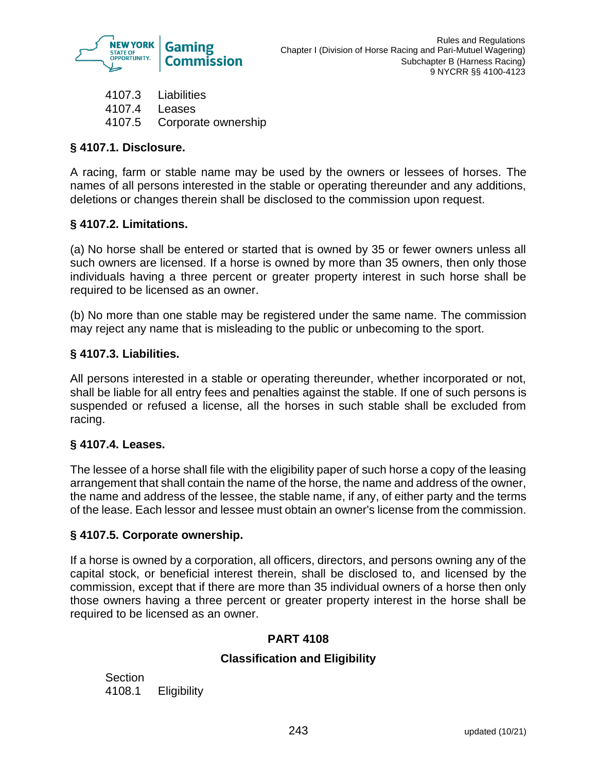4107.3 Liabilities
4107.4 Leases
4107.5 Corporate ownership

### § 4107.1. Disclosure.

A racing, farm or stable name may be used by the owners or lessees of horses. The names of all persons interested in the stable or operating thereunder and any additions, deletions or changes therein shall be disclosed to the commission upon request.

### § 4107.2. Limitations.

(a) No horse shall be entered or started that is owned by 35 or fewer owners unless all such owners are licensed. If a horse is owned by more than 35 owners, then only those individuals having a three percent or greater property interest in such horse shall be required to be licensed as an owner.

(b) No more than one stable may be registered under the same name. The commission may reject any name that is misleading to the public or unbecoming to the sport.

### § 4107.3. Liabilities.

All persons interested in a stable or operating thereunder, whether incorporated or not, shall be liable for all entry fees and penalties against the stable. If one of such persons is suspended or refused a license, all the horses in such stable shall be excluded from racing.

### § 4107.4. Leases.

The lessee of a horse shall file with the eligibility paper of such horse a copy of the leasing arrangement that shall contain the name of the horse, the name and address of the owner, the name and address of the lessee, the stable name, if any, of either party and the terms of the lease. Each lessor and lessee must obtain an owner's license from the commission.

### § 4107.5. Corporate ownership.

If a horse is owned by a corporation, all officers, directors, and persons owning any of the capital stock, or beneficial interest therein, shall be disclosed to, and licensed by the commission, except that if there are more than 35 individual owners of a horse then only those owners having a three percent or greater property interest in the horse shall be required to be licensed as an owner.

## PART 4108

## Classification and Eligibility

Section
4108.1 Eligibility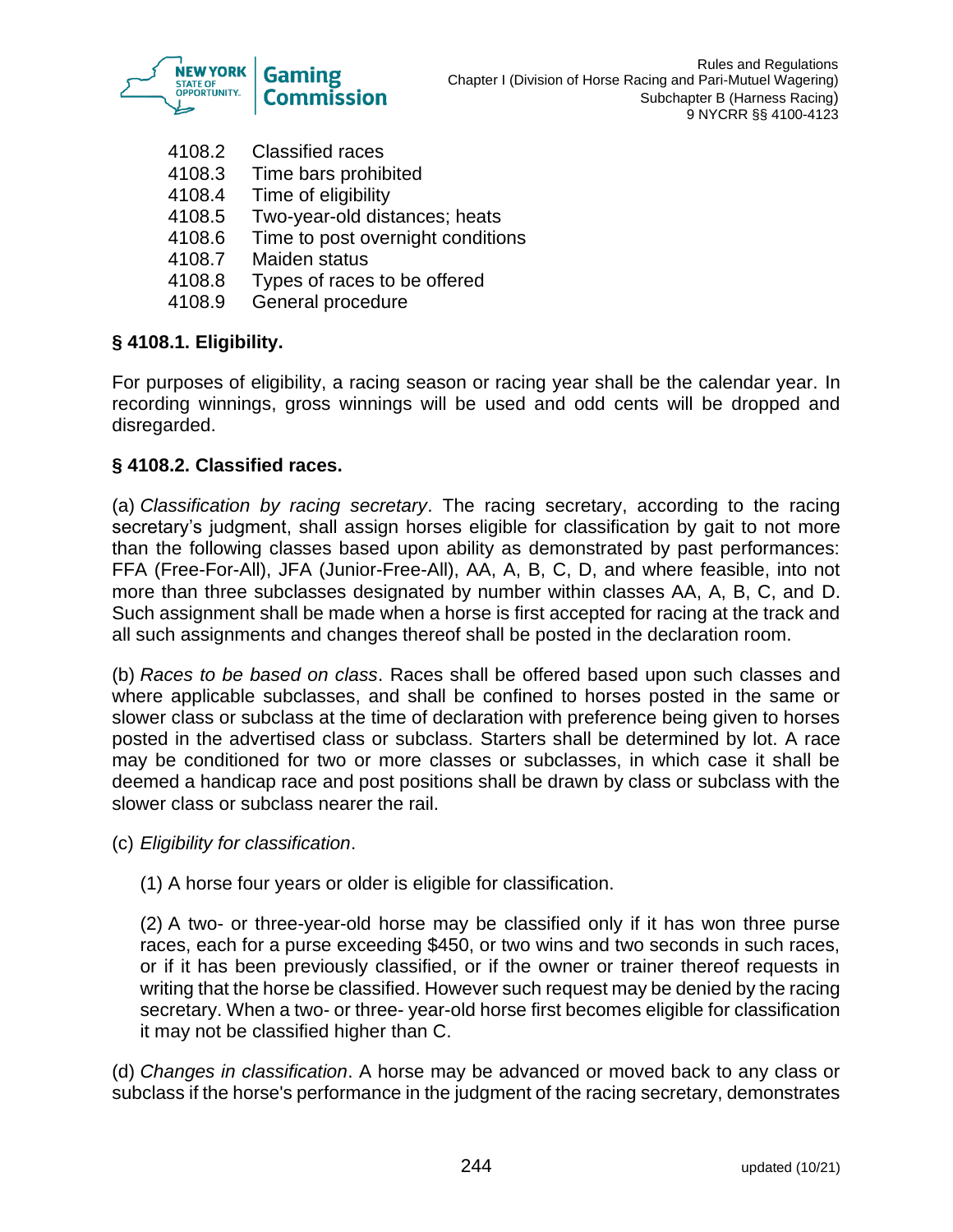4108.2 Classified races
4108.3 Time bars prohibited
4108.4 Time of eligibility
4108.5 Two-year-old distances; heats
4108.6 Time to post overnight conditions
4108.7 Maiden status
4108.8 Types of races to be offered
4108.9 General procedure

**§ 4108.1. Eligibility.**

For purposes of eligibility, a racing season or racing year shall be the calendar year. In recording winnings, gross winnings will be used and odd cents will be dropped and disregarded.

**§ 4108.2. Classified races.**

(a) *Classification by racing secretary*. The racing secretary, according to the racing secretary's judgment, shall assign horses eligible for classification by gait to not more than the following classes based upon ability as demonstrated by past performances: FFA (Free-For-All), JFA (Junior-Free-All), AA, A, B, C, D, and where feasible, into not more than three subclasses designated by number within classes AA, A, B, C, and D. Such assignment shall be made when a horse is first accepted for racing at the track and all such assignments and changes thereof shall be posted in the declaration room.

(b) *Races to be based on class*. Races shall be offered based upon such classes and where applicable subclasses, and shall be confined to horses posted in the same or slower class or subclass at the time of declaration with preference being given to horses posted in the advertised class or subclass. Starters shall be determined by lot. A race may be conditioned for two or more classes or subclasses, in which case it shall be deemed a handicap race and post positions shall be drawn by class or subclass with the slower class or subclass nearer the rail.

(c) *Eligibility for classification*.

(1) A horse four years or older is eligible for classification.

(2) A two- or three-year-old horse may be classified only if it has won three purse races, each for a purse exceeding $450, or two wins and two seconds in such races, or if it has been previously classified, or if the owner or trainer thereof requests in writing that the horse be classified. However such request may be denied by the racing secretary. When a two- or three- year-old horse first becomes eligible for classification it may not be classified higher than C.

(d) *Changes in classification*. A horse may be advanced or moved back to any class or subclass if the horse's performance in the judgment of the racing secretary, demonstrates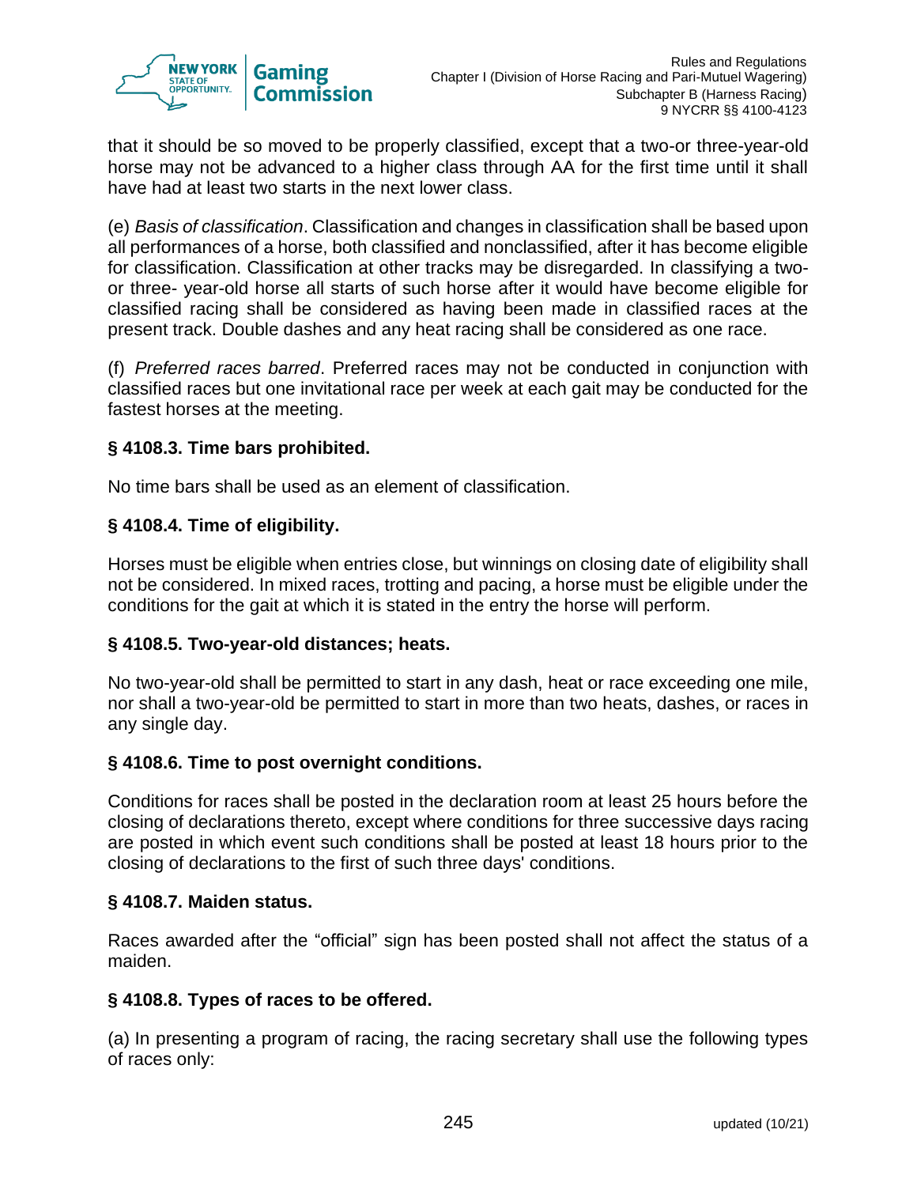that it should be so moved to be properly classified, except that a two-or three-year-old horse may not be advanced to a higher class through AA for the first time until it shall have had at least two starts in the next lower class.

(e) *Basis of classification*. Classification and changes in classification shall be based upon all performances of a horse, both classified and nonclassified, after it has become eligible for classification. Classification at other tracks may be disregarded. In classifying a two- or three- year-old horse all starts of such horse after it would have become eligible for classified racing shall be considered as having been made in classified races at the present track. Double dashes and any heat racing shall be considered as one race.

(f) *Preferred races barred*. Preferred races may not be conducted in conjunction with classified races but one invitational race per week at each gait may be conducted for the fastest horses at the meeting.

### § 4108.3. Time bars prohibited.

No time bars shall be used as an element of classification.

### § 4108.4. Time of eligibility.

Horses must be eligible when entries close, but winnings on closing date of eligibility shall not be considered. In mixed races, trotting and pacing, a horse must be eligible under the conditions for the gait at which it is stated in the entry the horse will perform.

### § 4108.5. Two-year-old distances; heats.

No two-year-old shall be permitted to start in any dash, heat or race exceeding one mile, nor shall a two-year-old be permitted to start in more than two heats, dashes, or races in any single day.

### § 4108.6. Time to post overnight conditions.

Conditions for races shall be posted in the declaration room at least 25 hours before the closing of declarations thereto, except where conditions for three successive days racing are posted in which event such conditions shall be posted at least 18 hours prior to the closing of declarations to the first of such three days' conditions.

### § 4108.7. Maiden status.

Races awarded after the “official” sign has been posted shall not affect the status of a maiden.

### § 4108.8. Types of races to be offered.

(a) In presenting a program of racing, the racing secretary shall use the following types of races only: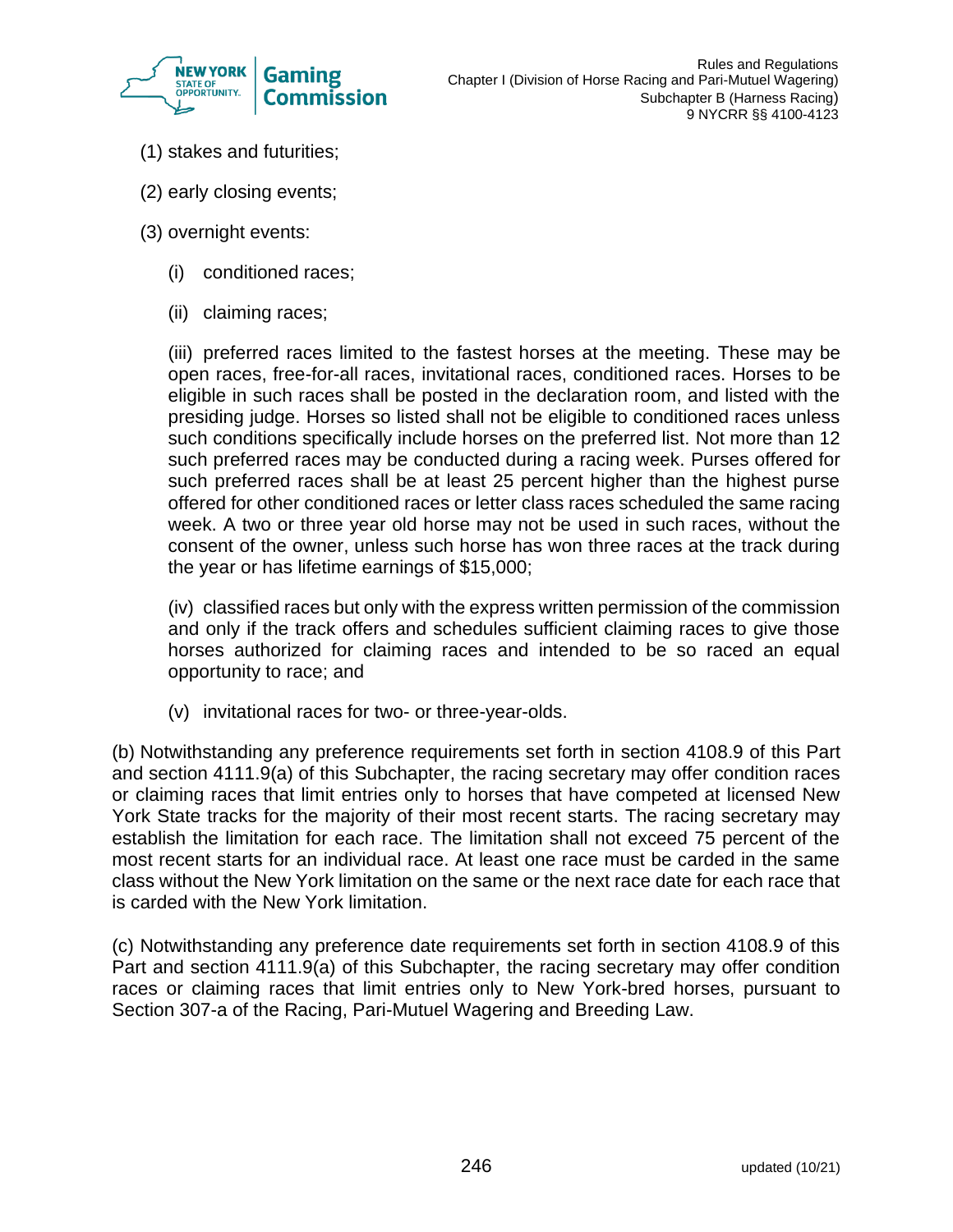(1) stakes and futurities;

(2) early closing events;

(3) overnight events:

(i) conditioned races;

(ii) claiming races;

(iii) preferred races limited to the fastest horses at the meeting. These may be open races, free-for-all races, invitational races, conditioned races. Horses to be eligible in such races shall be posted in the declaration room, and listed with the presiding judge. Horses so listed shall not be eligible to conditioned races unless such conditions specifically include horses on the preferred list. Not more than 12 such preferred races may be conducted during a racing week. Purses offered for such preferred races shall be at least 25 percent higher than the highest purse offered for other conditioned races or letter class races scheduled the same racing week. A two or three year old horse may not be used in such races, without the consent of the owner, unless such horse has won three races at the track during the year or has lifetime earnings of $15,000;

(iv) classified races but only with the express written permission of the commission and only if the track offers and schedules sufficient claiming races to give those horses authorized for claiming races and intended to be so raced an equal opportunity to race; and

(v) invitational races for two- or three-year-olds.

(b) Notwithstanding any preference requirements set forth in section 4108.9 of this Part and section 4111.9(a) of this Subchapter, the racing secretary may offer condition races or claiming races that limit entries only to horses that have competed at licensed New York State tracks for the majority of their most recent starts. The racing secretary may establish the limitation for each race. The limitation shall not exceed 75 percent of the most recent starts for an individual race. At least one race must be carded in the same class without the New York limitation on the same or the next race date for each race that is carded with the New York limitation.

(c) Notwithstanding any preference date requirements set forth in section 4108.9 of this Part and section 4111.9(a) of this Subchapter, the racing secretary may offer condition races or claiming races that limit entries only to New York-bred horses, pursuant to Section 307-a of the Racing, Pari-Mutuel Wagering and Breeding Law.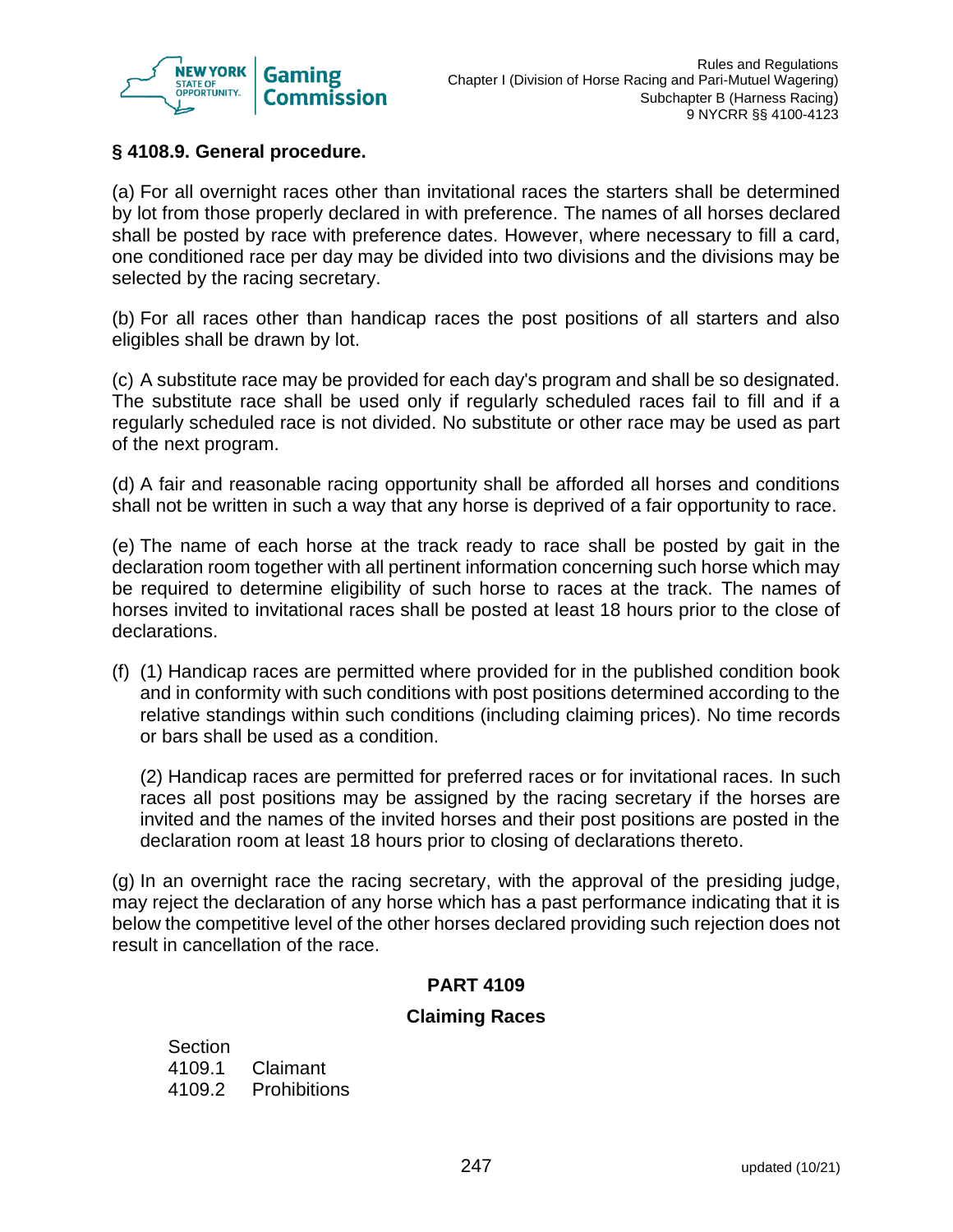### § 4108.9. General procedure.

(a) For all overnight races other than invitational races the starters shall be determined by lot from those properly declared in with preference. The names of all horses declared shall be posted by race with preference dates. However, where necessary to fill a card, one conditioned race per day may be divided into two divisions and the divisions may be selected by the racing secretary.

(b) For all races other than handicap races the post positions of all starters and also eligibles shall be drawn by lot.

(c) A substitute race may be provided for each day's program and shall be so designated. The substitute race shall be used only if regularly scheduled races fail to fill and if a regularly scheduled race is not divided. No substitute or other race may be used as part of the next program.

(d) A fair and reasonable racing opportunity shall be afforded all horses and conditions shall not be written in such a way that any horse is deprived of a fair opportunity to race.

(e) The name of each horse at the track ready to race shall be posted by gait in the declaration room together with all pertinent information concerning such horse which may be required to determine eligibility of such horse to races at the track. The names of horses invited to invitational races shall be posted at least 18 hours prior to the close of declarations.

(f) (1) Handicap races are permitted where provided for in the published condition book and in conformity with such conditions with post positions determined according to the relative standings within such conditions (including claiming prices). No time records or bars shall be used as a condition.

(2) Handicap races are permitted for preferred races or for invitational races. In such races all post positions may be assigned by the racing secretary if the horses are invited and the names of the invited horses and their post positions are posted in the declaration room at least 18 hours prior to closing of declarations thereto.

(g) In an overnight race the racing secretary, with the approval of the presiding judge, may reject the declaration of any horse which has a past performance indicating that it is below the competitive level of the other horses declared providing such rejection does not result in cancellation of the race.

## PART 4109

## Claiming Races

Section
4109.1 Claimant
4109.2 Prohibitions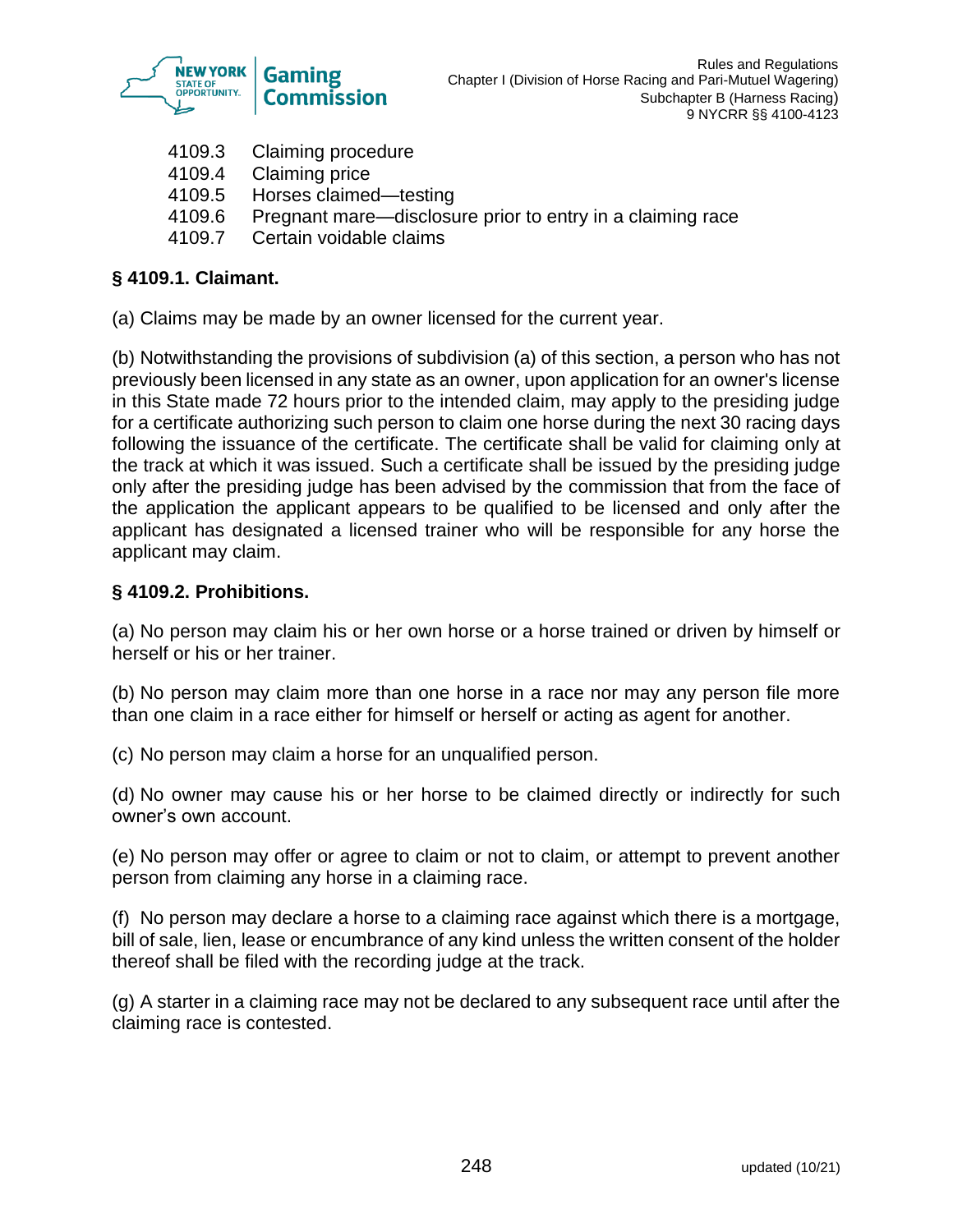4109.3 Claiming procedure
4109.4 Claiming price
4109.5 Horses claimed—testing
4109.6 Pregnant mare—disclosure prior to entry in a claiming race
4109.7 Certain voidable claims

### § 4109.1. Claimant.

(a) Claims may be made by an owner licensed for the current year.

(b) Notwithstanding the provisions of subdivision (a) of this section, a person who has not previously been licensed in any state as an owner, upon application for an owner's license in this State made 72 hours prior to the intended claim, may apply to the presiding judge for a certificate authorizing such person to claim one horse during the next 30 racing days following the issuance of the certificate. The certificate shall be valid for claiming only at the track at which it was issued. Such a certificate shall be issued by the presiding judge only after the presiding judge has been advised by the commission that from the face of the application the applicant appears to be qualified to be licensed and only after the applicant has designated a licensed trainer who will be responsible for any horse the applicant may claim.

### § 4109.2. Prohibitions.

(a) No person may claim his or her own horse or a horse trained or driven by himself or herself or his or her trainer.

(b) No person may claim more than one horse in a race nor may any person file more than one claim in a race either for himself or herself or acting as agent for another.

(c) No person may claim a horse for an unqualified person.

(d) No owner may cause his or her horse to be claimed directly or indirectly for such owner's own account.

(e) No person may offer or agree to claim or not to claim, or attempt to prevent another person from claiming any horse in a claiming race.

(f) No person may declare a horse to a claiming race against which there is a mortgage, bill of sale, lien, lease or encumbrance of any kind unless the written consent of the holder thereof shall be filed with the recording judge at the track.

(g) A starter in a claiming race may not be declared to any subsequent race until after the claiming race is contested.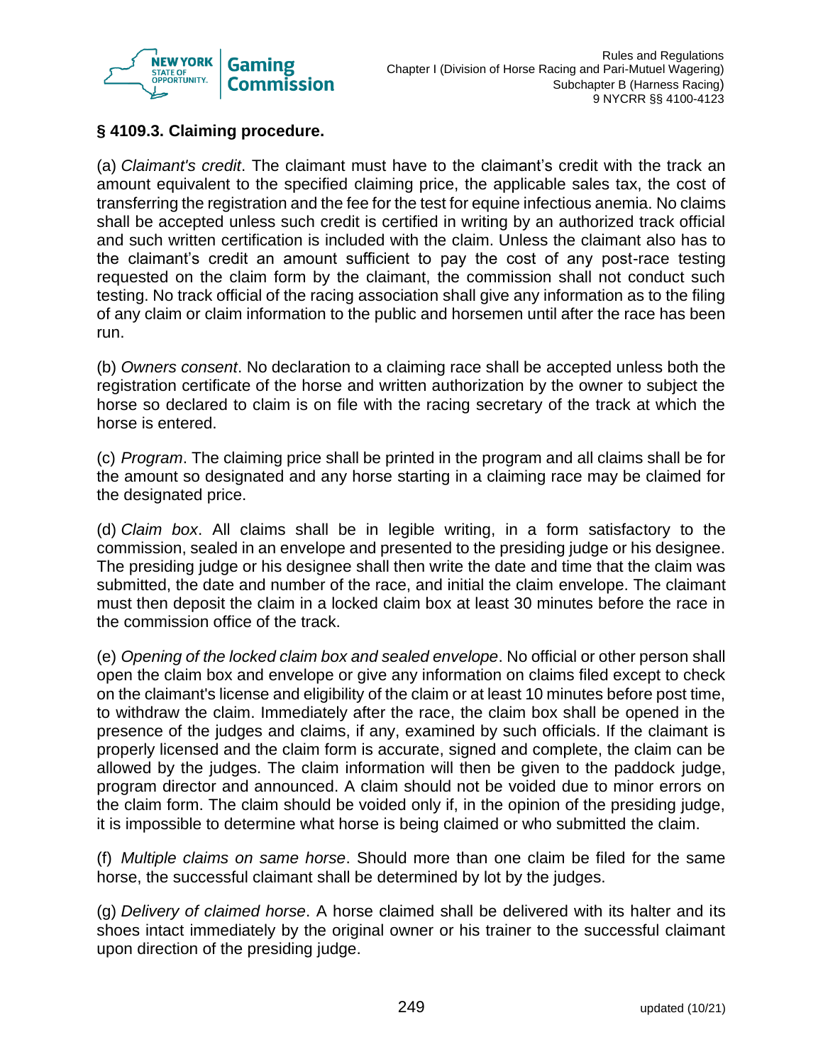### § 4109.3. Claiming procedure.

(a) *Claimant's credit*. The claimant must have to the claimant's credit with the track an amount equivalent to the specified claiming price, the applicable sales tax, the cost of transferring the registration and the fee for the test for equine infectious anemia. No claims shall be accepted unless such credit is certified in writing by an authorized track official and such written certification is included with the claim. Unless the claimant also has to the claimant's credit an amount sufficient to pay the cost of any post-race testing requested on the claim form by the claimant, the commission shall not conduct such testing. No track official of the racing association shall give any information as to the filing of any claim or claim information to the public and horsemen until after the race has been run.

(b) *Owners consent*. No declaration to a claiming race shall be accepted unless both the registration certificate of the horse and written authorization by the owner to subject the horse so declared to claim is on file with the racing secretary of the track at which the horse is entered.

(c) *Program*. The claiming price shall be printed in the program and all claims shall be for the amount so designated and any horse starting in a claiming race may be claimed for the designated price.

(d) *Claim box*. All claims shall be in legible writing, in a form satisfactory to the commission, sealed in an envelope and presented to the presiding judge or his designee. The presiding judge or his designee shall then write the date and time that the claim was submitted, the date and number of the race, and initial the claim envelope. The claimant must then deposit the claim in a locked claim box at least 30 minutes before the race in the commission office of the track.

(e) *Opening of the locked claim box and sealed envelope*. No official or other person shall open the claim box and envelope or give any information on claims filed except to check on the claimant's license and eligibility of the claim or at least 10 minutes before post time, to withdraw the claim. Immediately after the race, the claim box shall be opened in the presence of the judges and claims, if any, examined by such officials. If the claimant is properly licensed and the claim form is accurate, signed and complete, the claim can be allowed by the judges. The claim information will then be given to the paddock judge, program director and announced. A claim should not be voided due to minor errors on the claim form. The claim should be voided only if, in the opinion of the presiding judge, it is impossible to determine what horse is being claimed or who submitted the claim.

(f) *Multiple claims on same horse*. Should more than one claim be filed for the same horse, the successful claimant shall be determined by lot by the judges.

(g) *Delivery of claimed horse*. A horse claimed shall be delivered with its halter and its shoes intact immediately by the original owner or his trainer to the successful claimant upon direction of the presiding judge.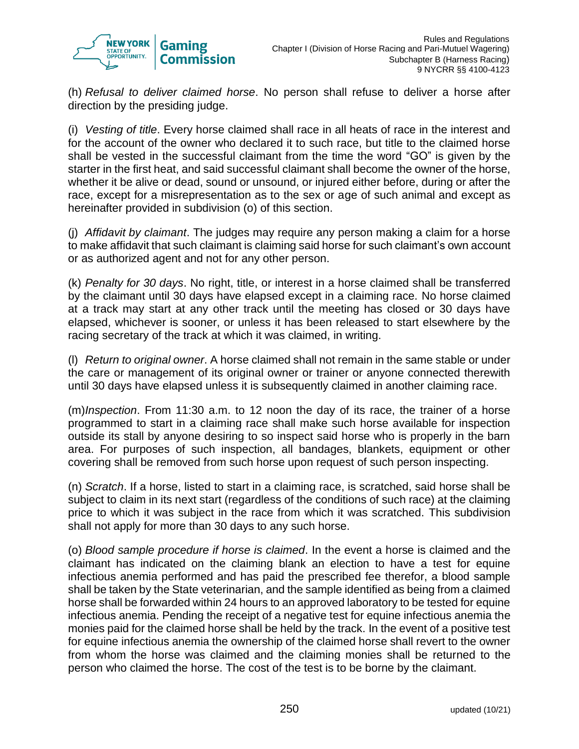(h) *Refusal to deliver claimed horse*. No person shall refuse to deliver a horse after direction by the presiding judge.

(i) *Vesting of title*. Every horse claimed shall race in all heats of race in the interest and for the account of the owner who declared it to such race, but title to the claimed horse shall be vested in the successful claimant from the time the word "GO" is given by the starter in the first heat, and said successful claimant shall become the owner of the horse, whether it be alive or dead, sound or unsound, or injured either before, during or after the race, except for a misrepresentation as to the sex or age of such animal and except as hereinafter provided in subdivision (o) of this section.

(j) *Affidavit by claimant*. The judges may require any person making a claim for a horse to make affidavit that such claimant is claiming said horse for such claimant's own account or as authorized agent and not for any other person.

(k) *Penalty for 30 days*. No right, title, or interest in a horse claimed shall be transferred by the claimant until 30 days have elapsed except in a claiming race. No horse claimed at a track may start at any other track until the meeting has closed or 30 days have elapsed, whichever is sooner, or unless it has been released to start elsewhere by the racing secretary of the track at which it was claimed, in writing.

(l) *Return to original owner*. A horse claimed shall not remain in the same stable or under the care or management of its original owner or trainer or anyone connected therewith until 30 days have elapsed unless it is subsequently claimed in another claiming race.

(m) *Inspection*. From 11:30 a.m. to 12 noon the day of its race, the trainer of a horse programmed to start in a claiming race shall make such horse available for inspection outside its stall by anyone desiring to so inspect said horse who is properly in the barn area. For purposes of such inspection, all bandages, blankets, equipment or other covering shall be removed from such horse upon request of such person inspecting.

(n) *Scratch*. If a horse, listed to start in a claiming race, is scratched, said horse shall be subject to claim in its next start (regardless of the conditions of such race) at the claiming price to which it was subject in the race from which it was scratched. This subdivision shall not apply for more than 30 days to any such horse.

(o) *Blood sample procedure if horse is claimed*. In the event a horse is claimed and the claimant has indicated on the claiming blank an election to have a test for equine infectious anemia performed and has paid the prescribed fee therefor, a blood sample shall be taken by the State veterinarian, and the sample identified as being from a claimed horse shall be forwarded within 24 hours to an approved laboratory to be tested for equine infectious anemia. Pending the receipt of a negative test for equine infectious anemia the monies paid for the claimed horse shall be held by the track. In the event of a positive test for equine infectious anemia the ownership of the claimed horse shall revert to the owner from whom the horse was claimed and the claiming monies shall be returned to the person who claimed the horse. The cost of the test is to be borne by the claimant.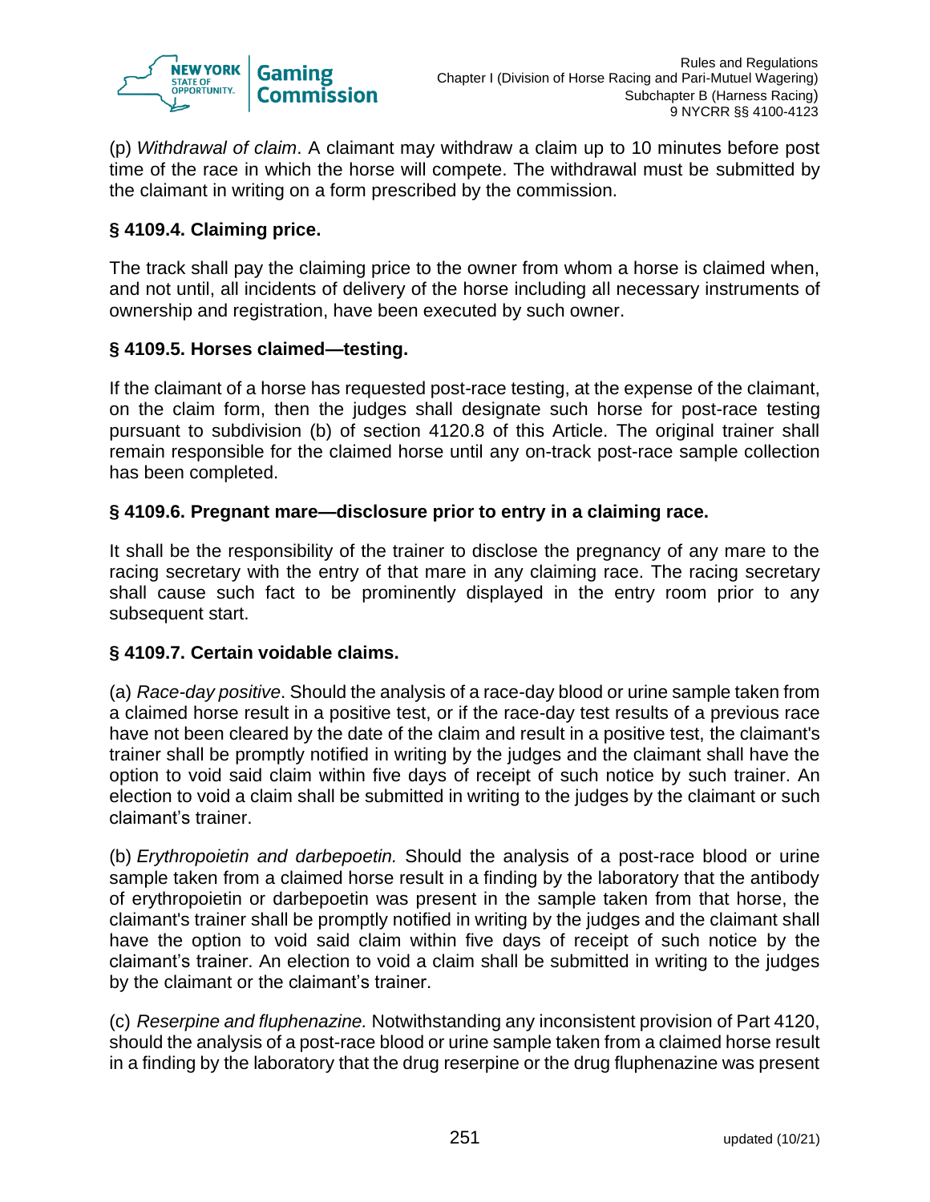(p) *Withdrawal of claim*. A claimant may withdraw a claim up to 10 minutes before post time of the race in which the horse will compete. The withdrawal must be submitted by the claimant in writing on a form prescribed by the commission.

### § 4109.4. Claiming price.

The track shall pay the claiming price to the owner from whom a horse is claimed when, and not until, all incidents of delivery of the horse including all necessary instruments of ownership and registration, have been executed by such owner.

### § 4109.5. Horses claimed—testing.

If the claimant of a horse has requested post-race testing, at the expense of the claimant, on the claim form, then the judges shall designate such horse for post-race testing pursuant to subdivision (b) of section 4120.8 of this Article. The original trainer shall remain responsible for the claimed horse until any on-track post-race sample collection has been completed.

### § 4109.6. Pregnant mare—disclosure prior to entry in a claiming race.

It shall be the responsibility of the trainer to disclose the pregnancy of any mare to the racing secretary with the entry of that mare in any claiming race. The racing secretary shall cause such fact to be prominently displayed in the entry room prior to any subsequent start.

### § 4109.7. Certain voidable claims.

(a) *Race-day positive*. Should the analysis of a race-day blood or urine sample taken from a claimed horse result in a positive test, or if the race-day test results of a previous race have not been cleared by the date of the claim and result in a positive test, the claimant's trainer shall be promptly notified in writing by the judges and the claimant shall have the option to void said claim within five days of receipt of such notice by such trainer. An election to void a claim shall be submitted in writing to the judges by the claimant or such claimant's trainer.

(b) *Erythropoietin and darbepoetin.* Should the analysis of a post-race blood or urine sample taken from a claimed horse result in a finding by the laboratory that the antibody of erythropoietin or darbepoetin was present in the sample taken from that horse, the claimant's trainer shall be promptly notified in writing by the judges and the claimant shall have the option to void said claim within five days of receipt of such notice by the claimant's trainer. An election to void a claim shall be submitted in writing to the judges by the claimant or the claimant's trainer.

(c) *Reserpine and fluphenazine.* Notwithstanding any inconsistent provision of Part 4120, should the analysis of a post-race blood or urine sample taken from a claimed horse result in a finding by the laboratory that the drug reserpine or the drug fluphenazine was present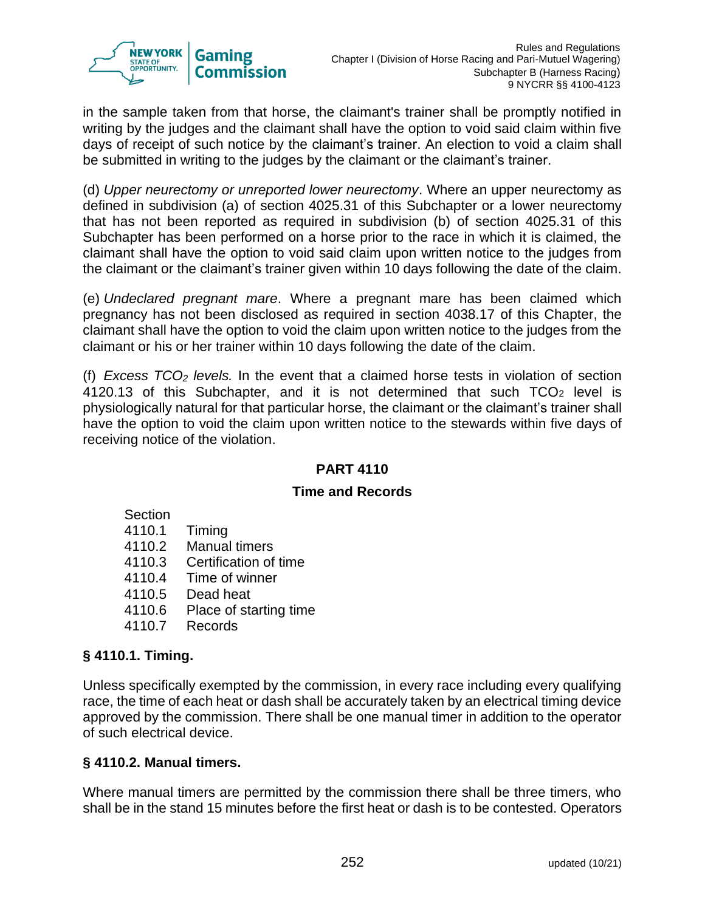in the sample taken from that horse, the claimant's trainer shall be promptly notified in writing by the judges and the claimant shall have the option to void said claim within five days of receipt of such notice by the claimant's trainer. An election to void a claim shall be submitted in writing to the judges by the claimant or the claimant's trainer.

(d) *Upper neurectomy or unreported lower neurectomy*. Where an upper neurectomy as defined in subdivision (a) of section 4025.31 of this Subchapter or a lower neurectomy that has not been reported as required in subdivision (b) of section 4025.31 of this Subchapter has been performed on a horse prior to the race in which it is claimed, the claimant shall have the option to void said claim upon written notice to the judges from the claimant or the claimant's trainer given within 10 days following the date of the claim.

(e) *Undeclared pregnant mare*. Where a pregnant mare has been claimed which pregnancy has not been disclosed as required in section 4038.17 of this Chapter, the claimant shall have the option to void the claim upon written notice to the judges from the claimant or his or her trainer within 10 days following the date of the claim.

(f) *Excess $TCO_2$ levels.* In the event that a claimed horse tests in violation of section 4120.13 of this Subchapter, and it is not determined that such $TCO_2$ level is physiologically natural for that particular horse, the claimant or the claimant's trainer shall have the option to void the claim upon written notice to the stewards within five days of receiving notice of the violation.

## PART 4110

## Time and Records

Section
4110.1 Timing
4110.2 Manual timers
4110.3 Certification of time
4110.4 Time of winner
4110.5 Dead heat
4110.6 Place of starting time
4110.7 Records

### § 4110.1. Timing.

Unless specifically exempted by the commission, in every race including every qualifying race, the time of each heat or dash shall be accurately taken by an electrical timing device approved by the commission. There shall be one manual timer in addition to the operator of such electrical device.

### § 4110.2. Manual timers.

Where manual timers are permitted by the commission there shall be three timers, who shall be in the stand 15 minutes before the first heat or dash is to be contested. Operators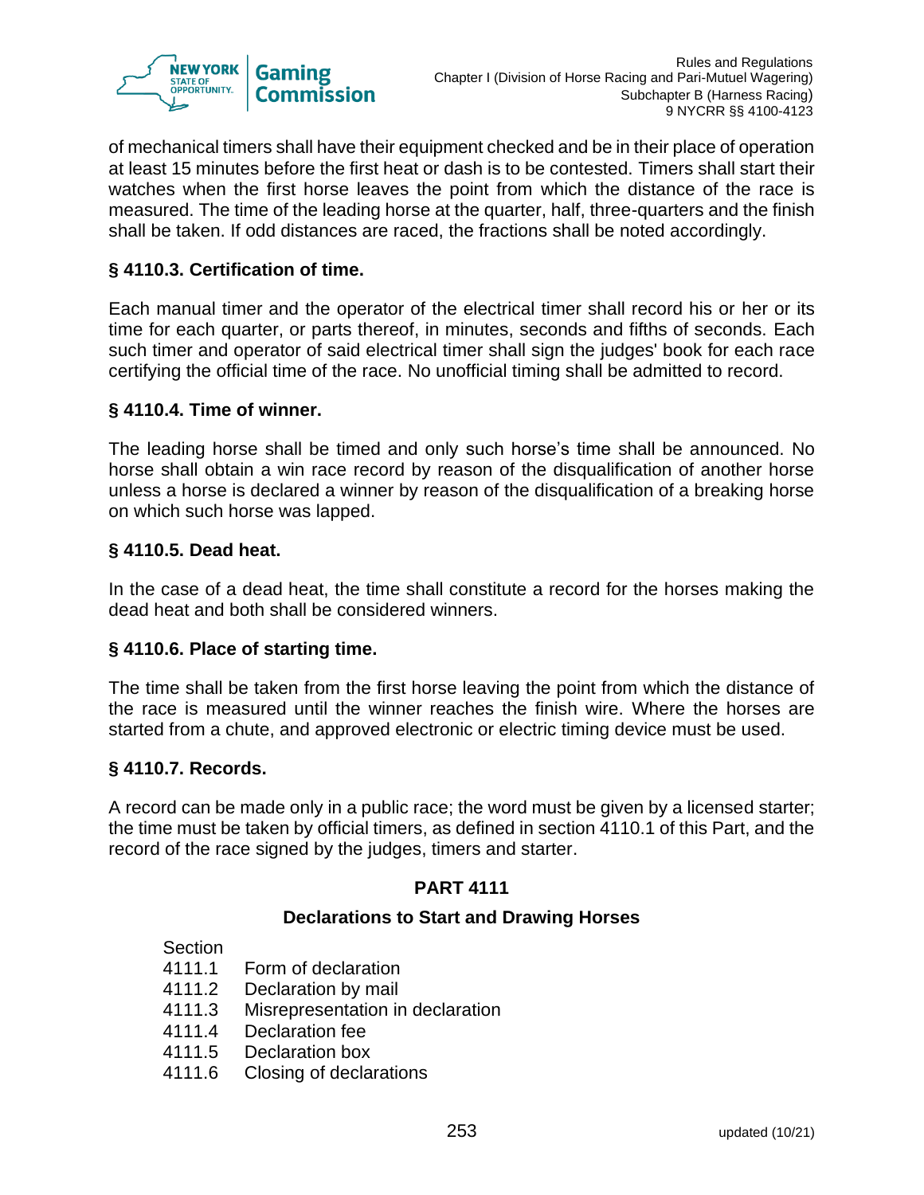of mechanical timers shall have their equipment checked and be in their place of operation at least 15 minutes before the first heat or dash is to be contested. Timers shall start their watches when the first horse leaves the point from which the distance of the race is measured. The time of the leading horse at the quarter, half, three-quarters and the finish shall be taken. If odd distances are raced, the fractions shall be noted accordingly.

### § 4110.3. Certification of time.

Each manual timer and the operator of the electrical timer shall record his or her or its time for each quarter, or parts thereof, in minutes, seconds and fifths of seconds. Each such timer and operator of said electrical timer shall sign the judges' book for each race certifying the official time of the race. No unofficial timing shall be admitted to record.

### § 4110.4. Time of winner.

The leading horse shall be timed and only such horse's time shall be announced. No horse shall obtain a win race record by reason of the disqualification of another horse unless a horse is declared a winner by reason of the disqualification of a breaking horse on which such horse was lapped.

### § 4110.5. Dead heat.

In the case of a dead heat, the time shall constitute a record for the horses making the dead heat and both shall be considered winners.

### § 4110.6. Place of starting time.

The time shall be taken from the first horse leaving the point from which the distance of the race is measured until the winner reaches the finish wire. Where the horses are started from a chute, and approved electronic or electric timing device must be used.

### § 4110.7. Records.

A record can be made only in a public race; the word must be given by a licensed starter; the time must be taken by official timers, as defined in section 4110.1 of this Part, and the record of the race signed by the judges, timers and starter.

## PART 4111

## Declarations to Start and Drawing Horses

Section
4111.1 Form of declaration
4111.2 Declaration by mail
4111.3 Misrepresentation in declaration
4111.4 Declaration fee
4111.5 Declaration box
4111.6 Closing of declarations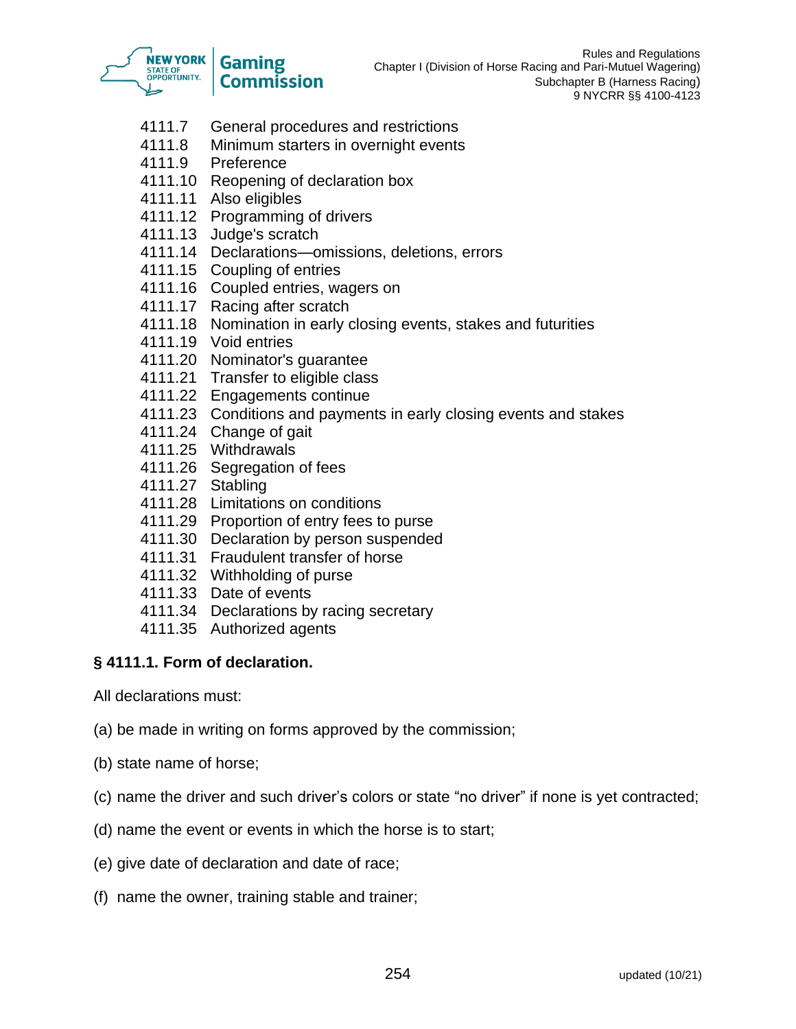4111.7 General procedures and restrictions
4111.8 Minimum starters in overnight events
4111.9 Preference
4111.10 Reopening of declaration box
4111.11 Also eligibles
4111.12 Programming of drivers
4111.13 Judge's scratch
4111.14 Declarations—omissions, deletions, errors
4111.15 Coupling of entries
4111.16 Coupled entries, wagers on
4111.17 Racing after scratch
4111.18 Nomination in early closing events, stakes and futurities
4111.19 Void entries
4111.20 Nominator's guarantee
4111.21 Transfer to eligible class
4111.22 Engagements continue
4111.23 Conditions and payments in early closing events and stakes
4111.24 Change of gait
4111.25 Withdrawals
4111.26 Segregation of fees
4111.27 Stabling
4111.28 Limitations on conditions
4111.29 Proportion of entry fees to purse
4111.30 Declaration by person suspended
4111.31 Fraudulent transfer of horse
4111.32 Withholding of purse
4111.33 Date of events
4111.34 Declarations by racing secretary
4111.35 Authorized agents

### § 4111.1. Form of declaration.

All declarations must:

(a) be made in writing on forms approved by the commission;

(b) state name of horse;

(c) name the driver and such driver's colors or state "no driver" if none is yet contracted;

(d) name the event or events in which the horse is to start;

(e) give date of declaration and date of race;

(f) name the owner, training stable and trainer;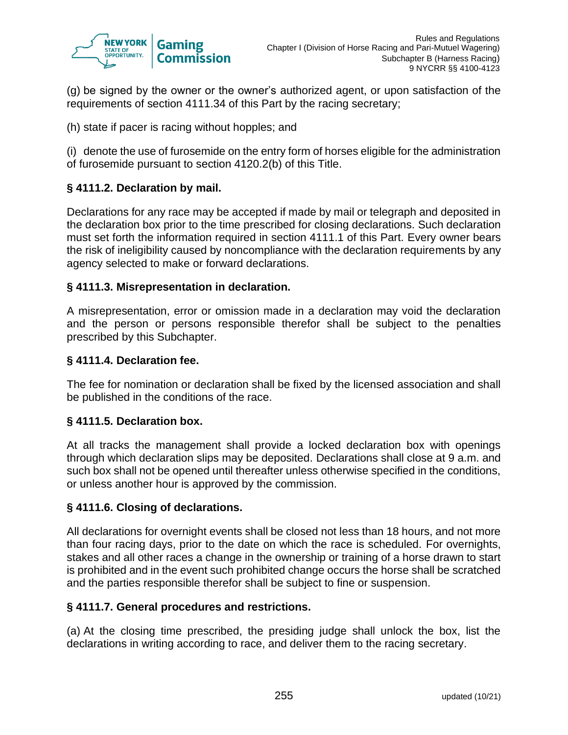(g) be signed by the owner or the owner's authorized agent, or upon satisfaction of the requirements of section 4111.34 of this Part by the racing secretary;

(h) state if pacer is racing without hopples; and

(i) denote the use of furosemide on the entry form of horses eligible for the administration of furosemide pursuant to section 4120.2(b) of this Title.

### § 4111.2. Declaration by mail.

Declarations for any race may be accepted if made by mail or telegraph and deposited in the declaration box prior to the time prescribed for closing declarations. Such declaration must set forth the information required in section 4111.1 of this Part. Every owner bears the risk of ineligibility caused by noncompliance with the declaration requirements by any agency selected to make or forward declarations.

### § 4111.3. Misrepresentation in declaration.

A misrepresentation, error or omission made in a declaration may void the declaration and the person or persons responsible therefor shall be subject to the penalties prescribed by this Subchapter.

### § 4111.4. Declaration fee.

The fee for nomination or declaration shall be fixed by the licensed association and shall be published in the conditions of the race.

### § 4111.5. Declaration box.

At all tracks the management shall provide a locked declaration box with openings through which declaration slips may be deposited. Declarations shall close at 9 a.m. and such box shall not be opened until thereafter unless otherwise specified in the conditions, or unless another hour is approved by the commission.

### § 4111.6. Closing of declarations.

All declarations for overnight events shall be closed not less than 18 hours, and not more than four racing days, prior to the date on which the race is scheduled. For overnights, stakes and all other races a change in the ownership or training of a horse drawn to start is prohibited and in the event such prohibited change occurs the horse shall be scratched and the parties responsible therefor shall be subject to fine or suspension.

### § 4111.7. General procedures and restrictions.

(a) At the closing time prescribed, the presiding judge shall unlock the box, list the declarations in writing according to race, and deliver them to the racing secretary.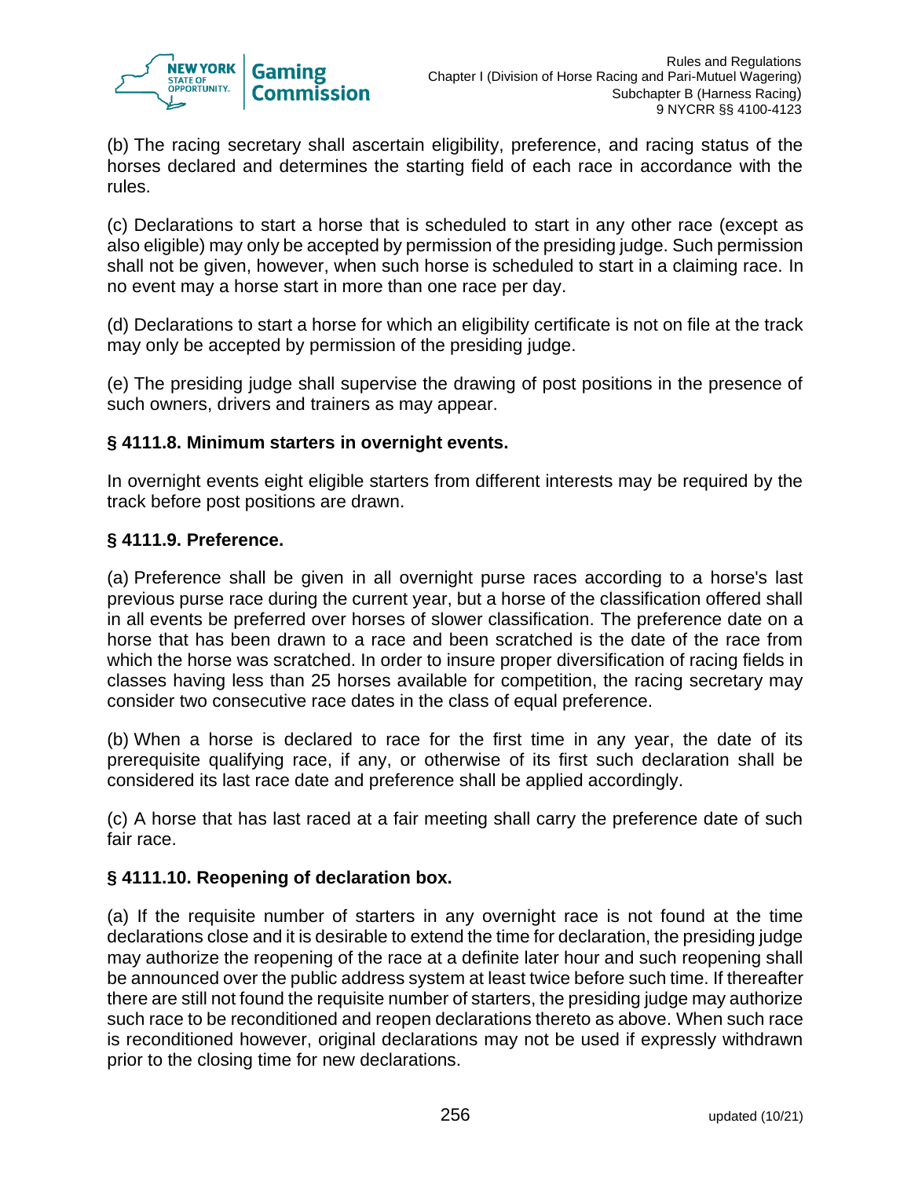(b) The racing secretary shall ascertain eligibility, preference, and racing status of the horses declared and determines the starting field of each race in accordance with the rules.

(c) Declarations to start a horse that is scheduled to start in any other race (except as also eligible) may only be accepted by permission of the presiding judge. Such permission shall not be given, however, when such horse is scheduled to start in a claiming race. In no event may a horse start in more than one race per day.

(d) Declarations to start a horse for which an eligibility certificate is not on file at the track may only be accepted by permission of the presiding judge.

(e) The presiding judge shall supervise the drawing of post positions in the presence of such owners, drivers and trainers as may appear.

### § 4111.8. Minimum starters in overnight events.

In overnight events eight eligible starters from different interests may be required by the track before post positions are drawn.

### § 4111.9. Preference.

(a) Preference shall be given in all overnight purse races according to a horse's last previous purse race during the current year, but a horse of the classification offered shall in all events be preferred over horses of slower classification. The preference date on a horse that has been drawn to a race and been scratched is the date of the race from which the horse was scratched. In order to insure proper diversification of racing fields in classes having less than 25 horses available for competition, the racing secretary may consider two consecutive race dates in the class of equal preference.

(b) When a horse is declared to race for the first time in any year, the date of its prerequisite qualifying race, if any, or otherwise of its first such declaration shall be considered its last race date and preference shall be applied accordingly.

(c) A horse that has last raced at a fair meeting shall carry the preference date of such fair race.

### § 4111.10. Reopening of declaration box.

(a) If the requisite number of starters in any overnight race is not found at the time declarations close and it is desirable to extend the time for declaration, the presiding judge may authorize the reopening of the race at a definite later hour and such reopening shall be announced over the public address system at least twice before such time. If thereafter there are still not found the requisite number of starters, the presiding judge may authorize such race to be reconditioned and reopen declarations thereto as above. When such race is reconditioned however, original declarations may not be used if expressly withdrawn prior to the closing time for new declarations.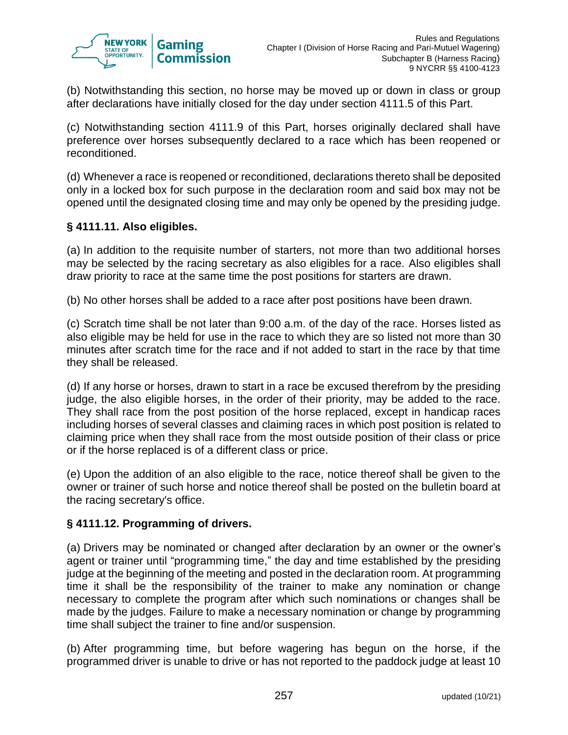(b) Notwithstanding this section, no horse may be moved up or down in class or group after declarations have initially closed for the day under section 4111.5 of this Part.

(c) Notwithstanding section 4111.9 of this Part, horses originally declared shall have preference over horses subsequently declared to a race which has been reopened or reconditioned.

(d) Whenever a race is reopened or reconditioned, declarations thereto shall be deposited only in a locked box for such purpose in the declaration room and said box may not be opened until the designated closing time and may only be opened by the presiding judge.

### § 4111.11. Also eligibles.

(a) In addition to the requisite number of starters, not more than two additional horses may be selected by the racing secretary as also eligibles for a race. Also eligibles shall draw priority to race at the same time the post positions for starters are drawn.

(b) No other horses shall be added to a race after post positions have been drawn.

(c) Scratch time shall be not later than 9:00 a.m. of the day of the race. Horses listed as also eligible may be held for use in the race to which they are so listed not more than 30 minutes after scratch time for the race and if not added to start in the race by that time they shall be released.

(d) If any horse or horses, drawn to start in a race be excused therefrom by the presiding judge, the also eligible horses, in the order of their priority, may be added to the race. They shall race from the post position of the horse replaced, except in handicap races including horses of several classes and claiming races in which post position is related to claiming price when they shall race from the most outside position of their class or price or if the horse replaced is of a different class or price.

(e) Upon the addition of an also eligible to the race, notice thereof shall be given to the owner or trainer of such horse and notice thereof shall be posted on the bulletin board at the racing secretary's office.

### § 4111.12. Programming of drivers.

(a) Drivers may be nominated or changed after declaration by an owner or the owner's agent or trainer until "programming time," the day and time established by the presiding judge at the beginning of the meeting and posted in the declaration room. At programming time it shall be the responsibility of the trainer to make any nomination or change necessary to complete the program after which such nominations or changes shall be made by the judges. Failure to make a necessary nomination or change by programming time shall subject the trainer to fine and/or suspension.

(b) After programming time, but before wagering has begun on the horse, if the programmed driver is unable to drive or has not reported to the paddock judge at least 10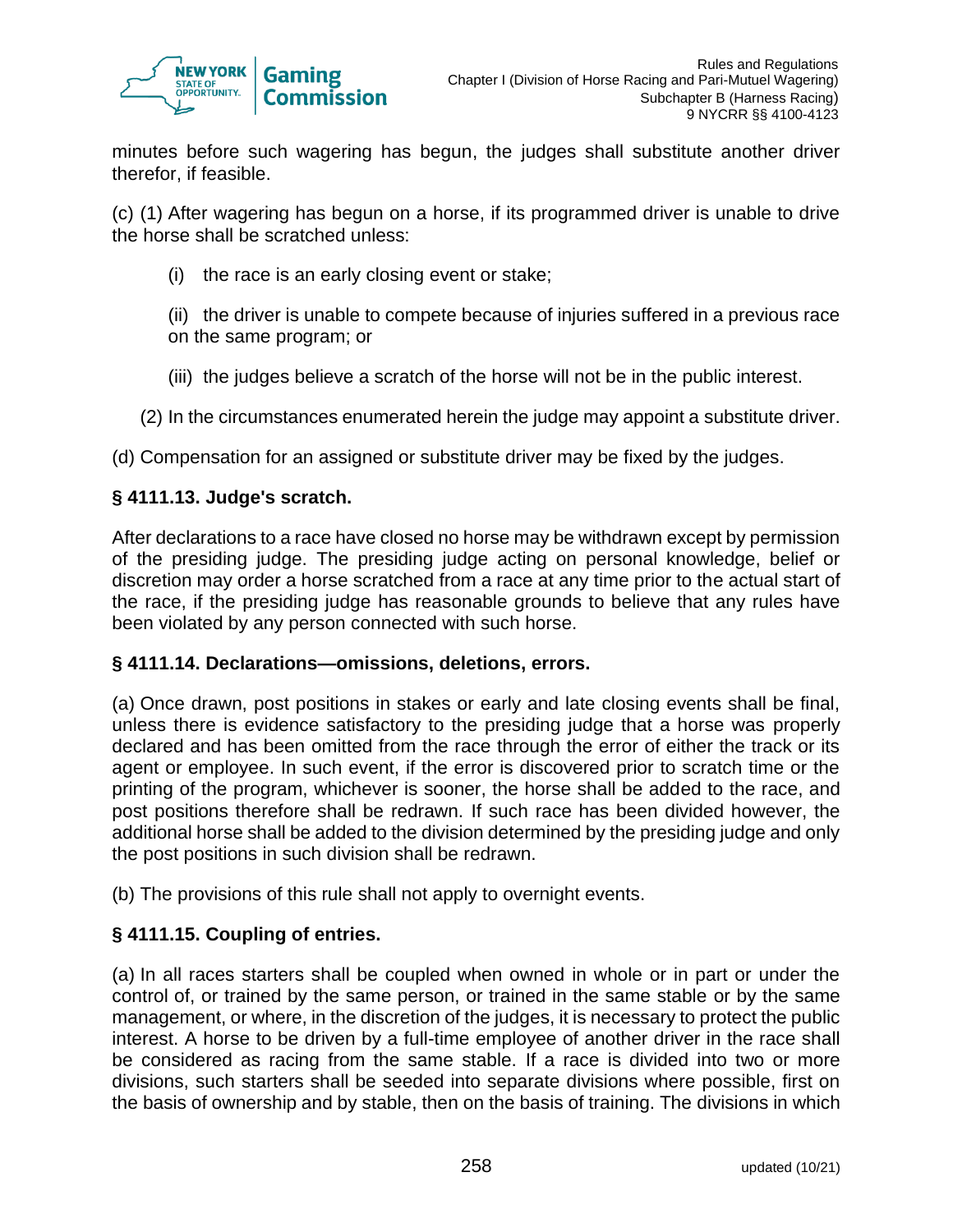minutes before such wagering has begun, the judges shall substitute another driver therefor, if feasible.

(c) (1) After wagering has begun on a horse, if its programmed driver is unable to drive the horse shall be scratched unless:

(i) the race is an early closing event or stake;

(ii) the driver is unable to compete because of injuries suffered in a previous race on the same program; or

(iii) the judges believe a scratch of the horse will not be in the public interest.

(2) In the circumstances enumerated herein the judge may appoint a substitute driver.

(d) Compensation for an assigned or substitute driver may be fixed by the judges.

**§ 4111.13. Judge's scratch.**

After declarations to a race have closed no horse may be withdrawn except by permission of the presiding judge. The presiding judge acting on personal knowledge, belief or discretion may order a horse scratched from a race at any time prior to the actual start of the race, if the presiding judge has reasonable grounds to believe that any rules have been violated by any person connected with such horse.

**§ 4111.14. Declarations—omissions, deletions, errors.**

(a) Once drawn, post positions in stakes or early and late closing events shall be final, unless there is evidence satisfactory to the presiding judge that a horse was properly declared and has been omitted from the race through the error of either the track or its agent or employee. In such event, if the error is discovered prior to scratch time or the printing of the program, whichever is sooner, the horse shall be added to the race, and post positions therefore shall be redrawn. If such race has been divided however, the additional horse shall be added to the division determined by the presiding judge and only the post positions in such division shall be redrawn.

(b) The provisions of this rule shall not apply to overnight events.

**§ 4111.15. Coupling of entries.**

(a) In all races starters shall be coupled when owned in whole or in part or under the control of, or trained by the same person, or trained in the same stable or by the same management, or where, in the discretion of the judges, it is necessary to protect the public interest. A horse to be driven by a full-time employee of another driver in the race shall be considered as racing from the same stable. If a race is divided into two or more divisions, such starters shall be seeded into separate divisions where possible, first on the basis of ownership and by stable, then on the basis of training. The divisions in which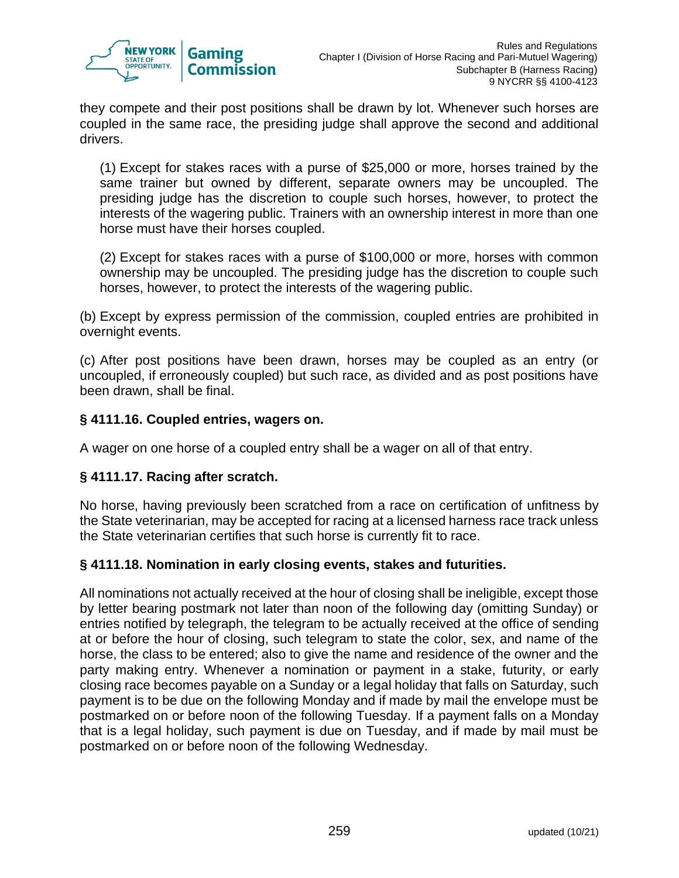they compete and their post positions shall be drawn by lot. Whenever such horses are coupled in the same race, the presiding judge shall approve the second and additional drivers.

(1) Except for stakes races with a purse of $25,000 or more, horses trained by the same trainer but owned by different, separate owners may be uncoupled. The presiding judge has the discretion to couple such horses, however, to protect the interests of the wagering public. Trainers with an ownership interest in more than one horse must have their horses coupled.

(2) Except for stakes races with a purse of $100,000 or more, horses with common ownership may be uncoupled. The presiding judge has the discretion to couple such horses, however, to protect the interests of the wagering public.

(b) Except by express permission of the commission, coupled entries are prohibited in overnight events.

(c) After post positions have been drawn, horses may be coupled as an entry (or uncoupled, if erroneously coupled) but such race, as divided and as post positions have been drawn, shall be final.

### § 4111.16. Coupled entries, wagers on.

A wager on one horse of a coupled entry shall be a wager on all of that entry.

### § 4111.17. Racing after scratch.

No horse, having previously been scratched from a race on certification of unfitness by the State veterinarian, may be accepted for racing at a licensed harness race track unless the State veterinarian certifies that such horse is currently fit to race.

### § 4111.18. Nomination in early closing events, stakes and futurities.

All nominations not actually received at the hour of closing shall be ineligible, except those by letter bearing postmark not later than noon of the following day (omitting Sunday) or entries notified by telegraph, the telegram to be actually received at the office of sending at or before the hour of closing, such telegram to state the color, sex, and name of the horse, the class to be entered; also to give the name and residence of the owner and the party making entry. Whenever a nomination or payment in a stake, futurity, or early closing race becomes payable on a Sunday or a legal holiday that falls on Saturday, such payment is to be due on the following Monday and if made by mail the envelope must be postmarked on or before noon of the following Tuesday. If a payment falls on a Monday that is a legal holiday, such payment is due on Tuesday, and if made by mail must be postmarked on or before noon of the following Wednesday.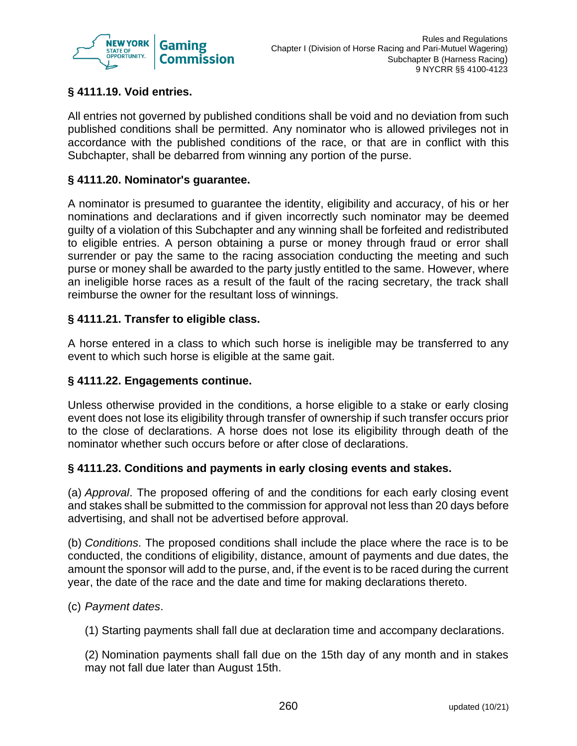### § 4111.19. Void entries.

All entries not governed by published conditions shall be void and no deviation from such published conditions shall be permitted. Any nominator who is allowed privileges not in accordance with the published conditions of the race, or that are in conflict with this Subchapter, shall be debarred from winning any portion of the purse.

### § 4111.20. Nominator's guarantee.

A nominator is presumed to guarantee the identity, eligibility and accuracy, of his or her nominations and declarations and if given incorrectly such nominator may be deemed guilty of a violation of this Subchapter and any winning shall be forfeited and redistributed to eligible entries. A person obtaining a purse or money through fraud or error shall surrender or pay the same to the racing association conducting the meeting and such purse or money shall be awarded to the party justly entitled to the same. However, where an ineligible horse races as a result of the fault of the racing secretary, the track shall reimburse the owner for the resultant loss of winnings.

### § 4111.21. Transfer to eligible class.

A horse entered in a class to which such horse is ineligible may be transferred to any event to which such horse is eligible at the same gait.

### § 4111.22. Engagements continue.

Unless otherwise provided in the conditions, a horse eligible to a stake or early closing event does not lose its eligibility through transfer of ownership if such transfer occurs prior to the close of declarations. A horse does not lose its eligibility through death of the nominator whether such occurs before or after close of declarations.

### § 4111.23. Conditions and payments in early closing events and stakes.

(a) *Approval*. The proposed offering of and the conditions for each early closing event and stakes shall be submitted to the commission for approval not less than 20 days before advertising, and shall not be advertised before approval.

(b) *Conditions*. The proposed conditions shall include the place where the race is to be conducted, the conditions of eligibility, distance, amount of payments and due dates, the amount the sponsor will add to the purse, and, if the event is to be raced during the current year, the date of the race and the date and time for making declarations thereto.

(c) *Payment dates*.

(1) Starting payments shall fall due at declaration time and accompany declarations.

(2) Nomination payments shall fall due on the 15th day of any month and in stakes may not fall due later than August 15th.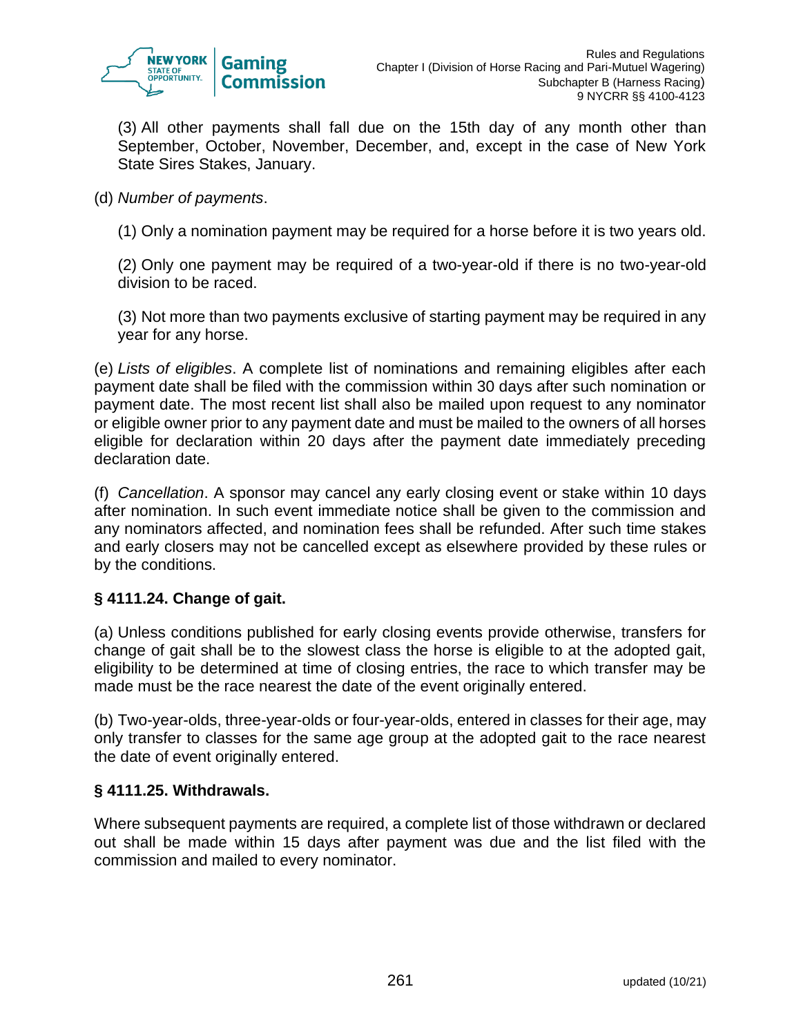(3) All other payments shall fall due on the 15th day of any month other than September, October, November, December, and, except in the case of New York State Sires Stakes, January.

(d) *Number of payments*.

(1) Only a nomination payment may be required for a horse before it is two years old.

(2) Only one payment may be required of a two-year-old if there is no two-year-old division to be raced.

(3) Not more than two payments exclusive of starting payment may be required in any year for any horse.

(e) *Lists of eligibles*. A complete list of nominations and remaining eligibles after each payment date shall be filed with the commission within 30 days after such nomination or payment date. The most recent list shall also be mailed upon request to any nominator or eligible owner prior to any payment date and must be mailed to the owners of all horses eligible for declaration within 20 days after the payment date immediately preceding declaration date.

(f) *Cancellation*. A sponsor may cancel any early closing event or stake within 10 days after nomination. In such event immediate notice shall be given to the commission and any nominators affected, and nomination fees shall be refunded. After such time stakes and early closers may not be cancelled except as elsewhere provided by these rules or by the conditions.

### § 4111.24. Change of gait.

(a) Unless conditions published for early closing events provide otherwise, transfers for change of gait shall be to the slowest class the horse is eligible to at the adopted gait, eligibility to be determined at time of closing entries, the race to which transfer may be made must be the race nearest the date of the event originally entered.

(b) Two-year-olds, three-year-olds or four-year-olds, entered in classes for their age, may only transfer to classes for the same age group at the adopted gait to the race nearest the date of event originally entered.

### § 4111.25. Withdrawals.

Where subsequent payments are required, a complete list of those withdrawn or declared out shall be made within 15 days after payment was due and the list filed with the commission and mailed to every nominator.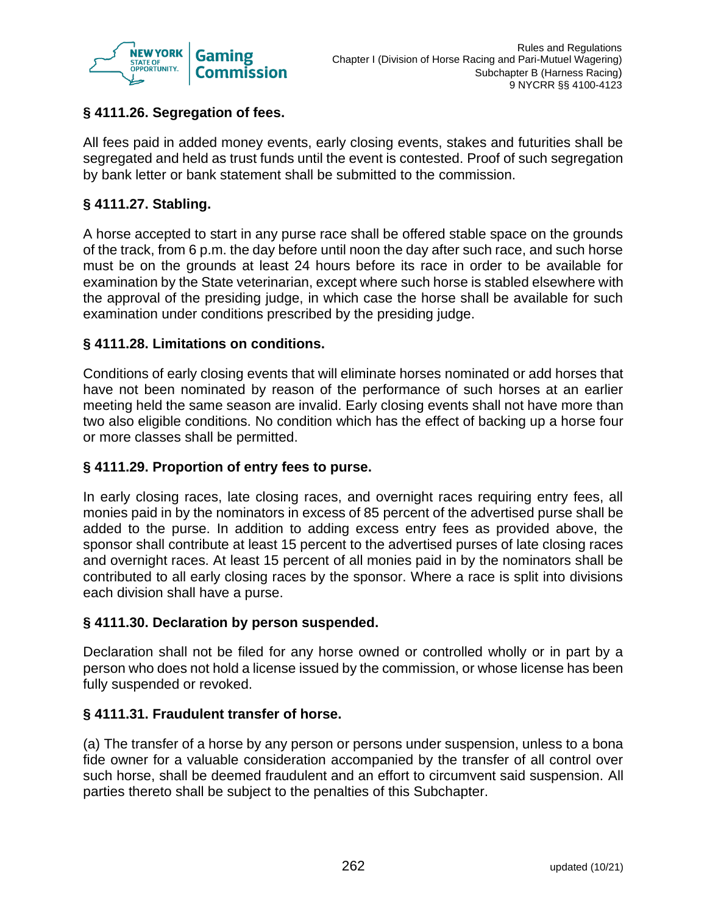### § 4111.26. Segregation of fees.

All fees paid in added money events, early closing events, stakes and futurities shall be segregated and held as trust funds until the event is contested. Proof of such segregation by bank letter or bank statement shall be submitted to the commission.

### § 4111.27. Stabling.

A horse accepted to start in any purse race shall be offered stable space on the grounds of the track, from 6 p.m. the day before until noon the day after such race, and such horse must be on the grounds at least 24 hours before its race in order to be available for examination by the State veterinarian, except where such horse is stabled elsewhere with the approval of the presiding judge, in which case the horse shall be available for such examination under conditions prescribed by the presiding judge.

### § 4111.28. Limitations on conditions.

Conditions of early closing events that will eliminate horses nominated or add horses that have not been nominated by reason of the performance of such horses at an earlier meeting held the same season are invalid. Early closing events shall not have more than two also eligible conditions. No condition which has the effect of backing up a horse four or more classes shall be permitted.

### § 4111.29. Proportion of entry fees to purse.

In early closing races, late closing races, and overnight races requiring entry fees, all monies paid in by the nominators in excess of 85 percent of the advertised purse shall be added to the purse. In addition to adding excess entry fees as provided above, the sponsor shall contribute at least 15 percent to the advertised purses of late closing races and overnight races. At least 15 percent of all monies paid in by the nominators shall be contributed to all early closing races by the sponsor. Where a race is split into divisions each division shall have a purse.

### § 4111.30. Declaration by person suspended.

Declaration shall not be filed for any horse owned or controlled wholly or in part by a person who does not hold a license issued by the commission, or whose license has been fully suspended or revoked.

### § 4111.31. Fraudulent transfer of horse.

(a) The transfer of a horse by any person or persons under suspension, unless to a bona fide owner for a valuable consideration accompanied by the transfer of all control over such horse, shall be deemed fraudulent and an effort to circumvent said suspension. All parties thereto shall be subject to the penalties of this Subchapter.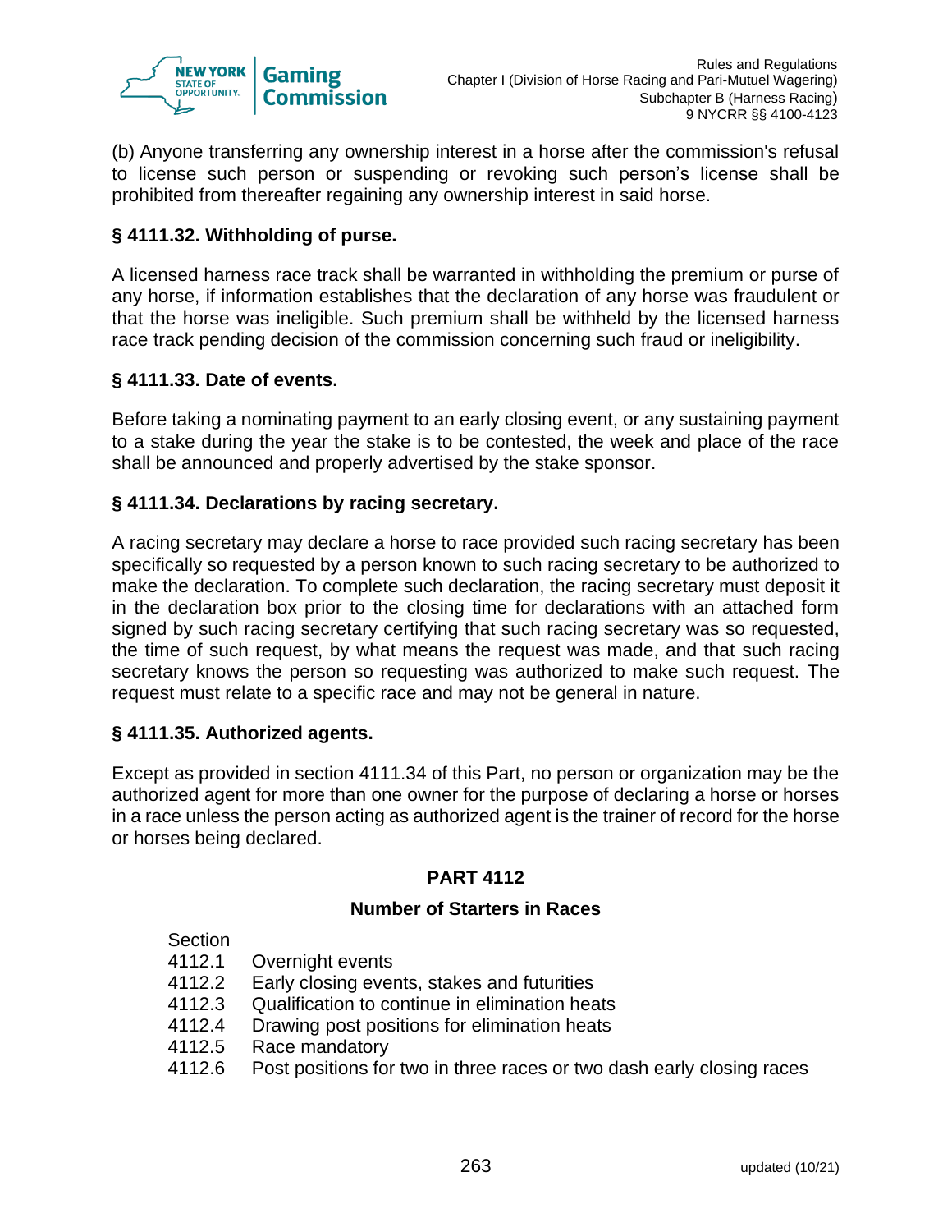(b) Anyone transferring any ownership interest in a horse after the commission's refusal to license such person or suspending or revoking such person's license shall be prohibited from thereafter regaining any ownership interest in said horse.

### § 4111.32. Withholding of purse.

A licensed harness race track shall be warranted in withholding the premium or purse of any horse, if information establishes that the declaration of any horse was fraudulent or that the horse was ineligible. Such premium shall be withheld by the licensed harness race track pending decision of the commission concerning such fraud or ineligibility.

### § 4111.33. Date of events.

Before taking a nominating payment to an early closing event, or any sustaining payment to a stake during the year the stake is to be contested, the week and place of the race shall be announced and properly advertised by the stake sponsor.

### § 4111.34. Declarations by racing secretary.

A racing secretary may declare a horse to race provided such racing secretary has been specifically so requested by a person known to such racing secretary to be authorized to make the declaration. To complete such declaration, the racing secretary must deposit it in the declaration box prior to the closing time for declarations with an attached form signed by such racing secretary certifying that such racing secretary was so requested, the time of such request, by what means the request was made, and that such racing secretary knows the person so requesting was authorized to make such request. The request must relate to a specific race and may not be general in nature.

### § 4111.35. Authorized agents.

Except as provided in section 4111.34 of this Part, no person or organization may be the authorized agent for more than one owner for the purpose of declaring a horse or horses in a race unless the person acting as authorized agent is the trainer of record for the horse or horses being declared.

## PART 4112

## Number of Starters in Races

Section
4112.1 Overnight events
4112.2 Early closing events, stakes and futurities
4112.3 Qualification to continue in elimination heats
4112.4 Drawing post positions for elimination heats
4112.5 Race mandatory
4112.6 Post positions for two in three races or two dash early closing races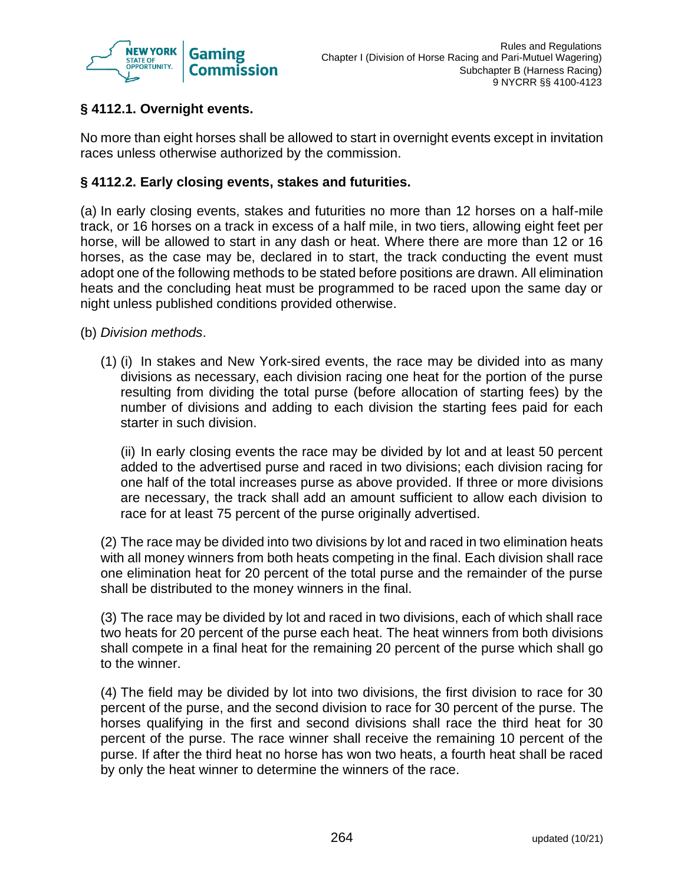### § 4112.1. Overnight events.

No more than eight horses shall be allowed to start in overnight events except in invitation races unless otherwise authorized by the commission.

### § 4112.2. Early closing events, stakes and futurities.

(a) In early closing events, stakes and futurities no more than 12 horses on a half-mile track, or 16 horses on a track in excess of a half mile, in two tiers, allowing eight feet per horse, will be allowed to start in any dash or heat. Where there are more than 12 or 16 horses, as the case may be, declared in to start, the track conducting the event must adopt one of the following methods to be stated before positions are drawn. All elimination heats and the concluding heat must be programmed to be raced upon the same day or night unless published conditions provided otherwise.

(b) *Division methods*.

(1) (i) In stakes and New York-sired events, the race may be divided into as many divisions as necessary, each division racing one heat for the portion of the purse resulting from dividing the total purse (before allocation of starting fees) by the number of divisions and adding to each division the starting fees paid for each starter in such division.

(ii) In early closing events the race may be divided by lot and at least 50 percent added to the advertised purse and raced in two divisions; each division racing for one half of the total increases purse as above provided. If three or more divisions are necessary, the track shall add an amount sufficient to allow each division to race for at least 75 percent of the purse originally advertised.

(2) The race may be divided into two divisions by lot and raced in two elimination heats with all money winners from both heats competing in the final. Each division shall race one elimination heat for 20 percent of the total purse and the remainder of the purse shall be distributed to the money winners in the final.

(3) The race may be divided by lot and raced in two divisions, each of which shall race two heats for 20 percent of the purse each heat. The heat winners from both divisions shall compete in a final heat for the remaining 20 percent of the purse which shall go to the winner.

(4) The field may be divided by lot into two divisions, the first division to race for 30 percent of the purse, and the second division to race for 30 percent of the purse. The horses qualifying in the first and second divisions shall race the third heat for 30 percent of the purse. The race winner shall receive the remaining 10 percent of the purse. If after the third heat no horse has won two heats, a fourth heat shall be raced by only the heat winner to determine the winners of the race.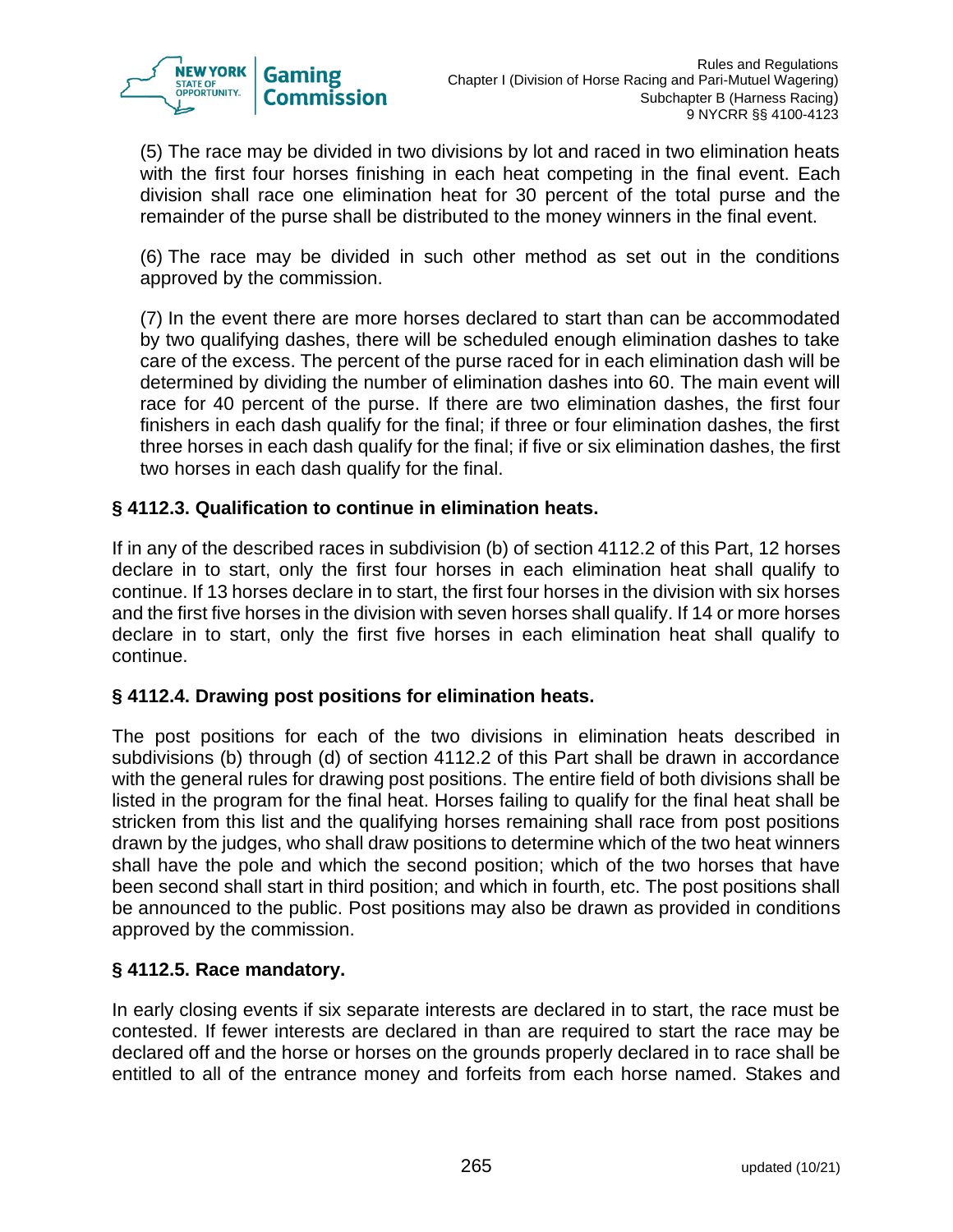(5) The race may be divided in two divisions by lot and raced in two elimination heats with the first four horses finishing in each heat competing in the final event. Each division shall race one elimination heat for 30 percent of the total purse and the remainder of the purse shall be distributed to the money winners in the final event.

(6) The race may be divided in such other method as set out in the conditions approved by the commission.

(7) In the event there are more horses declared to start than can be accommodated by two qualifying dashes, there will be scheduled enough elimination dashes to take care of the excess. The percent of the purse raced for in each elimination dash will be determined by dividing the number of elimination dashes into 60. The main event will race for 40 percent of the purse. If there are two elimination dashes, the first four finishers in each dash qualify for the final; if three or four elimination dashes, the first three horses in each dash qualify for the final; if five or six elimination dashes, the first two horses in each dash qualify for the final.

### § 4112.3. Qualification to continue in elimination heats.

If in any of the described races in subdivision (b) of section 4112.2 of this Part, 12 horses declare in to start, only the first four horses in each elimination heat shall qualify to continue. If 13 horses declare in to start, the first four horses in the division with six horses and the first five horses in the division with seven horses shall qualify. If 14 or more horses declare in to start, only the first five horses in each elimination heat shall qualify to continue.

### § 4112.4. Drawing post positions for elimination heats.

The post positions for each of the two divisions in elimination heats described in subdivisions (b) through (d) of section 4112.2 of this Part shall be drawn in accordance with the general rules for drawing post positions. The entire field of both divisions shall be listed in the program for the final heat. Horses failing to qualify for the final heat shall be stricken from this list and the qualifying horses remaining shall race from post positions drawn by the judges, who shall draw positions to determine which of the two heat winners shall have the pole and which the second position; which of the two horses that have been second shall start in third position; and which in fourth, etc. The post positions shall be announced to the public. Post positions may also be drawn as provided in conditions approved by the commission.

### § 4112.5. Race mandatory.

In early closing events if six separate interests are declared in to start, the race must be contested. If fewer interests are declared in than are required to start the race may be declared off and the horse or horses on the grounds properly declared in to race shall be entitled to all of the entrance money and forfeits from each horse named. Stakes and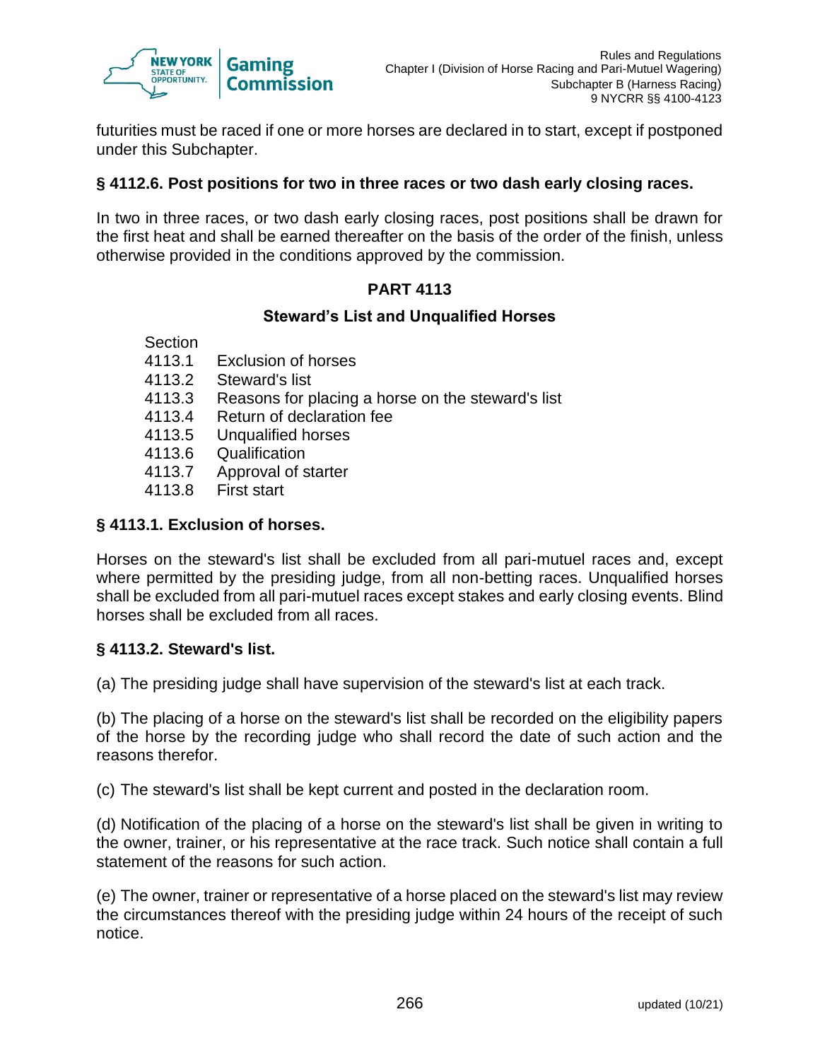futurities must be raced if one or more horses are declared in to start, except if postponed under this Subchapter.

### § 4112.6. Post positions for two in three races or two dash early closing races.

In two in three races, or two dash early closing races, post positions shall be drawn for the first heat and shall be earned thereafter on the basis of the order of the finish, unless otherwise provided in the conditions approved by the commission.

## PART 4113

## Steward's List and Unqualified Horses

Section
4113.1 Exclusion of horses
4113.2 Steward's list
4113.3 Reasons for placing a horse on the steward's list
4113.4 Return of declaration fee
4113.5 Unqualified horses
4113.6 Qualification
4113.7 Approval of starter
4113.8 First start

### § 4113.1. Exclusion of horses.

Horses on the steward's list shall be excluded from all pari-mutuel races and, except where permitted by the presiding judge, from all non-betting races. Unqualified horses shall be excluded from all pari-mutuel races except stakes and early closing events. Blind horses shall be excluded from all races.

### § 4113.2. Steward's list.

(a) The presiding judge shall have supervision of the steward's list at each track.

(b) The placing of a horse on the steward's list shall be recorded on the eligibility papers of the horse by the recording judge who shall record the date of such action and the reasons therefor.

(c) The steward's list shall be kept current and posted in the declaration room.

(d) Notification of the placing of a horse on the steward's list shall be given in writing to the owner, trainer, or his representative at the race track. Such notice shall contain a full statement of the reasons for such action.

(e) The owner, trainer or representative of a horse placed on the steward's list may review the circumstances thereof with the presiding judge within 24 hours of the receipt of such notice.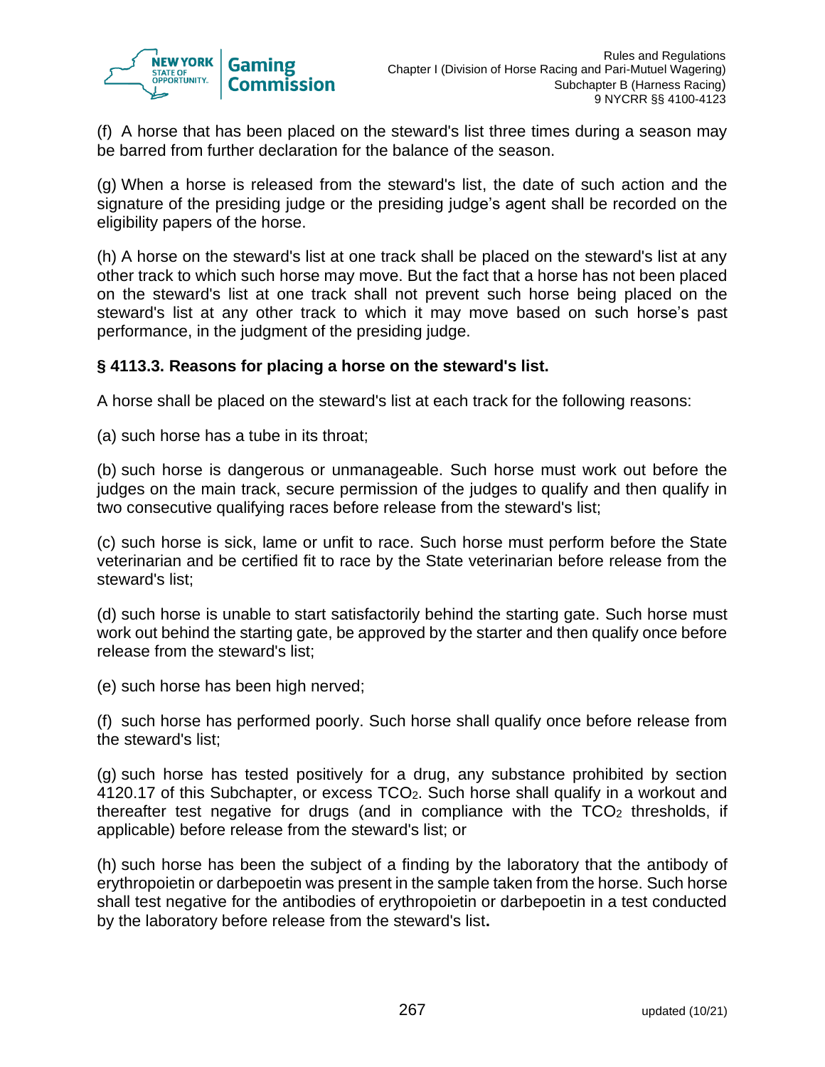(f) A horse that has been placed on the steward's list three times during a season may be barred from further declaration for the balance of the season.

(g) When a horse is released from the steward's list, the date of such action and the signature of the presiding judge or the presiding judge's agent shall be recorded on the eligibility papers of the horse.

(h) A horse on the steward's list at one track shall be placed on the steward's list at any other track to which such horse may move. But the fact that a horse has not been placed on the steward's list at one track shall not prevent such horse being placed on the steward's list at any other track to which it may move based on such horse's past performance, in the judgment of the presiding judge.

**§ 4113.3. Reasons for placing a horse on the steward's list.**

A horse shall be placed on the steward's list at each track for the following reasons:

(a) such horse has a tube in its throat;

(b) such horse is dangerous or unmanageable. Such horse must work out before the judges on the main track, secure permission of the judges to qualify and then qualify in two consecutive qualifying races before release from the steward's list;

(c) such horse is sick, lame or unfit to race. Such horse must perform before the State veterinarian and be certified fit to race by the State veterinarian before release from the steward's list;

(d) such horse is unable to start satisfactorily behind the starting gate. Such horse must work out behind the starting gate, be approved by the starter and then qualify once before release from the steward's list;

(e) such horse has been high nerved;

(f) such horse has performed poorly. Such horse shall qualify once before release from the steward's list;

(g) such horse has tested positively for a drug, any substance prohibited by section 4120.17 of this Subchapter, or excess $TCO_2$. Such horse shall qualify in a workout and thereafter test negative for drugs (and in compliance with the $TCO_2$ thresholds, if applicable) before release from the steward's list; or

(h) such horse has been the subject of a finding by the laboratory that the antibody of erythropoietin or darbepoetin was present in the sample taken from the horse. Such horse shall test negative for the antibodies of erythropoietin or darbepoetin in a test conducted by the laboratory before release from the steward's list.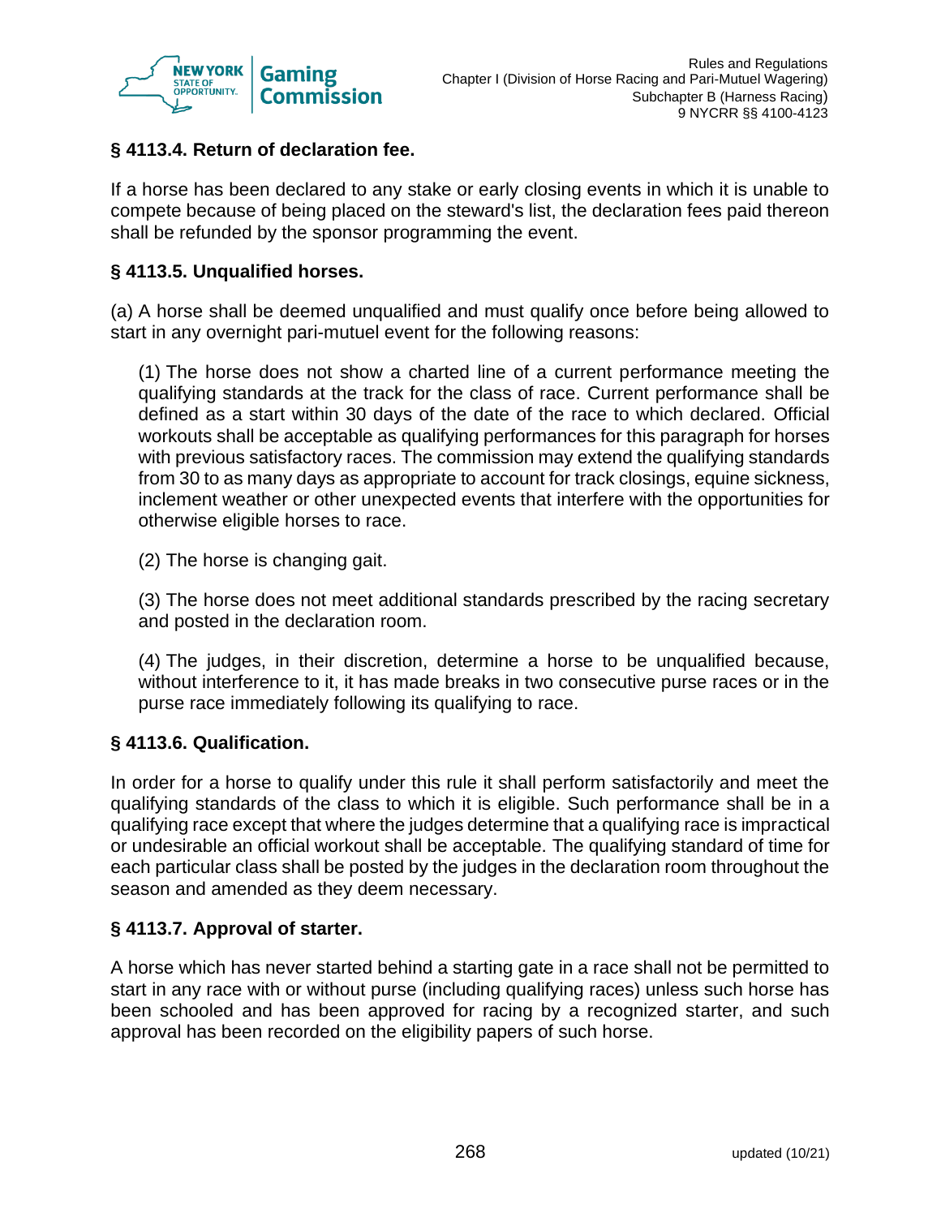### § 4113.4. Return of declaration fee.

If a horse has been declared to any stake or early closing events in which it is unable to compete because of being placed on the steward's list, the declaration fees paid thereon shall be refunded by the sponsor programming the event.

### § 4113.5. Unqualified horses.

(a) A horse shall be deemed unqualified and must qualify once before being allowed to start in any overnight pari-mutuel event for the following reasons:

(1) The horse does not show a charted line of a current performance meeting the qualifying standards at the track for the class of race. Current performance shall be defined as a start within 30 days of the date of the race to which declared. Official workouts shall be acceptable as qualifying performances for this paragraph for horses with previous satisfactory races. The commission may extend the qualifying standards from 30 to as many days as appropriate to account for track closings, equine sickness, inclement weather or other unexpected events that interfere with the opportunities for otherwise eligible horses to race.

(2) The horse is changing gait.

(3) The horse does not meet additional standards prescribed by the racing secretary and posted in the declaration room.

(4) The judges, in their discretion, determine a horse to be unqualified because, without interference to it, it has made breaks in two consecutive purse races or in the purse race immediately following its qualifying to race.

### § 4113.6. Qualification.

In order for a horse to qualify under this rule it shall perform satisfactorily and meet the qualifying standards of the class to which it is eligible. Such performance shall be in a qualifying race except that where the judges determine that a qualifying race is impractical or undesirable an official workout shall be acceptable. The qualifying standard of time for each particular class shall be posted by the judges in the declaration room throughout the season and amended as they deem necessary.

### § 4113.7. Approval of starter.

A horse which has never started behind a starting gate in a race shall not be permitted to start in any race with or without purse (including qualifying races) unless such horse has been schooled and has been approved for racing by a recognized starter, and such approval has been recorded on the eligibility papers of such horse.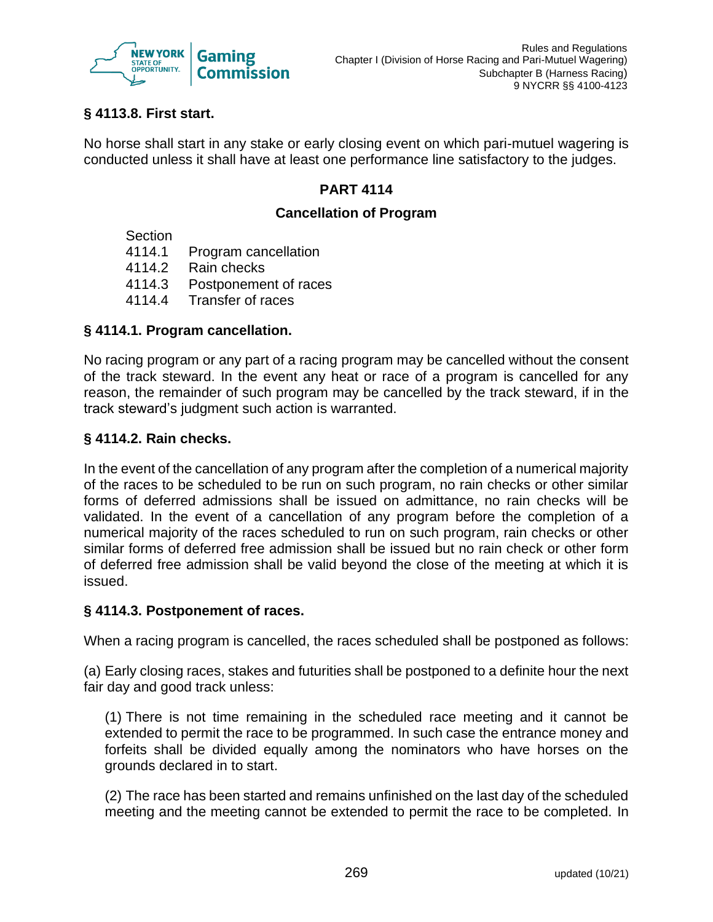### § 4113.8. First start.

No horse shall start in any stake or early closing event on which pari-mutuel wagering is conducted unless it shall have at least one performance line satisfactory to the judges.

## PART 4114

### Cancellation of Program

Section
4114.1 Program cancellation
4114.2 Rain checks
4114.3 Postponement of races
4114.4 Transfer of races

### § 4114.1. Program cancellation.

No racing program or any part of a racing program may be cancelled without the consent of the track steward. In the event any heat or race of a program is cancelled for any reason, the remainder of such program may be cancelled by the track steward, if in the track steward's judgment such action is warranted.

### § 4114.2. Rain checks.

In the event of the cancellation of any program after the completion of a numerical majority of the races to be scheduled to be run on such program, no rain checks or other similar forms of deferred admissions shall be issued on admittance, no rain checks will be validated. In the event of a cancellation of any program before the completion of a numerical majority of the races scheduled to run on such program, rain checks or other similar forms of deferred free admission shall be issued but no rain check or other form of deferred free admission shall be valid beyond the close of the meeting at which it is issued.

### § 4114.3. Postponement of races.

When a racing program is cancelled, the races scheduled shall be postponed as follows:

(a) Early closing races, stakes and futurities shall be postponed to a definite hour the next fair day and good track unless:

(1) There is not time remaining in the scheduled race meeting and it cannot be extended to permit the race to be programmed. In such case the entrance money and forfeits shall be divided equally among the nominators who have horses on the grounds declared in to start.

(2) The race has been started and remains unfinished on the last day of the scheduled meeting and the meeting cannot be extended to permit the race to be completed. In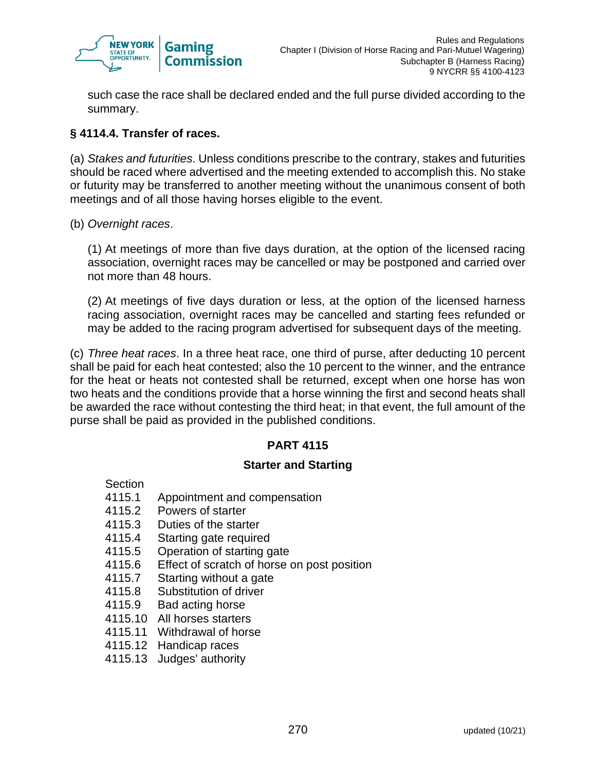such case the race shall be declared ended and the full purse divided according to the summary.

### § 4114.4. Transfer of races.

(a) *Stakes and futurities*. Unless conditions prescribe to the contrary, stakes and futurities should be raced where advertised and the meeting extended to accomplish this. No stake or futurity may be transferred to another meeting without the unanimous consent of both meetings and of all those having horses eligible to the event.

(b) *Overnight races*.

(1) At meetings of more than five days duration, at the option of the licensed racing association, overnight races may be cancelled or may be postponed and carried over not more than 48 hours.

(2) At meetings of five days duration or less, at the option of the licensed harness racing association, overnight races may be cancelled and starting fees refunded or may be added to the racing program advertised for subsequent days of the meeting.

(c) *Three heat races*. In a three heat race, one third of purse, after deducting 10 percent shall be paid for each heat contested; also the 10 percent to the winner, and the entrance for the heat or heats not contested shall be returned, except when one horse has won two heats and the conditions provide that a horse winning the first and second heats shall be awarded the race without contesting the third heat; in that event, the full amount of the purse shall be paid as provided in the published conditions.

## PART 4115

## Starter and Starting

| Section | |
|---|---|
| 4115.1 | Appointment and compensation |
| 4115.2 | Powers of starter |
| 4115.3 | Duties of the starter |
| 4115.4 | Starting gate required |
| 4115.5 | Operation of starting gate |
| 4115.6 | Effect of scratch of horse on post position |
| 4115.7 | Starting without a gate |
| 4115.8 | Substitution of driver |
| 4115.9 | Bad acting horse |
| 4115.10 | All horses starters |
| 4115.11 | Withdrawal of horse |
| 4115.12 | Handicap races |
| 4115.13 | Judges' authority |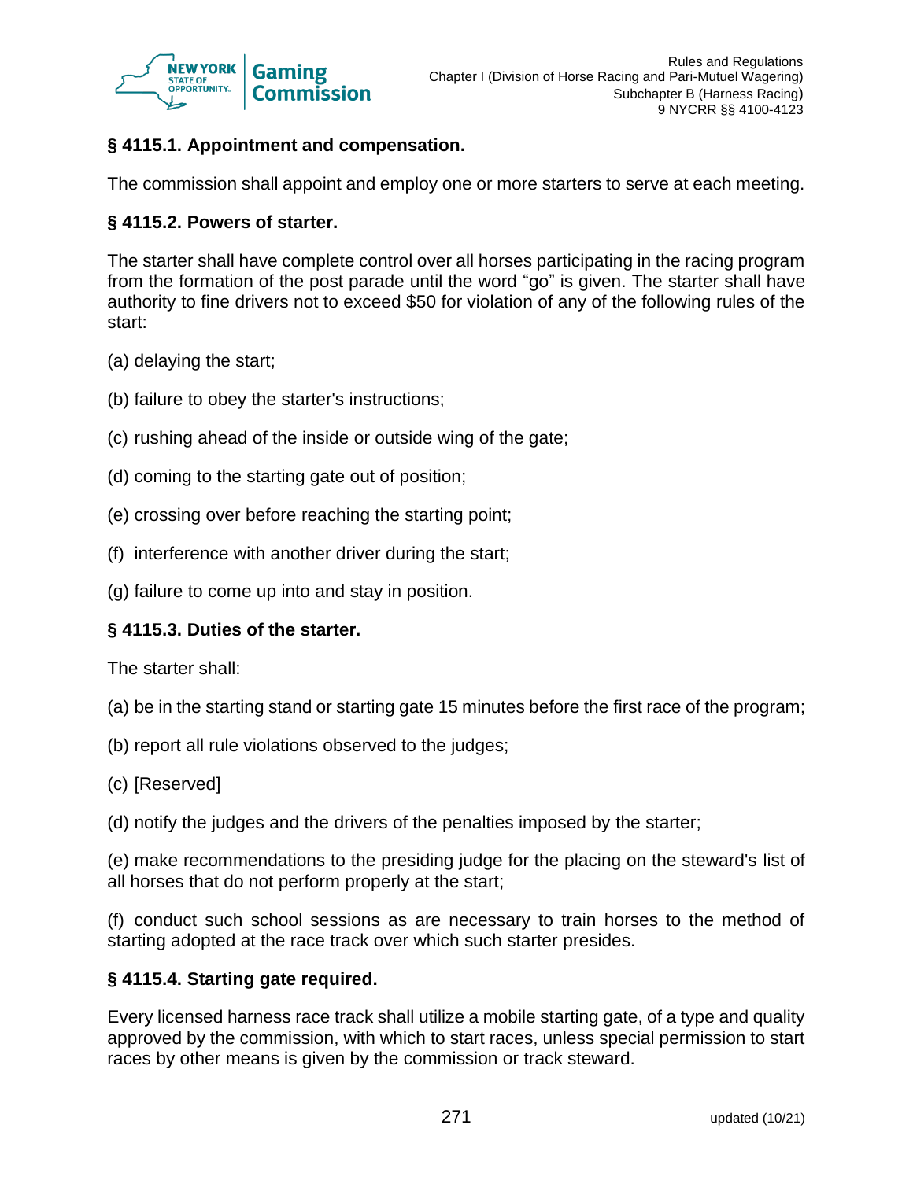### § 4115.1. Appointment and compensation.

The commission shall appoint and employ one or more starters to serve at each meeting.

### § 4115.2. Powers of starter.

The starter shall have complete control over all horses participating in the racing program from the formation of the post parade until the word "go" is given. The starter shall have authority to fine drivers not to exceed $50 for violation of any of the following rules of the start:

(a) delaying the start;

(b) failure to obey the starter's instructions;

(c) rushing ahead of the inside or outside wing of the gate;

(d) coming to the starting gate out of position;

(e) crossing over before reaching the starting point;

(f) interference with another driver during the start;

(g) failure to come up into and stay in position.

### § 4115.3. Duties of the starter.

The starter shall:

(a) be in the starting stand or starting gate 15 minutes before the first race of the program;

(b) report all rule violations observed to the judges;

(c) [Reserved]

(d) notify the judges and the drivers of the penalties imposed by the starter;

(e) make recommendations to the presiding judge for the placing on the steward's list of all horses that do not perform properly at the start;

(f) conduct such school sessions as are necessary to train horses to the method of starting adopted at the race track over which such starter presides.

### § 4115.4. Starting gate required.

Every licensed harness race track shall utilize a mobile starting gate, of a type and quality approved by the commission, with which to start races, unless special permission to start races by other means is given by the commission or track steward.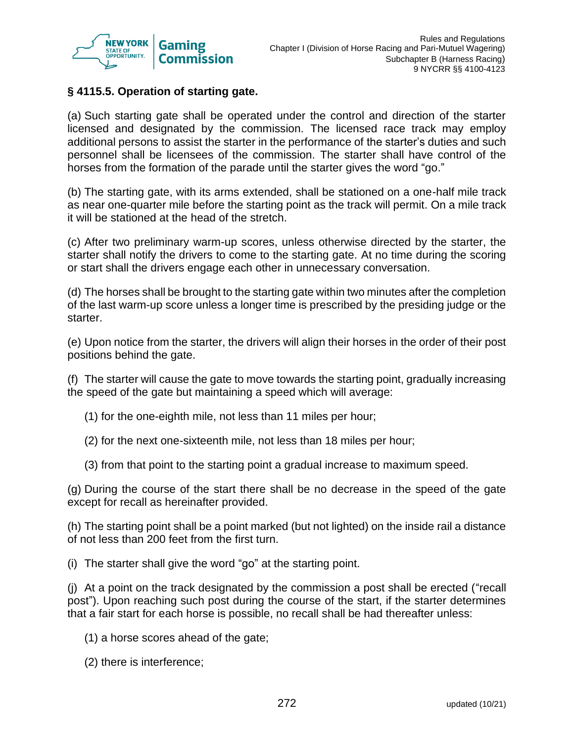### § 4115.5. Operation of starting gate.

(a) Such starting gate shall be operated under the control and direction of the starter licensed and designated by the commission. The licensed race track may employ additional persons to assist the starter in the performance of the starter's duties and such personnel shall be licensees of the commission. The starter shall have control of the horses from the formation of the parade until the starter gives the word "go."

(b) The starting gate, with its arms extended, shall be stationed on a one-half mile track as near one-quarter mile before the starting point as the track will permit. On a mile track it will be stationed at the head of the stretch.

(c) After two preliminary warm-up scores, unless otherwise directed by the starter, the starter shall notify the drivers to come to the starting gate. At no time during the scoring or start shall the drivers engage each other in unnecessary conversation.

(d) The horses shall be brought to the starting gate within two minutes after the completion of the last warm-up score unless a longer time is prescribed by the presiding judge or the starter.

(e) Upon notice from the starter, the drivers will align their horses in the order of their post positions behind the gate.

(f) The starter will cause the gate to move towards the starting point, gradually increasing the speed of the gate but maintaining a speed which will average:

(1) for the one-eighth mile, not less than 11 miles per hour;

(2) for the next one-sixteenth mile, not less than 18 miles per hour;

(3) from that point to the starting point a gradual increase to maximum speed.

(g) During the course of the start there shall be no decrease in the speed of the gate except for recall as hereinafter provided.

(h) The starting point shall be a point marked (but not lighted) on the inside rail a distance of not less than 200 feet from the first turn.

(i) The starter shall give the word "go" at the starting point.

(j) At a point on the track designated by the commission a post shall be erected ("recall post"). Upon reaching such post during the course of the start, if the starter determines that a fair start for each horse is possible, no recall shall be had thereafter unless:

(1) a horse scores ahead of the gate;

(2) there is interference;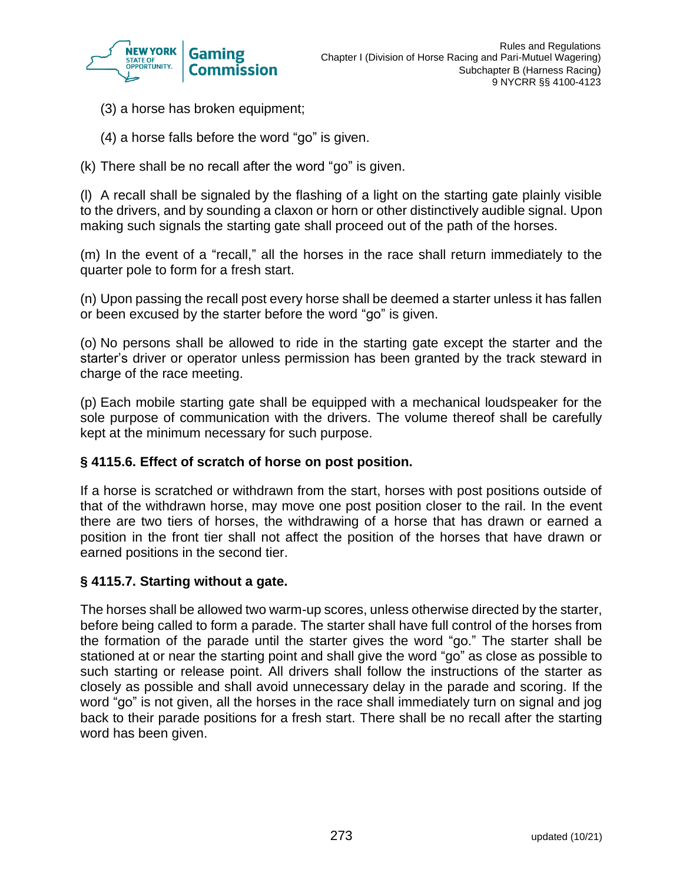(3) a horse has broken equipment;

(4) a horse falls before the word “go” is given.

(k) There shall be no recall after the word “go” is given.

(l) A recall shall be signaled by the flashing of a light on the starting gate plainly visible to the drivers, and by sounding a claxon or horn or other distinctively audible signal. Upon making such signals the starting gate shall proceed out of the path of the horses.

(m) In the event of a “recall,” all the horses in the race shall return immediately to the quarter pole to form for a fresh start.

(n) Upon passing the recall post every horse shall be deemed a starter unless it has fallen or been excused by the starter before the word “go” is given.

(o) No persons shall be allowed to ride in the starting gate except the starter and the starter’s driver or operator unless permission has been granted by the track steward in charge of the race meeting.

(p) Each mobile starting gate shall be equipped with a mechanical loudspeaker for the sole purpose of communication with the drivers. The volume thereof shall be carefully kept at the minimum necessary for such purpose.

### § 4115.6. Effect of scratch of horse on post position.

If a horse is scratched or withdrawn from the start, horses with post positions outside of that of the withdrawn horse, may move one post position closer to the rail. In the event there are two tiers of horses, the withdrawing of a horse that has drawn or earned a position in the front tier shall not affect the position of the horses that have drawn or earned positions in the second tier.

### § 4115.7. Starting without a gate.

The horses shall be allowed two warm-up scores, unless otherwise directed by the starter, before being called to form a parade. The starter shall have full control of the horses from the formation of the parade until the starter gives the word “go.” The starter shall be stationed at or near the starting point and shall give the word “go” as close as possible to such starting or release point. All drivers shall follow the instructions of the starter as closely as possible and shall avoid unnecessary delay in the parade and scoring. If the word “go” is not given, all the horses in the race shall immediately turn on signal and jog back to their parade positions for a fresh start. There shall be no recall after the starting word has been given.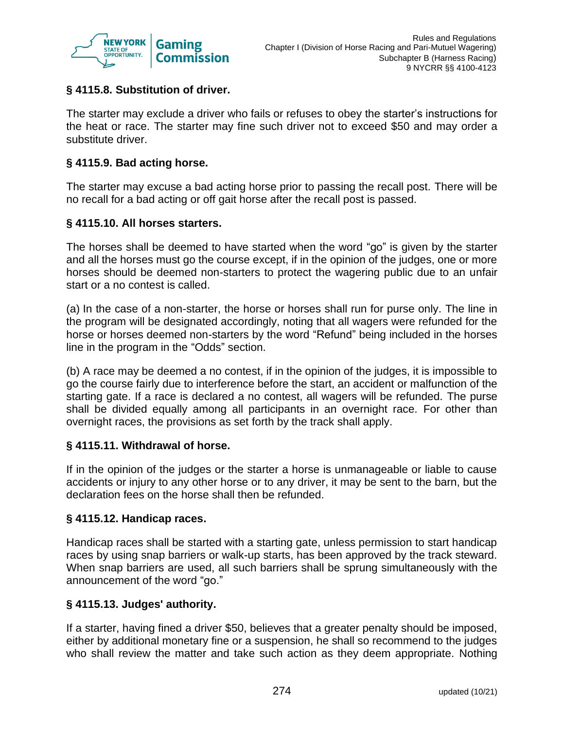### § 4115.8. Substitution of driver.

The starter may exclude a driver who fails or refuses to obey the starter's instructions for the heat or race. The starter may fine such driver not to exceed $50 and may order a substitute driver.

### § 4115.9. Bad acting horse.

The starter may excuse a bad acting horse prior to passing the recall post. There will be no recall for a bad acting or off gait horse after the recall post is passed.

### § 4115.10. All horses starters.

The horses shall be deemed to have started when the word "go" is given by the starter and all the horses must go the course except, if in the opinion of the judges, one or more horses should be deemed non-starters to protect the wagering public due to an unfair start or a no contest is called.

(a) In the case of a non-starter, the horse or horses shall run for purse only. The line in the program will be designated accordingly, noting that all wagers were refunded for the horse or horses deemed non-starters by the word "Refund" being included in the horses line in the program in the "Odds" section.

(b) A race may be deemed a no contest, if in the opinion of the judges, it is impossible to go the course fairly due to interference before the start, an accident or malfunction of the starting gate. If a race is declared a no contest, all wagers will be refunded. The purse shall be divided equally among all participants in an overnight race. For other than overnight races, the provisions as set forth by the track shall apply.

### § 4115.11. Withdrawal of horse.

If in the opinion of the judges or the starter a horse is unmanageable or liable to cause accidents or injury to any other horse or to any driver, it may be sent to the barn, but the declaration fees on the horse shall then be refunded.

### § 4115.12. Handicap races.

Handicap races shall be started with a starting gate, unless permission to start handicap races by using snap barriers or walk-up starts, has been approved by the track steward. When snap barriers are used, all such barriers shall be sprung simultaneously with the announcement of the word "go."

### § 4115.13. Judges' authority.

If a starter, having fined a driver $50, believes that a greater penalty should be imposed, either by additional monetary fine or a suspension, he shall so recommend to the judges who shall review the matter and take such action as they deem appropriate. Nothing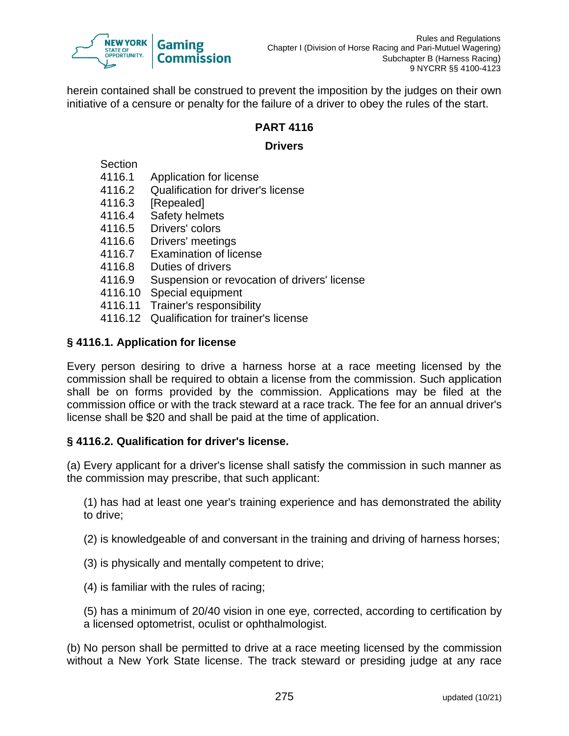herein contained shall be construed to prevent the imposition by the judges on their own initiative of a censure or penalty for the failure of a driver to obey the rules of the start.

## PART 4116

### Drivers

Section
4116.1 Application for license
4116.2 Qualification for driver's license
4116.3 [Repealed]
4116.4 Safety helmets
4116.5 Drivers' colors
4116.6 Drivers' meetings
4116.7 Examination of license
4116.8 Duties of drivers
4116.9 Suspension or revocation of drivers' license
4116.10 Special equipment
4116.11 Trainer's responsibility
4116.12 Qualification for trainer's license

### § 4116.1. Application for license

Every person desiring to drive a harness horse at a race meeting licensed by the commission shall be required to obtain a license from the commission. Such application shall be on forms provided by the commission. Applications may be filed at the commission office or with the track steward at a race track. The fee for an annual driver's license shall be $20 and shall be paid at the time of application.

### § 4116.2. Qualification for driver's license.

(a) Every applicant for a driver's license shall satisfy the commission in such manner as the commission may prescribe, that such applicant:

(1) has had at least one year's training experience and has demonstrated the ability to drive;

(2) is knowledgeable of and conversant in the training and driving of harness horses;

(3) is physically and mentally competent to drive;

(4) is familiar with the rules of racing;

(5) has a minimum of 20/40 vision in one eye, corrected, according to certification by a licensed optometrist, oculist or ophthalmologist.

(b) No person shall be permitted to drive at a race meeting licensed by the commission without a New York State license. The track steward or presiding judge at any race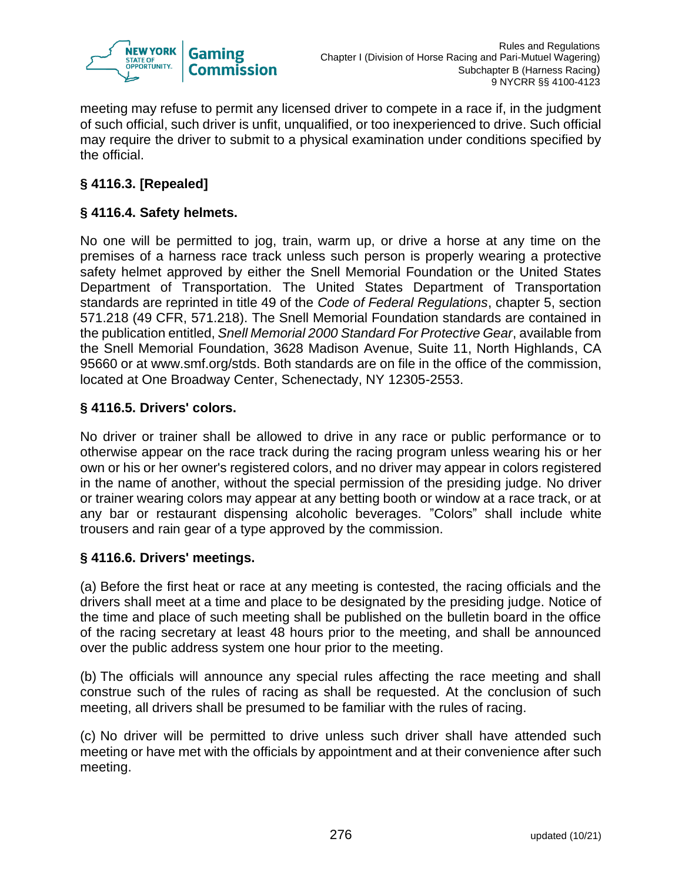meeting may refuse to permit any licensed driver to compete in a race if, in the judgment of such official, such driver is unfit, unqualified, or too inexperienced to drive. Such official may require the driver to submit to a physical examination under conditions specified by the official.

### § 4116.3. [Repealed]

### § 4116.4. Safety helmets.

No one will be permitted to jog, train, warm up, or drive a horse at any time on the premises of a harness race track unless such person is properly wearing a protective safety helmet approved by either the Snell Memorial Foundation or the United States Department of Transportation. The United States Department of Transportation standards are reprinted in title 49 of the *Code of Federal Regulations*, chapter 5, section 571.218 (49 CFR, 571.218). The Snell Memorial Foundation standards are contained in the publication entitled, *Snell Memorial 2000 Standard For Protective Gear*, available from the Snell Memorial Foundation, 3628 Madison Avenue, Suite 11, North Highlands, CA 95660 or at www.smf.org/stds. Both standards are on file in the office of the commission, located at One Broadway Center, Schenectady, NY 12305-2553.

### § 4116.5. Drivers' colors.

No driver or trainer shall be allowed to drive in any race or public performance or to otherwise appear on the race track during the racing program unless wearing his or her own or his or her owner's registered colors, and no driver may appear in colors registered in the name of another, without the special permission of the presiding judge. No driver or trainer wearing colors may appear at any betting booth or window at a race track, or at any bar or restaurant dispensing alcoholic beverages. "Colors" shall include white trousers and rain gear of a type approved by the commission.

### § 4116.6. Drivers' meetings.

(a) Before the first heat or race at any meeting is contested, the racing officials and the drivers shall meet at a time and place to be designated by the presiding judge. Notice of the time and place of such meeting shall be published on the bulletin board in the office of the racing secretary at least 48 hours prior to the meeting, and shall be announced over the public address system one hour prior to the meeting.

(b) The officials will announce any special rules affecting the race meeting and shall construe such of the rules of racing as shall be requested. At the conclusion of such meeting, all drivers shall be presumed to be familiar with the rules of racing.

(c) No driver will be permitted to drive unless such driver shall have attended such meeting or have met with the officials by appointment and at their convenience after such meeting.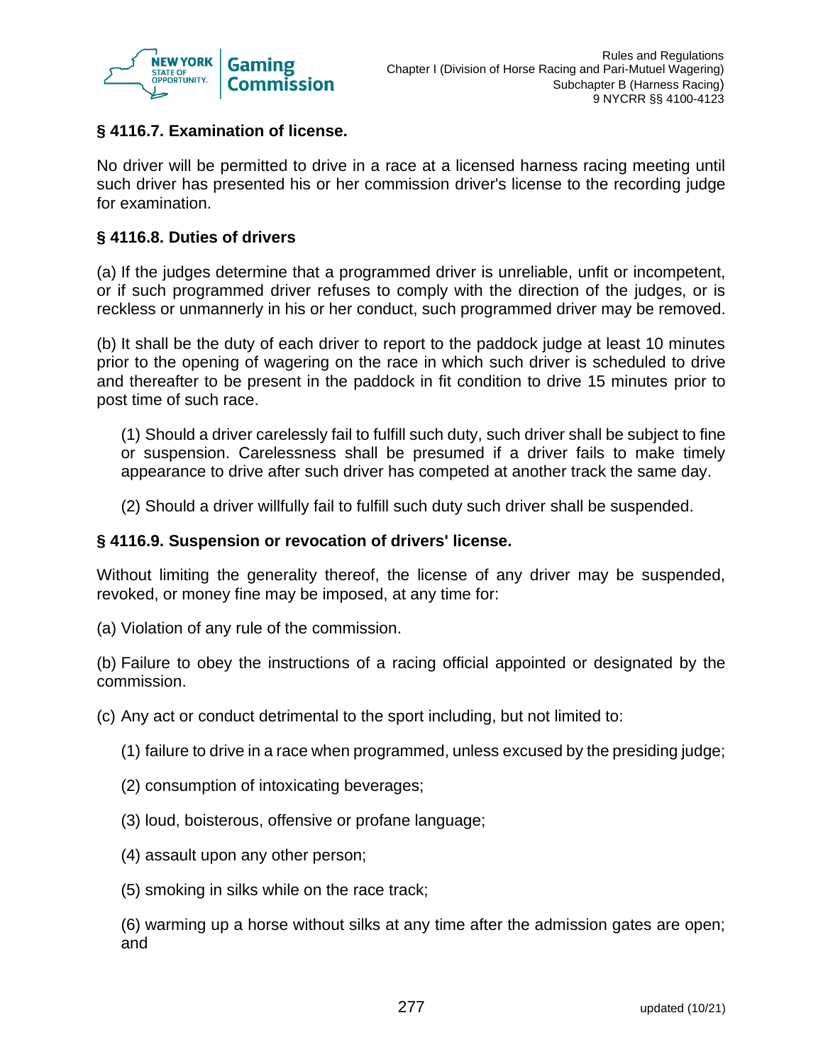### § 4116.7. Examination of license.

No driver will be permitted to drive in a race at a licensed harness racing meeting until such driver has presented his or her commission driver's license to the recording judge for examination.

### § 4116.8. Duties of drivers

(a) If the judges determine that a programmed driver is unreliable, unfit or incompetent, or if such programmed driver refuses to comply with the direction of the judges, or is reckless or unmannerly in his or her conduct, such programmed driver may be removed.

(b) It shall be the duty of each driver to report to the paddock judge at least 10 minutes prior to the opening of wagering on the race in which such driver is scheduled to drive and thereafter to be present in the paddock in fit condition to drive 15 minutes prior to post time of such race.

(1) Should a driver carelessly fail to fulfill such duty, such driver shall be subject to fine or suspension. Carelessness shall be presumed if a driver fails to make timely appearance to drive after such driver has competed at another track the same day.

(2) Should a driver willfully fail to fulfill such duty such driver shall be suspended.

### § 4116.9. Suspension or revocation of drivers' license.

Without limiting the generality thereof, the license of any driver may be suspended, revoked, or money fine may be imposed, at any time for:

(a) Violation of any rule of the commission.

(b) Failure to obey the instructions of a racing official appointed or designated by the commission.

(c) Any act or conduct detrimental to the sport including, but not limited to:

(1) failure to drive in a race when programmed, unless excused by the presiding judge;

(2) consumption of intoxicating beverages;

(3) loud, boisterous, offensive or profane language;

(4) assault upon any other person;

(5) smoking in silks while on the race track;

(6) warming up a horse without silks at any time after the admission gates are open; and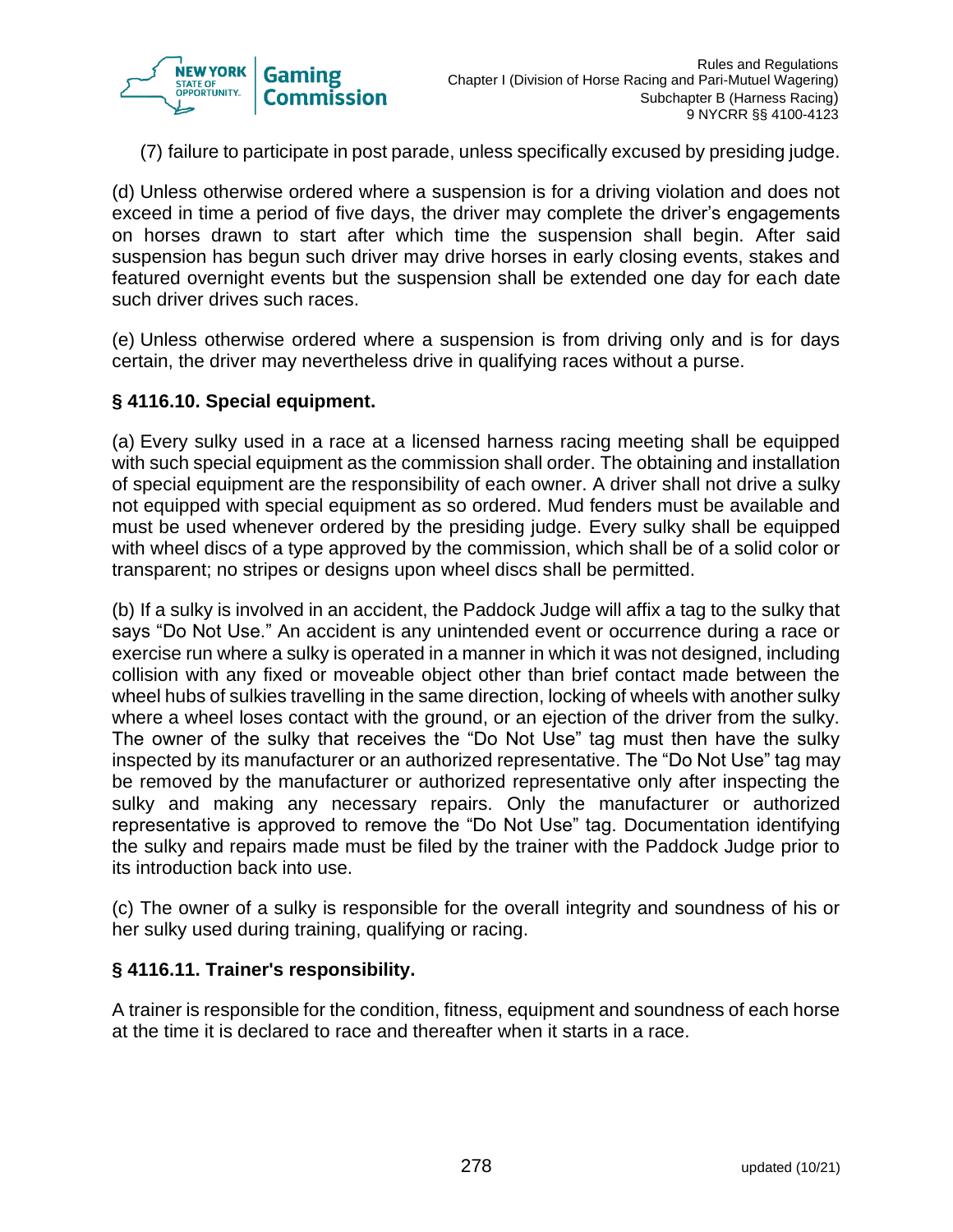(7) failure to participate in post parade, unless specifically excused by presiding judge.

(d) Unless otherwise ordered where a suspension is for a driving violation and does not exceed in time a period of five days, the driver may complete the driver's engagements on horses drawn to start after which time the suspension shall begin. After said suspension has begun such driver may drive horses in early closing events, stakes and featured overnight events but the suspension shall be extended one day for each date such driver drives such races.

(e) Unless otherwise ordered where a suspension is from driving only and is for days certain, the driver may nevertheless drive in qualifying races without a purse.

### § 4116.10. Special equipment.

(a) Every sulky used in a race at a licensed harness racing meeting shall be equipped with such special equipment as the commission shall order. The obtaining and installation of special equipment are the responsibility of each owner. A driver shall not drive a sulky not equipped with special equipment as so ordered. Mud fenders must be available and must be used whenever ordered by the presiding judge. Every sulky shall be equipped with wheel discs of a type approved by the commission, which shall be of a solid color or transparent; no stripes or designs upon wheel discs shall be permitted.

(b) If a sulky is involved in an accident, the Paddock Judge will affix a tag to the sulky that says "Do Not Use." An accident is any unintended event or occurrence during a race or exercise run where a sulky is operated in a manner in which it was not designed, including collision with any fixed or moveable object other than brief contact made between the wheel hubs of sulkies travelling in the same direction, locking of wheels with another sulky where a wheel loses contact with the ground, or an ejection of the driver from the sulky. The owner of the sulky that receives the "Do Not Use" tag must then have the sulky inspected by its manufacturer or an authorized representative. The "Do Not Use" tag may be removed by the manufacturer or authorized representative only after inspecting the sulky and making any necessary repairs. Only the manufacturer or authorized representative is approved to remove the "Do Not Use" tag. Documentation identifying the sulky and repairs made must be filed by the trainer with the Paddock Judge prior to its introduction back into use.

(c) The owner of a sulky is responsible for the overall integrity and soundness of his or her sulky used during training, qualifying or racing.

### § 4116.11. Trainer's responsibility.

A trainer is responsible for the condition, fitness, equipment and soundness of each horse at the time it is declared to race and thereafter when it starts in a race.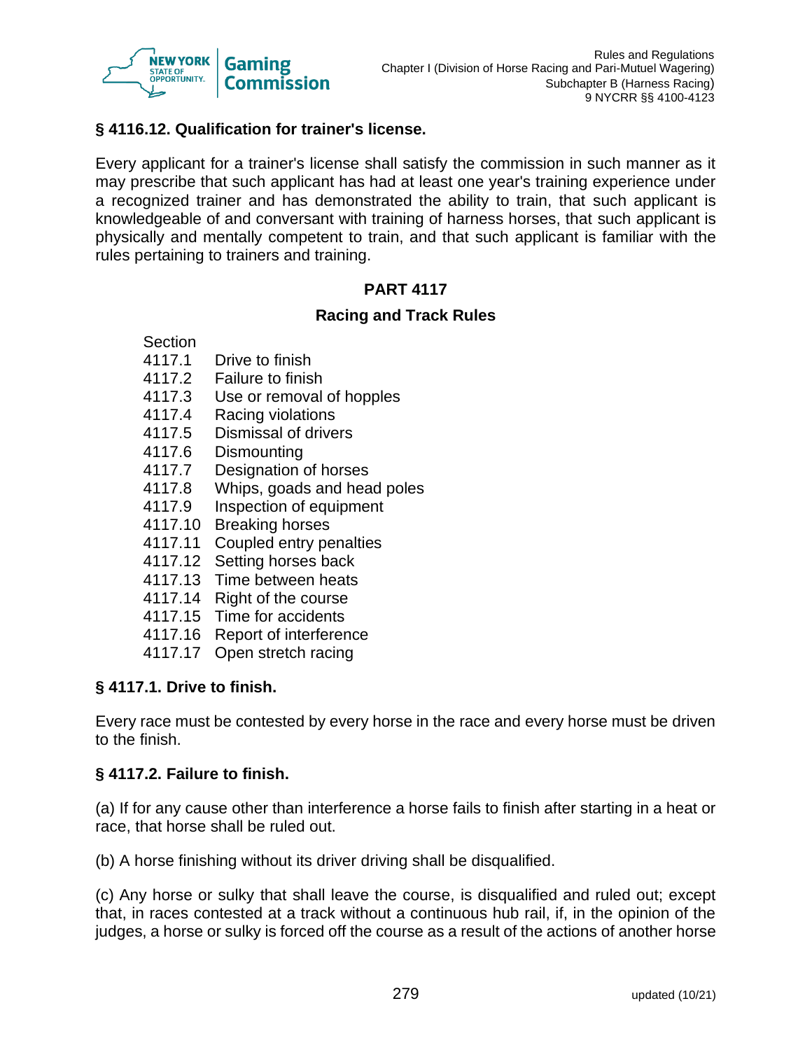### § 4116.12. Qualification for trainer's license.

Every applicant for a trainer's license shall satisfy the commission in such manner as it may prescribe that such applicant has had at least one year's training experience under a recognized trainer and has demonstrated the ability to train, that such applicant is knowledgeable of and conversant with training of harness horses, that such applicant is physically and mentally competent to train, and that such applicant is familiar with the rules pertaining to trainers and training.

## PART 4117

## Racing and Track Rules

| Section | |
|---|---|
| 4117.1 | Drive to finish |
| 4117.2 | Failure to finish |
| 4117.3 | Use or removal of hopples |
| 4117.4 | Racing violations |
| 4117.5 | Dismissal of drivers |
| 4117.6 | Dismounting |
| 4117.7 | Designation of horses |
| 4117.8 | Whips, goads and head poles |
| 4117.9 | Inspection of equipment |
| 4117.10 | Breaking horses |
| 4117.11 | Coupled entry penalties |
| 4117.12 | Setting horses back |
| 4117.13 | Time between heats |
| 4117.14 | Right of the course |
| 4117.15 | Time for accidents |
| 4117.16 | Report of interference |
| 4117.17 | Open stretch racing |

### § 4117.1. Drive to finish.

Every race must be contested by every horse in the race and every horse must be driven to the finish.

### § 4117.2. Failure to finish.

(a) If for any cause other than interference a horse fails to finish after starting in a heat or race, that horse shall be ruled out.

(b) A horse finishing without its driver driving shall be disqualified.

(c) Any horse or sulky that shall leave the course, is disqualified and ruled out; except that, in races contested at a track without a continuous hub rail, if, in the opinion of the judges, a horse or sulky is forced off the course as a result of the actions of another horse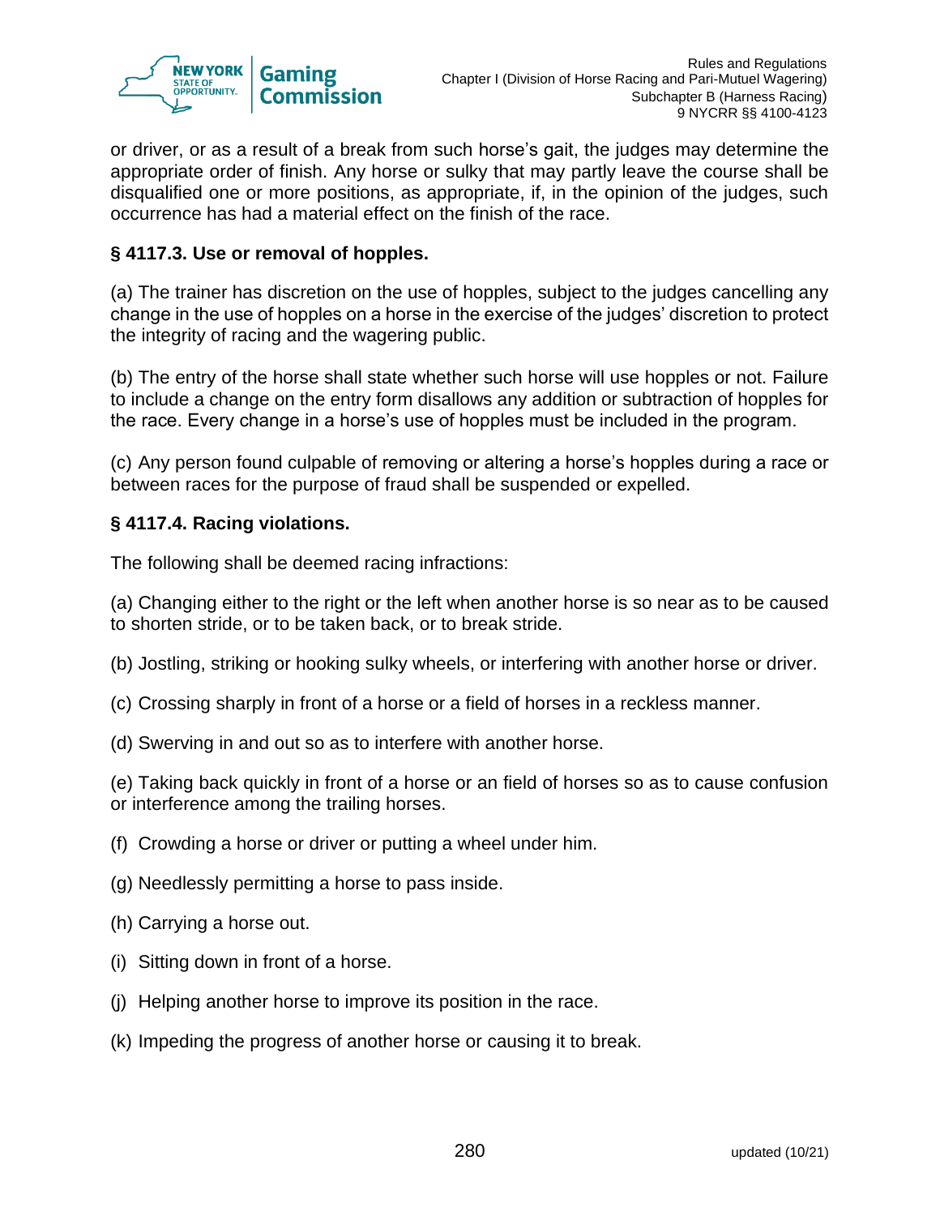or driver, or as a result of a break from such horse's gait, the judges may determine the appropriate order of finish. Any horse or sulky that may partly leave the course shall be disqualified one or more positions, as appropriate, if, in the opinion of the judges, such occurrence has had a material effect on the finish of the race.

### § 4117.3. Use or removal of hopples.

(a) The trainer has discretion on the use of hopples, subject to the judges cancelling any change in the use of hopples on a horse in the exercise of the judges' discretion to protect the integrity of racing and the wagering public.

(b) The entry of the horse shall state whether such horse will use hopples or not. Failure to include a change on the entry form disallows any addition or subtraction of hopples for the race. Every change in a horse's use of hopples must be included in the program.

(c) Any person found culpable of removing or altering a horse's hopples during a race or between races for the purpose of fraud shall be suspended or expelled.

### § 4117.4. Racing violations.

The following shall be deemed racing infractions:

(a) Changing either to the right or the left when another horse is so near as to be caused to shorten stride, or to be taken back, or to break stride.

(b) Jostling, striking or hooking sulky wheels, or interfering with another horse or driver.

(c) Crossing sharply in front of a horse or a field of horses in a reckless manner.

(d) Swerving in and out so as to interfere with another horse.

(e) Taking back quickly in front of a horse or an field of horses so as to cause confusion or interference among the trailing horses.

(f) Crowding a horse or driver or putting a wheel under him.

(g) Needlessly permitting a horse to pass inside.

(h) Carrying a horse out.

(i) Sitting down in front of a horse.

(j) Helping another horse to improve its position in the race.

(k) Impeding the progress of another horse or causing it to break.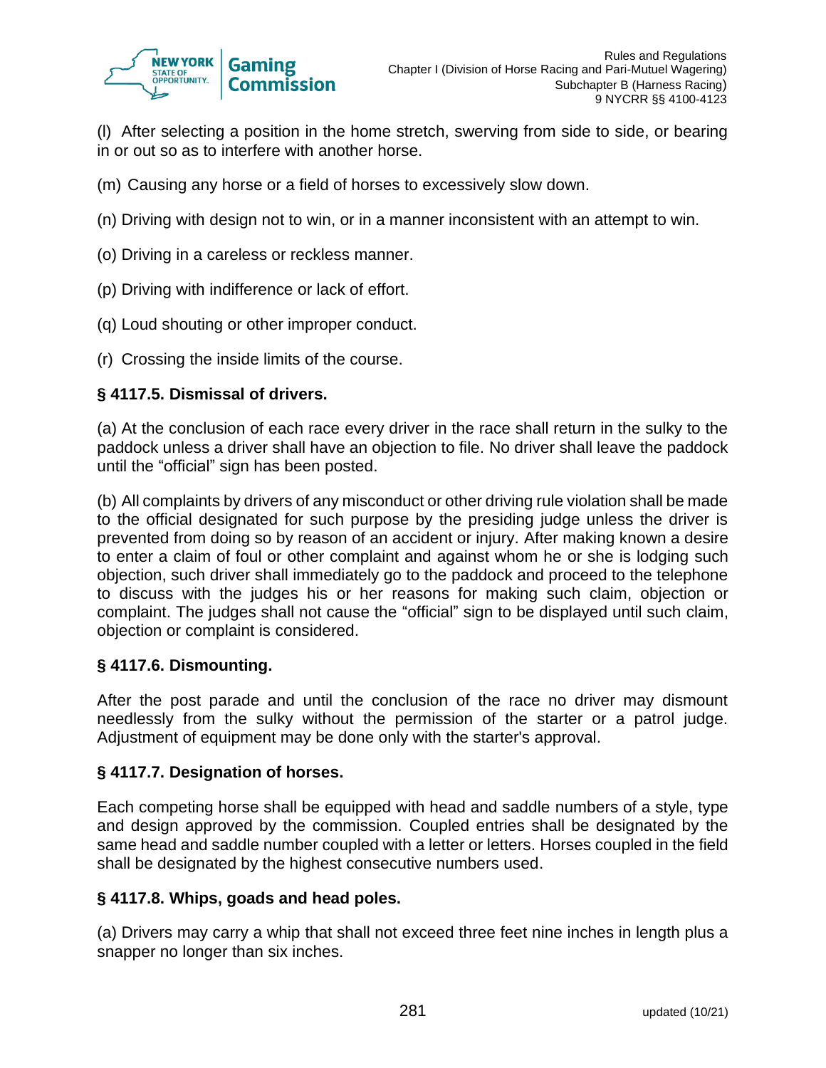(l) After selecting a position in the home stretch, swerving from side to side, or bearing in or out so as to interfere with another horse.

(m) Causing any horse or a field of horses to excessively slow down.

(n) Driving with design not to win, or in a manner inconsistent with an attempt to win.

(o) Driving in a careless or reckless manner.

(p) Driving with indifference or lack of effort.

(q) Loud shouting or other improper conduct.

(r) Crossing the inside limits of the course.

### § 4117.5. Dismissal of drivers.

(a) At the conclusion of each race every driver in the race shall return in the sulky to the paddock unless a driver shall have an objection to file. No driver shall leave the paddock until the “official” sign has been posted.

(b) All complaints by drivers of any misconduct or other driving rule violation shall be made to the official designated for such purpose by the presiding judge unless the driver is prevented from doing so by reason of an accident or injury. After making known a desire to enter a claim of foul or other complaint and against whom he or she is lodging such objection, such driver shall immediately go to the paddock and proceed to the telephone to discuss with the judges his or her reasons for making such claim, objection or complaint. The judges shall not cause the “official” sign to be displayed until such claim, objection or complaint is considered.

### § 4117.6. Dismounting.

After the post parade and until the conclusion of the race no driver may dismount needlessly from the sulky without the permission of the starter or a patrol judge. Adjustment of equipment may be done only with the starter's approval.

### § 4117.7. Designation of horses.

Each competing horse shall be equipped with head and saddle numbers of a style, type and design approved by the commission. Coupled entries shall be designated by the same head and saddle number coupled with a letter or letters. Horses coupled in the field shall be designated by the highest consecutive numbers used.

### § 4117.8. Whips, goads and head poles.

(a) Drivers may carry a whip that shall not exceed three feet nine inches in length plus a snapper no longer than six inches.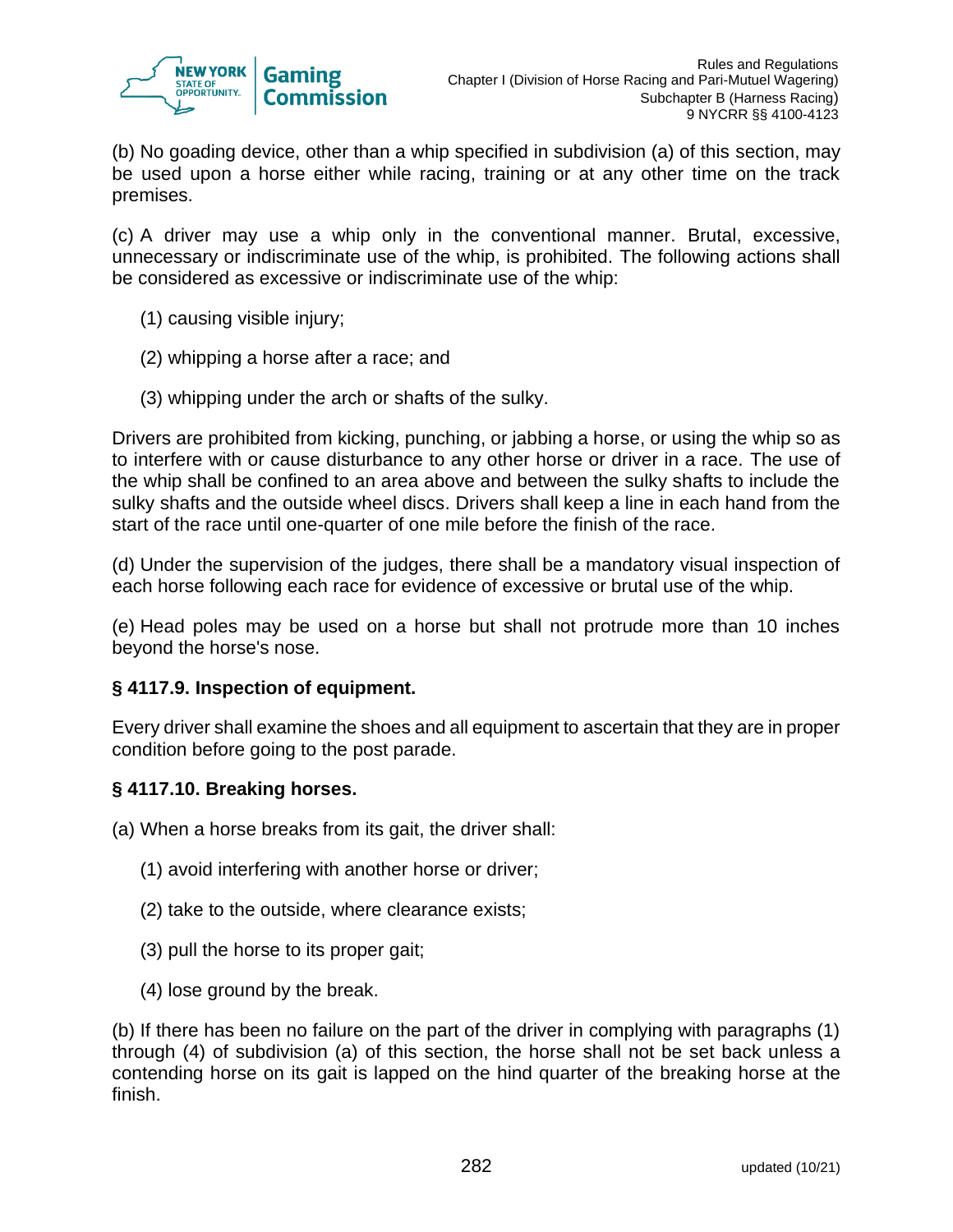(b) No goading device, other than a whip specified in subdivision (a) of this section, may be used upon a horse either while racing, training or at any other time on the track premises.

(c) A driver may use a whip only in the conventional manner. Brutal, excessive, unnecessary or indiscriminate use of the whip, is prohibited. The following actions shall be considered as excessive or indiscriminate use of the whip:

(1) causing visible injury;

(2) whipping a horse after a race; and

(3) whipping under the arch or shafts of the sulky.

Drivers are prohibited from kicking, punching, or jabbing a horse, or using the whip so as to interfere with or cause disturbance to any other horse or driver in a race. The use of the whip shall be confined to an area above and between the sulky shafts to include the sulky shafts and the outside wheel discs. Drivers shall keep a line in each hand from the start of the race until one-quarter of one mile before the finish of the race.

(d) Under the supervision of the judges, there shall be a mandatory visual inspection of each horse following each race for evidence of excessive or brutal use of the whip.

(e) Head poles may be used on a horse but shall not protrude more than 10 inches beyond the horse's nose.

**§ 4117.9. Inspection of equipment.**

Every driver shall examine the shoes and all equipment to ascertain that they are in proper condition before going to the post parade.

**§ 4117.10. Breaking horses.**

(a) When a horse breaks from its gait, the driver shall:

(1) avoid interfering with another horse or driver;

(2) take to the outside, where clearance exists;

(3) pull the horse to its proper gait;

(4) lose ground by the break.

(b) If there has been no failure on the part of the driver in complying with paragraphs (1) through (4) of subdivision (a) of this section, the horse shall not be set back unless a contending horse on its gait is lapped on the hind quarter of the breaking horse at the finish.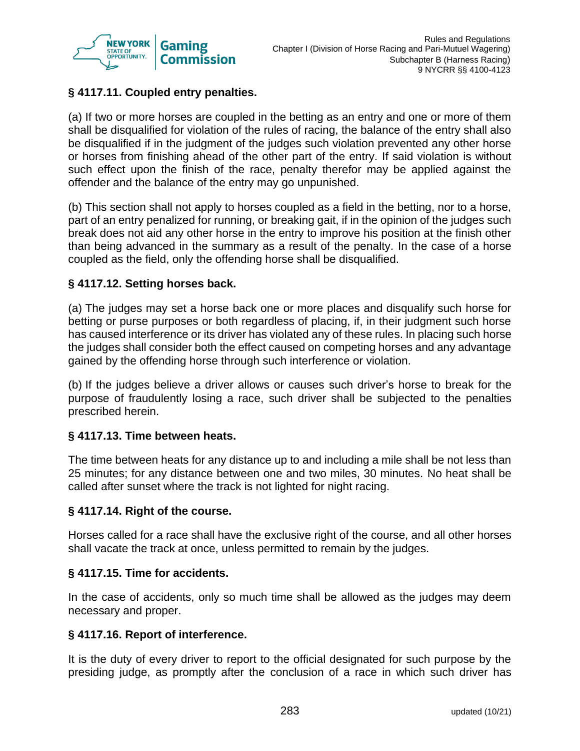### § 4117.11. Coupled entry penalties.

(a) If two or more horses are coupled in the betting as an entry and one or more of them shall be disqualified for violation of the rules of racing, the balance of the entry shall also be disqualified if in the judgment of the judges such violation prevented any other horse or horses from finishing ahead of the other part of the entry. If said violation is without such effect upon the finish of the race, penalty therefor may be applied against the offender and the balance of the entry may go unpunished.

(b) This section shall not apply to horses coupled as a field in the betting, nor to a horse, part of an entry penalized for running, or breaking gait, if in the opinion of the judges such break does not aid any other horse in the entry to improve his position at the finish other than being advanced in the summary as a result of the penalty. In the case of a horse coupled as the field, only the offending horse shall be disqualified.

### § 4117.12. Setting horses back.

(a) The judges may set a horse back one or more places and disqualify such horse for betting or purse purposes or both regardless of placing, if, in their judgment such horse has caused interference or its driver has violated any of these rules. In placing such horse the judges shall consider both the effect caused on competing horses and any advantage gained by the offending horse through such interference or violation.

(b) If the judges believe a driver allows or causes such driver's horse to break for the purpose of fraudulently losing a race, such driver shall be subjected to the penalties prescribed herein.

### § 4117.13. Time between heats.

The time between heats for any distance up to and including a mile shall be not less than 25 minutes; for any distance between one and two miles, 30 minutes. No heat shall be called after sunset where the track is not lighted for night racing.

### § 4117.14. Right of the course.

Horses called for a race shall have the exclusive right of the course, and all other horses shall vacate the track at once, unless permitted to remain by the judges.

### § 4117.15. Time for accidents.

In the case of accidents, only so much time shall be allowed as the judges may deem necessary and proper.

### § 4117.16. Report of interference.

It is the duty of every driver to report to the official designated for such purpose by the presiding judge, as promptly after the conclusion of a race in which such driver has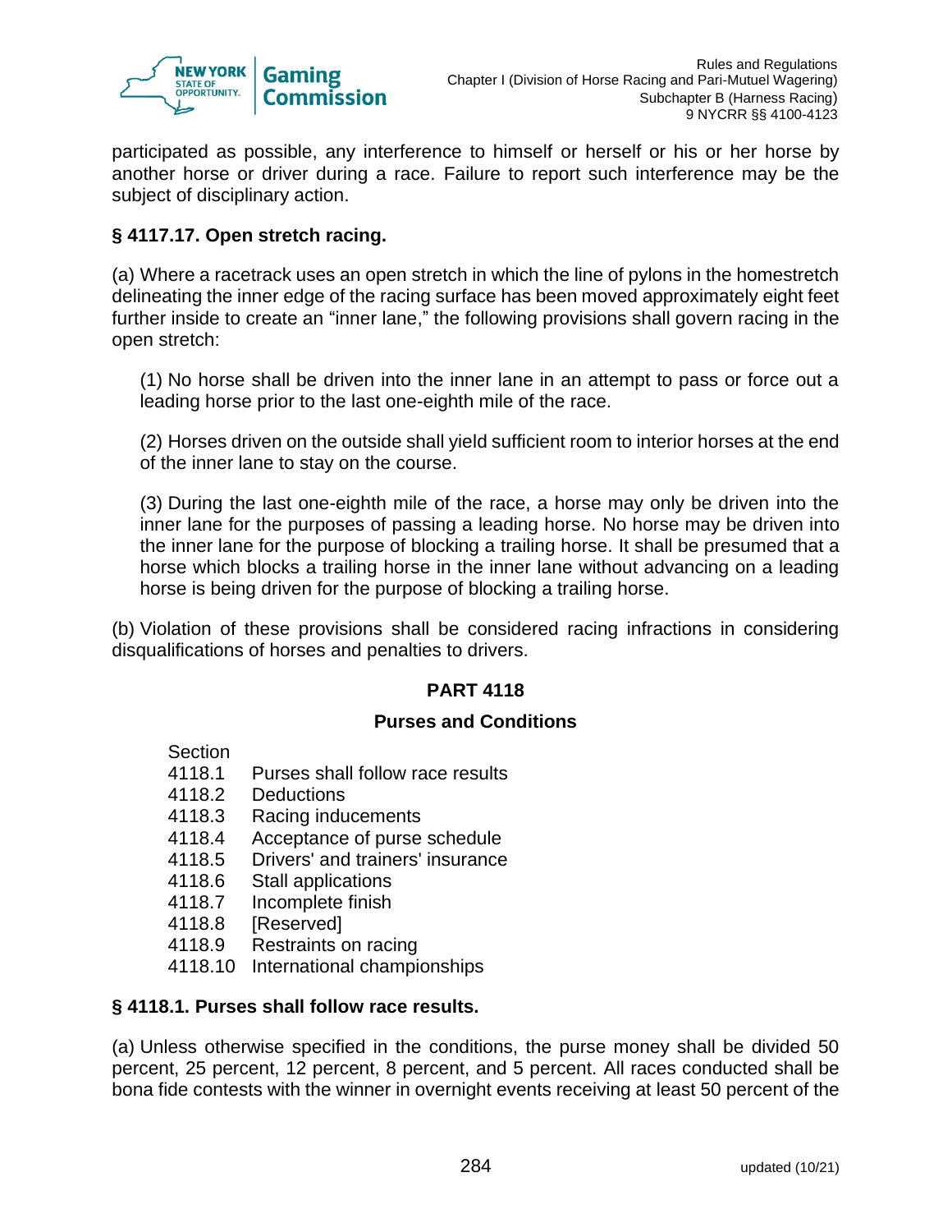participated as possible, any interference to himself or herself or his or her horse by another horse or driver during a race. Failure to report such interference may be the subject of disciplinary action.

### § 4117.17. Open stretch racing.

(a) Where a racetrack uses an open stretch in which the line of pylons in the homestretch delineating the inner edge of the racing surface has been moved approximately eight feet further inside to create an "inner lane," the following provisions shall govern racing in the open stretch:

(1) No horse shall be driven into the inner lane in an attempt to pass or force out a leading horse prior to the last one-eighth mile of the race.

(2) Horses driven on the outside shall yield sufficient room to interior horses at the end of the inner lane to stay on the course.

(3) During the last one-eighth mile of the race, a horse may only be driven into the inner lane for the purposes of passing a leading horse. No horse may be driven into the inner lane for the purpose of blocking a trailing horse. It shall be presumed that a horse which blocks a trailing horse in the inner lane without advancing on a leading horse is being driven for the purpose of blocking a trailing horse.

(b) Violation of these provisions shall be considered racing infractions in considering disqualifications of horses and penalties to drivers.

## PART 4118

## Purses and Conditions

| Section | |
|---|---|
| 4118.1 | Purses shall follow race results |
| 4118.2 | Deductions |
| 4118.3 | Racing inducements |
| 4118.4 | Acceptance of purse schedule |
| 4118.5 | Drivers' and trainers' insurance |
| 4118.6 | Stall applications |
| 4118.7 | Incomplete finish |
| 4118.8 | [Reserved] |
| 4118.9 | Restraints on racing |
| 4118.10 | International championships |

### § 4118.1. Purses shall follow race results.

(a) Unless otherwise specified in the conditions, the purse money shall be divided 50 percent, 25 percent, 12 percent, 8 percent, and 5 percent. All races conducted shall be bona fide contests with the winner in overnight events receiving at least 50 percent of the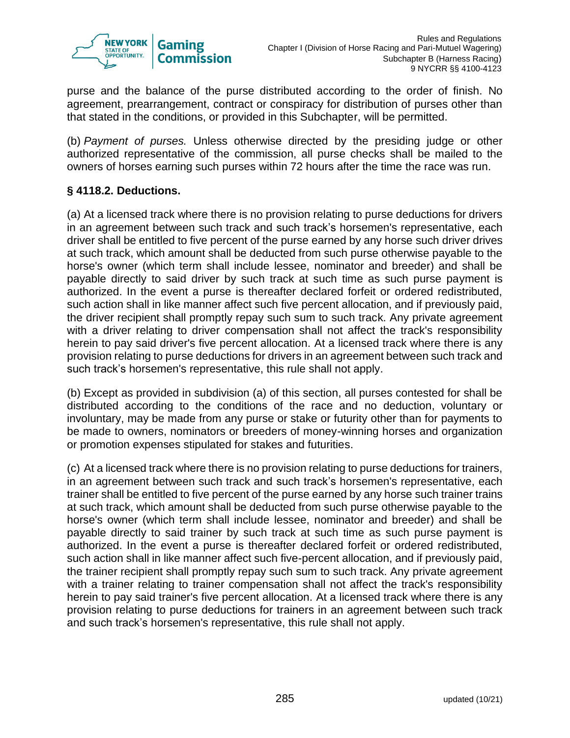purse and the balance of the purse distributed according to the order of finish. No agreement, prearrangement, contract or conspiracy for distribution of purses other than that stated in the conditions, or provided in this Subchapter, will be permitted.

(b) *Payment of purses.* Unless otherwise directed by the presiding judge or other authorized representative of the commission, all purse checks shall be mailed to the owners of horses earning such purses within 72 hours after the time the race was run.

### § 4118.2. Deductions.

(a) At a licensed track where there is no provision relating to purse deductions for drivers in an agreement between such track and such track's horsemen's representative, each driver shall be entitled to five percent of the purse earned by any horse such driver drives at such track, which amount shall be deducted from such purse otherwise payable to the horse's owner (which term shall include lessee, nominator and breeder) and shall be payable directly to said driver by such track at such time as such purse payment is authorized. In the event a purse is thereafter declared forfeit or ordered redistributed, such action shall in like manner affect such five percent allocation, and if previously paid, the driver recipient shall promptly repay such sum to such track. Any private agreement with a driver relating to driver compensation shall not affect the track's responsibility herein to pay said driver's five percent allocation. At a licensed track where there is any provision relating to purse deductions for drivers in an agreement between such track and such track's horsemen's representative, this rule shall not apply.

(b) Except as provided in subdivision (a) of this section, all purses contested for shall be distributed according to the conditions of the race and no deduction, voluntary or involuntary, may be made from any purse or stake or futurity other than for payments to be made to owners, nominators or breeders of money-winning horses and organization or promotion expenses stipulated for stakes and futurities.

(c) At a licensed track where there is no provision relating to purse deductions for trainers, in an agreement between such track and such track's horsemen's representative, each trainer shall be entitled to five percent of the purse earned by any horse such trainer trains at such track, which amount shall be deducted from such purse otherwise payable to the horse's owner (which term shall include lessee, nominator and breeder) and shall be payable directly to said trainer by such track at such time as such purse payment is authorized. In the event a purse is thereafter declared forfeit or ordered redistributed, such action shall in like manner affect such five-percent allocation, and if previously paid, the trainer recipient shall promptly repay such sum to such track. Any private agreement with a trainer relating to trainer compensation shall not affect the track's responsibility herein to pay said trainer's five percent allocation. At a licensed track where there is any provision relating to purse deductions for trainers in an agreement between such track and such track's horsemen's representative, this rule shall not apply.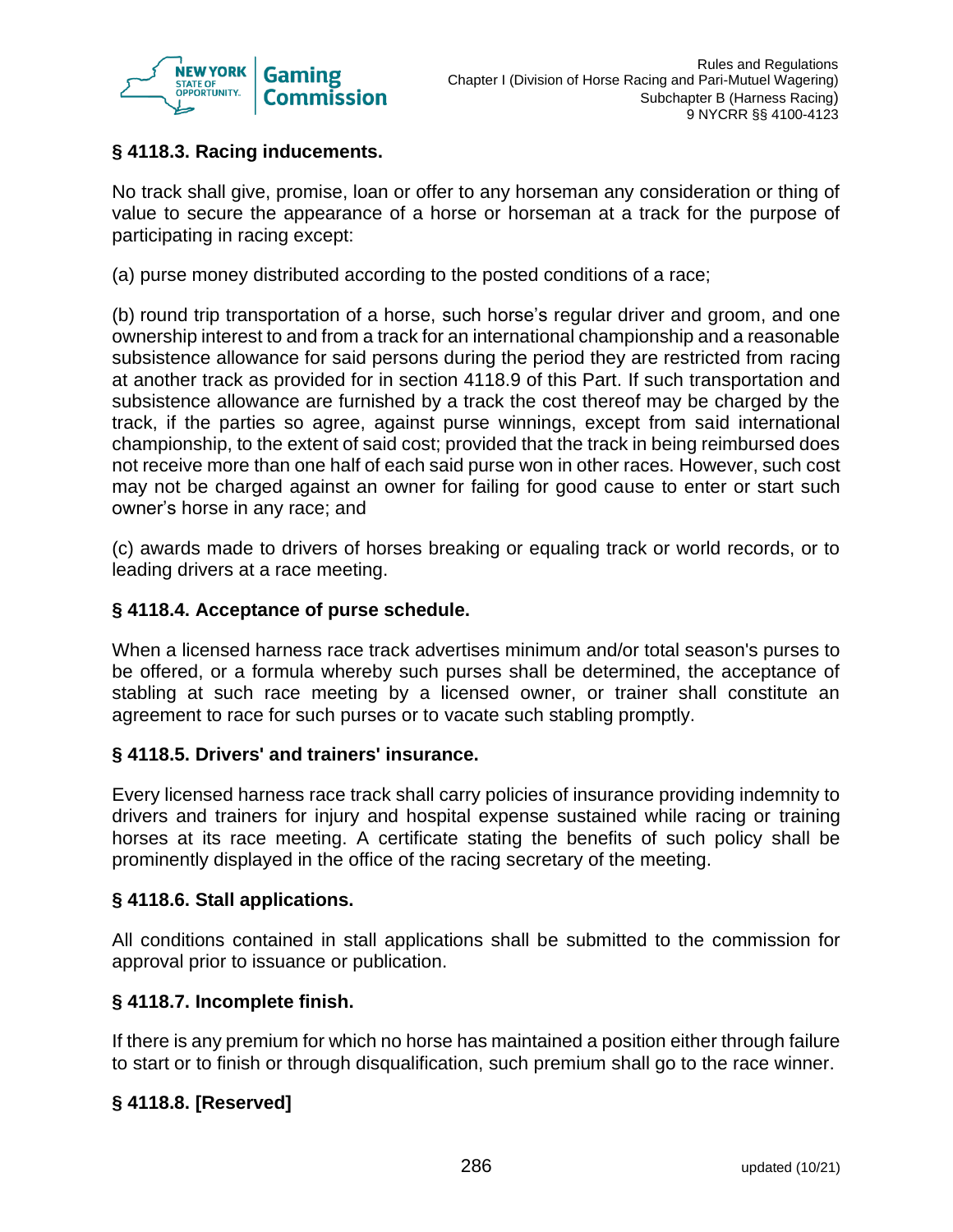## § 4118.3. Racing inducements.

No track shall give, promise, loan or offer to any horseman any consideration or thing of value to secure the appearance of a horse or horseman at a track for the purpose of participating in racing except:

(a) purse money distributed according to the posted conditions of a race;

(b) round trip transportation of a horse, such horse's regular driver and groom, and one ownership interest to and from a track for an international championship and a reasonable subsistence allowance for said persons during the period they are restricted from racing at another track as provided for in section 4118.9 of this Part. If such transportation and subsistence allowance are furnished by a track the cost thereof may be charged by the track, if the parties so agree, against purse winnings, except from said international championship, to the extent of said cost; provided that the track in being reimbursed does not receive more than one half of each said purse won in other races. However, such cost may not be charged against an owner for failing for good cause to enter or start such owner's horse in any race; and

(c) awards made to drivers of horses breaking or equaling track or world records, or to leading drivers at a race meeting.

## § 4118.4. Acceptance of purse schedule.

When a licensed harness race track advertises minimum and/or total season's purses to be offered, or a formula whereby such purses shall be determined, the acceptance of stabling at such race meeting by a licensed owner, or trainer shall constitute an agreement to race for such purses or to vacate such stabling promptly.

## § 4118.5. Drivers' and trainers' insurance.

Every licensed harness race track shall carry policies of insurance providing indemnity to drivers and trainers for injury and hospital expense sustained while racing or training horses at its race meeting. A certificate stating the benefits of such policy shall be prominently displayed in the office of the racing secretary of the meeting.

## § 4118.6. Stall applications.

All conditions contained in stall applications shall be submitted to the commission for approval prior to issuance or publication.

## § 4118.7. Incomplete finish.

If there is any premium for which no horse has maintained a position either through failure to start or to finish or through disqualification, such premium shall go to the race winner.

## § 4118.8. [Reserved]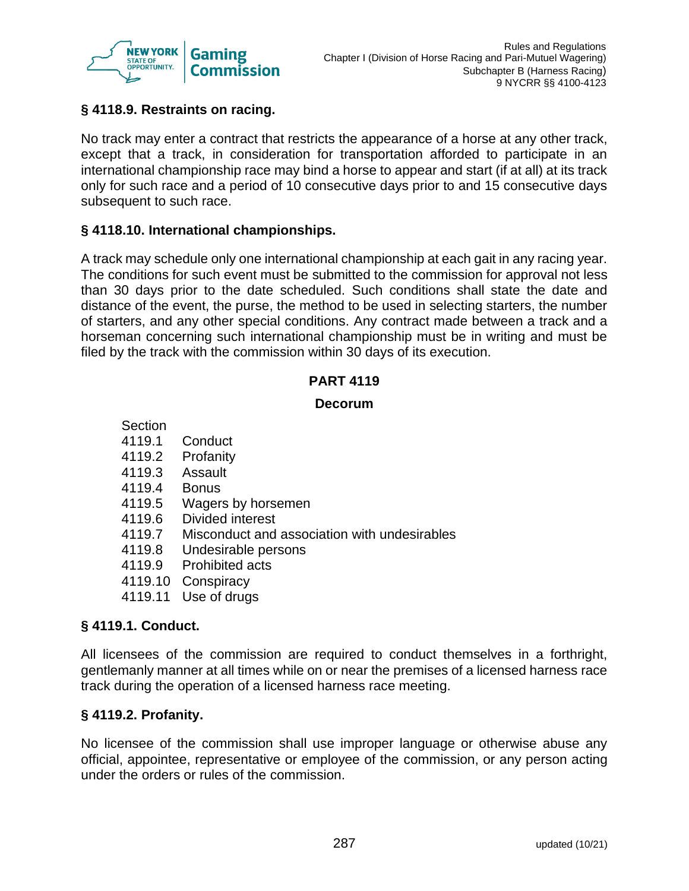### § 4118.9. Restraints on racing.

No track may enter a contract that restricts the appearance of a horse at any other track, except that a track, in consideration for transportation afforded to participate in an international championship race may bind a horse to appear and start (if at all) at its track only for such race and a period of 10 consecutive days prior to and 15 consecutive days subsequent to such race.

### § 4118.10. International championships.

A track may schedule only one international championship at each gait in any racing year. The conditions for such event must be submitted to the commission for approval not less than 30 days prior to the date scheduled. Such conditions shall state the date and distance of the event, the purse, the method to be used in selecting starters, the number of starters, and any other special conditions. Any contract made between a track and a horseman concerning such international championship must be in writing and must be filed by the track with the commission within 30 days of its execution.

## PART 4119

## Decorum

| Section | |
|---|---|
| 4119.1 | Conduct |
| 4119.2 | Profanity |
| 4119.3 | Assault |
| 4119.4 | Bonus |
| 4119.5 | Wagers by horsemen |
| 4119.6 | Divided interest |
| 4119.7 | Misconduct and association with undesirables |
| 4119.8 | Undesirable persons |
| 4119.9 | Prohibited acts |
| 4119.10 | Conspiracy |
| 4119.11 | Use of drugs |

### § 4119.1. Conduct.

All licensees of the commission are required to conduct themselves in a forthright, gentlemanly manner at all times while on or near the premises of a licensed harness race track during the operation of a licensed harness race meeting.

### § 4119.2. Profanity.

No licensee of the commission shall use improper language or otherwise abuse any official, appointee, representative or employee of the commission, or any person acting under the orders or rules of the commission.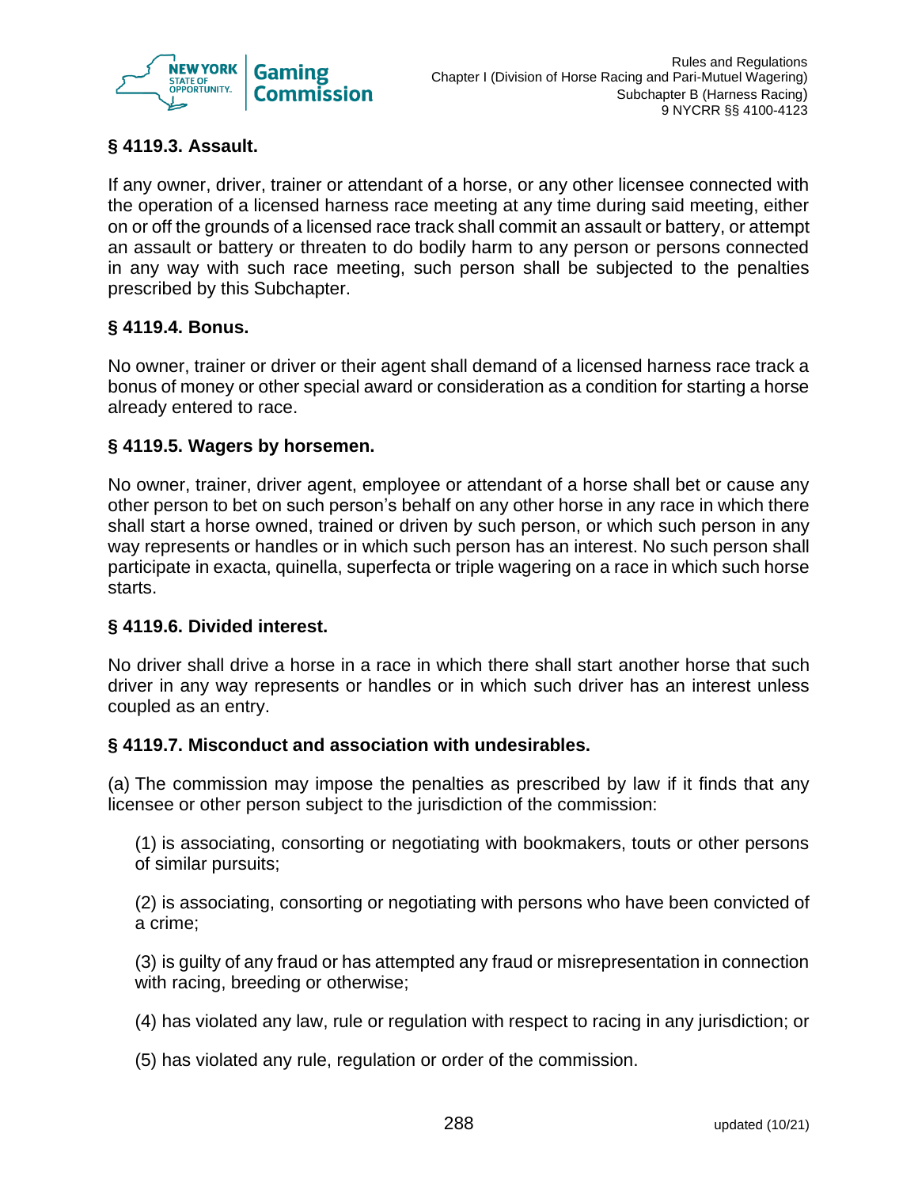### § 4119.3. Assault.

If any owner, driver, trainer or attendant of a horse, or any other licensee connected with the operation of a licensed harness race meeting at any time during said meeting, either on or off the grounds of a licensed race track shall commit an assault or battery, or attempt an assault or battery or threaten to do bodily harm to any person or persons connected in any way with such race meeting, such person shall be subjected to the penalties prescribed by this Subchapter.

### § 4119.4. Bonus.

No owner, trainer or driver or their agent shall demand of a licensed harness race track a bonus of money or other special award or consideration as a condition for starting a horse already entered to race.

### § 4119.5. Wagers by horsemen.

No owner, trainer, driver agent, employee or attendant of a horse shall bet or cause any other person to bet on such person's behalf on any other horse in any race in which there shall start a horse owned, trained or driven by such person, or which such person in any way represents or handles or in which such person has an interest. No such person shall participate in exacta, quinella, superfecta or triple wagering on a race in which such horse starts.

### § 4119.6. Divided interest.

No driver shall drive a horse in a race in which there shall start another horse that such driver in any way represents or handles or in which such driver has an interest unless coupled as an entry.

### § 4119.7. Misconduct and association with undesirables.

(a) The commission may impose the penalties as prescribed by law if it finds that any licensee or other person subject to the jurisdiction of the commission:

(1) is associating, consorting or negotiating with bookmakers, touts or other persons of similar pursuits;

(2) is associating, consorting or negotiating with persons who have been convicted of a crime;

(3) is guilty of any fraud or has attempted any fraud or misrepresentation in connection with racing, breeding or otherwise;

(4) has violated any law, rule or regulation with respect to racing in any jurisdiction; or

(5) has violated any rule, regulation or order of the commission.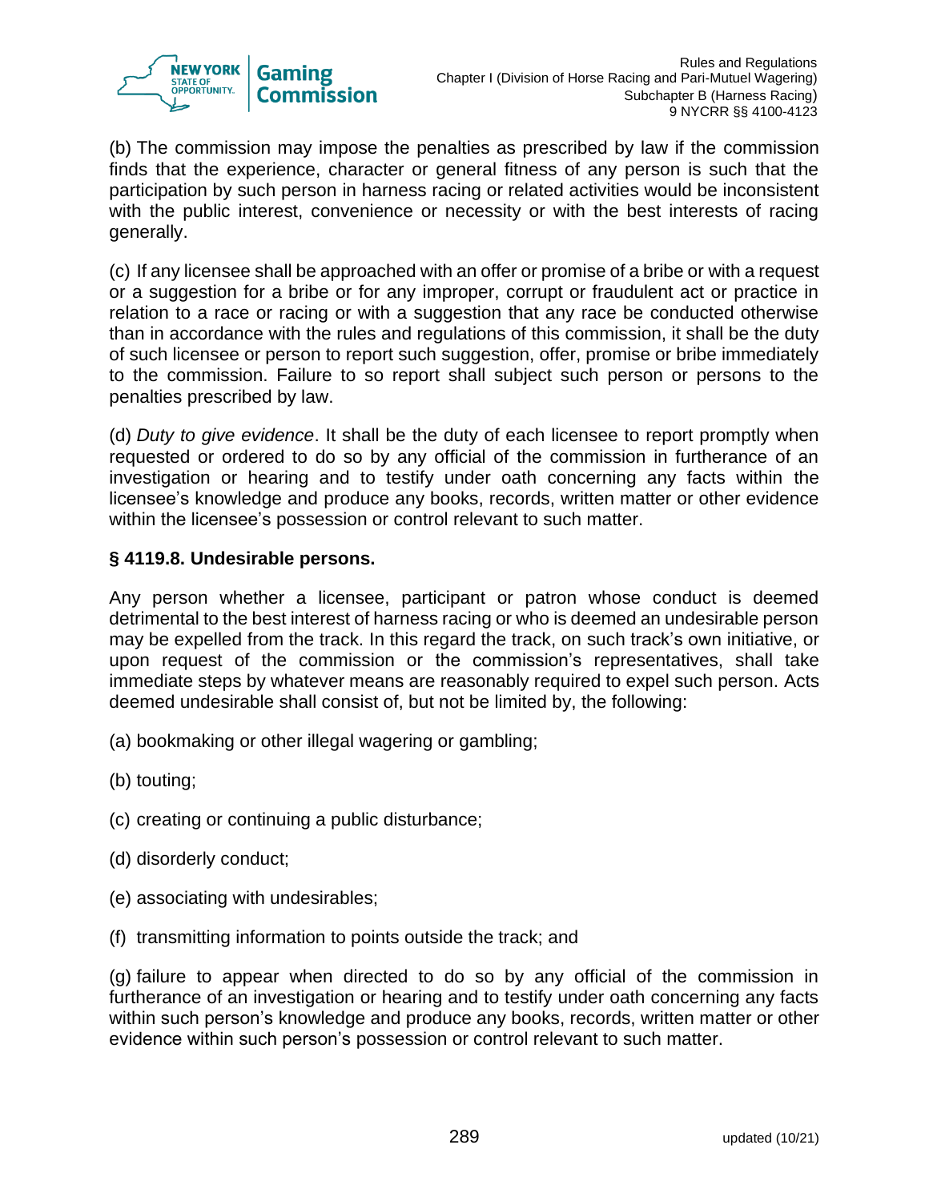(b) The commission may impose the penalties as prescribed by law if the commission finds that the experience, character or general fitness of any person is such that the participation by such person in harness racing or related activities would be inconsistent with the public interest, convenience or necessity or with the best interests of racing generally.

(c) If any licensee shall be approached with an offer or promise of a bribe or with a request or a suggestion for a bribe or for any improper, corrupt or fraudulent act or practice in relation to a race or racing or with a suggestion that any race be conducted otherwise than in accordance with the rules and regulations of this commission, it shall be the duty of such licensee or person to report such suggestion, offer, promise or bribe immediately to the commission. Failure to so report shall subject such person or persons to the penalties prescribed by law.

(d) *Duty to give evidence*. It shall be the duty of each licensee to report promptly when requested or ordered to do so by any official of the commission in furtherance of an investigation or hearing and to testify under oath concerning any facts within the licensee's knowledge and produce any books, records, written matter or other evidence within the licensee's possession or control relevant to such matter.

### § 4119.8. Undesirable persons.

Any person whether a licensee, participant or patron whose conduct is deemed detrimental to the best interest of harness racing or who is deemed an undesirable person may be expelled from the track. In this regard the track, on such track's own initiative, or upon request of the commission or the commission's representatives, shall take immediate steps by whatever means are reasonably required to expel such person. Acts deemed undesirable shall consist of, but not be limited by, the following:

(a) bookmaking or other illegal wagering or gambling;

(b) touting;

(c) creating or continuing a public disturbance;

(d) disorderly conduct;

(e) associating with undesirables;

(f) transmitting information to points outside the track; and

(g) failure to appear when directed to do so by any official of the commission in furtherance of an investigation or hearing and to testify under oath concerning any facts within such person's knowledge and produce any books, records, written matter or other evidence within such person's possession or control relevant to such matter.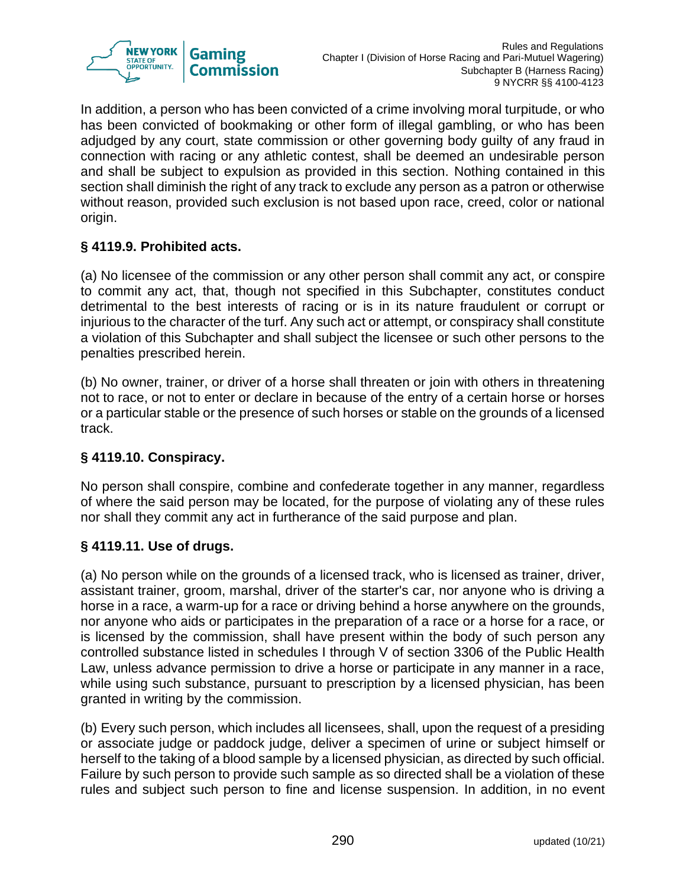In addition, a person who has been convicted of a crime involving moral turpitude, or who has been convicted of bookmaking or other form of illegal gambling, or who has been adjudged by any court, state commission or other governing body guilty of any fraud in connection with racing or any athletic contest, shall be deemed an undesirable person and shall be subject to expulsion as provided in this section. Nothing contained in this section shall diminish the right of any track to exclude any person as a patron or otherwise without reason, provided such exclusion is not based upon race, creed, color or national origin.

## § 4119.9. Prohibited acts.

(a) No licensee of the commission or any other person shall commit any act, or conspire to commit any act, that, though not specified in this Subchapter, constitutes conduct detrimental to the best interests of racing or is in its nature fraudulent or corrupt or injurious to the character of the turf. Any such act or attempt, or conspiracy shall constitute a violation of this Subchapter and shall subject the licensee or such other persons to the penalties prescribed herein.

(b) No owner, trainer, or driver of a horse shall threaten or join with others in threatening not to race, or not to enter or declare in because of the entry of a certain horse or horses or a particular stable or the presence of such horses or stable on the grounds of a licensed track.

## § 4119.10. Conspiracy.

No person shall conspire, combine and confederate together in any manner, regardless of where the said person may be located, for the purpose of violating any of these rules nor shall they commit any act in furtherance of the said purpose and plan.

## § 4119.11. Use of drugs.

(a) No person while on the grounds of a licensed track, who is licensed as trainer, driver, assistant trainer, groom, marshal, driver of the starter's car, nor anyone who is driving a horse in a race, a warm-up for a race or driving behind a horse anywhere on the grounds, nor anyone who aids or participates in the preparation of a race or a horse for a race, or is licensed by the commission, shall have present within the body of such person any controlled substance listed in schedules I through V of section 3306 of the Public Health Law, unless advance permission to drive a horse or participate in any manner in a race, while using such substance, pursuant to prescription by a licensed physician, has been granted in writing by the commission.

(b) Every such person, which includes all licensees, shall, upon the request of a presiding or associate judge or paddock judge, deliver a specimen of urine or subject himself or herself to the taking of a blood sample by a licensed physician, as directed by such official. Failure by such person to provide such sample as so directed shall be a violation of these rules and subject such person to fine and license suspension. In addition, in no event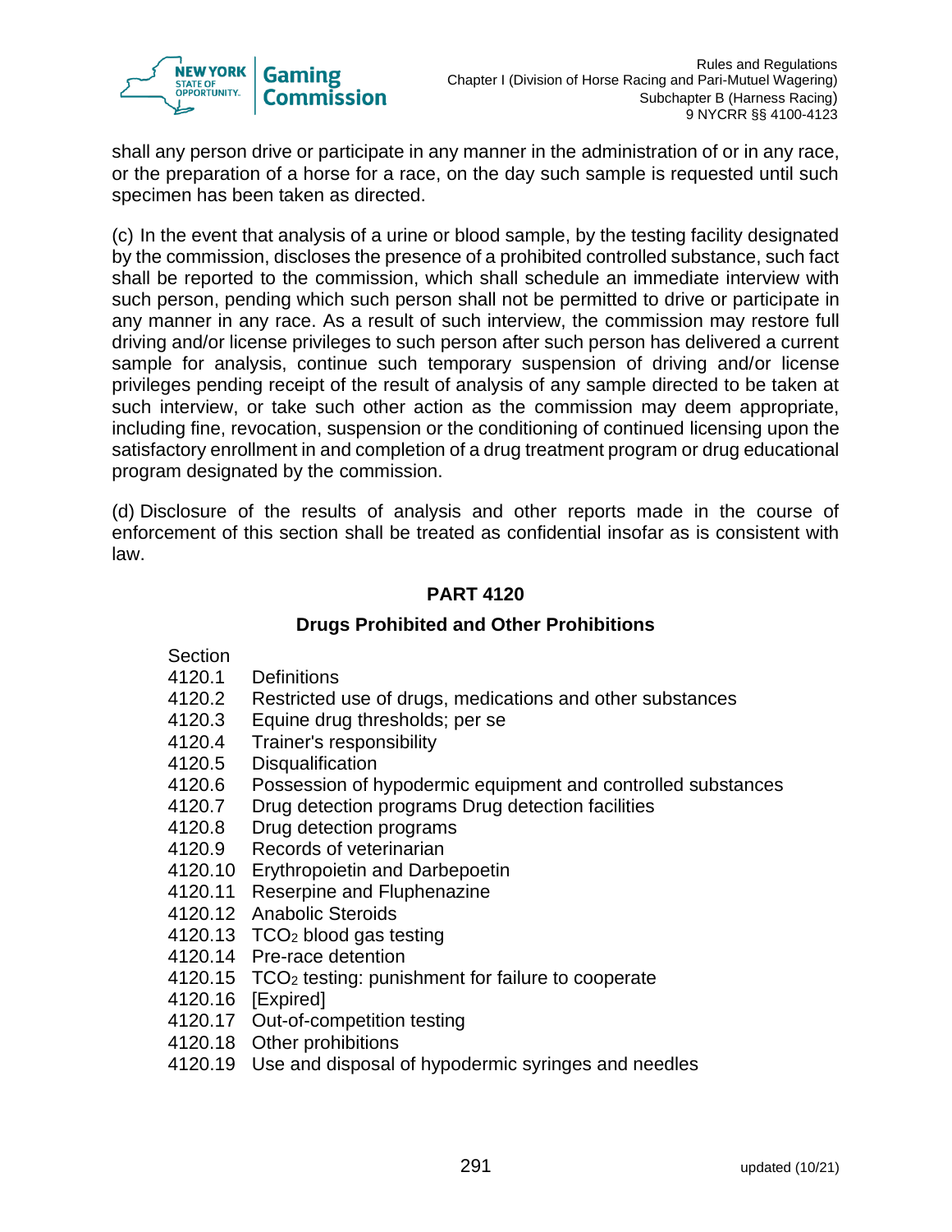shall any person drive or participate in any manner in the administration of or in any race, or the preparation of a horse for a race, on the day such sample is requested until such specimen has been taken as directed.

(c) In the event that analysis of a urine or blood sample, by the testing facility designated by the commission, discloses the presence of a prohibited controlled substance, such fact shall be reported to the commission, which shall schedule an immediate interview with such person, pending which such person shall not be permitted to drive or participate in any manner in any race. As a result of such interview, the commission may restore full driving and/or license privileges to such person after such person has delivered a current sample for analysis, continue such temporary suspension of driving and/or license privileges pending receipt of the result of analysis of any sample directed to be taken at such interview, or take such other action as the commission may deem appropriate, including fine, revocation, suspension or the conditioning of continued licensing upon the satisfactory enrollment in and completion of a drug treatment program or drug educational program designated by the commission.

(d) Disclosure of the results of analysis and other reports made in the course of enforcement of this section shall be treated as confidential insofar as is consistent with law.

## PART 4120

### Drugs Prohibited and Other Prohibitions

Section
4120.1 Definitions
4120.2 Restricted use of drugs, medications and other substances
4120.3 Equine drug thresholds; per se
4120.4 Trainer's responsibility
4120.5 Disqualification
4120.6 Possession of hypodermic equipment and controlled substances
4120.7 Drug detection programs Drug detection facilities
4120.8 Drug detection programs
4120.9 Records of veterinarian
4120.10 Erythropoietin and Darbepoetin
4120.11 Reserpine and Fluphenazine
4120.12 Anabolic Steroids
4120.13 $TCO_2$ blood gas testing
4120.14 Pre-race detention
4120.15 $TCO_2$ testing: punishment for failure to cooperate
4120.16 [Expired]
4120.17 Out-of-competition testing
4120.18 Other prohibitions
4120.19 Use and disposal of hypodermic syringes and needles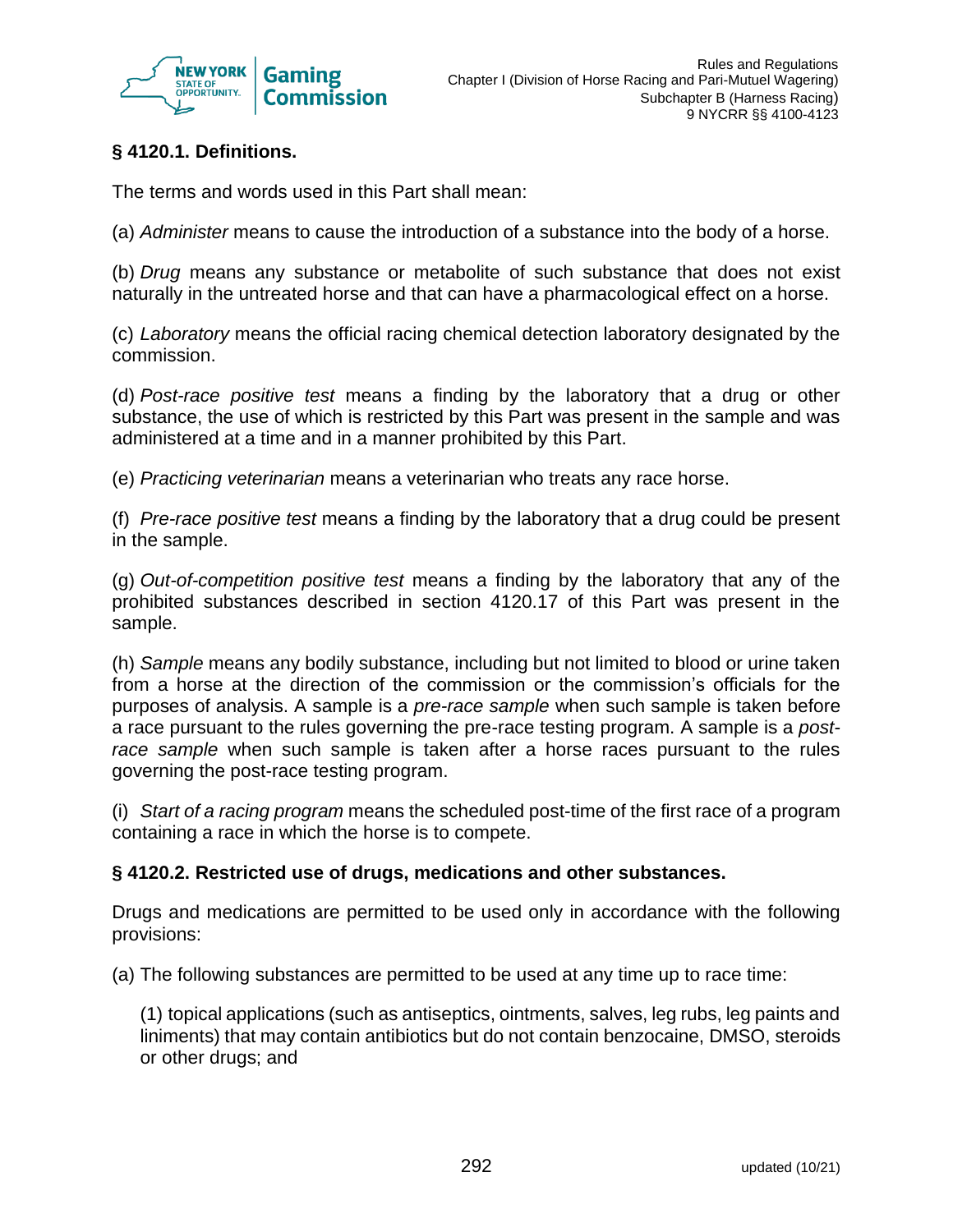### § 4120.1. Definitions.

The terms and words used in this Part shall mean:

(a) *Administer* means to cause the introduction of a substance into the body of a horse.

(b) *Drug* means any substance or metabolite of such substance that does not exist naturally in the untreated horse and that can have a pharmacological effect on a horse.

(c) *Laboratory* means the official racing chemical detection laboratory designated by the commission.

(d) *Post-race positive test* means a finding by the laboratory that a drug or other substance, the use of which is restricted by this Part was present in the sample and was administered at a time and in a manner prohibited by this Part.

(e) *Practicing veterinarian* means a veterinarian who treats any race horse.

(f) *Pre-race positive test* means a finding by the laboratory that a drug could be present in the sample.

(g) *Out-of-competition positive test* means a finding by the laboratory that any of the prohibited substances described in section 4120.17 of this Part was present in the sample.

(h) *Sample* means any bodily substance, including but not limited to blood or urine taken from a horse at the direction of the commission or the commission's officials for the purposes of analysis. A sample is a *pre-race sample* when such sample is taken before a race pursuant to the rules governing the pre-race testing program. A sample is a *post-race sample* when such sample is taken after a horse races pursuant to the rules governing the post-race testing program.

(i) *Start of a racing program* means the scheduled post-time of the first race of a program containing a race in which the horse is to compete.

### § 4120.2. Restricted use of drugs, medications and other substances.

Drugs and medications are permitted to be used only in accordance with the following provisions:

(a) The following substances are permitted to be used at any time up to race time:

(1) topical applications (such as antiseptics, ointments, salves, leg rubs, leg paints and liniments) that may contain antibiotics but do not contain benzocaine, DMSO, steroids or other drugs; and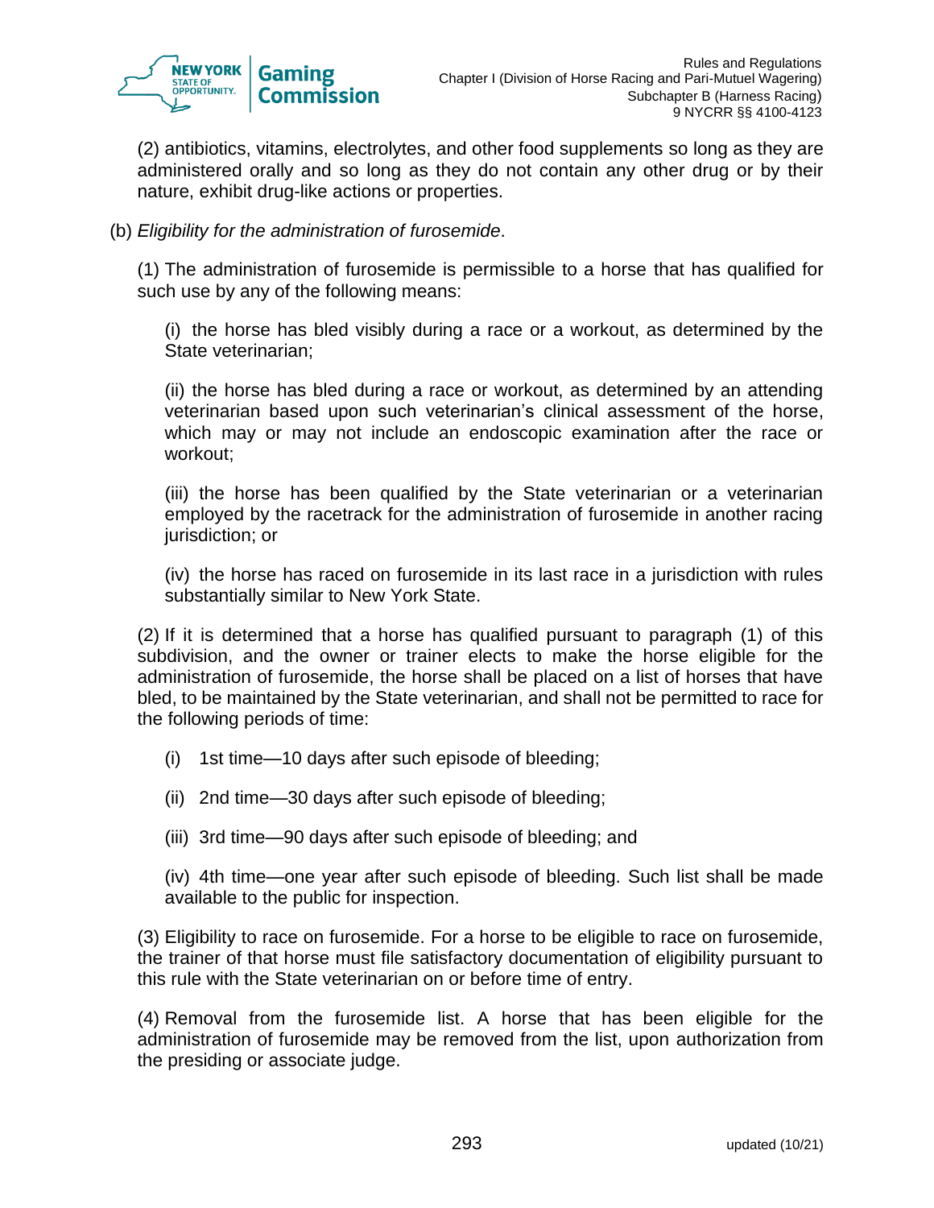(2) antibiotics, vitamins, electrolytes, and other food supplements so long as they are administered orally and so long as they do not contain any other drug or by their nature, exhibit drug-like actions or properties.

(b) *Eligibility for the administration of furosemide*.

(1) The administration of furosemide is permissible to a horse that has qualified for such use by any of the following means:

(i) the horse has bled visibly during a race or a workout, as determined by the State veterinarian;

(ii) the horse has bled during a race or workout, as determined by an attending veterinarian based upon such veterinarian's clinical assessment of the horse, which may or may not include an endoscopic examination after the race or workout;

(iii) the horse has been qualified by the State veterinarian or a veterinarian employed by the racetrack for the administration of furosemide in another racing jurisdiction; or

(iv) the horse has raced on furosemide in its last race in a jurisdiction with rules substantially similar to New York State.

(2) If it is determined that a horse has qualified pursuant to paragraph (1) of this subdivision, and the owner or trainer elects to make the horse eligible for the administration of furosemide, the horse shall be placed on a list of horses that have bled, to be maintained by the State veterinarian, and shall not be permitted to race for the following periods of time:

(i) 1st time—10 days after such episode of bleeding;

(ii) 2nd time—30 days after such episode of bleeding;

(iii) 3rd time—90 days after such episode of bleeding; and

(iv) 4th time—one year after such episode of bleeding. Such list shall be made available to the public for inspection.

(3) Eligibility to race on furosemide. For a horse to be eligible to race on furosemide, the trainer of that horse must file satisfactory documentation of eligibility pursuant to this rule with the State veterinarian on or before time of entry.

(4) Removal from the furosemide list. A horse that has been eligible for the administration of furosemide may be removed from the list, upon authorization from the presiding or associate judge.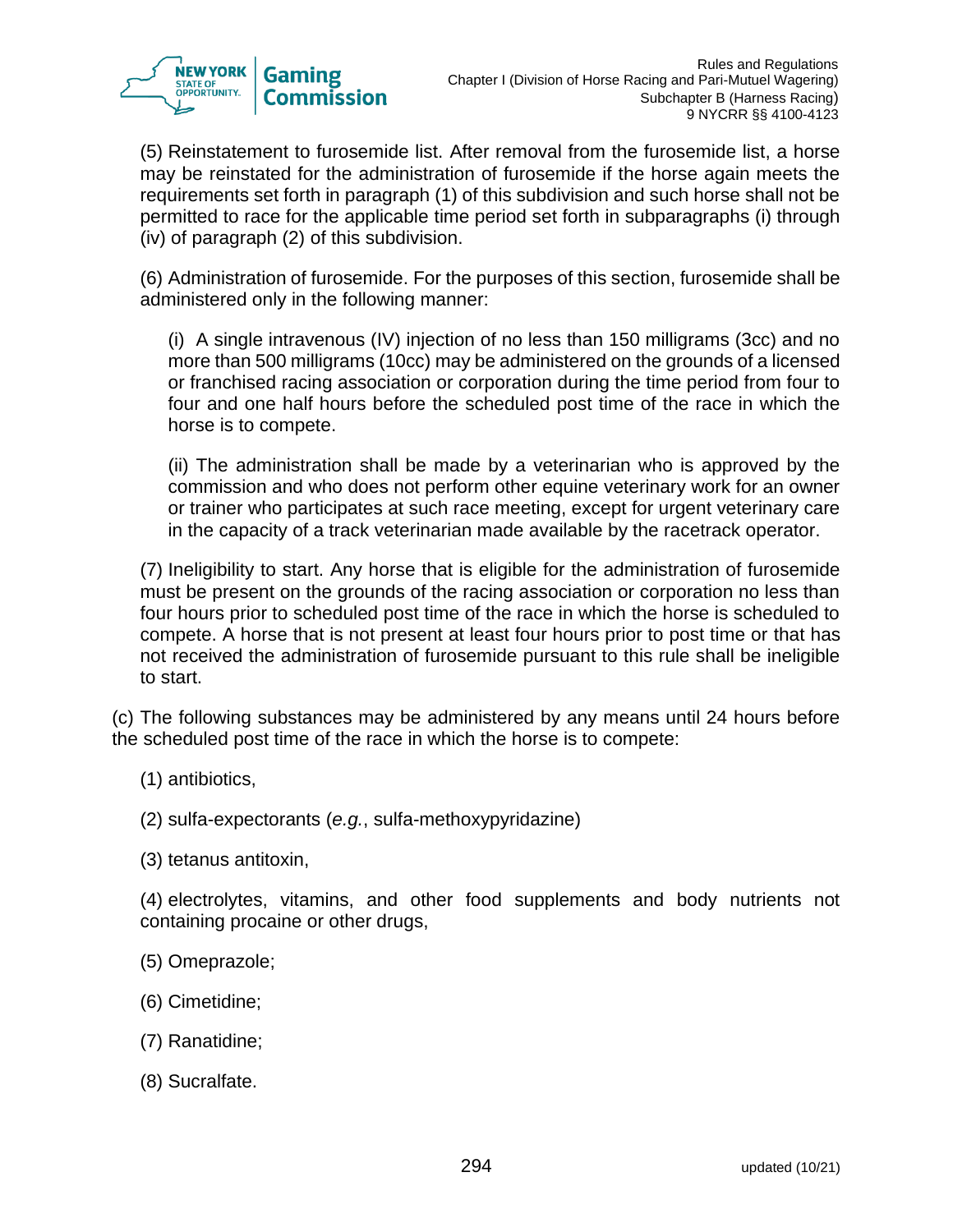(5) Reinstatement to furosemide list. After removal from the furosemide list, a horse may be reinstated for the administration of furosemide if the horse again meets the requirements set forth in paragraph (1) of this subdivision and such horse shall not be permitted to race for the applicable time period set forth in subparagraphs (i) through (iv) of paragraph (2) of this subdivision.

(6) Administration of furosemide. For the purposes of this section, furosemide shall be administered only in the following manner:

(i) A single intravenous (IV) injection of no less than 150 milligrams (3cc) and no more than 500 milligrams (10cc) may be administered on the grounds of a licensed or franchised racing association or corporation during the time period from four to four and one half hours before the scheduled post time of the race in which the horse is to compete.

(ii) The administration shall be made by a veterinarian who is approved by the commission and who does not perform other equine veterinary work for an owner or trainer who participates at such race meeting, except for urgent veterinary care in the capacity of a track veterinarian made available by the racetrack operator.

(7) Ineligibility to start. Any horse that is eligible for the administration of furosemide must be present on the grounds of the racing association or corporation no less than four hours prior to scheduled post time of the race in which the horse is scheduled to compete. A horse that is not present at least four hours prior to post time or that has not received the administration of furosemide pursuant to this rule shall be ineligible to start.

(c) The following substances may be administered by any means until 24 hours before the scheduled post time of the race in which the horse is to compete:

(1) antibiotics,

(2) sulfa-expectorants (*e.g.*, sulfa-methoxypyridazine)

(3) tetanus antitoxin,

(4) electrolytes, vitamins, and other food supplements and body nutrients not containing procaine or other drugs,

(5) Omeprazole;

(6) Cimetidine;

(7) Ranatidine;

(8) Sucralfate.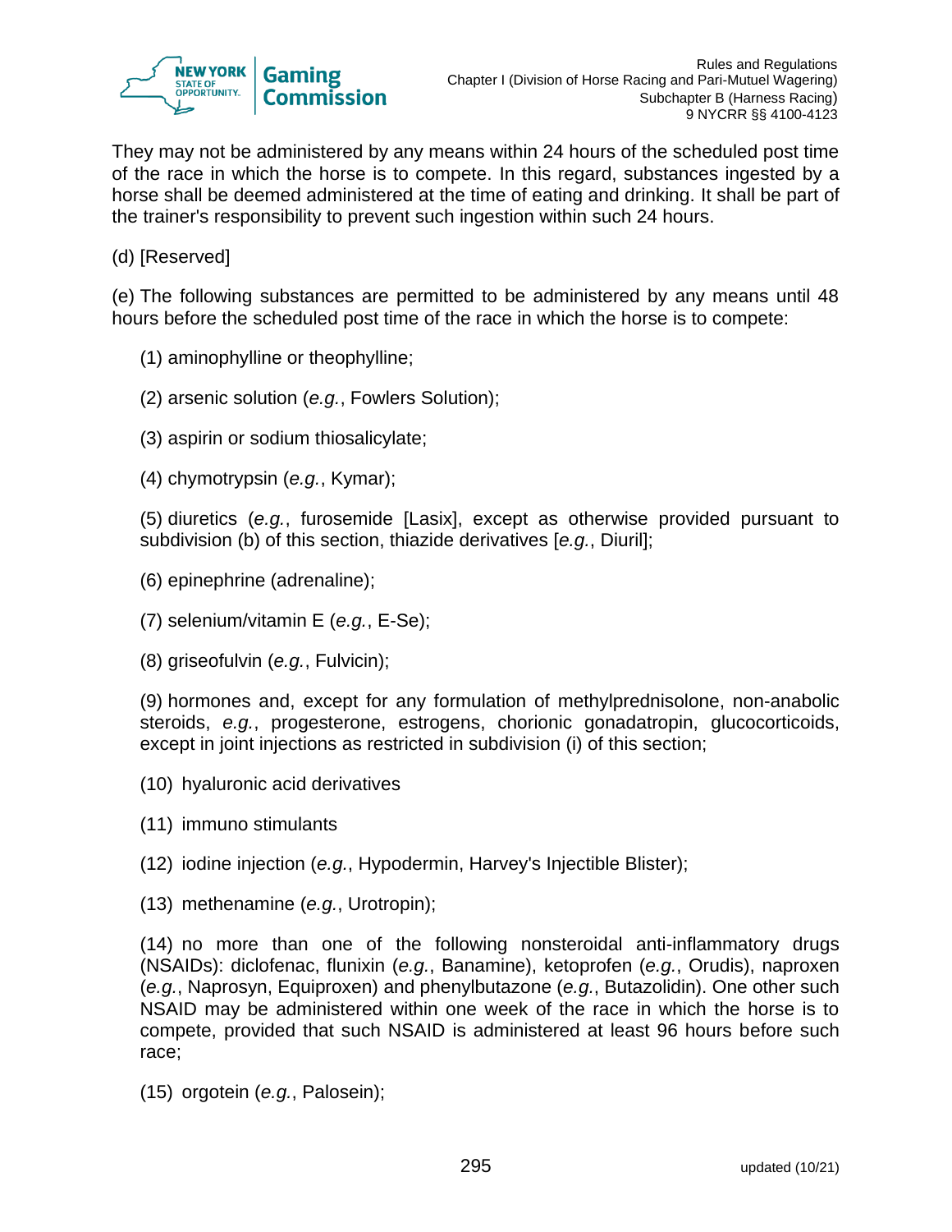They may not be administered by any means within 24 hours of the scheduled post time of the race in which the horse is to compete. In this regard, substances ingested by a horse shall be deemed administered at the time of eating and drinking. It shall be part of the trainer's responsibility to prevent such ingestion within such 24 hours.

(d) [Reserved]

(e) The following substances are permitted to be administered by any means until 48 hours before the scheduled post time of the race in which the horse is to compete:

(1) aminophylline or theophylline;

(2) arsenic solution (*e.g.*, Fowlers Solution);

(3) aspirin or sodium thiosalicylate;

(4) chymotrypsin (*e.g.*, Kymar);

(5) diuretics (*e.g.*, furosemide [Lasix], except as otherwise provided pursuant to subdivision (b) of this section, thiazide derivatives [*e.g.*, Diuril];

(6) epinephrine (adrenaline);

(7) selenium/vitamin E (*e.g.*, E-Se);

(8) griseofulvin (*e.g.*, Fulvicin);

(9) hormones and, except for any formulation of methylprednisolone, non-anabolic steroids, *e.g.*, progesterone, estrogens, chorionic gonadatropin, glucocorticoids, except in joint injections as restricted in subdivision (i) of this section;

(10) hyaluronic acid derivatives

(11) immuno stimulants

(12) iodine injection (*e.g.*, Hypodermin, Harvey's Injectible Blister);

(13) methenamine (*e.g.*, Urotropin);

(14) no more than one of the following nonsteroidal anti-inflammatory drugs (NSAIDs): diclofenac, flunixin (*e.g.*, Banamine), ketoprofen (*e.g.*, Orudis), naproxen (*e.g.*, Naprosyn, Equiproxen) and phenylbutazone (*e.g.*, Butazolidin). One other such NSAID may be administered within one week of the race in which the horse is to compete, provided that such NSAID is administered at least 96 hours before such race;

(15) orgotein (*e.g.*, Palosein);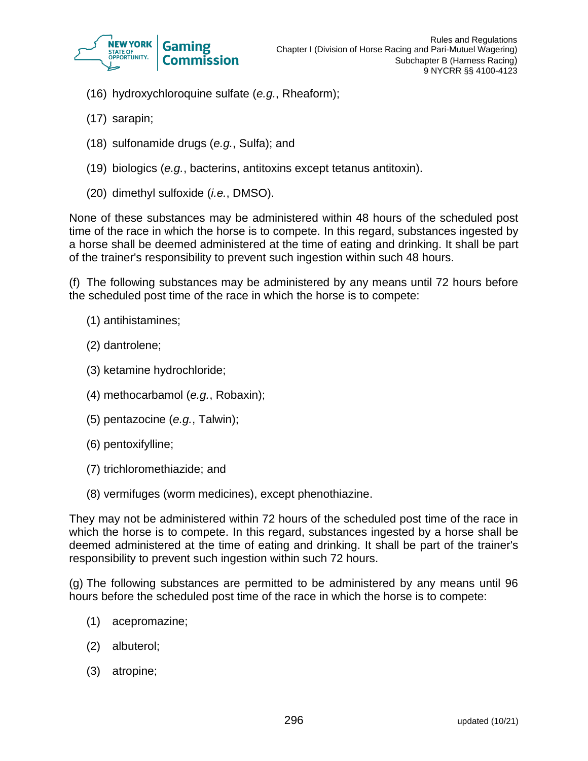(16) hydroxychloroquine sulfate (*e.g.*, Rheaform);

(17) sarapin;

(18) sulfonamide drugs (*e.g.*, Sulfa); and

(19) biologics (*e.g.*, bacterins, antitoxins except tetanus antitoxin).

(20) dimethyl sulfoxide (*i.e.*, DMSO).

None of these substances may be administered within 48 hours of the scheduled post time of the race in which the horse is to compete. In this regard, substances ingested by a horse shall be deemed administered at the time of eating and drinking. It shall be part of the trainer's responsibility to prevent such ingestion within such 48 hours.

(f) The following substances may be administered by any means until 72 hours before the scheduled post time of the race in which the horse is to compete:

(1) antihistamines;

(2) dantrolene;

(3) ketamine hydrochloride;

(4) methocarbamol (*e.g.*, Robaxin);

(5) pentazocine (*e.g.*, Talwin);

(6) pentoxifylline;

(7) trichloromethiazide; and

(8) vermifuges (worm medicines), except phenothiazine.

They may not be administered within 72 hours of the scheduled post time of the race in which the horse is to compete. In this regard, substances ingested by a horse shall be deemed administered at the time of eating and drinking. It shall be part of the trainer's responsibility to prevent such ingestion within such 72 hours.

(g) The following substances are permitted to be administered by any means until 96 hours before the scheduled post time of the race in which the horse is to compete:

(1) acepromazine;

(2) albuterol;

(3) atropine;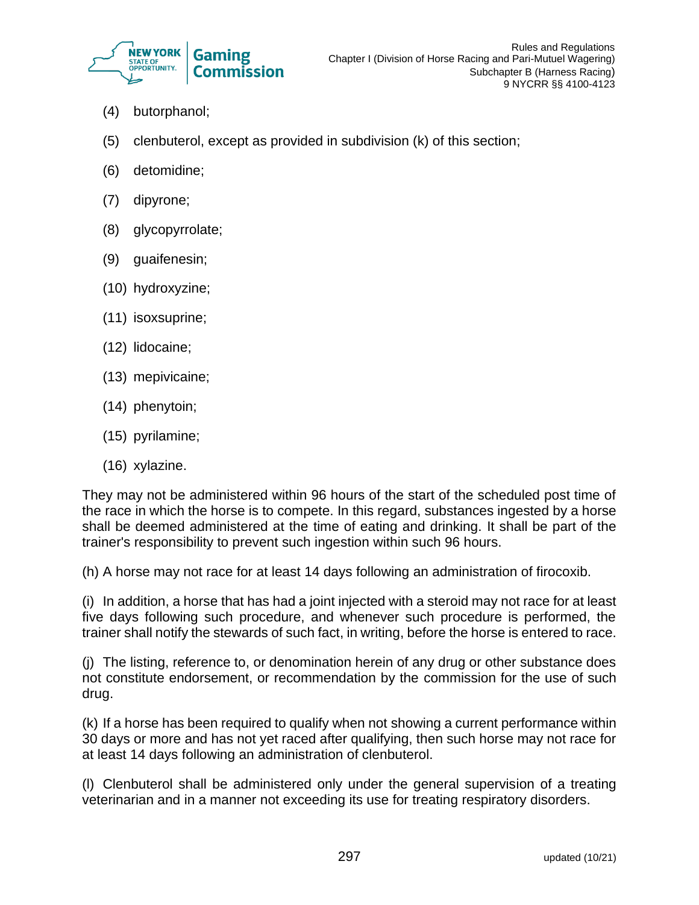(4) butorphanol;

(5) clenbuterol, except as provided in subdivision (k) of this section;

(6) detomidine;

(7) dipyrone;

(8) glycopyrrolate;

(9) guaifenesin;

(10) hydroxyzine;

(11) isoxsuprine;

(12) lidocaine;

(13) mepivicaine;

(14) phenytoin;

(15) pyrilamine;

(16) xylazine.

They may not be administered within 96 hours of the start of the scheduled post time of the race in which the horse is to compete. In this regard, substances ingested by a horse shall be deemed administered at the time of eating and drinking. It shall be part of the trainer's responsibility to prevent such ingestion within such 96 hours.

(h) A horse may not race for at least 14 days following an administration of firocoxib.

(i) In addition, a horse that has had a joint injected with a steroid may not race for at least five days following such procedure, and whenever such procedure is performed, the trainer shall notify the stewards of such fact, in writing, before the horse is entered to race.

(j) The listing, reference to, or denomination herein of any drug or other substance does not constitute endorsement, or recommendation by the commission for the use of such drug.

(k) If a horse has been required to qualify when not showing a current performance within 30 days or more and has not yet raced after qualifying, then such horse may not race for at least 14 days following an administration of clenbuterol.

(l) Clenbuterol shall be administered only under the general supervision of a treating veterinarian and in a manner not exceeding its use for treating respiratory disorders.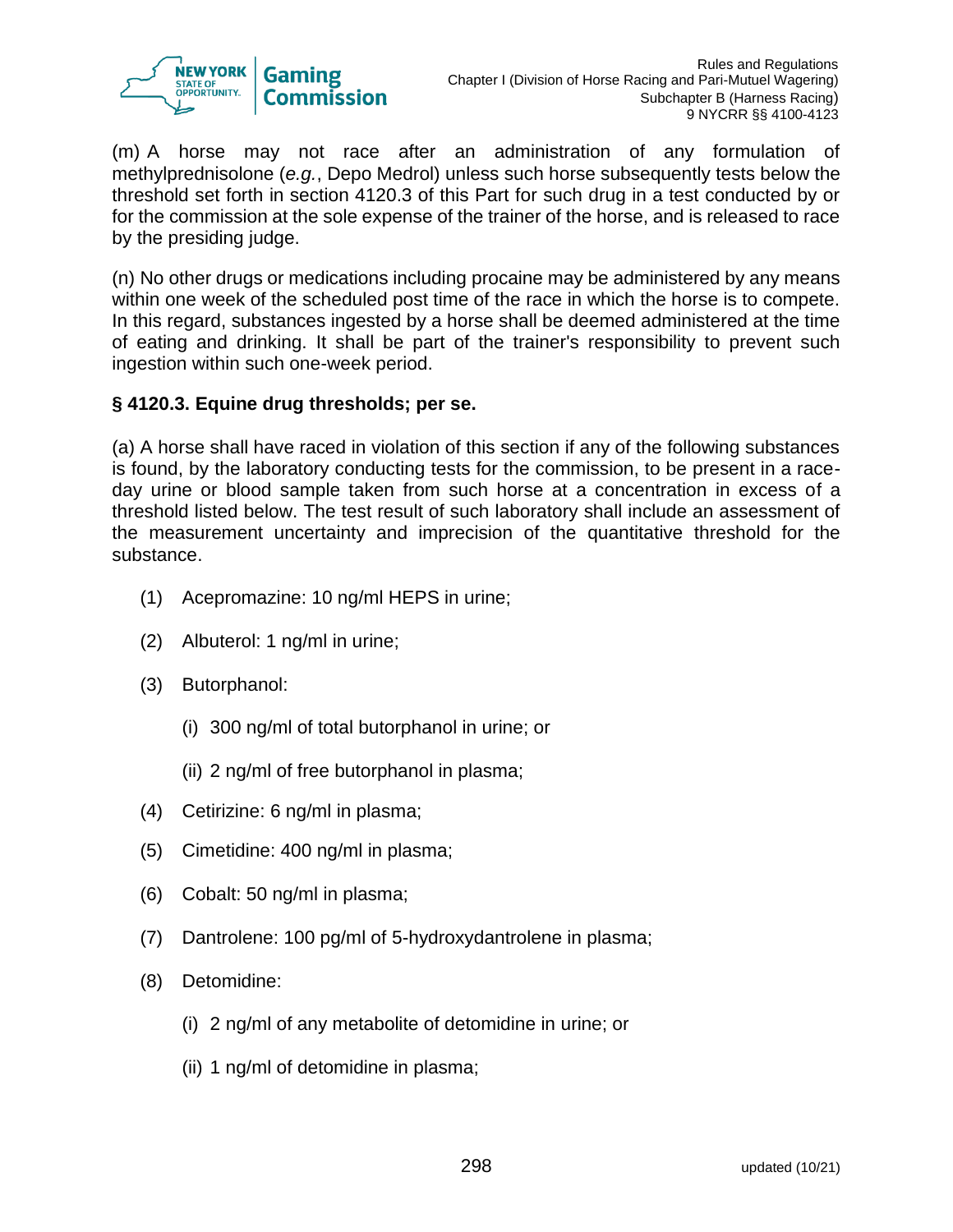(m) A horse may not race after an administration of any formulation of methylprednisolone (*e.g.*, Depo Medrol) unless such horse subsequently tests below the threshold set forth in section 4120.3 of this Part for such drug in a test conducted by or for the commission at the sole expense of the trainer of the horse, and is released to race by the presiding judge.

(n) No other drugs or medications including procaine may be administered by any means within one week of the scheduled post time of the race in which the horse is to compete. In this regard, substances ingested by a horse shall be deemed administered at the time of eating and drinking. It shall be part of the trainer's responsibility to prevent such ingestion within such one-week period.

### § 4120.3. Equine drug thresholds; per se.

(a) A horse shall have raced in violation of this section if any of the following substances is found, by the laboratory conducting tests for the commission, to be present in a race-day urine or blood sample taken from such horse at a concentration in excess of a threshold listed below. The test result of such laboratory shall include an assessment of the measurement uncertainty and imprecision of the quantitative threshold for the substance.

(1) Acepromazine: 10 ng/ml HEPS in urine;

(2) Albuterol: 1 ng/ml in urine;

(3) Butorphanol:

  (i) 300 ng/ml of total butorphanol in urine; or

  (ii) 2 ng/ml of free butorphanol in plasma;

(4) Cetirizine: 6 ng/ml in plasma;

(5) Cimetidine: 400 ng/ml in plasma;

(6) Cobalt: 50 ng/ml in plasma;

(7) Dantrolene: 100 pg/ml of 5-hydroxydantrolene in plasma;

(8) Detomidine:

  (i) 2 ng/ml of any metabolite of detomidine in urine; or

  (ii) 1 ng/ml of detomidine in plasma;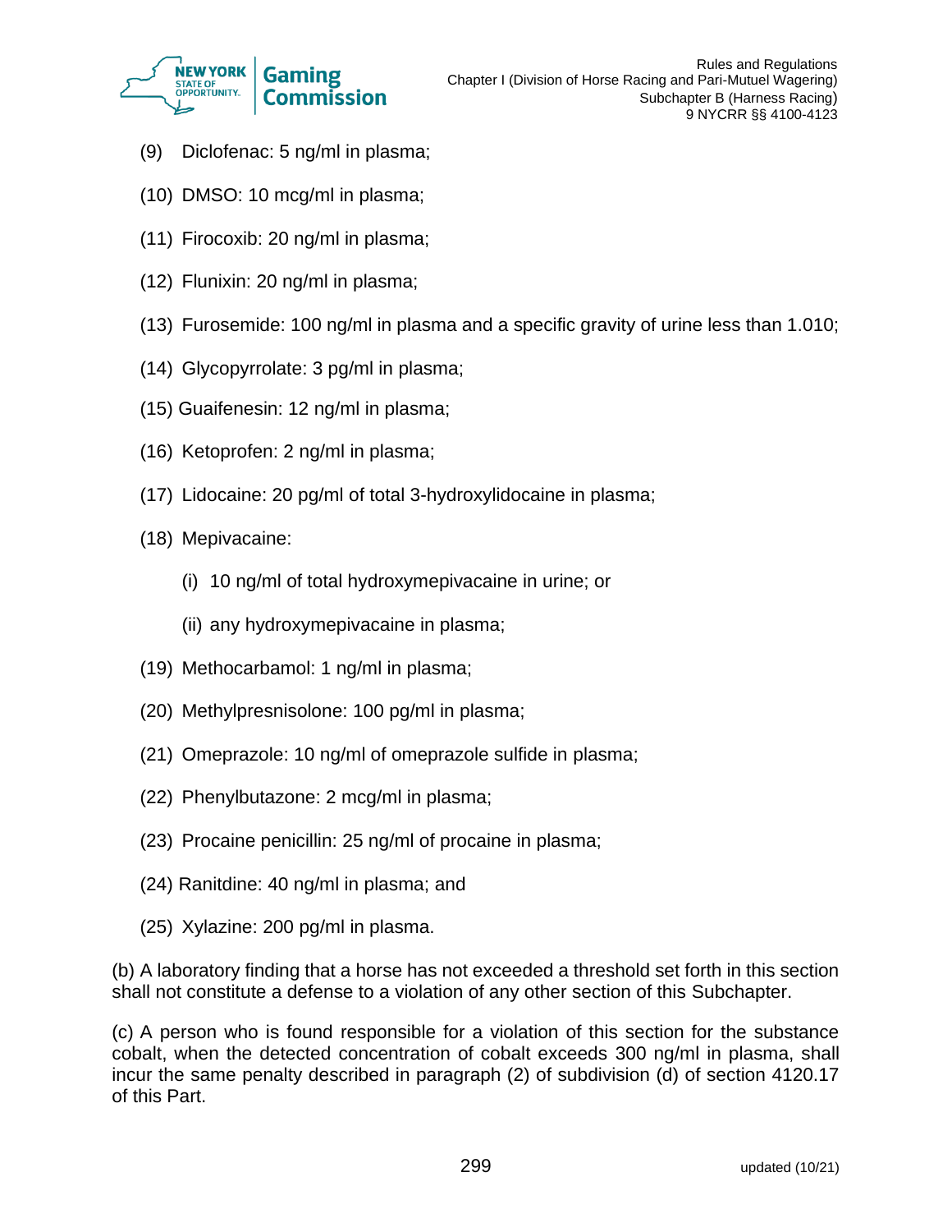(9) Diclofenac: 5 ng/ml in plasma;

(10) DMSO: 10 mcg/ml in plasma;

(11) Firocoxib: 20 ng/ml in plasma;

(12) Flunixin: 20 ng/ml in plasma;

(13) Furosemide: 100 ng/ml in plasma and a specific gravity of urine less than 1.010;

(14) Glycopyrrolate: 3 pg/ml in plasma;

(15) Guaifenesin: 12 ng/ml in plasma;

(16) Ketoprofen: 2 ng/ml in plasma;

(17) Lidocaine: 20 pg/ml of total 3-hydroxylidocaine in plasma;

(18) Mepivacaine:

(i) 10 ng/ml of total hydroxymepivacaine in urine; or

(ii) any hydroxymepivacaine in plasma;

(19) Methocarbamol: 1 ng/ml in plasma;

(20) Methylpresnisolone: 100 pg/ml in plasma;

(21) Omeprazole: 10 ng/ml of omeprazole sulfide in plasma;

(22) Phenylbutazone: 2 mcg/ml in plasma;

(23) Procaine penicillin: 25 ng/ml of procaine in plasma;

(24) Ranitdine: 40 ng/ml in plasma; and

(25) Xylazine: 200 pg/ml in plasma.

(b) A laboratory finding that a horse has not exceeded a threshold set forth in this section shall not constitute a defense to a violation of any other section of this Subchapter.

(c) A person who is found responsible for a violation of this section for the substance cobalt, when the detected concentration of cobalt exceeds 300 ng/ml in plasma, shall incur the same penalty described in paragraph (2) of subdivision (d) of section 4120.17 of this Part.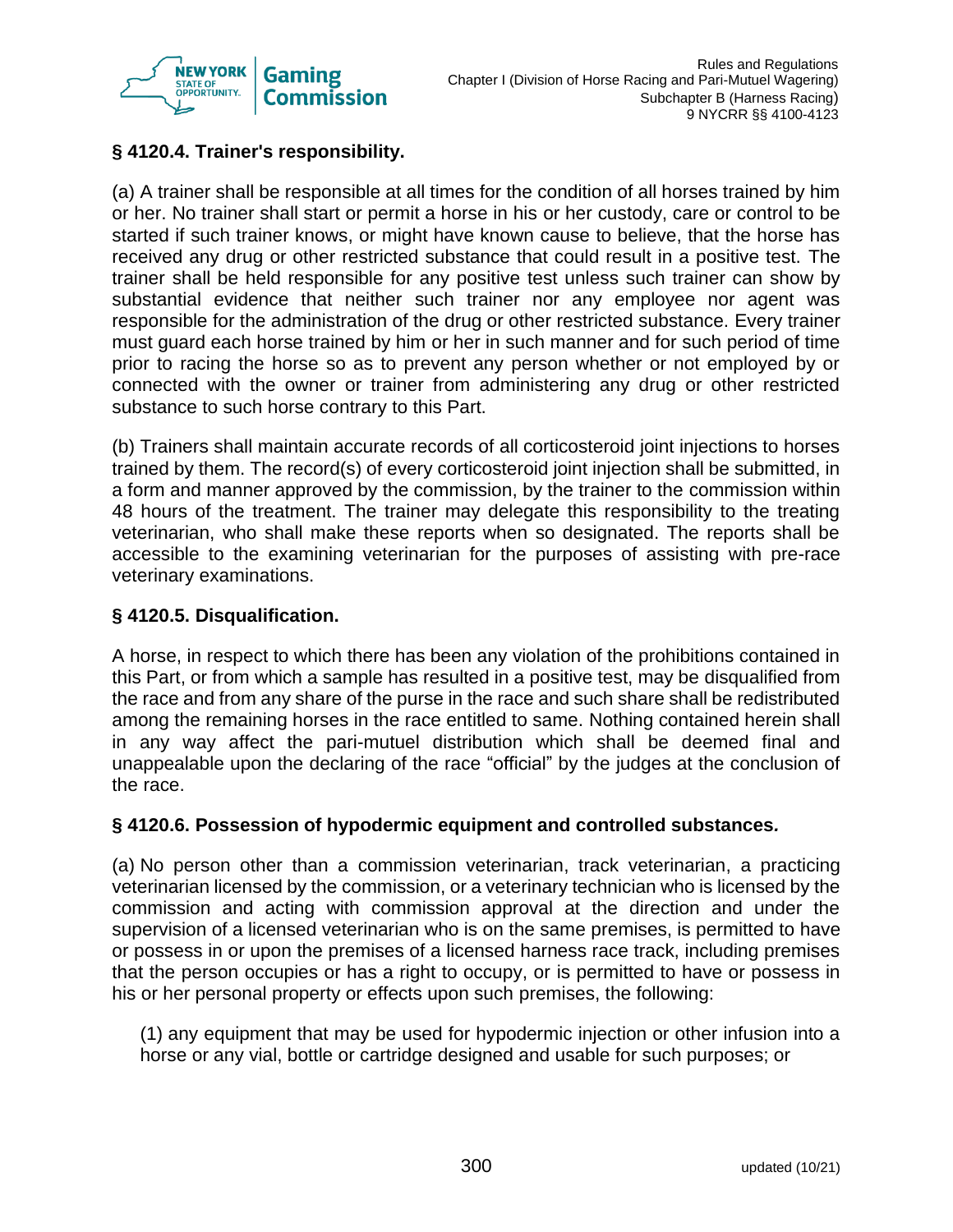### § 4120.4. Trainer's responsibility.

(a) A trainer shall be responsible at all times for the condition of all horses trained by him or her. No trainer shall start or permit a horse in his or her custody, care or control to be started if such trainer knows, or might have known cause to believe, that the horse has received any drug or other restricted substance that could result in a positive test. The trainer shall be held responsible for any positive test unless such trainer can show by substantial evidence that neither such trainer nor any employee nor agent was responsible for the administration of the drug or other restricted substance. Every trainer must guard each horse trained by him or her in such manner and for such period of time prior to racing the horse so as to prevent any person whether or not employed by or connected with the owner or trainer from administering any drug or other restricted substance to such horse contrary to this Part.

(b) Trainers shall maintain accurate records of all corticosteroid joint injections to horses trained by them. The record(s) of every corticosteroid joint injection shall be submitted, in a form and manner approved by the commission, by the trainer to the commission within 48 hours of the treatment. The trainer may delegate this responsibility to the treating veterinarian, who shall make these reports when so designated. The reports shall be accessible to the examining veterinarian for the purposes of assisting with pre-race veterinary examinations.

### § 4120.5. Disqualification.

A horse, in respect to which there has been any violation of the prohibitions contained in this Part, or from which a sample has resulted in a positive test, may be disqualified from the race and from any share of the purse in the race and such share shall be redistributed among the remaining horses in the race entitled to same. Nothing contained herein shall in any way affect the pari-mutuel distribution which shall be deemed final and unappealable upon the declaring of the race “official” by the judges at the conclusion of the race.

### § 4120.6. Possession of hypodermic equipment and controlled substances.

(a) No person other than a commission veterinarian, track veterinarian, a practicing veterinarian licensed by the commission, or a veterinary technician who is licensed by the commission and acting with commission approval at the direction and under the supervision of a licensed veterinarian who is on the same premises, is permitted to have or possess in or upon the premises of a licensed harness race track, including premises that the person occupies or has a right to occupy, or is permitted to have or possess in his or her personal property or effects upon such premises, the following:

(1) any equipment that may be used for hypodermic injection or other infusion into a horse or any vial, bottle or cartridge designed and usable for such purposes; or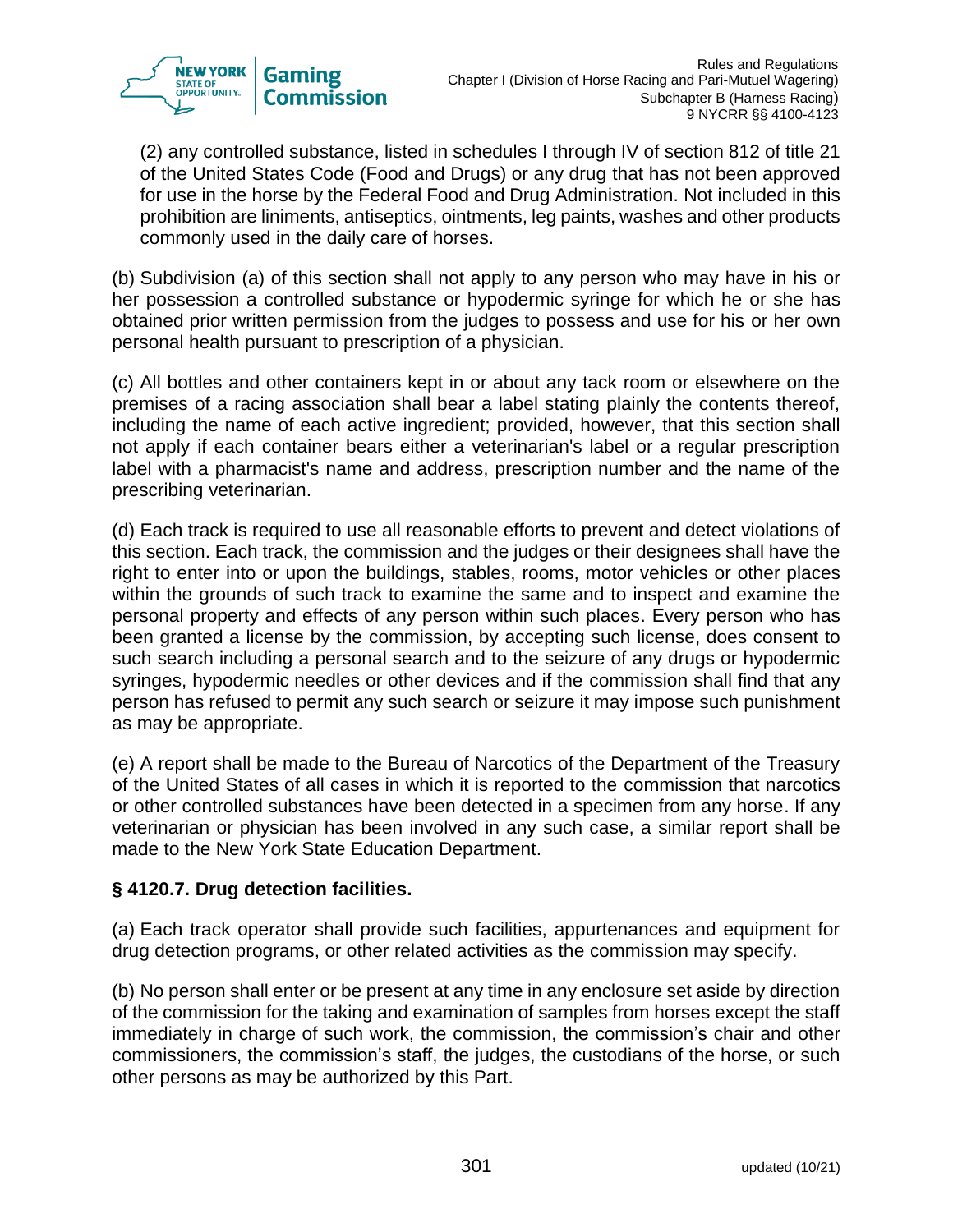(2) any controlled substance, listed in schedules I through IV of section 812 of title 21 of the United States Code (Food and Drugs) or any drug that has not been approved for use in the horse by the Federal Food and Drug Administration. Not included in this prohibition are liniments, antiseptics, ointments, leg paints, washes and other products commonly used in the daily care of horses.

(b) Subdivision (a) of this section shall not apply to any person who may have in his or her possession a controlled substance or hypodermic syringe for which he or she has obtained prior written permission from the judges to possess and use for his or her own personal health pursuant to prescription of a physician.

(c) All bottles and other containers kept in or about any tack room or elsewhere on the premises of a racing association shall bear a label stating plainly the contents thereof, including the name of each active ingredient; provided, however, that this section shall not apply if each container bears either a veterinarian's label or a regular prescription label with a pharmacist's name and address, prescription number and the name of the prescribing veterinarian.

(d) Each track is required to use all reasonable efforts to prevent and detect violations of this section. Each track, the commission and the judges or their designees shall have the right to enter into or upon the buildings, stables, rooms, motor vehicles or other places within the grounds of such track to examine the same and to inspect and examine the personal property and effects of any person within such places. Every person who has been granted a license by the commission, by accepting such license, does consent to such search including a personal search and to the seizure of any drugs or hypodermic syringes, hypodermic needles or other devices and if the commission shall find that any person has refused to permit any such search or seizure it may impose such punishment as may be appropriate.

(e) A report shall be made to the Bureau of Narcotics of the Department of the Treasury of the United States of all cases in which it is reported to the commission that narcotics or other controlled substances have been detected in a specimen from any horse. If any veterinarian or physician has been involved in any such case, a similar report shall be made to the New York State Education Department.

### § 4120.7. Drug detection facilities.

(a) Each track operator shall provide such facilities, appurtenances and equipment for drug detection programs, or other related activities as the commission may specify.

(b) No person shall enter or be present at any time in any enclosure set aside by direction of the commission for the taking and examination of samples from horses except the staff immediately in charge of such work, the commission, the commission's chair and other commissioners, the commission's staff, the judges, the custodians of the horse, or such other persons as may be authorized by this Part.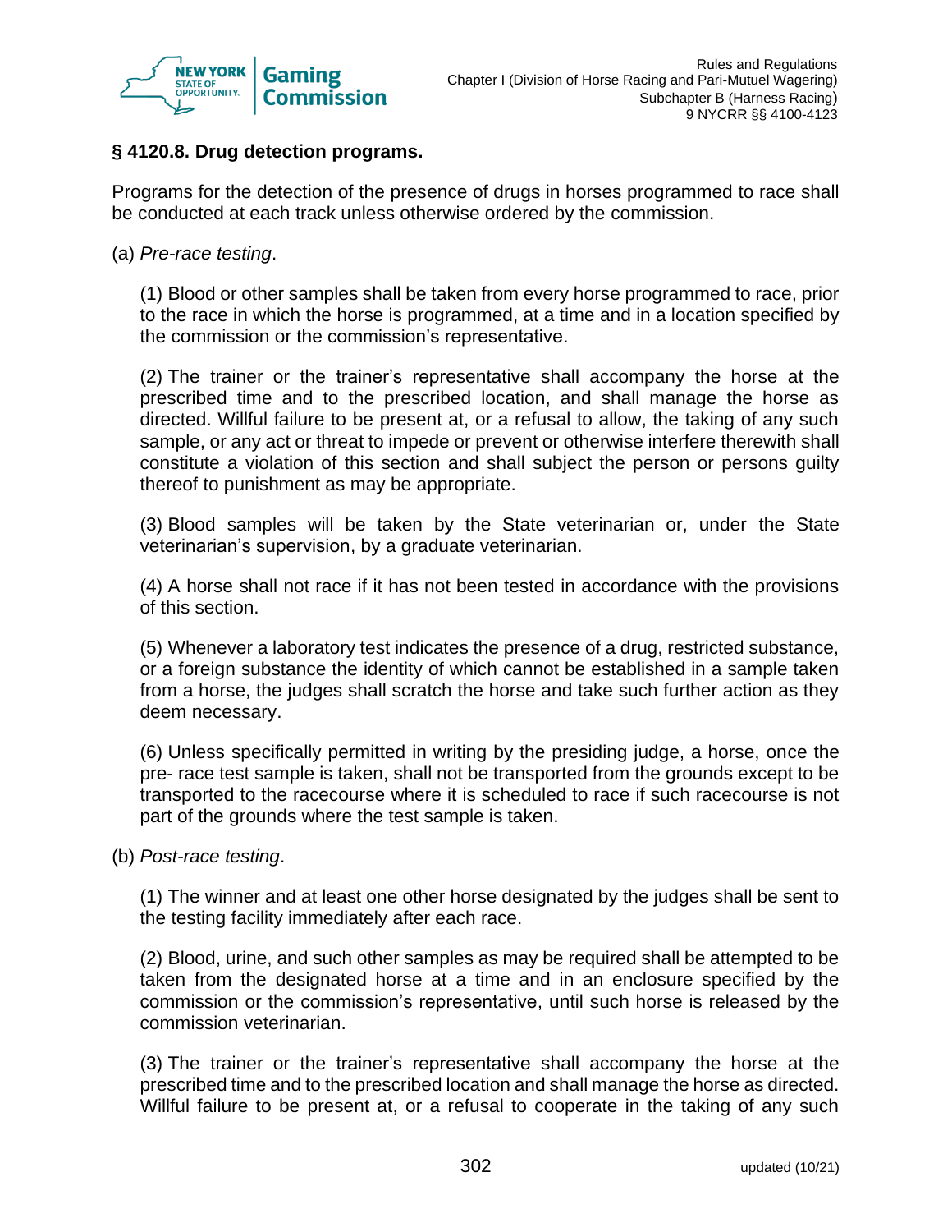## § 4120.8. Drug detection programs.

Programs for the detection of the presence of drugs in horses programmed to race shall be conducted at each track unless otherwise ordered by the commission.

(a) *Pre-race testing*.

(1) Blood or other samples shall be taken from every horse programmed to race, prior to the race in which the horse is programmed, at a time and in a location specified by the commission or the commission's representative.

(2) The trainer or the trainer's representative shall accompany the horse at the prescribed time and to the prescribed location, and shall manage the horse as directed. Willful failure to be present at, or a refusal to allow, the taking of any such sample, or any act or threat to impede or prevent or otherwise interfere therewith shall constitute a violation of this section and shall subject the person or persons guilty thereof to punishment as may be appropriate.

(3) Blood samples will be taken by the State veterinarian or, under the State veterinarian's supervision, by a graduate veterinarian.

(4) A horse shall not race if it has not been tested in accordance with the provisions of this section.

(5) Whenever a laboratory test indicates the presence of a drug, restricted substance, or a foreign substance the identity of which cannot be established in a sample taken from a horse, the judges shall scratch the horse and take such further action as they deem necessary.

(6) Unless specifically permitted in writing by the presiding judge, a horse, once the pre- race test sample is taken, shall not be transported from the grounds except to be transported to the racecourse where it is scheduled to race if such racecourse is not part of the grounds where the test sample is taken.

(b) *Post-race testing*.

(1) The winner and at least one other horse designated by the judges shall be sent to the testing facility immediately after each race.

(2) Blood, urine, and such other samples as may be required shall be attempted to be taken from the designated horse at a time and in an enclosure specified by the commission or the commission's representative, until such horse is released by the commission veterinarian.

(3) The trainer or the trainer's representative shall accompany the horse at the prescribed time and to the prescribed location and shall manage the horse as directed. Willful failure to be present at, or a refusal to cooperate in the taking of any such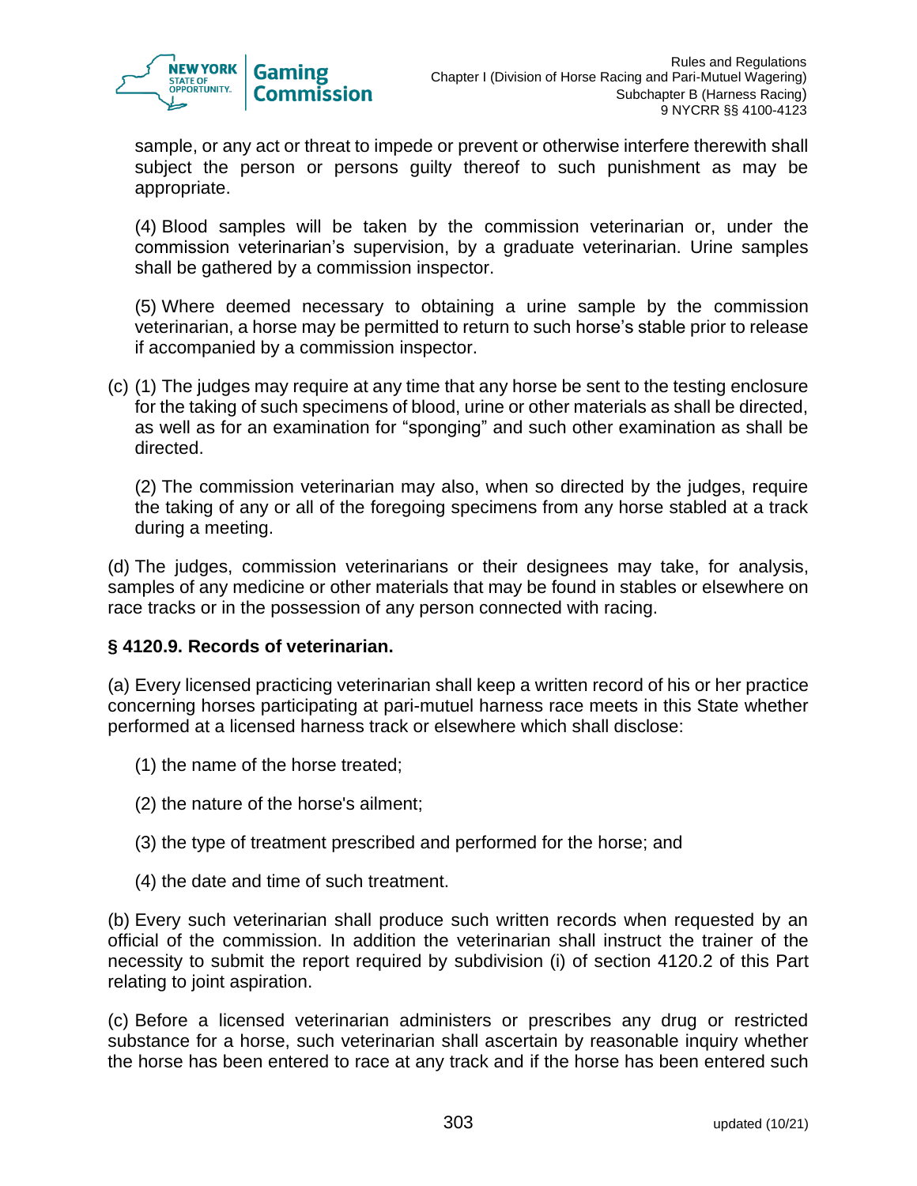sample, or any act or threat to impede or prevent or otherwise interfere therewith shall subject the person or persons guilty thereof to such punishment as may be appropriate.

(4) Blood samples will be taken by the commission veterinarian or, under the commission veterinarian's supervision, by a graduate veterinarian. Urine samples shall be gathered by a commission inspector.

(5) Where deemed necessary to obtaining a urine sample by the commission veterinarian, a horse may be permitted to return to such horse's stable prior to release if accompanied by a commission inspector.

(c) (1) The judges may require at any time that any horse be sent to the testing enclosure for the taking of such specimens of blood, urine or other materials as shall be directed, as well as for an examination for "sponging" and such other examination as shall be directed.

(2) The commission veterinarian may also, when so directed by the judges, require the taking of any or all of the foregoing specimens from any horse stabled at a track during a meeting.

(d) The judges, commission veterinarians or their designees may take, for analysis, samples of any medicine or other materials that may be found in stables or elsewhere on race tracks or in the possession of any person connected with racing.

### § 4120.9. Records of veterinarian.

(a) Every licensed practicing veterinarian shall keep a written record of his or her practice concerning horses participating at pari-mutuel harness race meets in this State whether performed at a licensed harness track or elsewhere which shall disclose:

(1) the name of the horse treated;

(2) the nature of the horse's ailment;

(3) the type of treatment prescribed and performed for the horse; and

(4) the date and time of such treatment.

(b) Every such veterinarian shall produce such written records when requested by an official of the commission. In addition the veterinarian shall instruct the trainer of the necessity to submit the report required by subdivision (i) of section 4120.2 of this Part relating to joint aspiration.

(c) Before a licensed veterinarian administers or prescribes any drug or restricted substance for a horse, such veterinarian shall ascertain by reasonable inquiry whether the horse has been entered to race at any track and if the horse has been entered such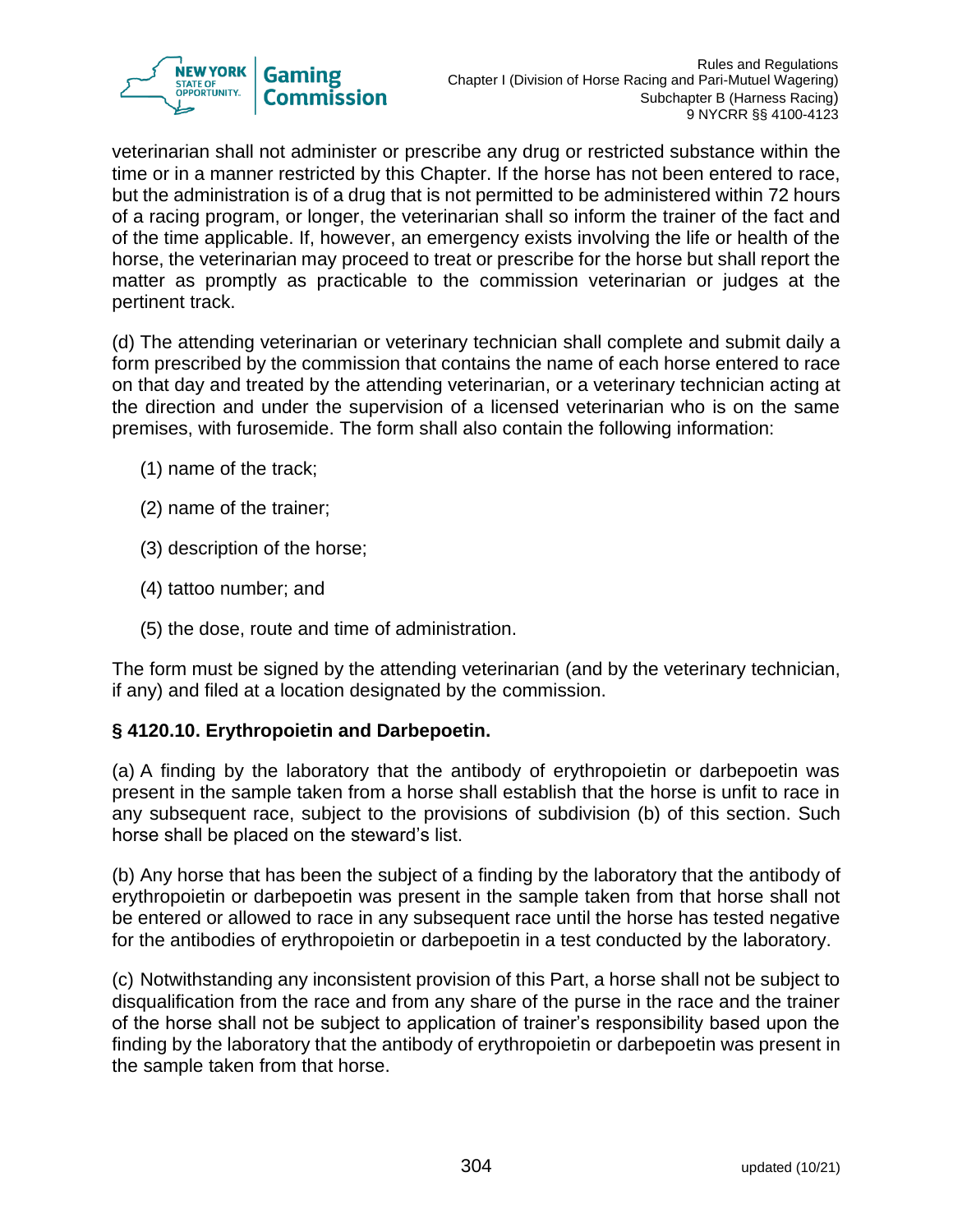veterinarian shall not administer or prescribe any drug or restricted substance within the time or in a manner restricted by this Chapter. If the horse has not been entered to race, but the administration is of a drug that is not permitted to be administered within 72 hours of a racing program, or longer, the veterinarian shall so inform the trainer of the fact and of the time applicable. If, however, an emergency exists involving the life or health of the horse, the veterinarian may proceed to treat or prescribe for the horse but shall report the matter as promptly as practicable to the commission veterinarian or judges at the pertinent track.

(d) The attending veterinarian or veterinary technician shall complete and submit daily a form prescribed by the commission that contains the name of each horse entered to race on that day and treated by the attending veterinarian, or a veterinary technician acting at the direction and under the supervision of a licensed veterinarian who is on the same premises, with furosemide. The form shall also contain the following information:

(1) name of the track;

(2) name of the trainer;

(3) description of the horse;

(4) tattoo number; and

(5) the dose, route and time of administration.

The form must be signed by the attending veterinarian (and by the veterinary technician, if any) and filed at a location designated by the commission.

**§ 4120.10. Erythropoietin and Darbepoetin.**

(a) A finding by the laboratory that the antibody of erythropoietin or darbepoetin was present in the sample taken from a horse shall establish that the horse is unfit to race in any subsequent race, subject to the provisions of subdivision (b) of this section. Such horse shall be placed on the steward's list.

(b) Any horse that has been the subject of a finding by the laboratory that the antibody of erythropoietin or darbepoetin was present in the sample taken from that horse shall not be entered or allowed to race in any subsequent race until the horse has tested negative for the antibodies of erythropoietin or darbepoetin in a test conducted by the laboratory.

(c) Notwithstanding any inconsistent provision of this Part, a horse shall not be subject to disqualification from the race and from any share of the purse in the race and the trainer of the horse shall not be subject to application of trainer's responsibility based upon the finding by the laboratory that the antibody of erythropoietin or darbepoetin was present in the sample taken from that horse.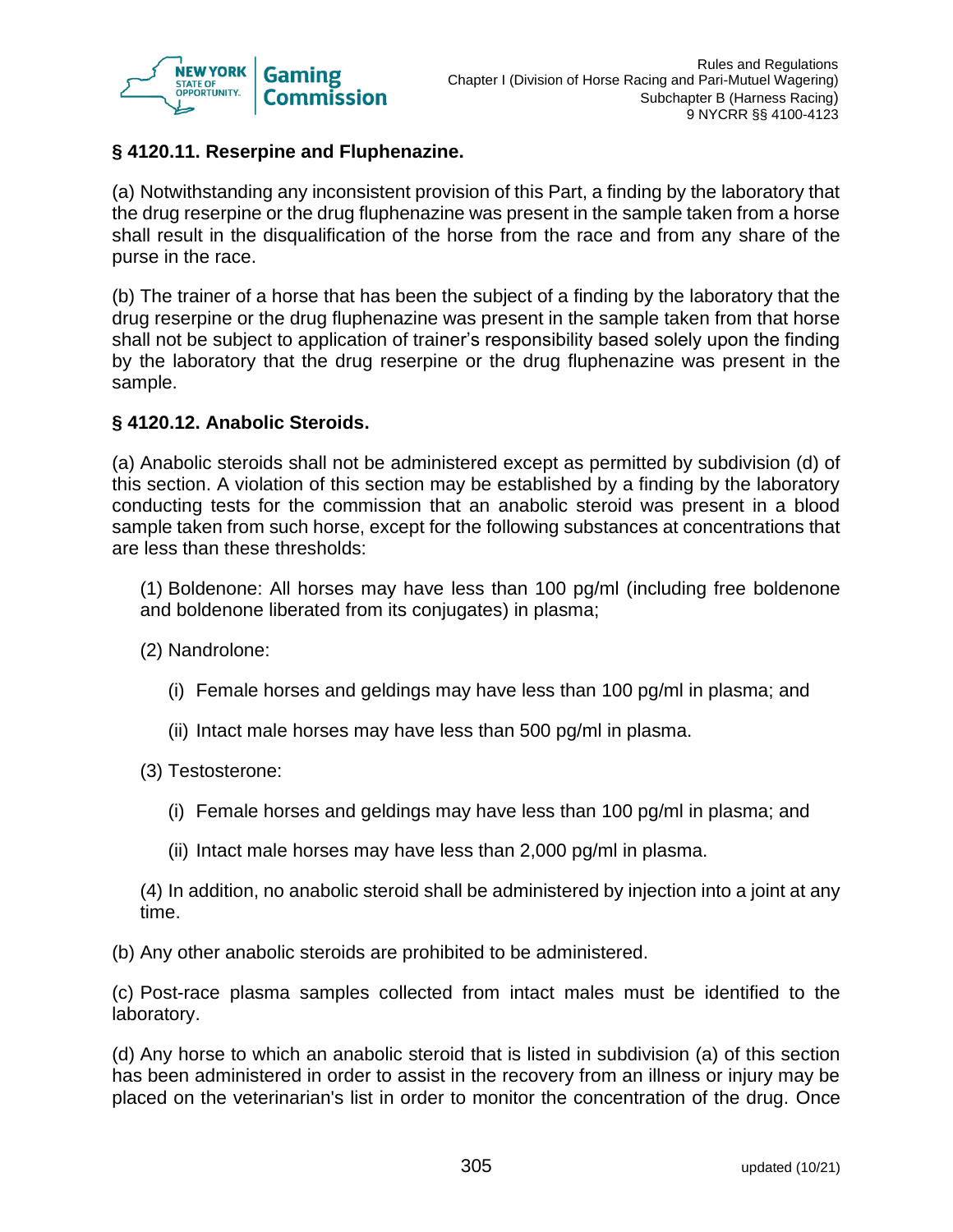### § 4120.11. Reserpine and Fluphenazine.

(a) Notwithstanding any inconsistent provision of this Part, a finding by the laboratory that the drug reserpine or the drug fluphenazine was present in the sample taken from a horse shall result in the disqualification of the horse from the race and from any share of the purse in the race.

(b) The trainer of a horse that has been the subject of a finding by the laboratory that the drug reserpine or the drug fluphenazine was present in the sample taken from that horse shall not be subject to application of trainer's responsibility based solely upon the finding by the laboratory that the drug reserpine or the drug fluphenazine was present in the sample.

### § 4120.12. Anabolic Steroids.

(a) Anabolic steroids shall not be administered except as permitted by subdivision (d) of this section. A violation of this section may be established by a finding by the laboratory conducting tests for the commission that an anabolic steroid was present in a blood sample taken from such horse, except for the following substances at concentrations that are less than these thresholds:

(1) Boldenone: All horses may have less than 100 pg/ml (including free boldenone and boldenone liberated from its conjugates) in plasma;

(2) Nandrolone:

(i) Female horses and geldings may have less than 100 pg/ml in plasma; and

(ii) Intact male horses may have less than 500 pg/ml in plasma.

(3) Testosterone:

(i) Female horses and geldings may have less than 100 pg/ml in plasma; and

(ii) Intact male horses may have less than 2,000 pg/ml in plasma.

(4) In addition, no anabolic steroid shall be administered by injection into a joint at any time.

(b) Any other anabolic steroids are prohibited to be administered.

(c) Post-race plasma samples collected from intact males must be identified to the laboratory.

(d) Any horse to which an anabolic steroid that is listed in subdivision (a) of this section has been administered in order to assist in the recovery from an illness or injury may be placed on the veterinarian's list in order to monitor the concentration of the drug. Once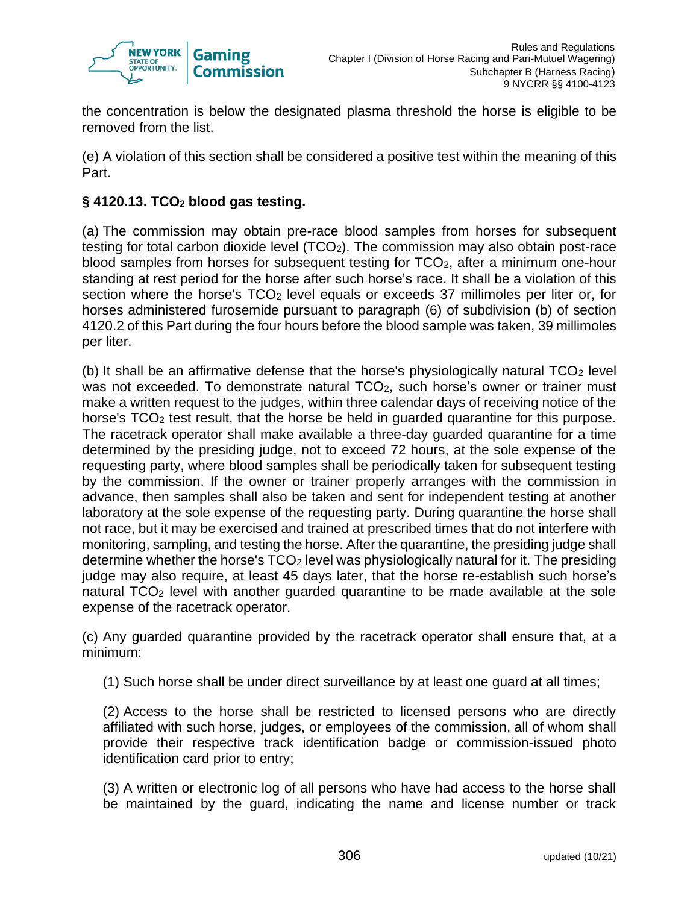the concentration is below the designated plasma threshold the horse is eligible to be removed from the list.

(e) A violation of this section shall be considered a positive test within the meaning of this Part.

### § 4120.13. $TCO_2$ blood gas testing.

(a) The commission may obtain pre-race blood samples from horses for subsequent testing for total carbon dioxide level ($TCO_2$). The commission may also obtain post-race blood samples from horses for subsequent testing for $TCO_2$, after a minimum one-hour standing at rest period for the horse after such horse's race. It shall be a violation of this section where the horse's $TCO_2$ level equals or exceeds 37 millimoles per liter or, for horses administered furosemide pursuant to paragraph (6) of subdivision (b) of section 4120.2 of this Part during the four hours before the blood sample was taken, 39 millimoles per liter.

(b) It shall be an affirmative defense that the horse's physiologically natural $TCO_2$ level was not exceeded. To demonstrate natural $TCO_2$, such horse's owner or trainer must make a written request to the judges, within three calendar days of receiving notice of the horse's $TCO_2$ test result, that the horse be held in guarded quarantine for this purpose. The racetrack operator shall make available a three-day guarded quarantine for a time determined by the presiding judge, not to exceed 72 hours, at the sole expense of the requesting party, where blood samples shall be periodically taken for subsequent testing by the commission. If the owner or trainer properly arranges with the commission in advance, then samples shall also be taken and sent for independent testing at another laboratory at the sole expense of the requesting party. During quarantine the horse shall not race, but it may be exercised and trained at prescribed times that do not interfere with monitoring, sampling, and testing the horse. After the quarantine, the presiding judge shall determine whether the horse's $TCO_2$ level was physiologically natural for it. The presiding judge may also require, at least 45 days later, that the horse re-establish such horse's natural $TCO_2$ level with another guarded quarantine to be made available at the sole expense of the racetrack operator.

(c) Any guarded quarantine provided by the racetrack operator shall ensure that, at a minimum:

(1) Such horse shall be under direct surveillance by at least one guard at all times;

(2) Access to the horse shall be restricted to licensed persons who are directly affiliated with such horse, judges, or employees of the commission, all of whom shall provide their respective track identification badge or commission-issued photo identification card prior to entry;

(3) A written or electronic log of all persons who have had access to the horse shall be maintained by the guard, indicating the name and license number or track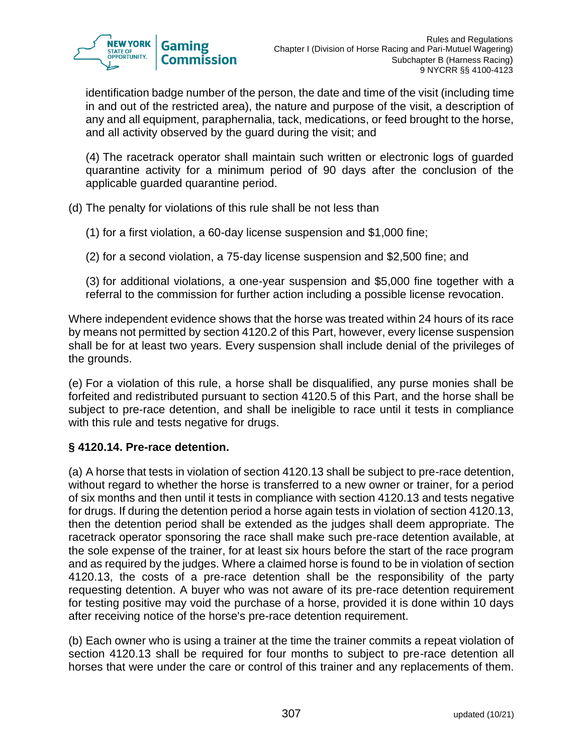identification badge number of the person, the date and time of the visit (including time in and out of the restricted area), the nature and purpose of the visit, a description of any and all equipment, paraphernalia, tack, medications, or feed brought to the horse, and all activity observed by the guard during the visit; and

(4) The racetrack operator shall maintain such written or electronic logs of guarded quarantine activity for a minimum period of 90 days after the conclusion of the applicable guarded quarantine period.

(d) The penalty for violations of this rule shall be not less than

(1) for a first violation, a 60-day license suspension and $1,000 fine;

(2) for a second violation, a 75-day license suspension and $2,500 fine; and

(3) for additional violations, a one-year suspension and $5,000 fine together with a referral to the commission for further action including a possible license revocation.

Where independent evidence shows that the horse was treated within 24 hours of its race by means not permitted by section 4120.2 of this Part, however, every license suspension shall be for at least two years. Every suspension shall include denial of the privileges of the grounds.

(e) For a violation of this rule, a horse shall be disqualified, any purse monies shall be forfeited and redistributed pursuant to section 4120.5 of this Part, and the horse shall be subject to pre-race detention, and shall be ineligible to race until it tests in compliance with this rule and tests negative for drugs.

**§ 4120.14. Pre-race detention.**

(a) A horse that tests in violation of section 4120.13 shall be subject to pre-race detention, without regard to whether the horse is transferred to a new owner or trainer, for a period of six months and then until it tests in compliance with section 4120.13 and tests negative for drugs. If during the detention period a horse again tests in violation of section 4120.13, then the detention period shall be extended as the judges shall deem appropriate. The racetrack operator sponsoring the race shall make such pre-race detention available, at the sole expense of the trainer, for at least six hours before the start of the race program and as required by the judges. Where a claimed horse is found to be in violation of section 4120.13, the costs of a pre-race detention shall be the responsibility of the party requesting detention. A buyer who was not aware of its pre-race detention requirement for testing positive may void the purchase of a horse, provided it is done within 10 days after receiving notice of the horse's pre-race detention requirement.

(b) Each owner who is using a trainer at the time the trainer commits a repeat violation of section 4120.13 shall be required for four months to subject to pre-race detention all horses that were under the care or control of this trainer and any replacements of them.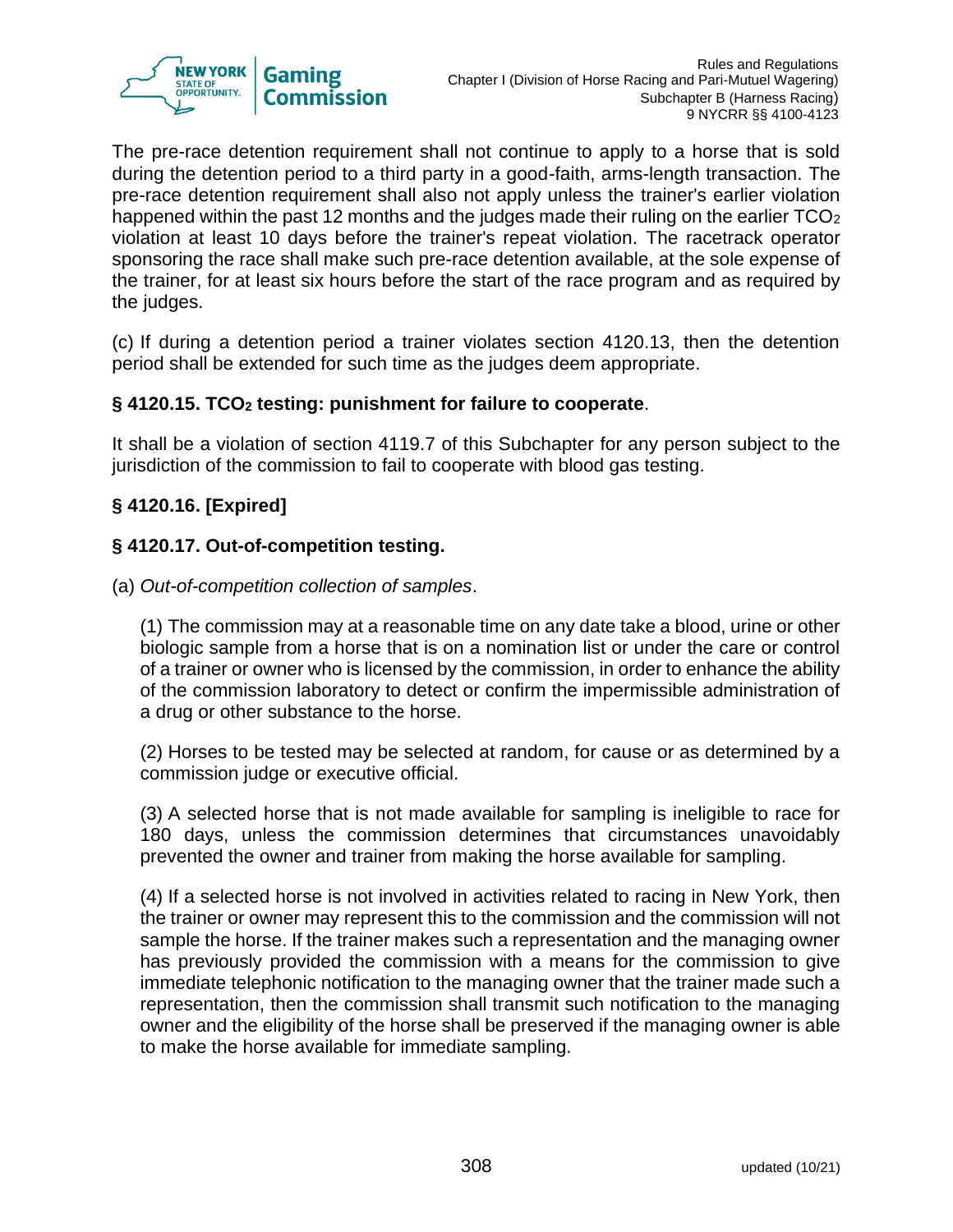The pre-race detention requirement shall not continue to apply to a horse that is sold during the detention period to a third party in a good-faith, arms-length transaction. The pre-race detention requirement shall also not apply unless the trainer's earlier violation happened within the past 12 months and the judges made their ruling on the earlier $TCO_2$ violation at least 10 days before the trainer's repeat violation. The racetrack operator sponsoring the race shall make such pre-race detention available, at the sole expense of the trainer, for at least six hours before the start of the race program and as required by the judges.

(c) If during a detention period a trainer violates section 4120.13, then the detention period shall be extended for such time as the judges deem appropriate.

### § 4120.15. $TCO_2$ testing: punishment for failure to cooperate.

It shall be a violation of section 4119.7 of this Subchapter for any person subject to the jurisdiction of the commission to fail to cooperate with blood gas testing.

### § 4120.16. [Expired]

### § 4120.17. Out-of-competition testing.

(a) *Out-of-competition collection of samples*.

(1) The commission may at a reasonable time on any date take a blood, urine or other biologic sample from a horse that is on a nomination list or under the care or control of a trainer or owner who is licensed by the commission, in order to enhance the ability of the commission laboratory to detect or confirm the impermissible administration of a drug or other substance to the horse.

(2) Horses to be tested may be selected at random, for cause or as determined by a commission judge or executive official.

(3) A selected horse that is not made available for sampling is ineligible to race for 180 days, unless the commission determines that circumstances unavoidably prevented the owner and trainer from making the horse available for sampling.

(4) If a selected horse is not involved in activities related to racing in New York, then the trainer or owner may represent this to the commission and the commission will not sample the horse. If the trainer makes such a representation and the managing owner has previously provided the commission with a means for the commission to give immediate telephonic notification to the managing owner that the trainer made such a representation, then the commission shall transmit such notification to the managing owner and the eligibility of the horse shall be preserved if the managing owner is able to make the horse available for immediate sampling.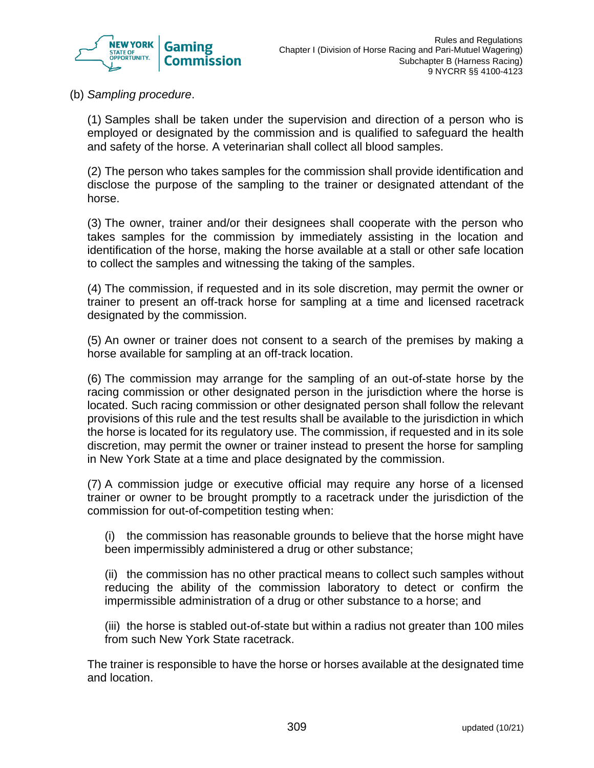(b) *Sampling procedure*.

(1) Samples shall be taken under the supervision and direction of a person who is employed or designated by the commission and is qualified to safeguard the health and safety of the horse. A veterinarian shall collect all blood samples.

(2) The person who takes samples for the commission shall provide identification and disclose the purpose of the sampling to the trainer or designated attendant of the horse.

(3) The owner, trainer and/or their designees shall cooperate with the person who takes samples for the commission by immediately assisting in the location and identification of the horse, making the horse available at a stall or other safe location to collect the samples and witnessing the taking of the samples.

(4) The commission, if requested and in its sole discretion, may permit the owner or trainer to present an off-track horse for sampling at a time and licensed racetrack designated by the commission.

(5) An owner or trainer does not consent to a search of the premises by making a horse available for sampling at an off-track location.

(6) The commission may arrange for the sampling of an out-of-state horse by the racing commission or other designated person in the jurisdiction where the horse is located. Such racing commission or other designated person shall follow the relevant provisions of this rule and the test results shall be available to the jurisdiction in which the horse is located for its regulatory use. The commission, if requested and in its sole discretion, may permit the owner or trainer instead to present the horse for sampling in New York State at a time and place designated by the commission.

(7) A commission judge or executive official may require any horse of a licensed trainer or owner to be brought promptly to a racetrack under the jurisdiction of the commission for out-of-competition testing when:

(i) the commission has reasonable grounds to believe that the horse might have been impermissibly administered a drug or other substance;

(ii) the commission has no other practical means to collect such samples without reducing the ability of the commission laboratory to detect or confirm the impermissible administration of a drug or other substance to a horse; and

(iii) the horse is stabled out-of-state but within a radius not greater than 100 miles from such New York State racetrack.

The trainer is responsible to have the horse or horses available at the designated time and location.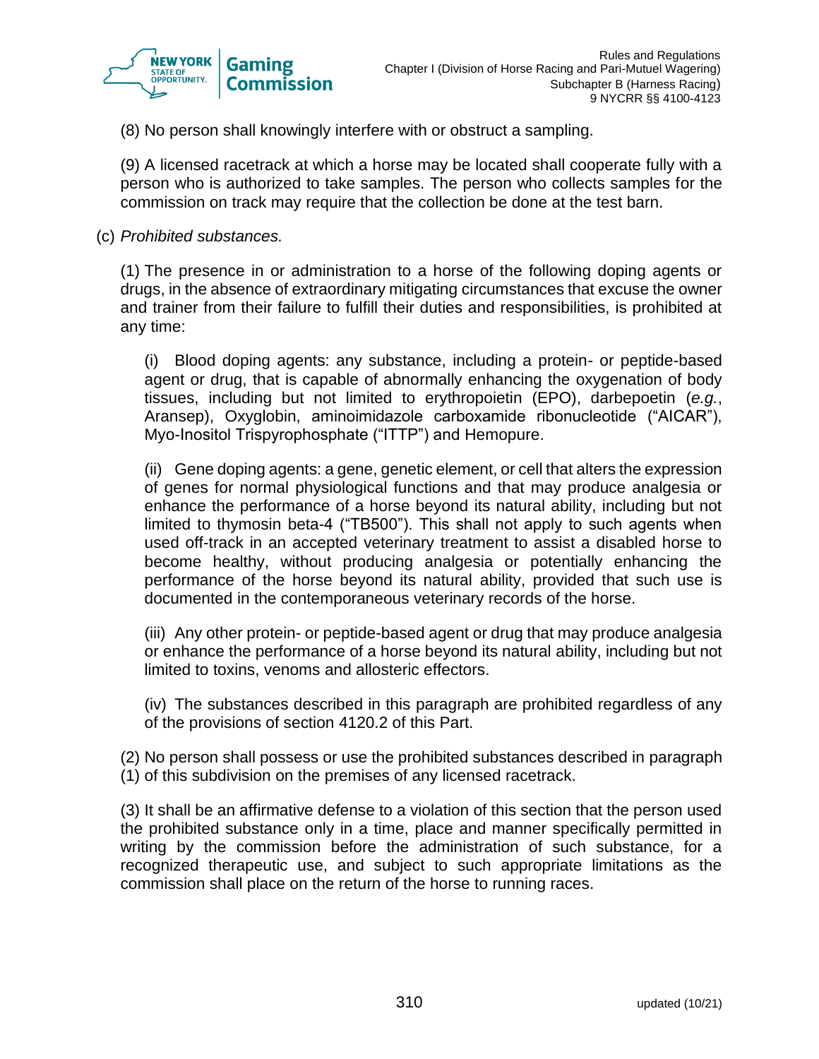(8) No person shall knowingly interfere with or obstruct a sampling.

(9) A licensed racetrack at which a horse may be located shall cooperate fully with a person who is authorized to take samples. The person who collects samples for the commission on track may require that the collection be done at the test barn.

(c) *Prohibited substances.*

(1) The presence in or administration to a horse of the following doping agents or drugs, in the absence of extraordinary mitigating circumstances that excuse the owner and trainer from their failure to fulfill their duties and responsibilities, is prohibited at any time:

(i) Blood doping agents: any substance, including a protein- or peptide-based agent or drug, that is capable of abnormally enhancing the oxygenation of body tissues, including but not limited to erythropoietin (EPO), darbepoetin (*e.g.*, Aransep), Oxyglobin, aminoimidazole carboxamide ribonucleotide ("AICAR"), Myo-Inositol Trispyrophosphate ("ITTP") and Hemopure.

(ii) Gene doping agents: a gene, genetic element, or cell that alters the expression of genes for normal physiological functions and that may produce analgesia or enhance the performance of a horse beyond its natural ability, including but not limited to thymosin beta-4 ("TB500"). This shall not apply to such agents when used off-track in an accepted veterinary treatment to assist a disabled horse to become healthy, without producing analgesia or potentially enhancing the performance of the horse beyond its natural ability, provided that such use is documented in the contemporaneous veterinary records of the horse.

(iii) Any other protein- or peptide-based agent or drug that may produce analgesia or enhance the performance of a horse beyond its natural ability, including but not limited to toxins, venoms and allosteric effectors.

(iv) The substances described in this paragraph are prohibited regardless of any of the provisions of section 4120.2 of this Part.

(2) No person shall possess or use the prohibited substances described in paragraph (1) of this subdivision on the premises of any licensed racetrack.

(3) It shall be an affirmative defense to a violation of this section that the person used the prohibited substance only in a time, place and manner specifically permitted in writing by the commission before the administration of such substance, for a recognized therapeutic use, and subject to such appropriate limitations as the commission shall place on the return of the horse to running races.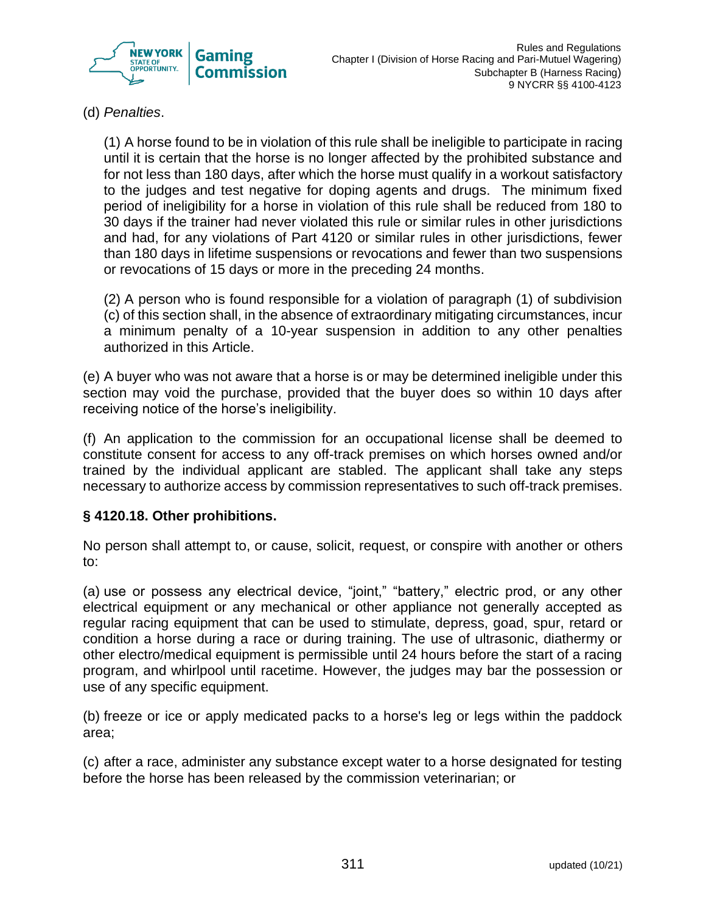(d) *Penalties*.

(1) A horse found to be in violation of this rule shall be ineligible to participate in racing until it is certain that the horse is no longer affected by the prohibited substance and for not less than 180 days, after which the horse must qualify in a workout satisfactory to the judges and test negative for doping agents and drugs. The minimum fixed period of ineligibility for a horse in violation of this rule shall be reduced from 180 to 30 days if the trainer had never violated this rule or similar rules in other jurisdictions and had, for any violations of Part 4120 or similar rules in other jurisdictions, fewer than 180 days in lifetime suspensions or revocations and fewer than two suspensions or revocations of 15 days or more in the preceding 24 months.

(2) A person who is found responsible for a violation of paragraph (1) of subdivision (c) of this section shall, in the absence of extraordinary mitigating circumstances, incur a minimum penalty of a 10-year suspension in addition to any other penalties authorized in this Article.

(e) A buyer who was not aware that a horse is or may be determined ineligible under this section may void the purchase, provided that the buyer does so within 10 days after receiving notice of the horse's ineligibility.

(f) An application to the commission for an occupational license shall be deemed to constitute consent for access to any off-track premises on which horses owned and/or trained by the individual applicant are stabled. The applicant shall take any steps necessary to authorize access by commission representatives to such off-track premises.

### § 4120.18. Other prohibitions.

No person shall attempt to, or cause, solicit, request, or conspire with another or others to:

(a) use or possess any electrical device, "joint," "battery," electric prod, or any other electrical equipment or any mechanical or other appliance not generally accepted as regular racing equipment that can be used to stimulate, depress, goad, spur, retard or condition a horse during a race or during training. The use of ultrasonic, diathermy or other electro/medical equipment is permissible until 24 hours before the start of a racing program, and whirlpool until racetime. However, the judges may bar the possession or use of any specific equipment.

(b) freeze or ice or apply medicated packs to a horse's leg or legs within the paddock area;

(c) after a race, administer any substance except water to a horse designated for testing before the horse has been released by the commission veterinarian; or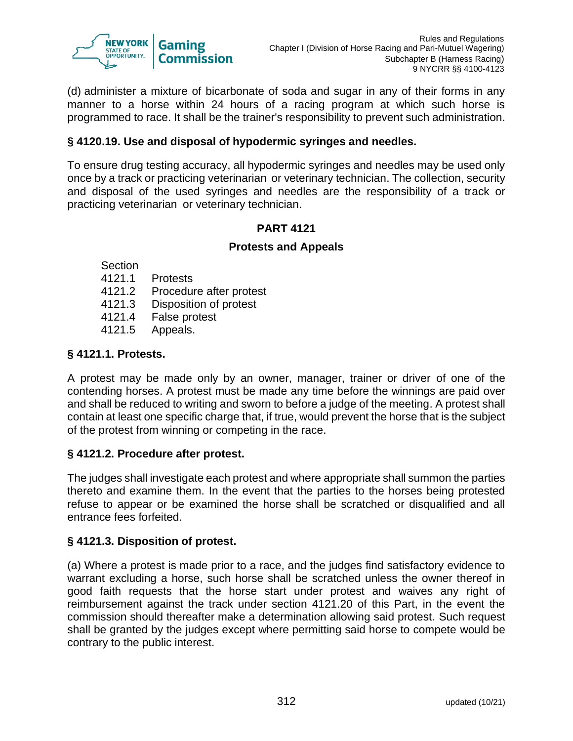(d) administer a mixture of bicarbonate of soda and sugar in any of their forms in any manner to a horse within 24 hours of a racing program at which such horse is programmed to race. It shall be the trainer's responsibility to prevent such administration.

### § 4120.19. Use and disposal of hypodermic syringes and needles.

To ensure drug testing accuracy, all hypodermic syringes and needles may be used only once by a track or practicing veterinarian or veterinary technician. The collection, security and disposal of the used syringes and needles are the responsibility of a track or practicing veterinarian or veterinary technician.

## PART 4121

## Protests and Appeals

Section
4121.1 Protests
4121.2 Procedure after protest
4121.3 Disposition of protest
4121.4 False protest
4121.5 Appeals.

### § 4121.1. Protests.

A protest may be made only by an owner, manager, trainer or driver of one of the contending horses. A protest must be made any time before the winnings are paid over and shall be reduced to writing and sworn to before a judge of the meeting. A protest shall contain at least one specific charge that, if true, would prevent the horse that is the subject of the protest from winning or competing in the race.

### § 4121.2. Procedure after protest.

The judges shall investigate each protest and where appropriate shall summon the parties thereto and examine them. In the event that the parties to the horses being protested refuse to appear or be examined the horse shall be scratched or disqualified and all entrance fees forfeited.

### § 4121.3. Disposition of protest.

(a) Where a protest is made prior to a race, and the judges find satisfactory evidence to warrant excluding a horse, such horse shall be scratched unless the owner thereof in good faith requests that the horse start under protest and waives any right of reimbursement against the track under section 4121.20 of this Part, in the event the commission should thereafter make a determination allowing said protest. Such request shall be granted by the judges except where permitting said horse to compete would be contrary to the public interest.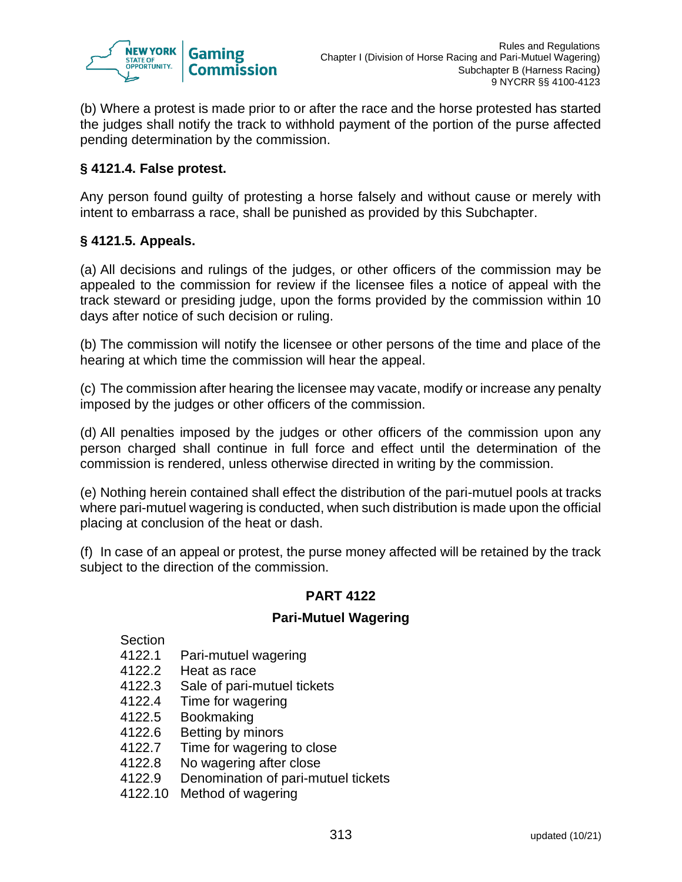(b) Where a protest is made prior to or after the race and the horse protested has started the judges shall notify the track to withhold payment of the portion of the purse affected pending determination by the commission.

### § 4121.4. False protest.

Any person found guilty of protesting a horse falsely and without cause or merely with intent to embarrass a race, shall be punished as provided by this Subchapter.

### § 4121.5. Appeals.

(a) All decisions and rulings of the judges, or other officers of the commission may be appealed to the commission for review if the licensee files a notice of appeal with the track steward or presiding judge, upon the forms provided by the commission within 10 days after notice of such decision or ruling.

(b) The commission will notify the licensee or other persons of the time and place of the hearing at which time the commission will hear the appeal.

(c) The commission after hearing the licensee may vacate, modify or increase any penalty imposed by the judges or other officers of the commission.

(d) All penalties imposed by the judges or other officers of the commission upon any person charged shall continue in full force and effect until the determination of the commission is rendered, unless otherwise directed in writing by the commission.

(e) Nothing herein contained shall effect the distribution of the pari-mutuel pools at tracks where pari-mutuel wagering is conducted, when such distribution is made upon the official placing at conclusion of the heat or dash.

(f) In case of an appeal or protest, the purse money affected will be retained by the track subject to the direction of the commission.

## PART 4122

## Pari-Mutuel Wagering

Section
4122.1 Pari-mutuel wagering
4122.2 Heat as race
4122.3 Sale of pari-mutuel tickets
4122.4 Time for wagering
4122.5 Bookmaking
4122.6 Betting by minors
4122.7 Time for wagering to close
4122.8 No wagering after close
4122.9 Denomination of pari-mutuel tickets
4122.10 Method of wagering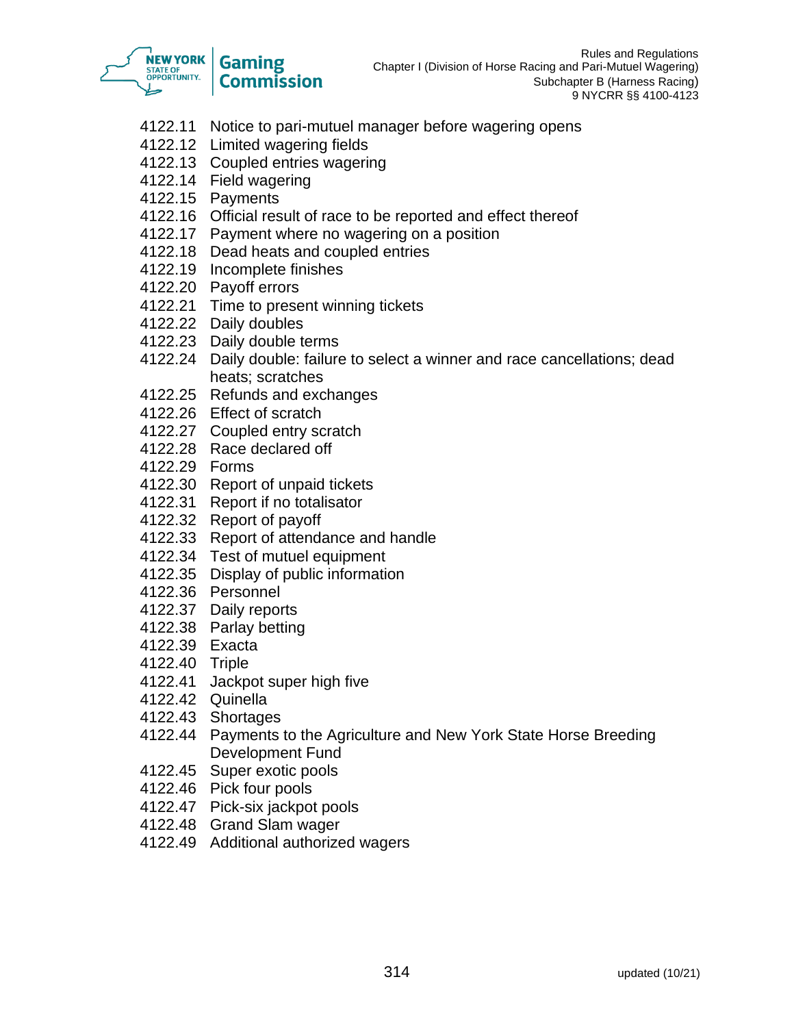4122.11 Notice to pari-mutuel manager before wagering opens
4122.12 Limited wagering fields
4122.13 Coupled entries wagering
4122.14 Field wagering
4122.15 Payments
4122.16 Official result of race to be reported and effect thereof
4122.17 Payment where no wagering on a position
4122.18 Dead heats and coupled entries
4122.19 Incomplete finishes
4122.20 Payoff errors
4122.21 Time to present winning tickets
4122.22 Daily doubles
4122.23 Daily double terms
4122.24 Daily double: failure to select a winner and race cancellations; dead heats; scratches
4122.25 Refunds and exchanges
4122.26 Effect of scratch
4122.27 Coupled entry scratch
4122.28 Race declared off
4122.29 Forms
4122.30 Report of unpaid tickets
4122.31 Report if no totalisator
4122.32 Report of payoff
4122.33 Report of attendance and handle
4122.34 Test of mutuel equipment
4122.35 Display of public information
4122.36 Personnel
4122.37 Daily reports
4122.38 Parlay betting
4122.39 Exacta
4122.40 Triple
4122.41 Jackpot super high five
4122.42 Quinella
4122.43 Shortages
4122.44 Payments to the Agriculture and New York State Horse Breeding Development Fund
4122.45 Super exotic pools
4122.46 Pick four pools
4122.47 Pick-six jackpot pools
4122.48 Grand Slam wager
4122.49 Additional authorized wagers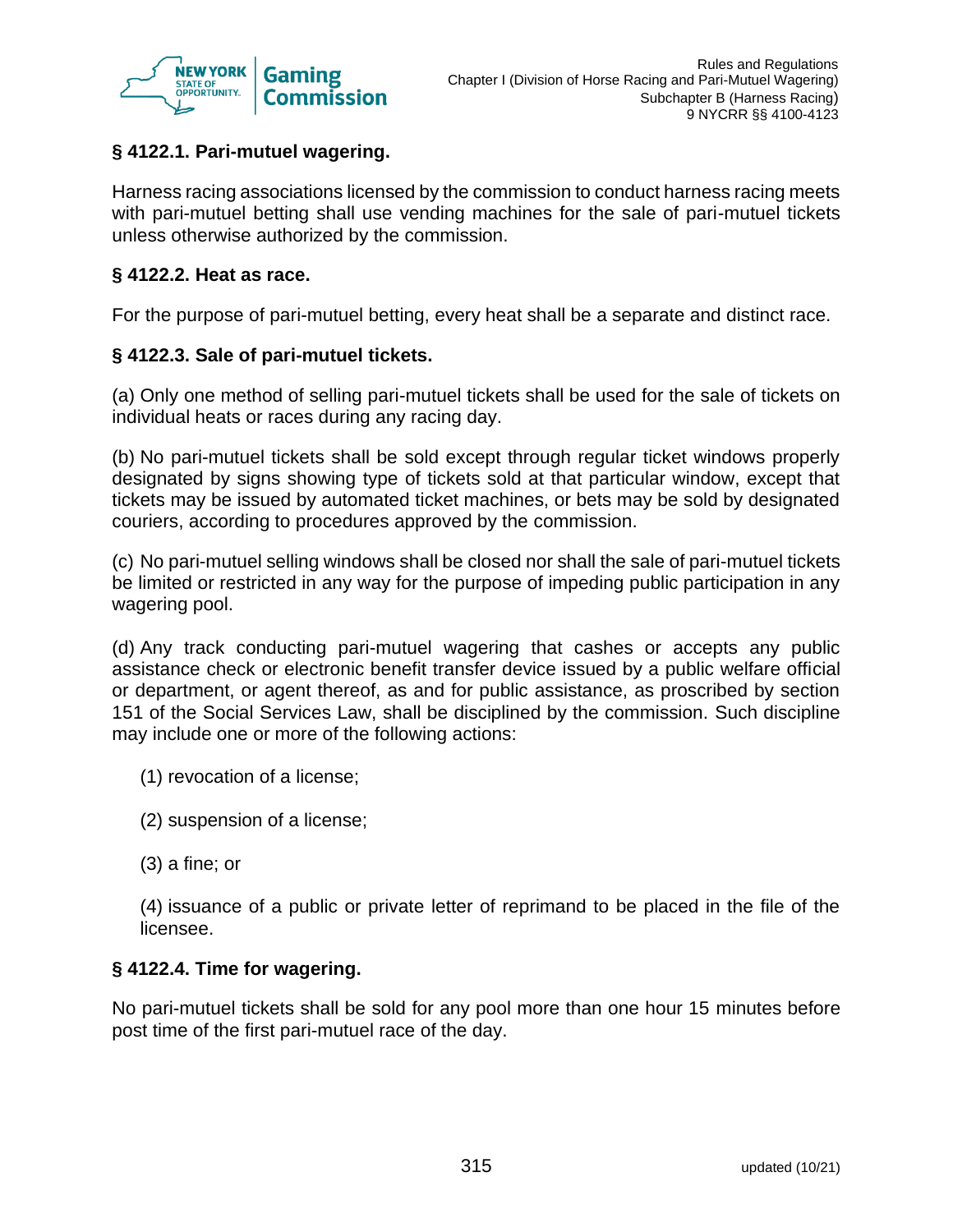### § 4122.1. Pari-mutuel wagering.

Harness racing associations licensed by the commission to conduct harness racing meets with pari-mutuel betting shall use vending machines for the sale of pari-mutuel tickets unless otherwise authorized by the commission.

### § 4122.2. Heat as race.

For the purpose of pari-mutuel betting, every heat shall be a separate and distinct race.

### § 4122.3. Sale of pari-mutuel tickets.

(a) Only one method of selling pari-mutuel tickets shall be used for the sale of tickets on individual heats or races during any racing day.

(b) No pari-mutuel tickets shall be sold except through regular ticket windows properly designated by signs showing type of tickets sold at that particular window, except that tickets may be issued by automated ticket machines, or bets may be sold by designated couriers, according to procedures approved by the commission.

(c) No pari-mutuel selling windows shall be closed nor shall the sale of pari-mutuel tickets be limited or restricted in any way for the purpose of impeding public participation in any wagering pool.

(d) Any track conducting pari-mutuel wagering that cashes or accepts any public assistance check or electronic benefit transfer device issued by a public welfare official or department, or agent thereof, as and for public assistance, as proscribed by section 151 of the Social Services Law, shall be disciplined by the commission. Such discipline may include one or more of the following actions:

(1) revocation of a license;

(2) suspension of a license;

(3) a fine; or

(4) issuance of a public or private letter of reprimand to be placed in the file of the licensee.

### § 4122.4. Time for wagering.

No pari-mutuel tickets shall be sold for any pool more than one hour 15 minutes before post time of the first pari-mutuel race of the day.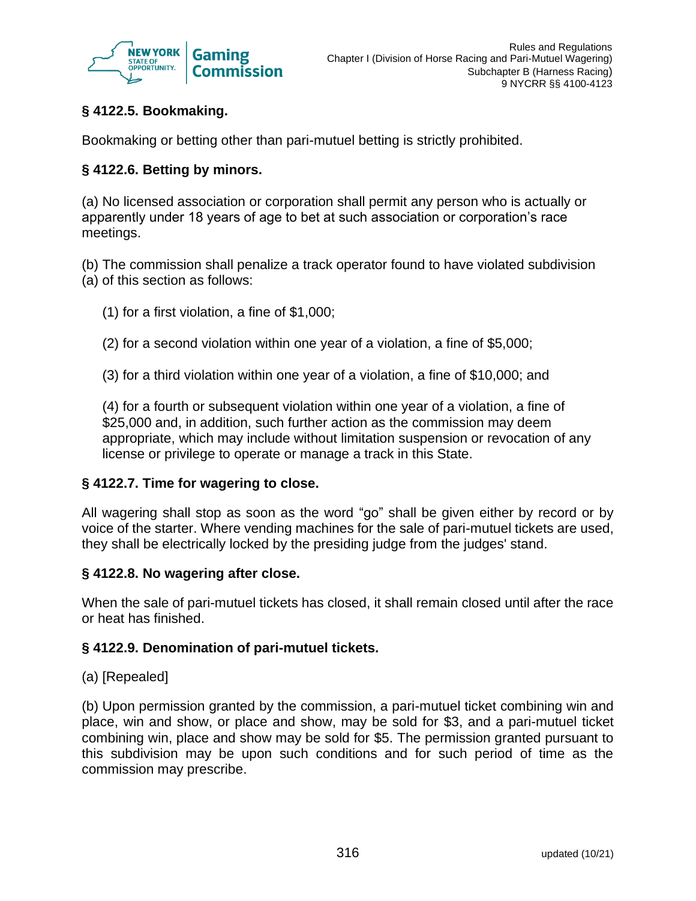### § 4122.5. Bookmaking.

Bookmaking or betting other than pari-mutuel betting is strictly prohibited.

### § 4122.6. Betting by minors.

(a) No licensed association or corporation shall permit any person who is actually or apparently under 18 years of age to bet at such association or corporation's race meetings.

(b) The commission shall penalize a track operator found to have violated subdivision (a) of this section as follows:

(1) for a first violation, a fine of $1,000;

(2) for a second violation within one year of a violation, a fine of $5,000;

(3) for a third violation within one year of a violation, a fine of $10,000; and

(4) for a fourth or subsequent violation within one year of a violation, a fine of $25,000 and, in addition, such further action as the commission may deem appropriate, which may include without limitation suspension or revocation of any license or privilege to operate or manage a track in this State.

### § 4122.7. Time for wagering to close.

All wagering shall stop as soon as the word "go" shall be given either by record or by voice of the starter. Where vending machines for the sale of pari-mutuel tickets are used, they shall be electrically locked by the presiding judge from the judges' stand.

### § 4122.8. No wagering after close.

When the sale of pari-mutuel tickets has closed, it shall remain closed until after the race or heat has finished.

### § 4122.9. Denomination of pari-mutuel tickets.

(a) [Repealed]

(b) Upon permission granted by the commission, a pari-mutuel ticket combining win and place, win and show, or place and show, may be sold for $3, and a pari-mutuel ticket combining win, place and show may be sold for $5. The permission granted pursuant to this subdivision may be upon such conditions and for such period of time as the commission may prescribe.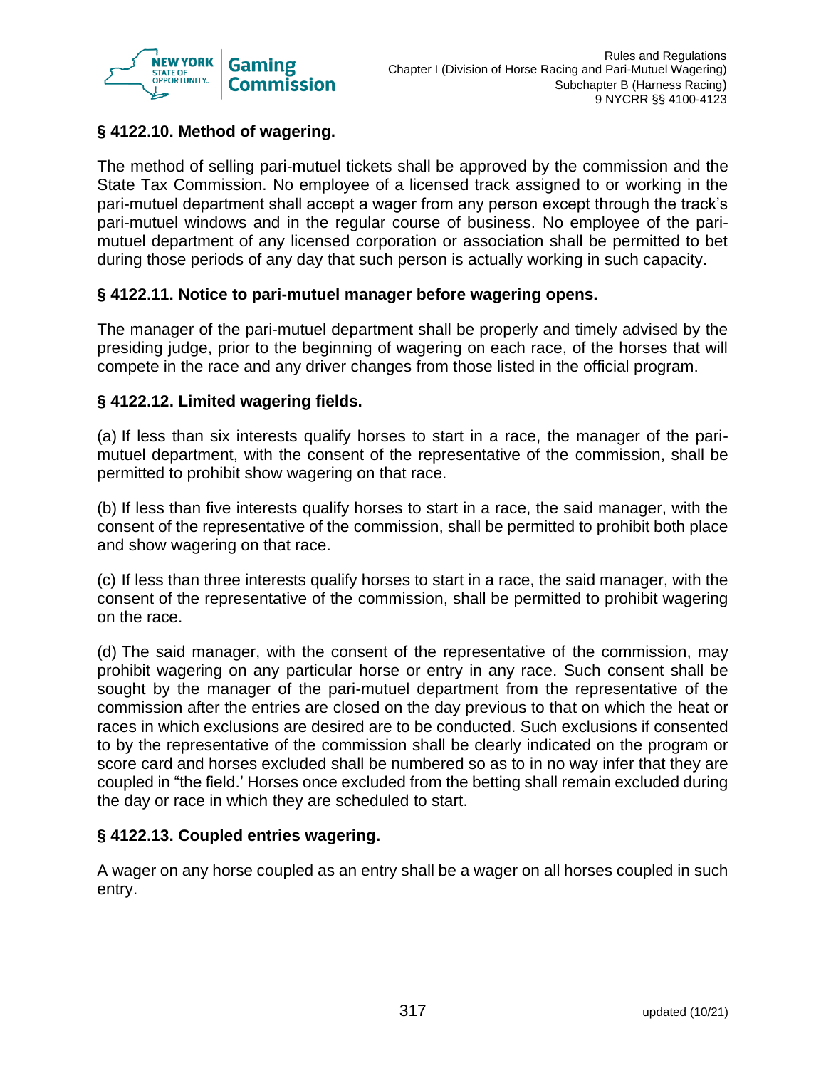### § 4122.10. Method of wagering.

The method of selling pari-mutuel tickets shall be approved by the commission and the State Tax Commission. No employee of a licensed track assigned to or working in the pari-mutuel department shall accept a wager from any person except through the track's pari-mutuel windows and in the regular course of business. No employee of the pari-mutuel department of any licensed corporation or association shall be permitted to bet during those periods of any day that such person is actually working in such capacity.

### § 4122.11. Notice to pari-mutuel manager before wagering opens.

The manager of the pari-mutuel department shall be properly and timely advised by the presiding judge, prior to the beginning of wagering on each race, of the horses that will compete in the race and any driver changes from those listed in the official program.

### § 4122.12. Limited wagering fields.

(a) If less than six interests qualify horses to start in a race, the manager of the pari-mutuel department, with the consent of the representative of the commission, shall be permitted to prohibit show wagering on that race.

(b) If less than five interests qualify horses to start in a race, the said manager, with the consent of the representative of the commission, shall be permitted to prohibit both place and show wagering on that race.

(c) If less than three interests qualify horses to start in a race, the said manager, with the consent of the representative of the commission, shall be permitted to prohibit wagering on the race.

(d) The said manager, with the consent of the representative of the commission, may prohibit wagering on any particular horse or entry in any race. Such consent shall be sought by the manager of the pari-mutuel department from the representative of the commission after the entries are closed on the day previous to that on which the heat or races in which exclusions are desired are to be conducted. Such exclusions if consented to by the representative of the commission shall be clearly indicated on the program or score card and horses excluded shall be numbered so as to in no way infer that they are coupled in "the field.' Horses once excluded from the betting shall remain excluded during the day or race in which they are scheduled to start.

### § 4122.13. Coupled entries wagering.

A wager on any horse coupled as an entry shall be a wager on all horses coupled in such entry.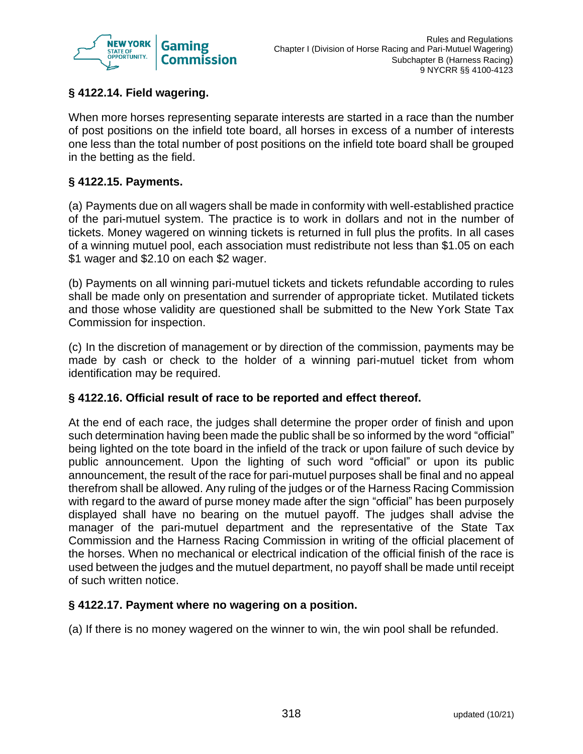### § 4122.14. Field wagering.

When more horses representing separate interests are started in a race than the number of post positions on the infield tote board, all horses in excess of a number of interests one less than the total number of post positions on the infield tote board shall be grouped in the betting as the field.

### § 4122.15. Payments.

(a) Payments due on all wagers shall be made in conformity with well-established practice of the pari-mutuel system. The practice is to work in dollars and not in the number of tickets. Money wagered on winning tickets is returned in full plus the profits. In all cases of a winning mutuel pool, each association must redistribute not less than $1.05 on each $1 wager and $2.10 on each $2 wager.

(b) Payments on all winning pari-mutuel tickets and tickets refundable according to rules shall be made only on presentation and surrender of appropriate ticket. Mutilated tickets and those whose validity are questioned shall be submitted to the New York State Tax Commission for inspection.

(c) In the discretion of management or by direction of the commission, payments may be made by cash or check to the holder of a winning pari-mutuel ticket from whom identification may be required.

### § 4122.16. Official result of race to be reported and effect thereof.

At the end of each race, the judges shall determine the proper order of finish and upon such determination having been made the public shall be so informed by the word "official" being lighted on the tote board in the infield of the track or upon failure of such device by public announcement. Upon the lighting of such word "official" or upon its public announcement, the result of the race for pari-mutuel purposes shall be final and no appeal therefrom shall be allowed. Any ruling of the judges or of the Harness Racing Commission with regard to the award of purse money made after the sign "official" has been purposely displayed shall have no bearing on the mutuel payoff. The judges shall advise the manager of the pari-mutuel department and the representative of the State Tax Commission and the Harness Racing Commission in writing of the official placement of the horses. When no mechanical or electrical indication of the official finish of the race is used between the judges and the mutuel department, no payoff shall be made until receipt of such written notice.

### § 4122.17. Payment where no wagering on a position.

(a) If there is no money wagered on the winner to win, the win pool shall be refunded.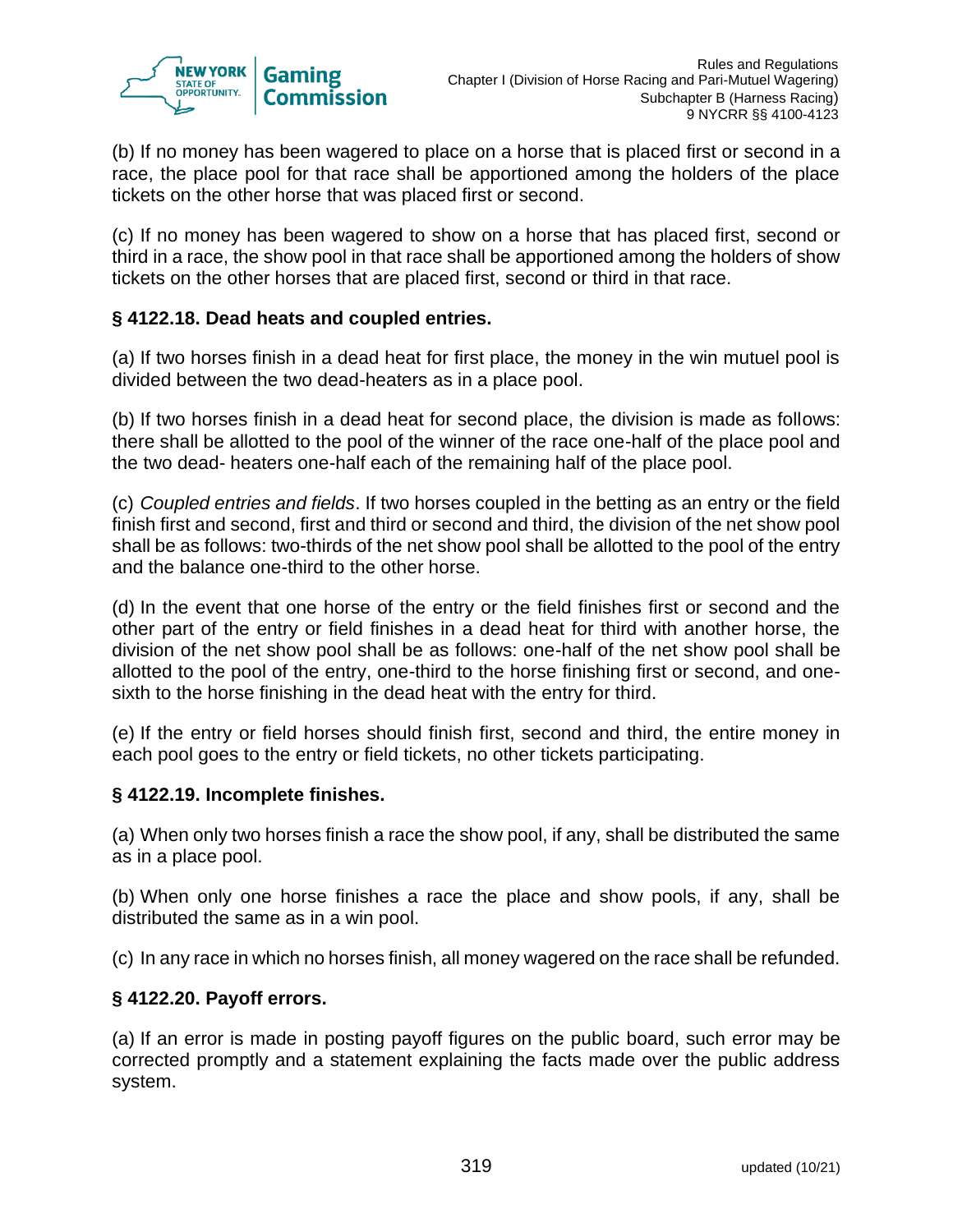(b) If no money has been wagered to place on a horse that is placed first or second in a race, the place pool for that race shall be apportioned among the holders of the place tickets on the other horse that was placed first or second.

(c) If no money has been wagered to show on a horse that has placed first, second or third in a race, the show pool in that race shall be apportioned among the holders of show tickets on the other horses that are placed first, second or third in that race.

### § 4122.18. Dead heats and coupled entries.

(a) If two horses finish in a dead heat for first place, the money in the win mutuel pool is divided between the two dead-heaters as in a place pool.

(b) If two horses finish in a dead heat for second place, the division is made as follows: there shall be allotted to the pool of the winner of the race one-half of the place pool and the two dead- heaters one-half each of the remaining half of the place pool.

(c) *Coupled entries and fields*. If two horses coupled in the betting as an entry or the field finish first and second, first and third or second and third, the division of the net show pool shall be as follows: two-thirds of the net show pool shall be allotted to the pool of the entry and the balance one-third to the other horse.

(d) In the event that one horse of the entry or the field finishes first or second and the other part of the entry or field finishes in a dead heat for third with another horse, the division of the net show pool shall be as follows: one-half of the net show pool shall be allotted to the pool of the entry, one-third to the horse finishing first or second, and one-sixth to the horse finishing in the dead heat with the entry for third.

(e) If the entry or field horses should finish first, second and third, the entire money in each pool goes to the entry or field tickets, no other tickets participating.

### § 4122.19. Incomplete finishes.

(a) When only two horses finish a race the show pool, if any, shall be distributed the same as in a place pool.

(b) When only one horse finishes a race the place and show pools, if any, shall be distributed the same as in a win pool.

(c) In any race in which no horses finish, all money wagered on the race shall be refunded.

### § 4122.20. Payoff errors.

(a) If an error is made in posting payoff figures on the public board, such error may be corrected promptly and a statement explaining the facts made over the public address system.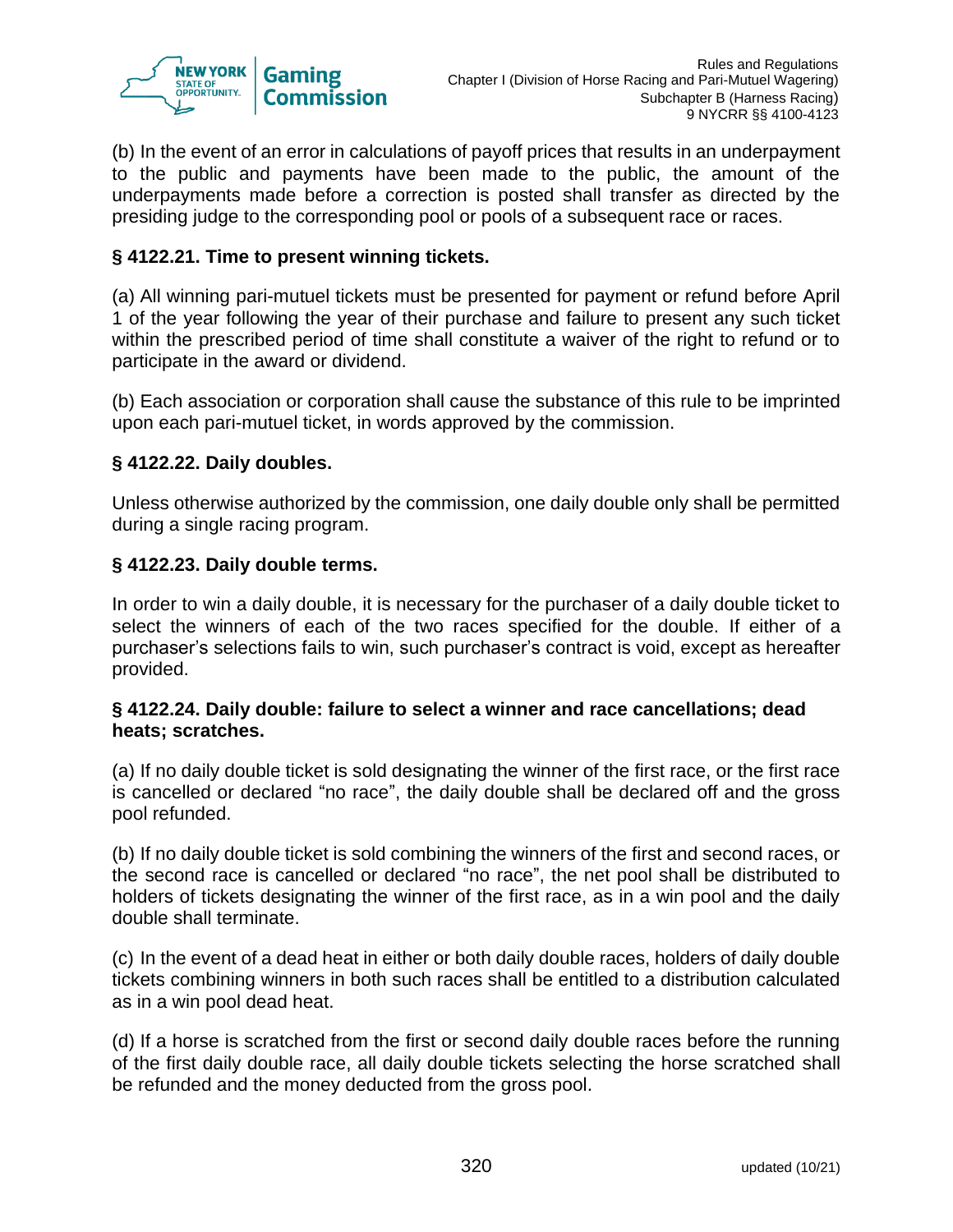(b) In the event of an error in calculations of payoff prices that results in an underpayment to the public and payments have been made to the public, the amount of the underpayments made before a correction is posted shall transfer as directed by the presiding judge to the corresponding pool or pools of a subsequent race or races.

### § 4122.21. Time to present winning tickets.

(a) All winning pari-mutuel tickets must be presented for payment or refund before April 1 of the year following the year of their purchase and failure to present any such ticket within the prescribed period of time shall constitute a waiver of the right to refund or to participate in the award or dividend.

(b) Each association or corporation shall cause the substance of this rule to be imprinted upon each pari-mutuel ticket, in words approved by the commission.

### § 4122.22. Daily doubles.

Unless otherwise authorized by the commission, one daily double only shall be permitted during a single racing program.

### § 4122.23. Daily double terms.

In order to win a daily double, it is necessary for the purchaser of a daily double ticket to select the winners of each of the two races specified for the double. If either of a purchaser's selections fails to win, such purchaser's contract is void, except as hereafter provided.

### § 4122.24. Daily double: failure to select a winner and race cancellations; dead heats; scratches.

(a) If no daily double ticket is sold designating the winner of the first race, or the first race is cancelled or declared "no race", the daily double shall be declared off and the gross pool refunded.

(b) If no daily double ticket is sold combining the winners of the first and second races, or the second race is cancelled or declared "no race", the net pool shall be distributed to holders of tickets designating the winner of the first race, as in a win pool and the daily double shall terminate.

(c) In the event of a dead heat in either or both daily double races, holders of daily double tickets combining winners in both such races shall be entitled to a distribution calculated as in a win pool dead heat.

(d) If a horse is scratched from the first or second daily double races before the running of the first daily double race, all daily double tickets selecting the horse scratched shall be refunded and the money deducted from the gross pool.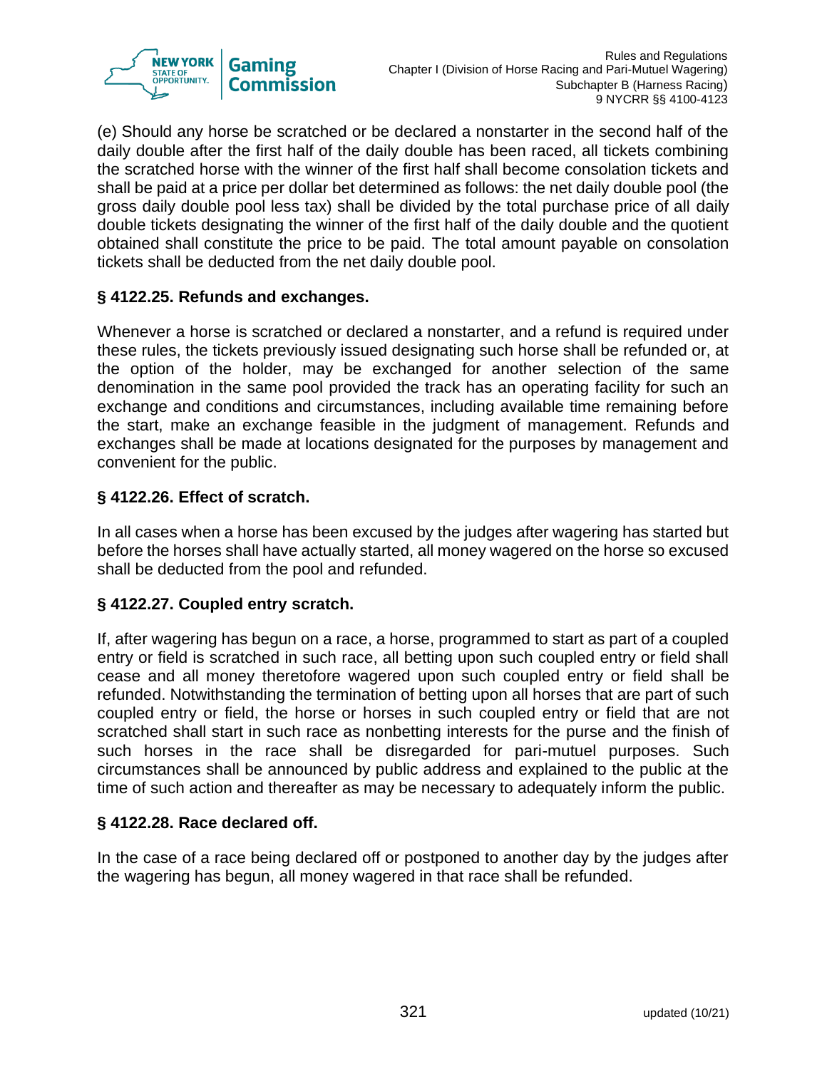(e) Should any horse be scratched or be declared a nonstarter in the second half of the daily double after the first half of the daily double has been raced, all tickets combining the scratched horse with the winner of the first half shall become consolation tickets and shall be paid at a price per dollar bet determined as follows: the net daily double pool (the gross daily double pool less tax) shall be divided by the total purchase price of all daily double tickets designating the winner of the first half of the daily double and the quotient obtained shall constitute the price to be paid. The total amount payable on consolation tickets shall be deducted from the net daily double pool.

### § 4122.25. Refunds and exchanges.

Whenever a horse is scratched or declared a nonstarter, and a refund is required under these rules, the tickets previously issued designating such horse shall be refunded or, at the option of the holder, may be exchanged for another selection of the same denomination in the same pool provided the track has an operating facility for such an exchange and conditions and circumstances, including available time remaining before the start, make an exchange feasible in the judgment of management. Refunds and exchanges shall be made at locations designated for the purposes by management and convenient for the public.

### § 4122.26. Effect of scratch.

In all cases when a horse has been excused by the judges after wagering has started but before the horses shall have actually started, all money wagered on the horse so excused shall be deducted from the pool and refunded.

### § 4122.27. Coupled entry scratch.

If, after wagering has begun on a race, a horse, programmed to start as part of a coupled entry or field is scratched in such race, all betting upon such coupled entry or field shall cease and all money theretofore wagered upon such coupled entry or field shall be refunded. Notwithstanding the termination of betting upon all horses that are part of such coupled entry or field, the horse or horses in such coupled entry or field that are not scratched shall start in such race as nonbetting interests for the purse and the finish of such horses in the race shall be disregarded for pari-mutuel purposes. Such circumstances shall be announced by public address and explained to the public at the time of such action and thereafter as may be necessary to adequately inform the public.

### § 4122.28. Race declared off.

In the case of a race being declared off or postponed to another day by the judges after the wagering has begun, all money wagered in that race shall be refunded.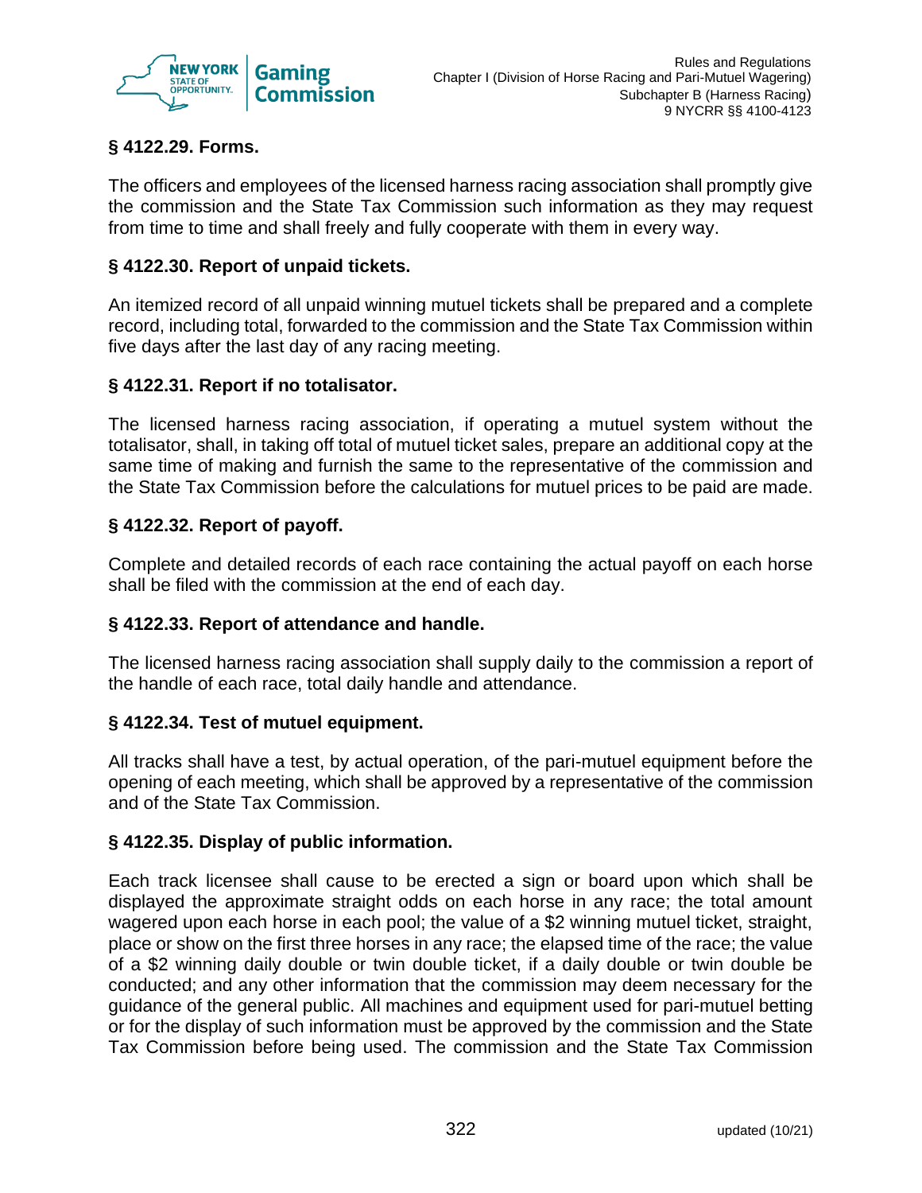### § 4122.29. Forms.

The officers and employees of the licensed harness racing association shall promptly give the commission and the State Tax Commission such information as they may request from time to time and shall freely and fully cooperate with them in every way.

### § 4122.30. Report of unpaid tickets.

An itemized record of all unpaid winning mutuel tickets shall be prepared and a complete record, including total, forwarded to the commission and the State Tax Commission within five days after the last day of any racing meeting.

### § 4122.31. Report if no totalisator.

The licensed harness racing association, if operating a mutuel system without the totalisator, shall, in taking off total of mutuel ticket sales, prepare an additional copy at the same time of making and furnish the same to the representative of the commission and the State Tax Commission before the calculations for mutuel prices to be paid are made.

### § 4122.32. Report of payoff.

Complete and detailed records of each race containing the actual payoff on each horse shall be filed with the commission at the end of each day.

### § 4122.33. Report of attendance and handle.

The licensed harness racing association shall supply daily to the commission a report of the handle of each race, total daily handle and attendance.

### § 4122.34. Test of mutuel equipment.

All tracks shall have a test, by actual operation, of the pari-mutuel equipment before the opening of each meeting, which shall be approved by a representative of the commission and of the State Tax Commission.

### § 4122.35. Display of public information.

Each track licensee shall cause to be erected a sign or board upon which shall be displayed the approximate straight odds on each horse in any race; the total amount wagered upon each horse in each pool; the value of a $2 winning mutuel ticket, straight, place or show on the first three horses in any race; the elapsed time of the race; the value of a $2 winning daily double or twin double ticket, if a daily double or twin double be conducted; and any other information that the commission may deem necessary for the guidance of the general public. All machines and equipment used for pari-mutuel betting or for the display of such information must be approved by the commission and the State Tax Commission before being used. The commission and the State Tax Commission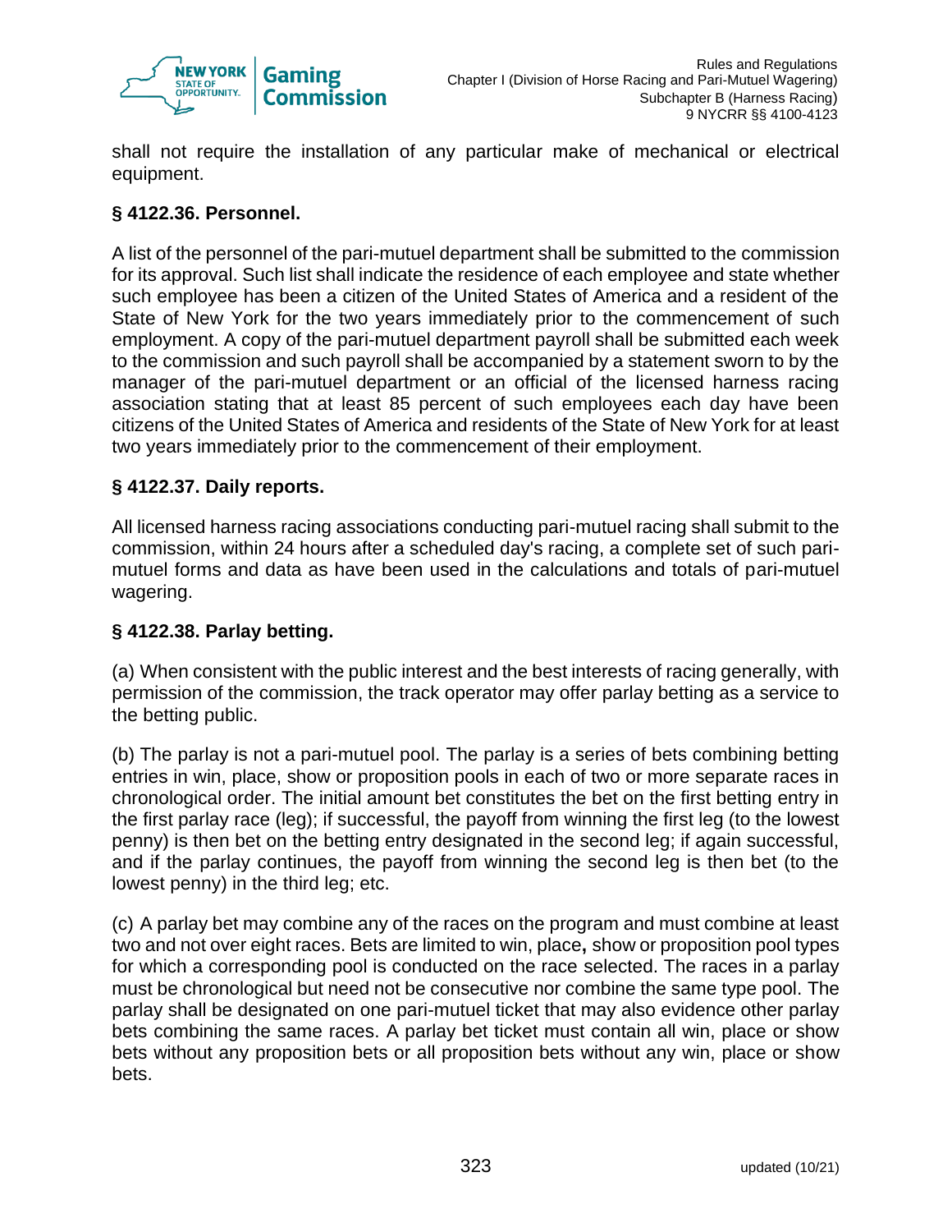shall not require the installation of any particular make of mechanical or electrical equipment.

### § 4122.36. Personnel.

A list of the personnel of the pari-mutuel department shall be submitted to the commission for its approval. Such list shall indicate the residence of each employee and state whether such employee has been a citizen of the United States of America and a resident of the State of New York for the two years immediately prior to the commencement of such employment. A copy of the pari-mutuel department payroll shall be submitted each week to the commission and such payroll shall be accompanied by a statement sworn to by the manager of the pari-mutuel department or an official of the licensed harness racing association stating that at least 85 percent of such employees each day have been citizens of the United States of America and residents of the State of New York for at least two years immediately prior to the commencement of their employment.

### § 4122.37. Daily reports.

All licensed harness racing associations conducting pari-mutuel racing shall submit to the commission, within 24 hours after a scheduled day's racing, a complete set of such pari-mutuel forms and data as have been used in the calculations and totals of pari-mutuel wagering.

### § 4122.38. Parlay betting.

(a) When consistent with the public interest and the best interests of racing generally, with permission of the commission, the track operator may offer parlay betting as a service to the betting public.

(b) The parlay is not a pari-mutuel pool. The parlay is a series of bets combining betting entries in win, place, show or proposition pools in each of two or more separate races in chronological order. The initial amount bet constitutes the bet on the first betting entry in the first parlay race (leg); if successful, the payoff from winning the first leg (to the lowest penny) is then bet on the betting entry designated in the second leg; if again successful, and if the parlay continues, the payoff from winning the second leg is then bet (to the lowest penny) in the third leg; etc.

(c) A parlay bet may combine any of the races on the program and must combine at least two and not over eight races. Bets are limited to win, place, show or proposition pool types for which a corresponding pool is conducted on the race selected. The races in a parlay must be chronological but need not be consecutive nor combine the same type pool. The parlay shall be designated on one pari-mutuel ticket that may also evidence other parlay bets combining the same races. A parlay bet ticket must contain all win, place or show bets without any proposition bets or all proposition bets without any win, place or show bets.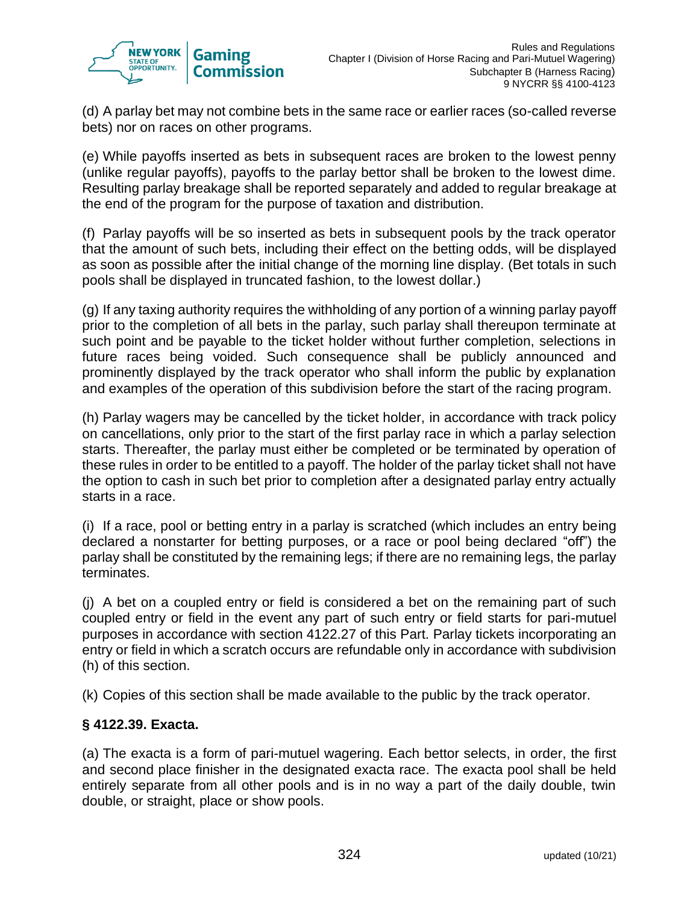(d) A parlay bet may not combine bets in the same race or earlier races (so-called reverse bets) nor on races on other programs.

(e) While payoffs inserted as bets in subsequent races are broken to the lowest penny (unlike regular payoffs), payoffs to the parlay bettor shall be broken to the lowest dime. Resulting parlay breakage shall be reported separately and added to regular breakage at the end of the program for the purpose of taxation and distribution.

(f) Parlay payoffs will be so inserted as bets in subsequent pools by the track operator that the amount of such bets, including their effect on the betting odds, will be displayed as soon as possible after the initial change of the morning line display. (Bet totals in such pools shall be displayed in truncated fashion, to the lowest dollar.)

(g) If any taxing authority requires the withholding of any portion of a winning parlay payoff prior to the completion of all bets in the parlay, such parlay shall thereupon terminate at such point and be payable to the ticket holder without further completion, selections in future races being voided. Such consequence shall be publicly announced and prominently displayed by the track operator who shall inform the public by explanation and examples of the operation of this subdivision before the start of the racing program.

(h) Parlay wagers may be cancelled by the ticket holder, in accordance with track policy on cancellations, only prior to the start of the first parlay race in which a parlay selection starts. Thereafter, the parlay must either be completed or be terminated by operation of these rules in order to be entitled to a payoff. The holder of the parlay ticket shall not have the option to cash in such bet prior to completion after a designated parlay entry actually starts in a race.

(i) If a race, pool or betting entry in a parlay is scratched (which includes an entry being declared a nonstarter for betting purposes, or a race or pool being declared "off") the parlay shall be constituted by the remaining legs; if there are no remaining legs, the parlay terminates.

(j) A bet on a coupled entry or field is considered a bet on the remaining part of such coupled entry or field in the event any part of such entry or field starts for pari-mutuel purposes in accordance with section 4122.27 of this Part. Parlay tickets incorporating an entry or field in which a scratch occurs are refundable only in accordance with subdivision (h) of this section.

(k) Copies of this section shall be made available to the public by the track operator.

**§ 4122.39. Exacta.**

(a) The exacta is a form of pari-mutuel wagering. Each bettor selects, in order, the first and second place finisher in the designated exacta race. The exacta pool shall be held entirely separate from all other pools and is in no way a part of the daily double, twin double, or straight, place or show pools.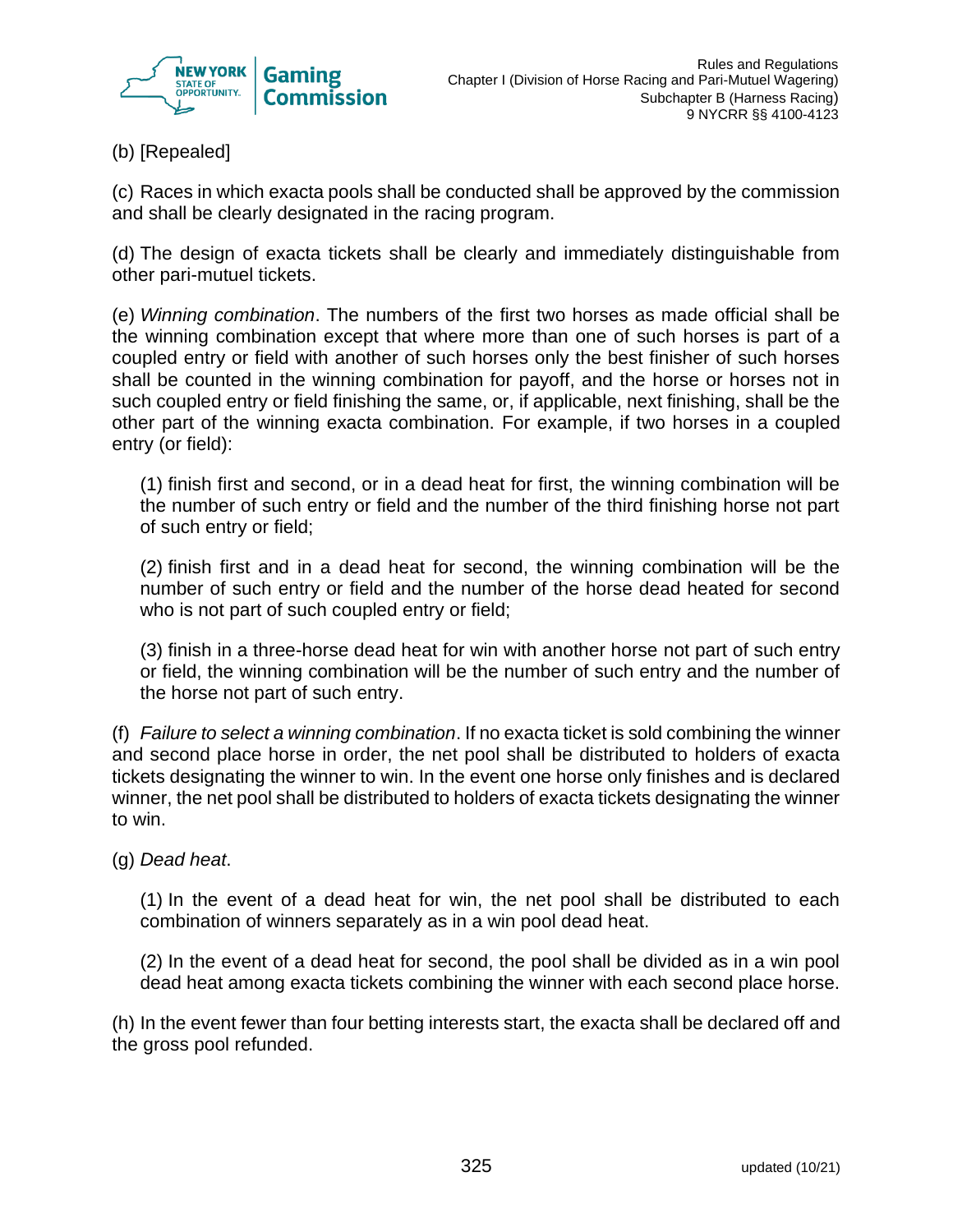(b) [Repealed]

(c) Races in which exacta pools shall be conducted shall be approved by the commission and shall be clearly designated in the racing program.

(d) The design of exacta tickets shall be clearly and immediately distinguishable from other pari-mutuel tickets.

(e) *Winning combination*. The numbers of the first two horses as made official shall be the winning combination except that where more than one of such horses is part of a coupled entry or field with another of such horses only the best finisher of such horses shall be counted in the winning combination for payoff, and the horse or horses not in such coupled entry or field finishing the same, or, if applicable, next finishing, shall be the other part of the winning exacta combination. For example, if two horses in a coupled entry (or field):

(1) finish first and second, or in a dead heat for first, the winning combination will be the number of such entry or field and the number of the third finishing horse not part of such entry or field;

(2) finish first and in a dead heat for second, the winning combination will be the number of such entry or field and the number of the horse dead heated for second who is not part of such coupled entry or field;

(3) finish in a three-horse dead heat for win with another horse not part of such entry or field, the winning combination will be the number of such entry and the number of the horse not part of such entry.

(f) *Failure to select a winning combination*. If no exacta ticket is sold combining the winner and second place horse in order, the net pool shall be distributed to holders of exacta tickets designating the winner to win. In the event one horse only finishes and is declared winner, the net pool shall be distributed to holders of exacta tickets designating the winner to win.

(g) *Dead heat*.

(1) In the event of a dead heat for win, the net pool shall be distributed to each combination of winners separately as in a win pool dead heat.

(2) In the event of a dead heat for second, the pool shall be divided as in a win pool dead heat among exacta tickets combining the winner with each second place horse.

(h) In the event fewer than four betting interests start, the exacta shall be declared off and the gross pool refunded.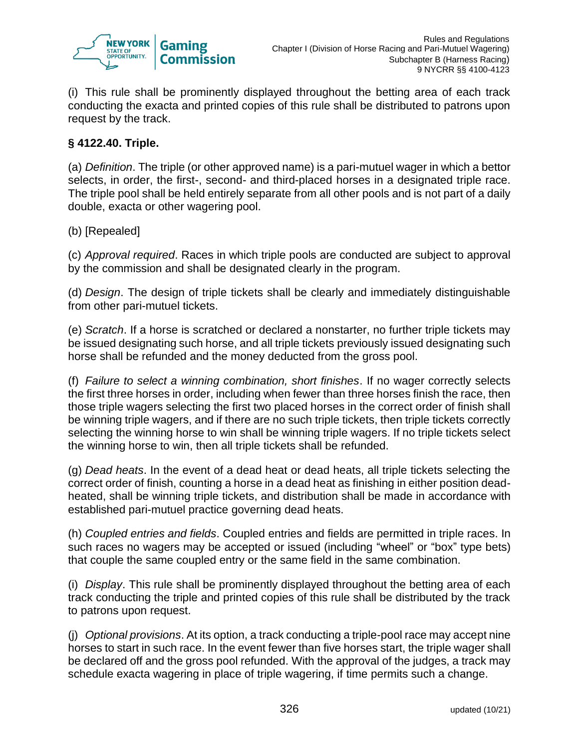(i) This rule shall be prominently displayed throughout the betting area of each track conducting the exacta and printed copies of this rule shall be distributed to patrons upon request by the track.

### § 4122.40. Triple.

(a) *Definition*. The triple (or other approved name) is a pari-mutuel wager in which a bettor selects, in order, the first-, second- and third-placed horses in a designated triple race. The triple pool shall be held entirely separate from all other pools and is not part of a daily double, exacta or other wagering pool.

(b) [Repealed]

(c) *Approval required*. Races in which triple pools are conducted are subject to approval by the commission and shall be designated clearly in the program.

(d) *Design*. The design of triple tickets shall be clearly and immediately distinguishable from other pari-mutuel tickets.

(e) *Scratch*. If a horse is scratched or declared a nonstarter, no further triple tickets may be issued designating such horse, and all triple tickets previously issued designating such horse shall be refunded and the money deducted from the gross pool.

(f) *Failure to select a winning combination, short finishes*. If no wager correctly selects the first three horses in order, including when fewer than three horses finish the race, then those triple wagers selecting the first two placed horses in the correct order of finish shall be winning triple wagers, and if there are no such triple tickets, then triple tickets correctly selecting the winning horse to win shall be winning triple wagers. If no triple tickets select the winning horse to win, then all triple tickets shall be refunded.

(g) *Dead heats*. In the event of a dead heat or dead heats, all triple tickets selecting the correct order of finish, counting a horse in a dead heat as finishing in either position dead-heated, shall be winning triple tickets, and distribution shall be made in accordance with established pari-mutuel practice governing dead heats.

(h) *Coupled entries and fields*. Coupled entries and fields are permitted in triple races. In such races no wagers may be accepted or issued (including "wheel" or "box" type bets) that couple the same coupled entry or the same field in the same combination.

(i) *Display*. This rule shall be prominently displayed throughout the betting area of each track conducting the triple and printed copies of this rule shall be distributed by the track to patrons upon request.

(j) *Optional provisions*. At its option, a track conducting a triple-pool race may accept nine horses to start in such race. In the event fewer than five horses start, the triple wager shall be declared off and the gross pool refunded. With the approval of the judges, a track may schedule exacta wagering in place of triple wagering, if time permits such a change.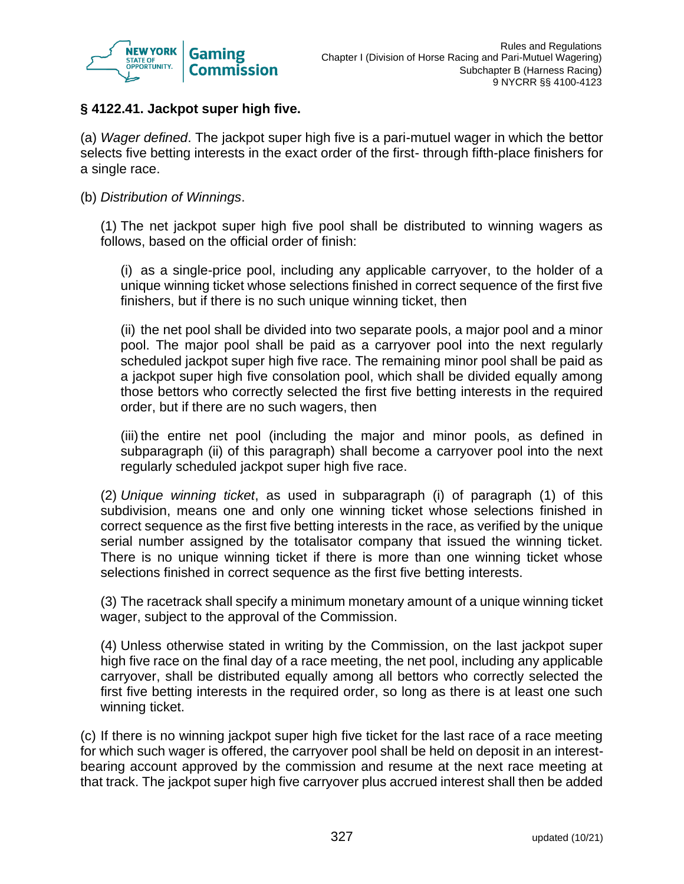### § 4122.41. Jackpot super high five.

(a) *Wager defined*. The jackpot super high five is a pari-mutuel wager in which the bettor selects five betting interests in the exact order of the first- through fifth-place finishers for a single race.

(b) *Distribution of Winnings*.

(1) The net jackpot super high five pool shall be distributed to winning wagers as follows, based on the official order of finish:

(i) as a single-price pool, including any applicable carryover, to the holder of a unique winning ticket whose selections finished in correct sequence of the first five finishers, but if there is no such unique winning ticket, then

(ii) the net pool shall be divided into two separate pools, a major pool and a minor pool. The major pool shall be paid as a carryover pool into the next regularly scheduled jackpot super high five race. The remaining minor pool shall be paid as a jackpot super high five consolation pool, which shall be divided equally among those bettors who correctly selected the first five betting interests in the required order, but if there are no such wagers, then

(iii) the entire net pool (including the major and minor pools, as defined in subparagraph (ii) of this paragraph) shall become a carryover pool into the next regularly scheduled jackpot super high five race.

(2) *Unique winning ticket*, as used in subparagraph (i) of paragraph (1) of this subdivision, means one and only one winning ticket whose selections finished in correct sequence as the first five betting interests in the race, as verified by the unique serial number assigned by the totalisator company that issued the winning ticket. There is no unique winning ticket if there is more than one winning ticket whose selections finished in correct sequence as the first five betting interests.

(3) The racetrack shall specify a minimum monetary amount of a unique winning ticket wager, subject to the approval of the Commission.

(4) Unless otherwise stated in writing by the Commission, on the last jackpot super high five race on the final day of a race meeting, the net pool, including any applicable carryover, shall be distributed equally among all bettors who correctly selected the first five betting interests in the required order, so long as there is at least one such winning ticket.

(c) If there is no winning jackpot super high five ticket for the last race of a race meeting for which such wager is offered, the carryover pool shall be held on deposit in an interest-bearing account approved by the commission and resume at the next race meeting at that track. The jackpot super high five carryover plus accrued interest shall then be added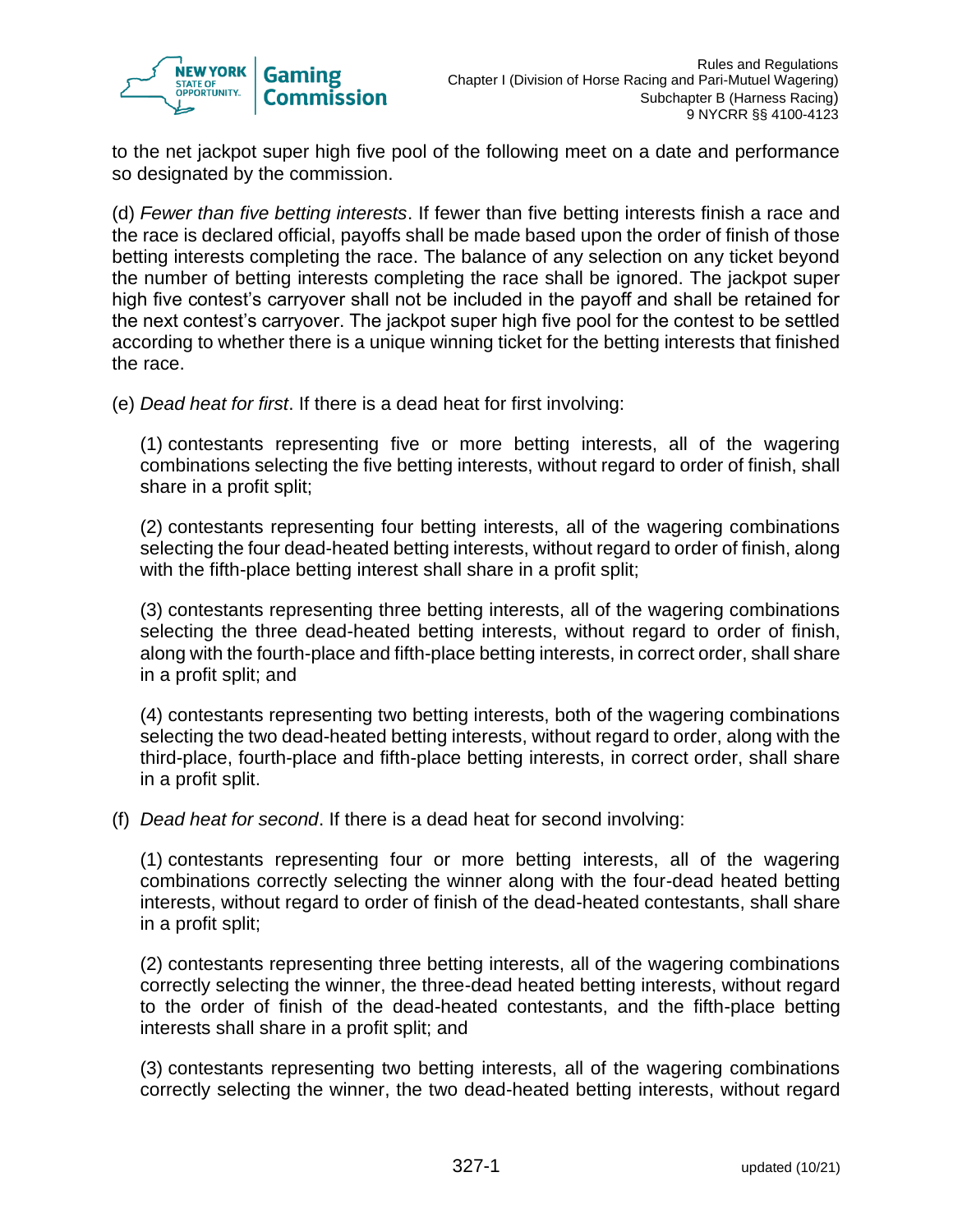to the net jackpot super high five pool of the following meet on a date and performance so designated by the commission.

(d) *Fewer than five betting interests*. If fewer than five betting interests finish a race and the race is declared official, payoffs shall be made based upon the order of finish of those betting interests completing the race. The balance of any selection on any ticket beyond the number of betting interests completing the race shall be ignored. The jackpot super high five contest's carryover shall not be included in the payoff and shall be retained for the next contest's carryover. The jackpot super high five pool for the contest to be settled according to whether there is a unique winning ticket for the betting interests that finished the race.

(e) *Dead heat for first*. If there is a dead heat for first involving:

(1) contestants representing five or more betting interests, all of the wagering combinations selecting the five betting interests, without regard to order of finish, shall share in a profit split;

(2) contestants representing four betting interests, all of the wagering combinations selecting the four dead-heated betting interests, without regard to order of finish, along with the fifth-place betting interest shall share in a profit split;

(3) contestants representing three betting interests, all of the wagering combinations selecting the three dead-heated betting interests, without regard to order of finish, along with the fourth-place and fifth-place betting interests, in correct order, shall share in a profit split; and

(4) contestants representing two betting interests, both of the wagering combinations selecting the two dead-heated betting interests, without regard to order, along with the third-place, fourth-place and fifth-place betting interests, in correct order, shall share in a profit split.

(f) *Dead heat for second*. If there is a dead heat for second involving:

(1) contestants representing four or more betting interests, all of the wagering combinations correctly selecting the winner along with the four-dead heated betting interests, without regard to order of finish of the dead-heated contestants, shall share in a profit split;

(2) contestants representing three betting interests, all of the wagering combinations correctly selecting the winner, the three-dead heated betting interests, without regard to the order of finish of the dead-heated contestants, and the fifth-place betting interests shall share in a profit split; and

(3) contestants representing two betting interests, all of the wagering combinations correctly selecting the winner, the two dead-heated betting interests, without regard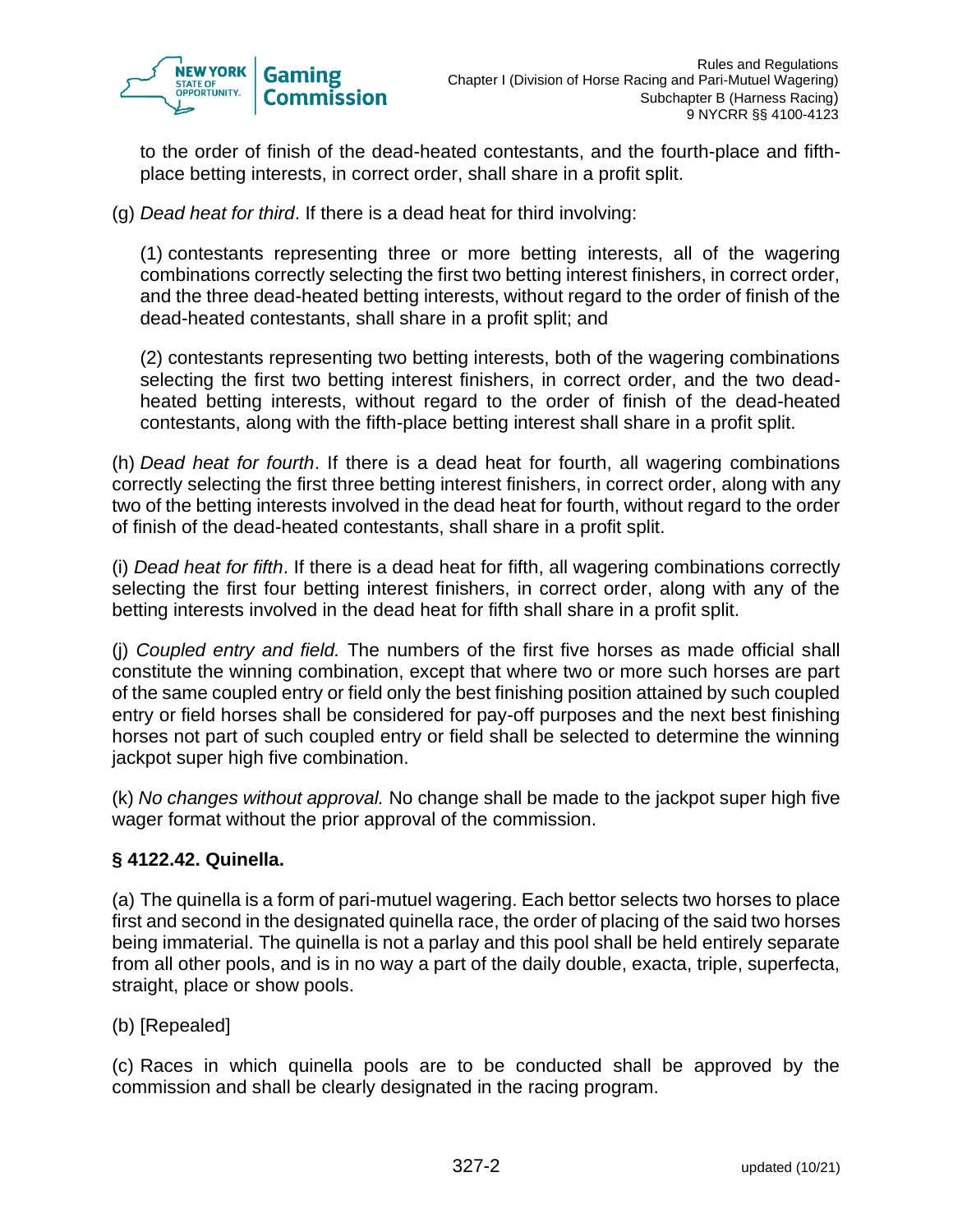to the order of finish of the dead-heated contestants, and the fourth-place and fifth-place betting interests, in correct order, shall share in a profit split.

(g) *Dead heat for third*. If there is a dead heat for third involving:

(1) contestants representing three or more betting interests, all of the wagering combinations correctly selecting the first two betting interest finishers, in correct order, and the three dead-heated betting interests, without regard to the order of finish of the dead-heated contestants, shall share in a profit split; and

(2) contestants representing two betting interests, both of the wagering combinations selecting the first two betting interest finishers, in correct order, and the two dead-heated betting interests, without regard to the order of finish of the dead-heated contestants, along with the fifth-place betting interest shall share in a profit split.

(h) *Dead heat for fourth*. If there is a dead heat for fourth, all wagering combinations correctly selecting the first three betting interest finishers, in correct order, along with any two of the betting interests involved in the dead heat for fourth, without regard to the order of finish of the dead-heated contestants, shall share in a profit split.

(i) *Dead heat for fifth*. If there is a dead heat for fifth, all wagering combinations correctly selecting the first four betting interest finishers, in correct order, along with any of the betting interests involved in the dead heat for fifth shall share in a profit split.

(j) *Coupled entry and field.* The numbers of the first five horses as made official shall constitute the winning combination, except that where two or more such horses are part of the same coupled entry or field only the best finishing position attained by such coupled entry or field horses shall be considered for pay-off purposes and the next best finishing horses not part of such coupled entry or field shall be selected to determine the winning jackpot super high five combination.

(k) *No changes without approval.* No change shall be made to the jackpot super high five wager format without the prior approval of the commission.

### § 4122.42. Quinella.

(a) The quinella is a form of pari-mutuel wagering. Each bettor selects two horses to place first and second in the designated quinella race, the order of placing of the said two horses being immaterial. The quinella is not a parlay and this pool shall be held entirely separate from all other pools, and is in no way a part of the daily double, exacta, triple, superfecta, straight, place or show pools.

(b) [Repealed]

(c) Races in which quinella pools are to be conducted shall be approved by the commission and shall be clearly designated in the racing program.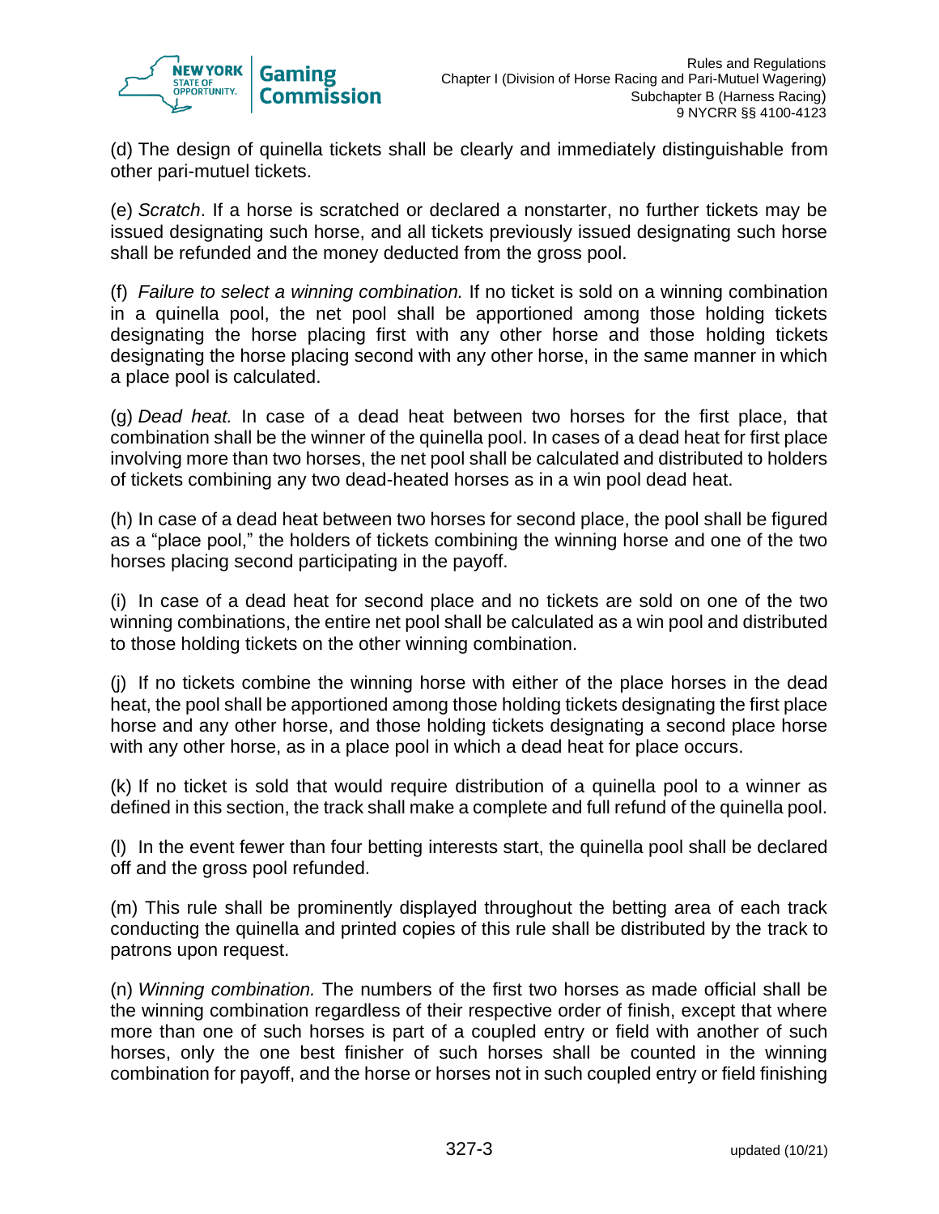(d) The design of quinella tickets shall be clearly and immediately distinguishable from other pari-mutuel tickets.

(e) *Scratch*. If a horse is scratched or declared a nonstarter, no further tickets may be issued designating such horse, and all tickets previously issued designating such horse shall be refunded and the money deducted from the gross pool.

(f) *Failure to select a winning combination.* If no ticket is sold on a winning combination in a quinella pool, the net pool shall be apportioned among those holding tickets designating the horse placing first with any other horse and those holding tickets designating the horse placing second with any other horse, in the same manner in which a place pool is calculated.

(g) *Dead heat.* In case of a dead heat between two horses for the first place, that combination shall be the winner of the quinella pool. In cases of a dead heat for first place involving more than two horses, the net pool shall be calculated and distributed to holders of tickets combining any two dead-heated horses as in a win pool dead heat.

(h) In case of a dead heat between two horses for second place, the pool shall be figured as a "place pool," the holders of tickets combining the winning horse and one of the two horses placing second participating in the payoff.

(i) In case of a dead heat for second place and no tickets are sold on one of the two winning combinations, the entire net pool shall be calculated as a win pool and distributed to those holding tickets on the other winning combination.

(j) If no tickets combine the winning horse with either of the place horses in the dead heat, the pool shall be apportioned among those holding tickets designating the first place horse and any other horse, and those holding tickets designating a second place horse with any other horse, as in a place pool in which a dead heat for place occurs.

(k) If no ticket is sold that would require distribution of a quinella pool to a winner as defined in this section, the track shall make a complete and full refund of the quinella pool.

(l) In the event fewer than four betting interests start, the quinella pool shall be declared off and the gross pool refunded.

(m) This rule shall be prominently displayed throughout the betting area of each track conducting the quinella and printed copies of this rule shall be distributed by the track to patrons upon request.

(n) *Winning combination.* The numbers of the first two horses as made official shall be the winning combination regardless of their respective order of finish, except that where more than one of such horses is part of a coupled entry or field with another of such horses, only the one best finisher of such horses shall be counted in the winning combination for payoff, and the horse or horses not in such coupled entry or field finishing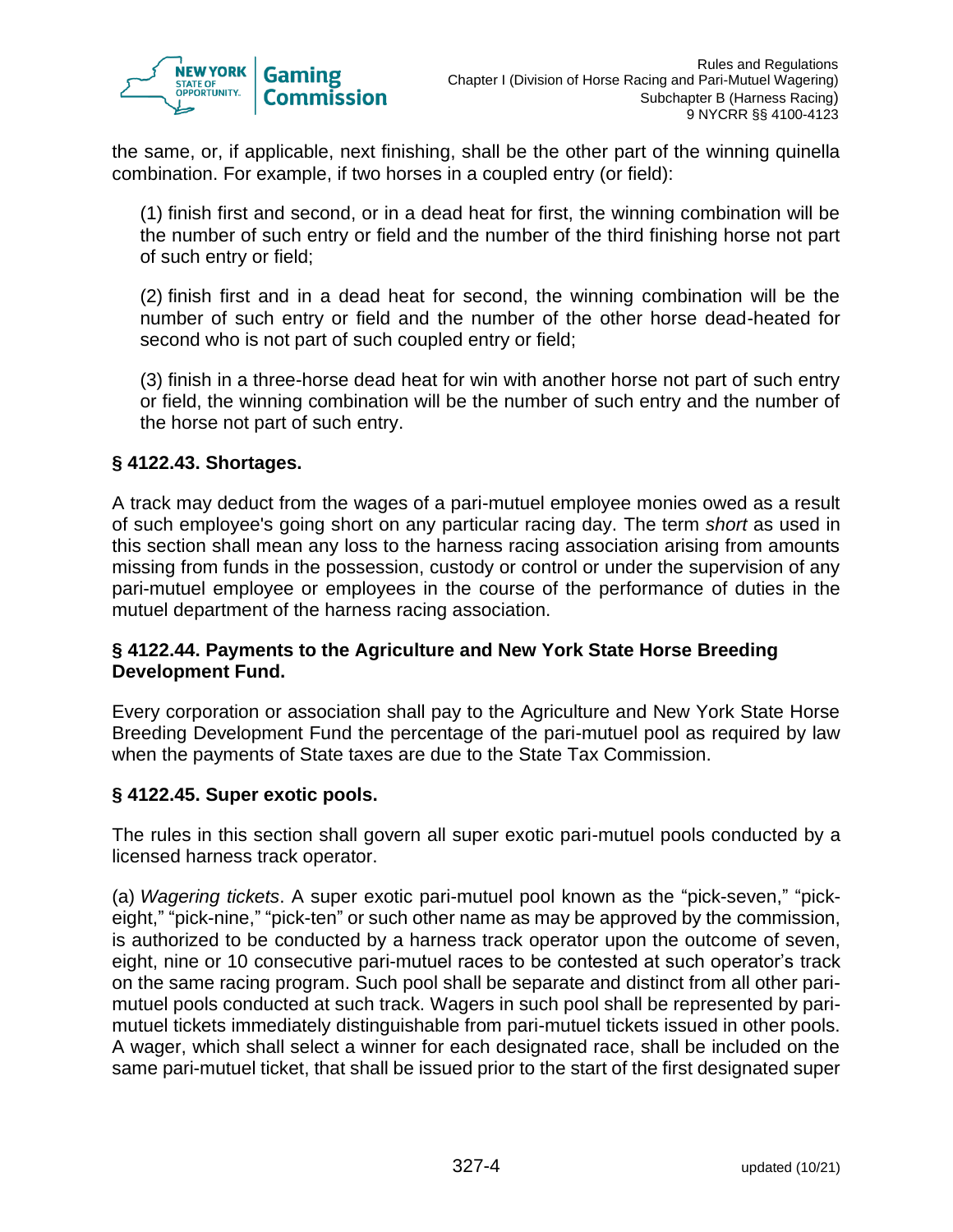the same, or, if applicable, next finishing, shall be the other part of the winning quinella combination. For example, if two horses in a coupled entry (or field):

(1) finish first and second, or in a dead heat for first, the winning combination will be the number of such entry or field and the number of the third finishing horse not part of such entry or field;

(2) finish first and in a dead heat for second, the winning combination will be the number of such entry or field and the number of the other horse dead-heated for second who is not part of such coupled entry or field;

(3) finish in a three-horse dead heat for win with another horse not part of such entry or field, the winning combination will be the number of such entry and the number of the horse not part of such entry.

### § 4122.43. Shortages.

A track may deduct from the wages of a pari-mutuel employee monies owed as a result of such employee's going short on any particular racing day. The term *short* as used in this section shall mean any loss to the harness racing association arising from amounts missing from funds in the possession, custody or control or under the supervision of any pari-mutuel employee or employees in the course of the performance of duties in the mutuel department of the harness racing association.

### § 4122.44. Payments to the Agriculture and New York State Horse Breeding Development Fund.

Every corporation or association shall pay to the Agriculture and New York State Horse Breeding Development Fund the percentage of the pari-mutuel pool as required by law when the payments of State taxes are due to the State Tax Commission.

### § 4122.45. Super exotic pools.

The rules in this section shall govern all super exotic pari-mutuel pools conducted by a licensed harness track operator.

(a) *Wagering tickets*. A super exotic pari-mutuel pool known as the "pick-seven," "pick-eight," "pick-nine," "pick-ten" or such other name as may be approved by the commission, is authorized to be conducted by a harness track operator upon the outcome of seven, eight, nine or 10 consecutive pari-mutuel races to be contested at such operator's track on the same racing program. Such pool shall be separate and distinct from all other pari-mutuel pools conducted at such track. Wagers in such pool shall be represented by pari-mutuel tickets immediately distinguishable from pari-mutuel tickets issued in other pools. A wager, which shall select a winner for each designated race, shall be included on the same pari-mutuel ticket, that shall be issued prior to the start of the first designated super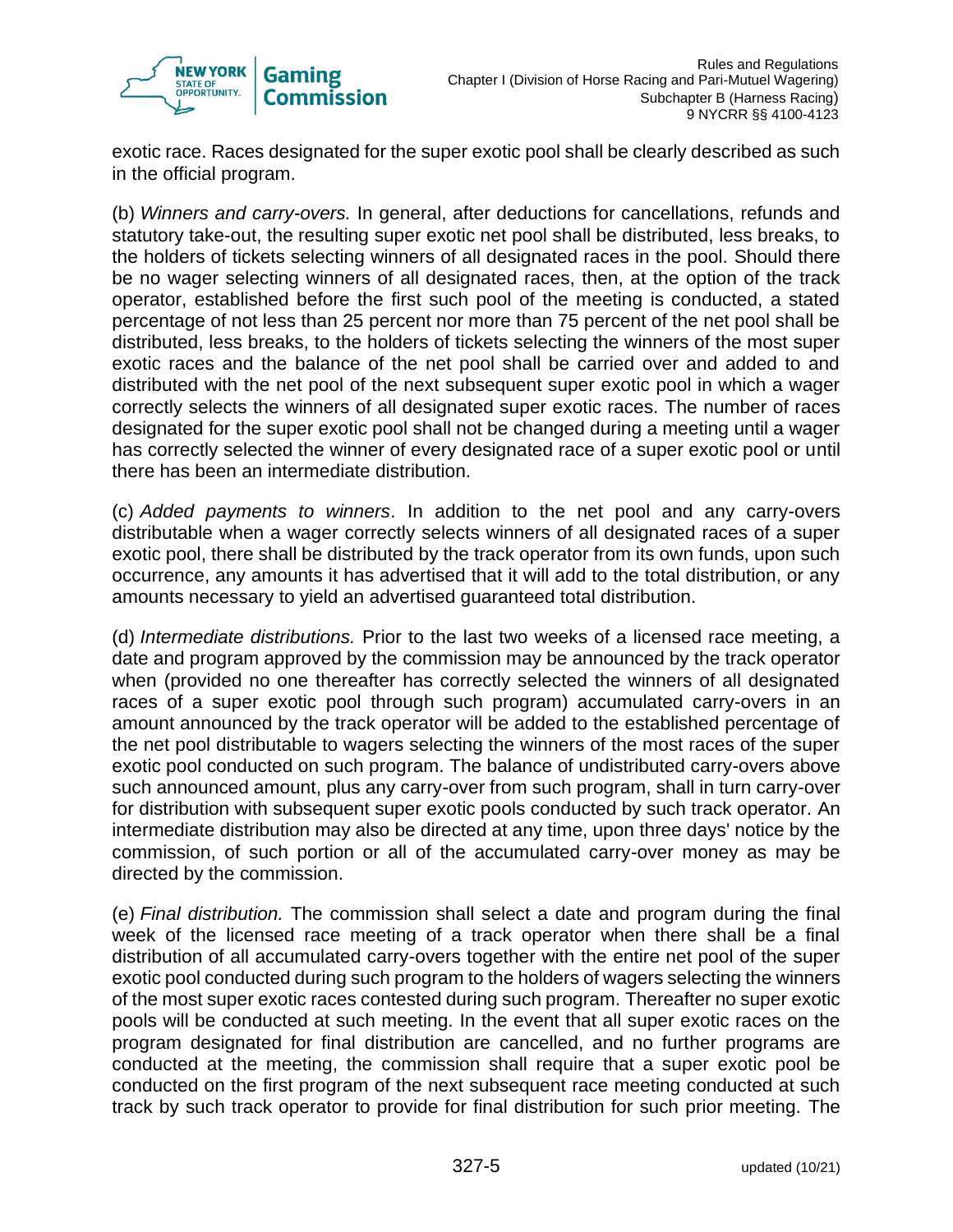exotic race. Races designated for the super exotic pool shall be clearly described as such in the official program.

(b) *Winners and carry-overs.* In general, after deductions for cancellations, refunds and statutory take-out, the resulting super exotic net pool shall be distributed, less breaks, to the holders of tickets selecting winners of all designated races in the pool. Should there be no wager selecting winners of all designated races, then, at the option of the track operator, established before the first such pool of the meeting is conducted, a stated percentage of not less than 25 percent nor more than 75 percent of the net pool shall be distributed, less breaks, to the holders of tickets selecting the winners of the most super exotic races and the balance of the net pool shall be carried over and added to and distributed with the net pool of the next subsequent super exotic pool in which a wager correctly selects the winners of all designated super exotic races. The number of races designated for the super exotic pool shall not be changed during a meeting until a wager has correctly selected the winner of every designated race of a super exotic pool or until there has been an intermediate distribution.

(c) *Added payments to winners*. In addition to the net pool and any carry-overs distributable when a wager correctly selects winners of all designated races of a super exotic pool, there shall be distributed by the track operator from its own funds, upon such occurrence, any amounts it has advertised that it will add to the total distribution, or any amounts necessary to yield an advertised guaranteed total distribution.

(d) *Intermediate distributions.* Prior to the last two weeks of a licensed race meeting, a date and program approved by the commission may be announced by the track operator when (provided no one thereafter has correctly selected the winners of all designated races of a super exotic pool through such program) accumulated carry-overs in an amount announced by the track operator will be added to the established percentage of the net pool distributable to wagers selecting the winners of the most races of the super exotic pool conducted on such program. The balance of undistributed carry-overs above such announced amount, plus any carry-over from such program, shall in turn carry-over for distribution with subsequent super exotic pools conducted by such track operator. An intermediate distribution may also be directed at any time, upon three days' notice by the commission, of such portion or all of the accumulated carry-over money as may be directed by the commission.

(e) *Final distribution.* The commission shall select a date and program during the final week of the licensed race meeting of a track operator when there shall be a final distribution of all accumulated carry-overs together with the entire net pool of the super exotic pool conducted during such program to the holders of wagers selecting the winners of the most super exotic races contested during such program. Thereafter no super exotic pools will be conducted at such meeting. In the event that all super exotic races on the program designated for final distribution are cancelled, and no further programs are conducted at the meeting, the commission shall require that a super exotic pool be conducted on the first program of the next subsequent race meeting conducted at such track by such track operator to provide for final distribution for such prior meeting. The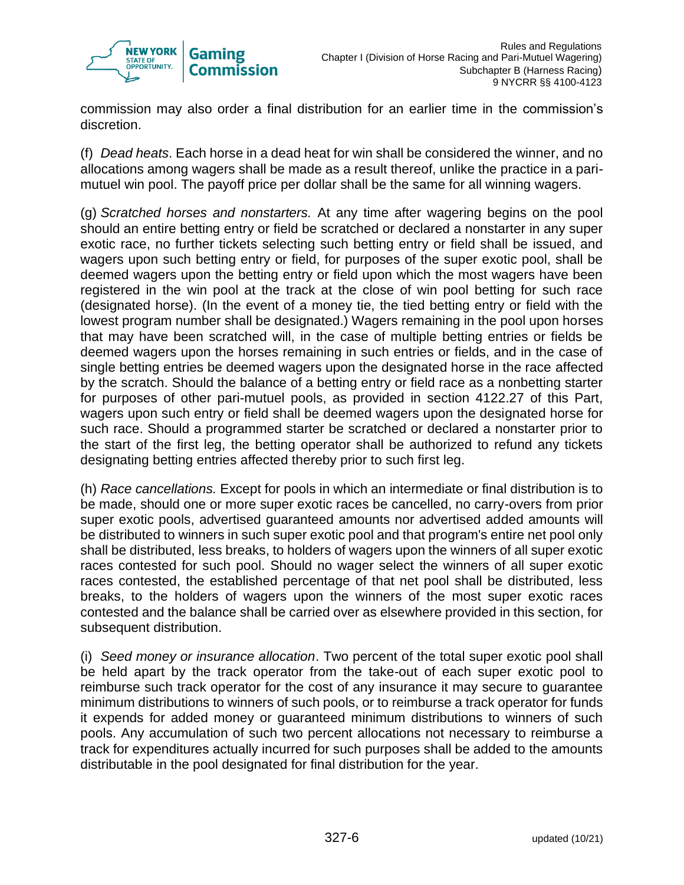commission may also order a final distribution for an earlier time in the commission's discretion.

(f) *Dead heats*. Each horse in a dead heat for win shall be considered the winner, and no allocations among wagers shall be made as a result thereof, unlike the practice in a pari-mutuel win pool. The payoff price per dollar shall be the same for all winning wagers.

(g) *Scratched horses and nonstarters.* At any time after wagering begins on the pool should an entire betting entry or field be scratched or declared a nonstarter in any super exotic race, no further tickets selecting such betting entry or field shall be issued, and wagers upon such betting entry or field, for purposes of the super exotic pool, shall be deemed wagers upon the betting entry or field upon which the most wagers have been registered in the win pool at the track at the close of win pool betting for such race (designated horse). (In the event of a money tie, the tied betting entry or field with the lowest program number shall be designated.) Wagers remaining in the pool upon horses that may have been scratched will, in the case of multiple betting entries or fields be deemed wagers upon the horses remaining in such entries or fields, and in the case of single betting entries be deemed wagers upon the designated horse in the race affected by the scratch. Should the balance of a betting entry or field race as a nonbetting starter for purposes of other pari-mutuel pools, as provided in section 4122.27 of this Part, wagers upon such entry or field shall be deemed wagers upon the designated horse for such race. Should a programmed starter be scratched or declared a nonstarter prior to the start of the first leg, the betting operator shall be authorized to refund any tickets designating betting entries affected thereby prior to such first leg.

(h) *Race cancellations.* Except for pools in which an intermediate or final distribution is to be made, should one or more super exotic races be cancelled, no carry-overs from prior super exotic pools, advertised guaranteed amounts nor advertised added amounts will be distributed to winners in such super exotic pool and that program's entire net pool only shall be distributed, less breaks, to holders of wagers upon the winners of all super exotic races contested for such pool. Should no wager select the winners of all super exotic races contested, the established percentage of that net pool shall be distributed, less breaks, to the holders of wagers upon the winners of the most super exotic races contested and the balance shall be carried over as elsewhere provided in this section, for subsequent distribution.

(i) *Seed money or insurance allocation*. Two percent of the total super exotic pool shall be held apart by the track operator from the take-out of each super exotic pool to reimburse such track operator for the cost of any insurance it may secure to guarantee minimum distributions to winners of such pools, or to reimburse a track operator for funds it expends for added money or guaranteed minimum distributions to winners of such pools. Any accumulation of such two percent allocations not necessary to reimburse a track for expenditures actually incurred for such purposes shall be added to the amounts distributable in the pool designated for final distribution for the year.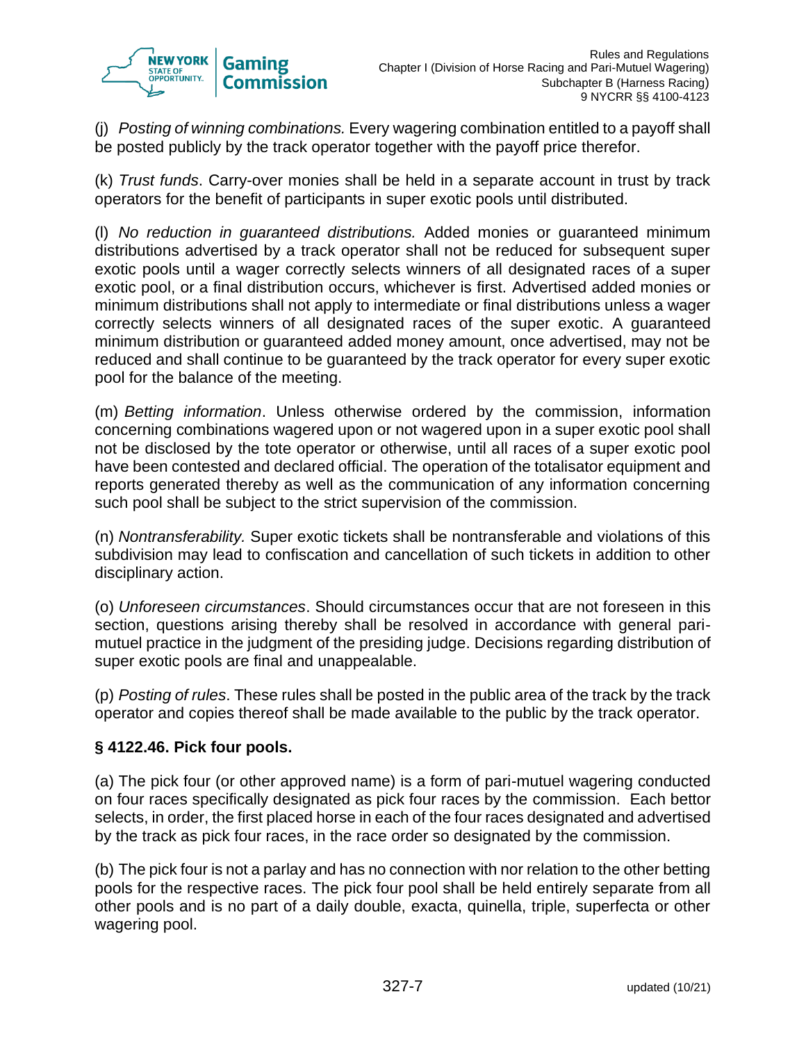(j) *Posting of winning combinations.* Every wagering combination entitled to a payoff shall be posted publicly by the track operator together with the payoff price therefor.

(k) *Trust funds*. Carry-over monies shall be held in a separate account in trust by track operators for the benefit of participants in super exotic pools until distributed.

(l) *No reduction in guaranteed distributions.* Added monies or guaranteed minimum distributions advertised by a track operator shall not be reduced for subsequent super exotic pools until a wager correctly selects winners of all designated races of a super exotic pool, or a final distribution occurs, whichever is first. Advertised added monies or minimum distributions shall not apply to intermediate or final distributions unless a wager correctly selects winners of all designated races of the super exotic. A guaranteed minimum distribution or guaranteed added money amount, once advertised, may not be reduced and shall continue to be guaranteed by the track operator for every super exotic pool for the balance of the meeting.

(m) *Betting information*. Unless otherwise ordered by the commission, information concerning combinations wagered upon or not wagered upon in a super exotic pool shall not be disclosed by the tote operator or otherwise, until all races of a super exotic pool have been contested and declared official. The operation of the totalisator equipment and reports generated thereby as well as the communication of any information concerning such pool shall be subject to the strict supervision of the commission.

(n) *Nontransferability.* Super exotic tickets shall be nontransferable and violations of this subdivision may lead to confiscation and cancellation of such tickets in addition to other disciplinary action.

(o) *Unforeseen circumstances*. Should circumstances occur that are not foreseen in this section, questions arising thereby shall be resolved in accordance with general pari-mutuel practice in the judgment of the presiding judge. Decisions regarding distribution of super exotic pools are final and unappealable.

(p) *Posting of rules*. These rules shall be posted in the public area of the track by the track operator and copies thereof shall be made available to the public by the track operator.

### § 4122.46. Pick four pools.

(a) The pick four (or other approved name) is a form of pari-mutuel wagering conducted on four races specifically designated as pick four races by the commission. Each bettor selects, in order, the first placed horse in each of the four races designated and advertised by the track as pick four races, in the race order so designated by the commission.

(b) The pick four is not a parlay and has no connection with nor relation to the other betting pools for the respective races. The pick four pool shall be held entirely separate from all other pools and is no part of a daily double, exacta, quinella, triple, superfecta or other wagering pool.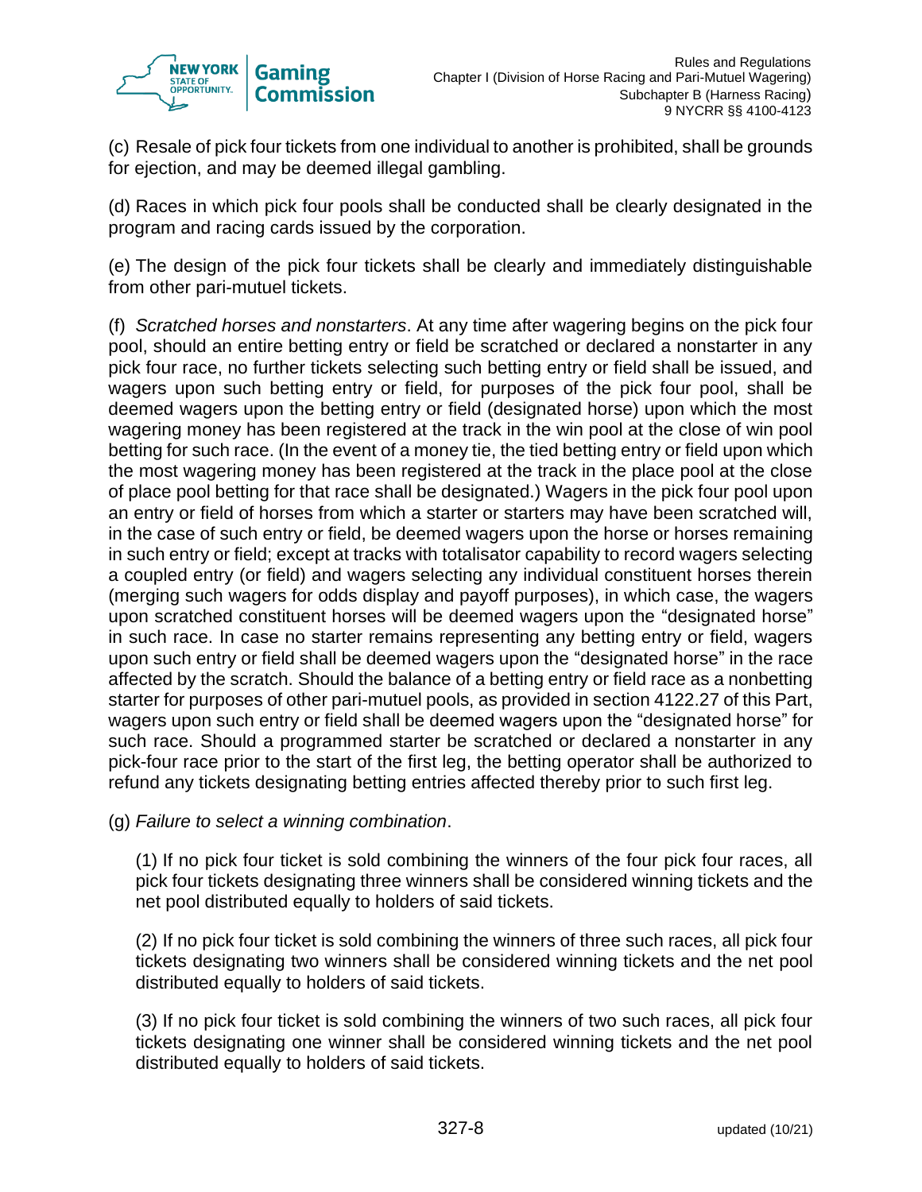(c) Resale of pick four tickets from one individual to another is prohibited, shall be grounds for ejection, and may be deemed illegal gambling.

(d) Races in which pick four pools shall be conducted shall be clearly designated in the program and racing cards issued by the corporation.

(e) The design of the pick four tickets shall be clearly and immediately distinguishable from other pari-mutuel tickets.

(f) *Scratched horses and nonstarters*. At any time after wagering begins on the pick four pool, should an entire betting entry or field be scratched or declared a nonstarter in any pick four race, no further tickets selecting such betting entry or field shall be issued, and wagers upon such betting entry or field, for purposes of the pick four pool, shall be deemed wagers upon the betting entry or field (designated horse) upon which the most wagering money has been registered at the track in the win pool at the close of win pool betting for such race. (In the event of a money tie, the tied betting entry or field upon which the most wagering money has been registered at the track in the place pool at the close of place pool betting for that race shall be designated.) Wagers in the pick four pool upon an entry or field of horses from which a starter or starters may have been scratched will, in the case of such entry or field, be deemed wagers upon the horse or horses remaining in such entry or field; except at tracks with totalisator capability to record wagers selecting a coupled entry (or field) and wagers selecting any individual constituent horses therein (merging such wagers for odds display and payoff purposes), in which case, the wagers upon scratched constituent horses will be deemed wagers upon the "designated horse" in such race. In case no starter remains representing any betting entry or field, wagers upon such entry or field shall be deemed wagers upon the "designated horse" in the race affected by the scratch. Should the balance of a betting entry or field race as a nonbetting starter for purposes of other pari-mutuel pools, as provided in section 4122.27 of this Part, wagers upon such entry or field shall be deemed wagers upon the "designated horse" for such race. Should a programmed starter be scratched or declared a nonstarter in any pick-four race prior to the start of the first leg, the betting operator shall be authorized to refund any tickets designating betting entries affected thereby prior to such first leg.

(g) *Failure to select a winning combination*.

(1) If no pick four ticket is sold combining the winners of the four pick four races, all pick four tickets designating three winners shall be considered winning tickets and the net pool distributed equally to holders of said tickets.

(2) If no pick four ticket is sold combining the winners of three such races, all pick four tickets designating two winners shall be considered winning tickets and the net pool distributed equally to holders of said tickets.

(3) If no pick four ticket is sold combining the winners of two such races, all pick four tickets designating one winner shall be considered winning tickets and the net pool distributed equally to holders of said tickets.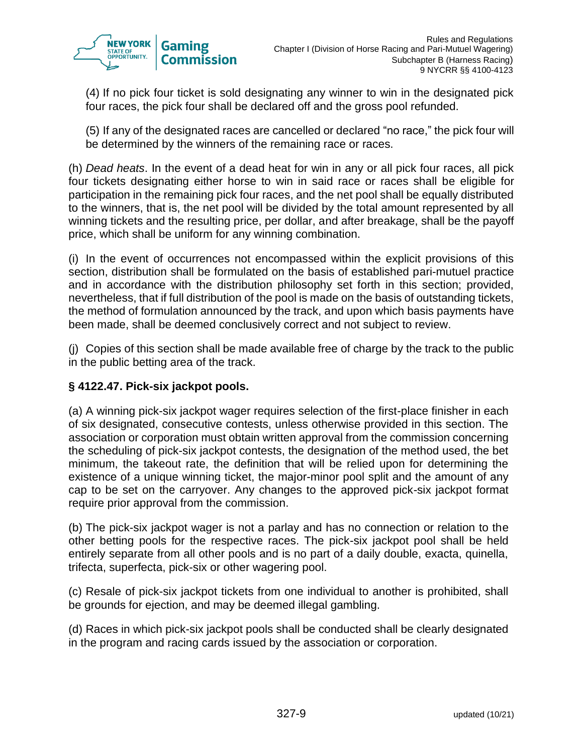(4) If no pick four ticket is sold designating any winner to win in the designated pick four races, the pick four shall be declared off and the gross pool refunded.

(5) If any of the designated races are cancelled or declared "no race," the pick four will be determined by the winners of the remaining race or races.

(h) *Dead heats*. In the event of a dead heat for win in any or all pick four races, all pick four tickets designating either horse to win in said race or races shall be eligible for participation in the remaining pick four races, and the net pool shall be equally distributed to the winners, that is, the net pool will be divided by the total amount represented by all winning tickets and the resulting price, per dollar, and after breakage, shall be the payoff price, which shall be uniform for any winning combination.

(i) In the event of occurrences not encompassed within the explicit provisions of this section, distribution shall be formulated on the basis of established pari-mutuel practice and in accordance with the distribution philosophy set forth in this section; provided, nevertheless, that if full distribution of the pool is made on the basis of outstanding tickets, the method of formulation announced by the track, and upon which basis payments have been made, shall be deemed conclusively correct and not subject to review.

(j) Copies of this section shall be made available free of charge by the track to the public in the public betting area of the track.

### § 4122.47. Pick-six jackpot pools.

(a) A winning pick-six jackpot wager requires selection of the first-place finisher in each of six designated, consecutive contests, unless otherwise provided in this section. The association or corporation must obtain written approval from the commission concerning the scheduling of pick-six jackpot contests, the designation of the method used, the bet minimum, the takeout rate, the definition that will be relied upon for determining the existence of a unique winning ticket, the major-minor pool split and the amount of any cap to be set on the carryover. Any changes to the approved pick-six jackpot format require prior approval from the commission.

(b) The pick-six jackpot wager is not a parlay and has no connection or relation to the other betting pools for the respective races. The pick-six jackpot pool shall be held entirely separate from all other pools and is no part of a daily double, exacta, quinella, trifecta, superfecta, pick-six or other wagering pool.

(c) Resale of pick-six jackpot tickets from one individual to another is prohibited, shall be grounds for ejection, and may be deemed illegal gambling.

(d) Races in which pick-six jackpot pools shall be conducted shall be clearly designated in the program and racing cards issued by the association or corporation.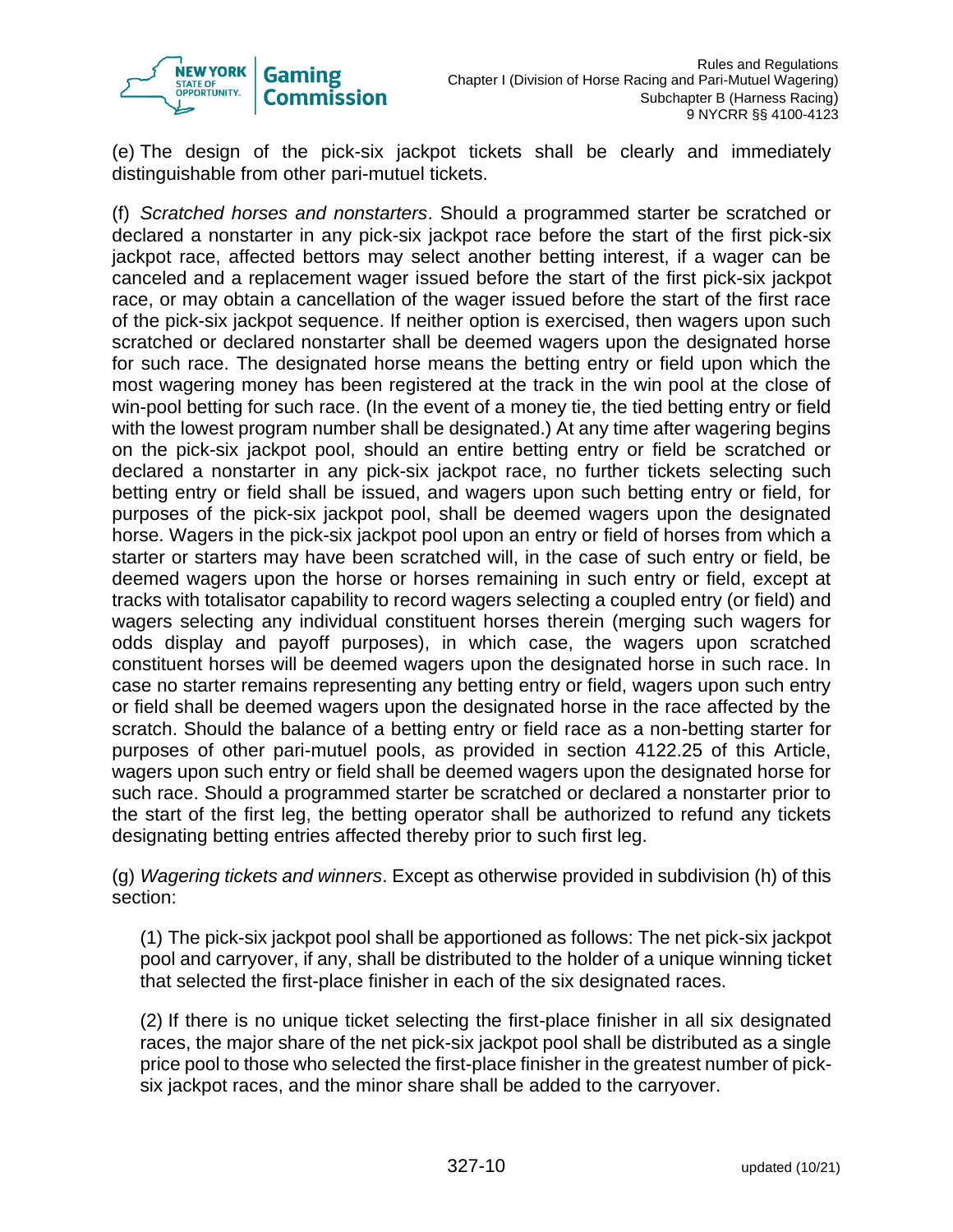(e) The design of the pick-six jackpot tickets shall be clearly and immediately distinguishable from other pari-mutuel tickets.

(f) *Scratched horses and nonstarters*. Should a programmed starter be scratched or declared a nonstarter in any pick-six jackpot race before the start of the first pick-six jackpot race, affected bettors may select another betting interest, if a wager can be canceled and a replacement wager issued before the start of the first pick-six jackpot race, or may obtain a cancellation of the wager issued before the start of the first race of the pick-six jackpot sequence. If neither option is exercised, then wagers upon such scratched or declared nonstarter shall be deemed wagers upon the designated horse for such race. The designated horse means the betting entry or field upon which the most wagering money has been registered at the track in the win pool at the close of win-pool betting for such race. (In the event of a money tie, the tied betting entry or field with the lowest program number shall be designated.) At any time after wagering begins on the pick-six jackpot pool, should an entire betting entry or field be scratched or declared a nonstarter in any pick-six jackpot race, no further tickets selecting such betting entry or field shall be issued, and wagers upon such betting entry or field, for purposes of the pick-six jackpot pool, shall be deemed wagers upon the designated horse. Wagers in the pick-six jackpot pool upon an entry or field of horses from which a starter or starters may have been scratched will, in the case of such entry or field, be deemed wagers upon the horse or horses remaining in such entry or field, except at tracks with totalisator capability to record wagers selecting a coupled entry (or field) and wagers selecting any individual constituent horses therein (merging such wagers for odds display and payoff purposes), in which case, the wagers upon scratched constituent horses will be deemed wagers upon the designated horse in such race. In case no starter remains representing any betting entry or field, wagers upon such entry or field shall be deemed wagers upon the designated horse in the race affected by the scratch. Should the balance of a betting entry or field race as a non-betting starter for purposes of other pari-mutuel pools, as provided in section 4122.25 of this Article, wagers upon such entry or field shall be deemed wagers upon the designated horse for such race. Should a programmed starter be scratched or declared a nonstarter prior to the start of the first leg, the betting operator shall be authorized to refund any tickets designating betting entries affected thereby prior to such first leg.

(g) *Wagering tickets and winners*. Except as otherwise provided in subdivision (h) of this section:

(1) The pick-six jackpot pool shall be apportioned as follows: The net pick-six jackpot pool and carryover, if any, shall be distributed to the holder of a unique winning ticket that selected the first-place finisher in each of the six designated races.

(2) If there is no unique ticket selecting the first-place finisher in all six designated races, the major share of the net pick-six jackpot pool shall be distributed as a single price pool to those who selected the first-place finisher in the greatest number of pick-six jackpot races, and the minor share shall be added to the carryover.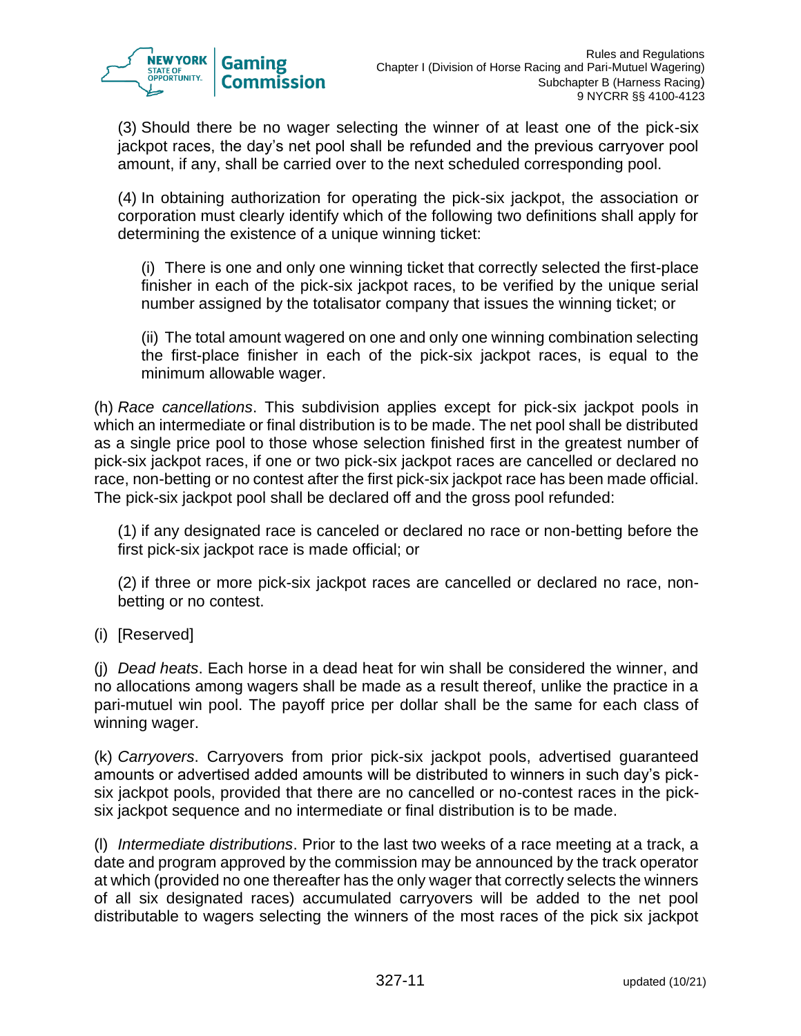(3) Should there be no wager selecting the winner of at least one of the pick-six jackpot races, the day's net pool shall be refunded and the previous carryover pool amount, if any, shall be carried over to the next scheduled corresponding pool.

(4) In obtaining authorization for operating the pick-six jackpot, the association or corporation must clearly identify which of the following two definitions shall apply for determining the existence of a unique winning ticket:

(i) There is one and only one winning ticket that correctly selected the first-place finisher in each of the pick-six jackpot races, to be verified by the unique serial number assigned by the totalisator company that issues the winning ticket; or

(ii) The total amount wagered on one and only one winning combination selecting the first-place finisher in each of the pick-six jackpot races, is equal to the minimum allowable wager.

(h) *Race cancellations*. This subdivision applies except for pick-six jackpot pools in which an intermediate or final distribution is to be made. The net pool shall be distributed as a single price pool to those whose selection finished first in the greatest number of pick-six jackpot races, if one or two pick-six jackpot races are cancelled or declared no race, non-betting or no contest after the first pick-six jackpot race has been made official. The pick-six jackpot pool shall be declared off and the gross pool refunded:

(1) if any designated race is canceled or declared no race or non-betting before the first pick-six jackpot race is made official; or

(2) if three or more pick-six jackpot races are cancelled or declared no race, non-betting or no contest.

(i) [Reserved]

(j) *Dead heats*. Each horse in a dead heat for win shall be considered the winner, and no allocations among wagers shall be made as a result thereof, unlike the practice in a pari-mutuel win pool. The payoff price per dollar shall be the same for each class of winning wager.

(k) *Carryovers*. Carryovers from prior pick-six jackpot pools, advertised guaranteed amounts or advertised added amounts will be distributed to winners in such day's pick-six jackpot pools, provided that there are no cancelled or no-contest races in the pick-six jackpot sequence and no intermediate or final distribution is to be made.

(l) *Intermediate distributions*. Prior to the last two weeks of a race meeting at a track, a date and program approved by the commission may be announced by the track operator at which (provided no one thereafter has the only wager that correctly selects the winners of all six designated races) accumulated carryovers will be added to the net pool distributable to wagers selecting the winners of the most races of the pick six jackpot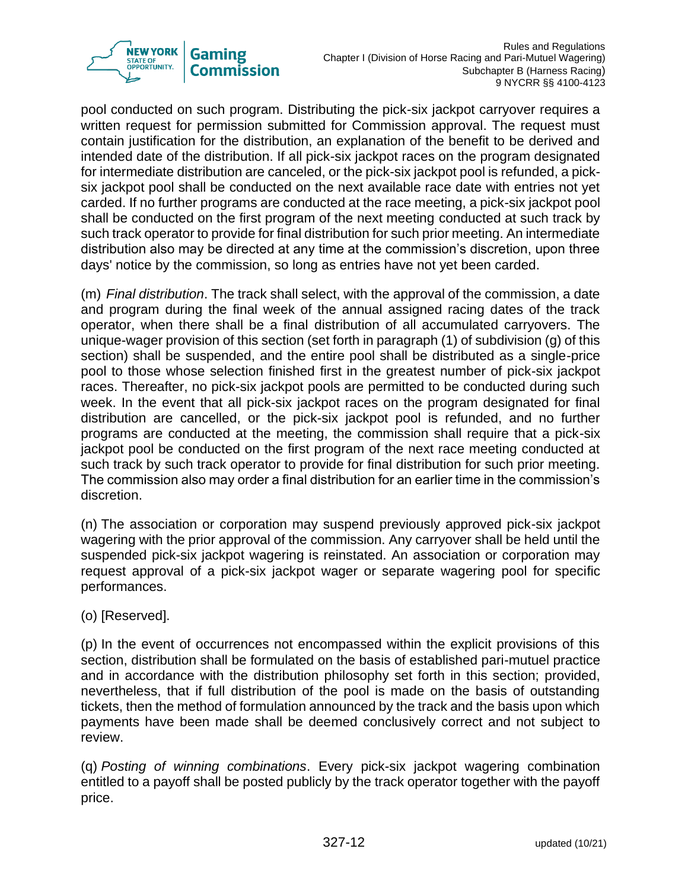pool conducted on such program. Distributing the pick-six jackpot carryover requires a written request for permission submitted for Commission approval. The request must contain justification for the distribution, an explanation of the benefit to be derived and intended date of the distribution. If all pick-six jackpot races on the program designated for intermediate distribution are canceled, or the pick-six jackpot pool is refunded, a pick-six jackpot pool shall be conducted on the next available race date with entries not yet carded. If no further programs are conducted at the race meeting, a pick-six jackpot pool shall be conducted on the first program of the next meeting conducted at such track by such track operator to provide for final distribution for such prior meeting. An intermediate distribution also may be directed at any time at the commission's discretion, upon three days' notice by the commission, so long as entries have not yet been carded.

(m) *Final distribution*. The track shall select, with the approval of the commission, a date and program during the final week of the annual assigned racing dates of the track operator, when there shall be a final distribution of all accumulated carryovers. The unique-wager provision of this section (set forth in paragraph (1) of subdivision (g) of this section) shall be suspended, and the entire pool shall be distributed as a single-price pool to those whose selection finished first in the greatest number of pick-six jackpot races. Thereafter, no pick-six jackpot pools are permitted to be conducted during such week. In the event that all pick-six jackpot races on the program designated for final distribution are cancelled, or the pick-six jackpot pool is refunded, and no further programs are conducted at the meeting, the commission shall require that a pick-six jackpot pool be conducted on the first program of the next race meeting conducted at such track by such track operator to provide for final distribution for such prior meeting. The commission also may order a final distribution for an earlier time in the commission's discretion.

(n) The association or corporation may suspend previously approved pick-six jackpot wagering with the prior approval of the commission. Any carryover shall be held until the suspended pick-six jackpot wagering is reinstated. An association or corporation may request approval of a pick-six jackpot wager or separate wagering pool for specific performances.

(o) [Reserved].

(p) In the event of occurrences not encompassed within the explicit provisions of this section, distribution shall be formulated on the basis of established pari-mutuel practice and in accordance with the distribution philosophy set forth in this section; provided, nevertheless, that if full distribution of the pool is made on the basis of outstanding tickets, then the method of formulation announced by the track and the basis upon which payments have been made shall be deemed conclusively correct and not subject to review.

(q) *Posting of winning combinations*. Every pick-six jackpot wagering combination entitled to a payoff shall be posted publicly by the track operator together with the payoff price.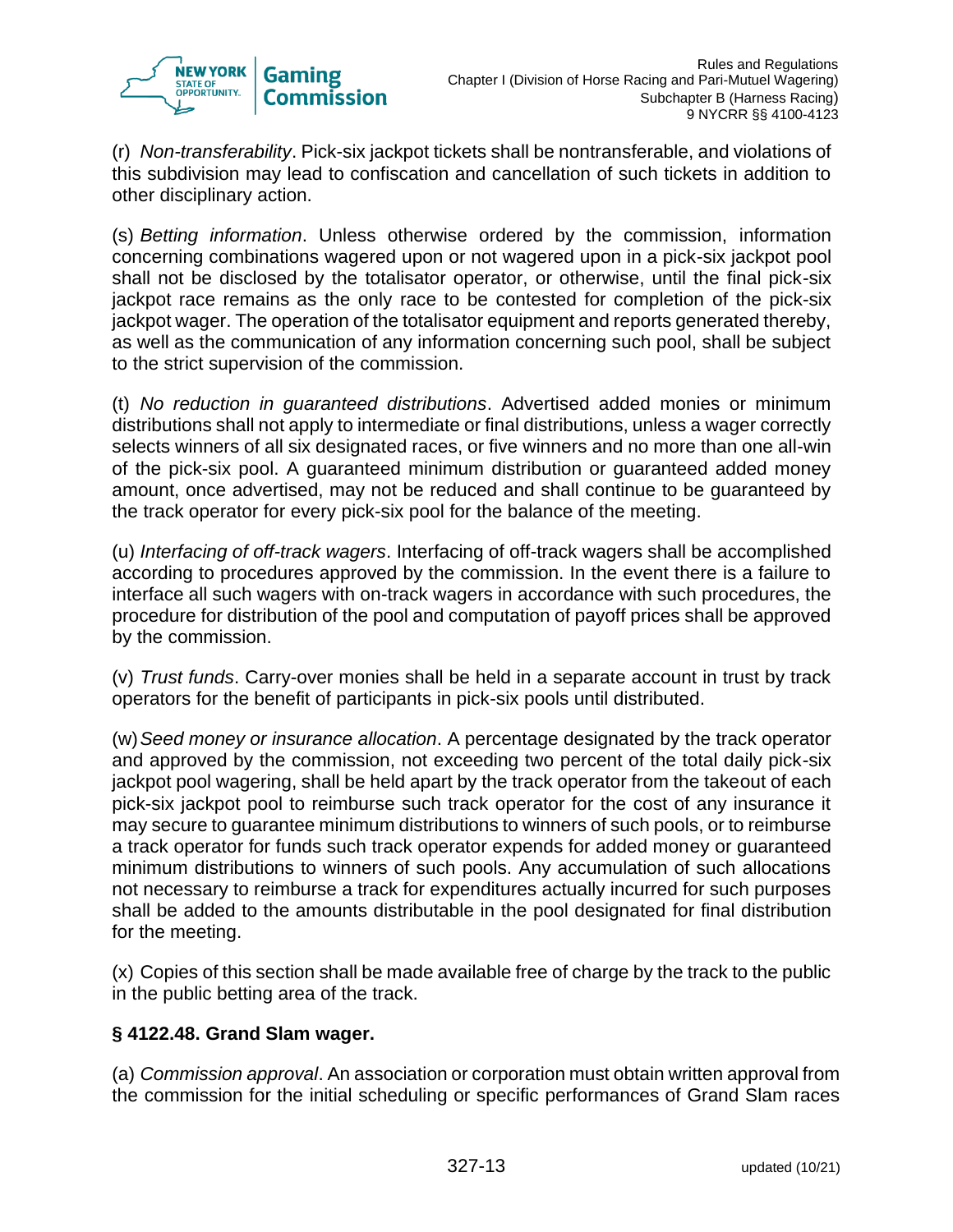(r) *Non-transferability*. Pick-six jackpot tickets shall be nontransferable, and violations of this subdivision may lead to confiscation and cancellation of such tickets in addition to other disciplinary action.

(s) *Betting information*. Unless otherwise ordered by the commission, information concerning combinations wagered upon or not wagered upon in a pick-six jackpot pool shall not be disclosed by the totalisator operator, or otherwise, until the final pick-six jackpot race remains as the only race to be contested for completion of the pick-six jackpot wager. The operation of the totalisator equipment and reports generated thereby, as well as the communication of any information concerning such pool, shall be subject to the strict supervision of the commission.

(t) *No reduction in guaranteed distributions*. Advertised added monies or minimum distributions shall not apply to intermediate or final distributions, unless a wager correctly selects winners of all six designated races, or five winners and no more than one all-win of the pick-six pool. A guaranteed minimum distribution or guaranteed added money amount, once advertised, may not be reduced and shall continue to be guaranteed by the track operator for every pick-six pool for the balance of the meeting.

(u) *Interfacing of off-track wagers*. Interfacing of off-track wagers shall be accomplished according to procedures approved by the commission. In the event there is a failure to interface all such wagers with on-track wagers in accordance with such procedures, the procedure for distribution of the pool and computation of payoff prices shall be approved by the commission.

(v) *Trust funds*. Carry-over monies shall be held in a separate account in trust by track operators for the benefit of participants in pick-six pools until distributed.

(w) *Seed money or insurance allocation*. A percentage designated by the track operator and approved by the commission, not exceeding two percent of the total daily pick-six jackpot pool wagering, shall be held apart by the track operator from the takeout of each pick-six jackpot pool to reimburse such track operator for the cost of any insurance it may secure to guarantee minimum distributions to winners of such pools, or to reimburse a track operator for funds such track operator expends for added money or guaranteed minimum distributions to winners of such pools. Any accumulation of such allocations not necessary to reimburse a track for expenditures actually incurred for such purposes shall be added to the amounts distributable in the pool designated for final distribution for the meeting.

(x) Copies of this section shall be made available free of charge by the track to the public in the public betting area of the track.

### § 4122.48. Grand Slam wager.

(a) *Commission approval*. An association or corporation must obtain written approval from the commission for the initial scheduling or specific performances of Grand Slam races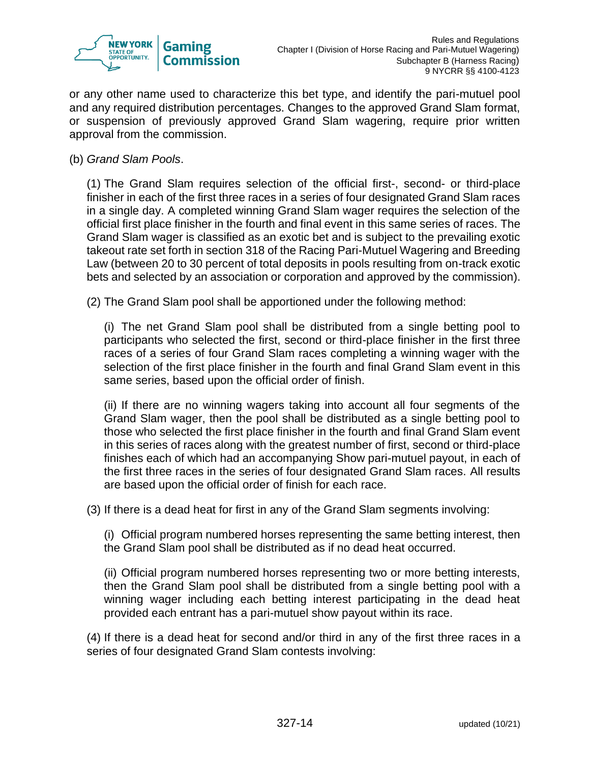or any other name used to characterize this bet type, and identify the pari-mutuel pool and any required distribution percentages. Changes to the approved Grand Slam format, or suspension of previously approved Grand Slam wagering, require prior written approval from the commission.

(b) *Grand Slam Pools*.

(1) The Grand Slam requires selection of the official first-, second- or third-place finisher in each of the first three races in a series of four designated Grand Slam races in a single day. A completed winning Grand Slam wager requires the selection of the official first place finisher in the fourth and final event in this same series of races. The Grand Slam wager is classified as an exotic bet and is subject to the prevailing exotic takeout rate set forth in section 318 of the Racing Pari-Mutuel Wagering and Breeding Law (between 20 to 30 percent of total deposits in pools resulting from on-track exotic bets and selected by an association or corporation and approved by the commission).

(2) The Grand Slam pool shall be apportioned under the following method:

(i) The net Grand Slam pool shall be distributed from a single betting pool to participants who selected the first, second or third-place finisher in the first three races of a series of four Grand Slam races completing a winning wager with the selection of the first place finisher in the fourth and final Grand Slam event in this same series, based upon the official order of finish.

(ii) If there are no winning wagers taking into account all four segments of the Grand Slam wager, then the pool shall be distributed as a single betting pool to those who selected the first place finisher in the fourth and final Grand Slam event in this series of races along with the greatest number of first, second or third-place finishes each of which had an accompanying Show pari-mutuel payout, in each of the first three races in the series of four designated Grand Slam races. All results are based upon the official order of finish for each race.

(3) If there is a dead heat for first in any of the Grand Slam segments involving:

(i) Official program numbered horses representing the same betting interest, then the Grand Slam pool shall be distributed as if no dead heat occurred.

(ii) Official program numbered horses representing two or more betting interests, then the Grand Slam pool shall be distributed from a single betting pool with a winning wager including each betting interest participating in the dead heat provided each entrant has a pari-mutuel show payout within its race.

(4) If there is a dead heat for second and/or third in any of the first three races in a series of four designated Grand Slam contests involving: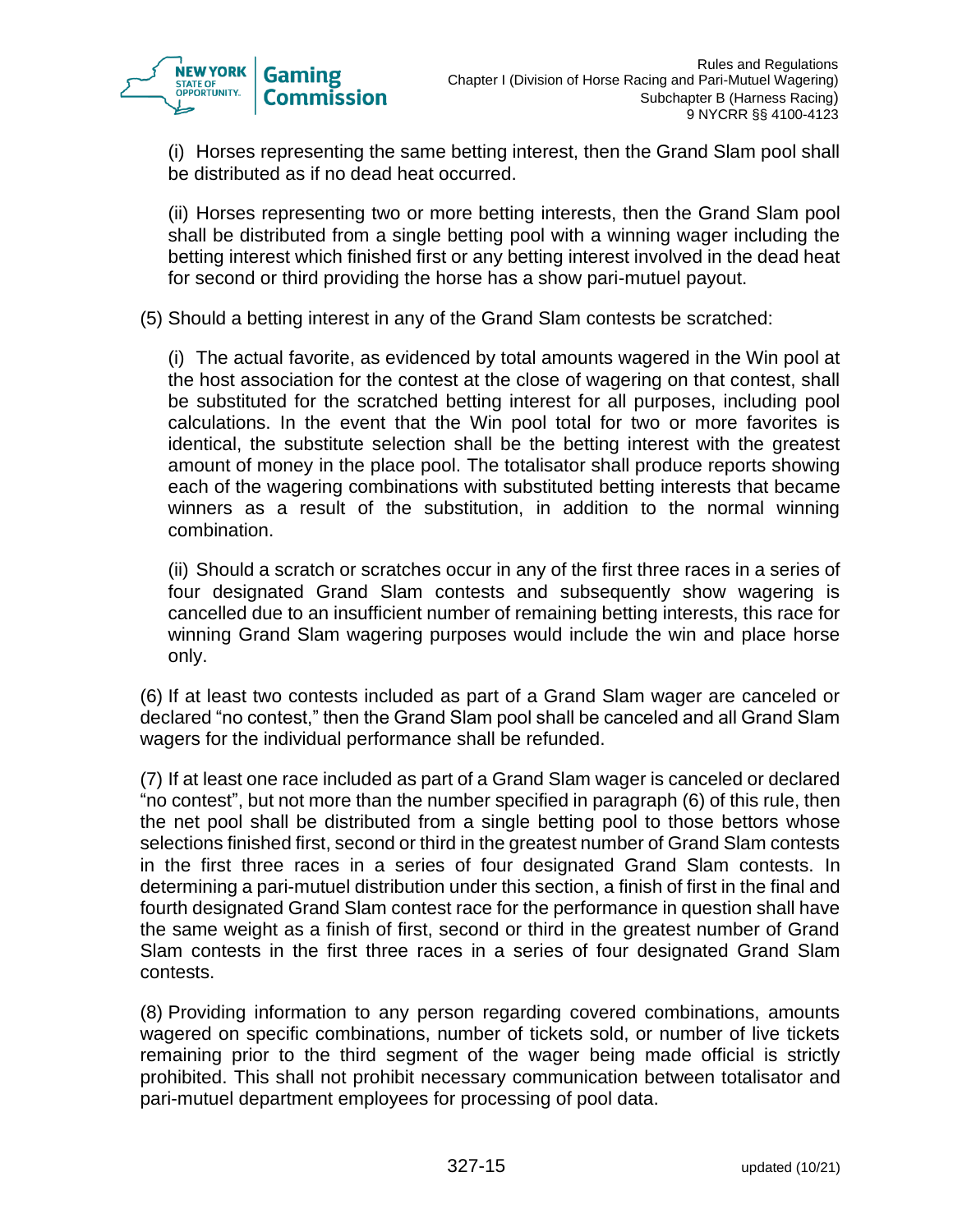(i) Horses representing the same betting interest, then the Grand Slam pool shall be distributed as if no dead heat occurred.

(ii) Horses representing two or more betting interests, then the Grand Slam pool shall be distributed from a single betting pool with a winning wager including the betting interest which finished first or any betting interest involved in the dead heat for second or third providing the horse has a show pari-mutuel payout.

(5) Should a betting interest in any of the Grand Slam contests be scratched:

(i) The actual favorite, as evidenced by total amounts wagered in the Win pool at the host association for the contest at the close of wagering on that contest, shall be substituted for the scratched betting interest for all purposes, including pool calculations. In the event that the Win pool total for two or more favorites is identical, the substitute selection shall be the betting interest with the greatest amount of money in the place pool. The totalisator shall produce reports showing each of the wagering combinations with substituted betting interests that became winners as a result of the substitution, in addition to the normal winning combination.

(ii) Should a scratch or scratches occur in any of the first three races in a series of four designated Grand Slam contests and subsequently show wagering is cancelled due to an insufficient number of remaining betting interests, this race for winning Grand Slam wagering purposes would include the win and place horse only.

(6) If at least two contests included as part of a Grand Slam wager are canceled or declared "no contest," then the Grand Slam pool shall be canceled and all Grand Slam wagers for the individual performance shall be refunded.

(7) If at least one race included as part of a Grand Slam wager is canceled or declared "no contest", but not more than the number specified in paragraph (6) of this rule, then the net pool shall be distributed from a single betting pool to those bettors whose selections finished first, second or third in the greatest number of Grand Slam contests in the first three races in a series of four designated Grand Slam contests. In determining a pari-mutuel distribution under this section, a finish of first in the final and fourth designated Grand Slam contest race for the performance in question shall have the same weight as a finish of first, second or third in the greatest number of Grand Slam contests in the first three races in a series of four designated Grand Slam contests.

(8) Providing information to any person regarding covered combinations, amounts wagered on specific combinations, number of tickets sold, or number of live tickets remaining prior to the third segment of the wager being made official is strictly prohibited. This shall not prohibit necessary communication between totalisator and pari-mutuel department employees for processing of pool data.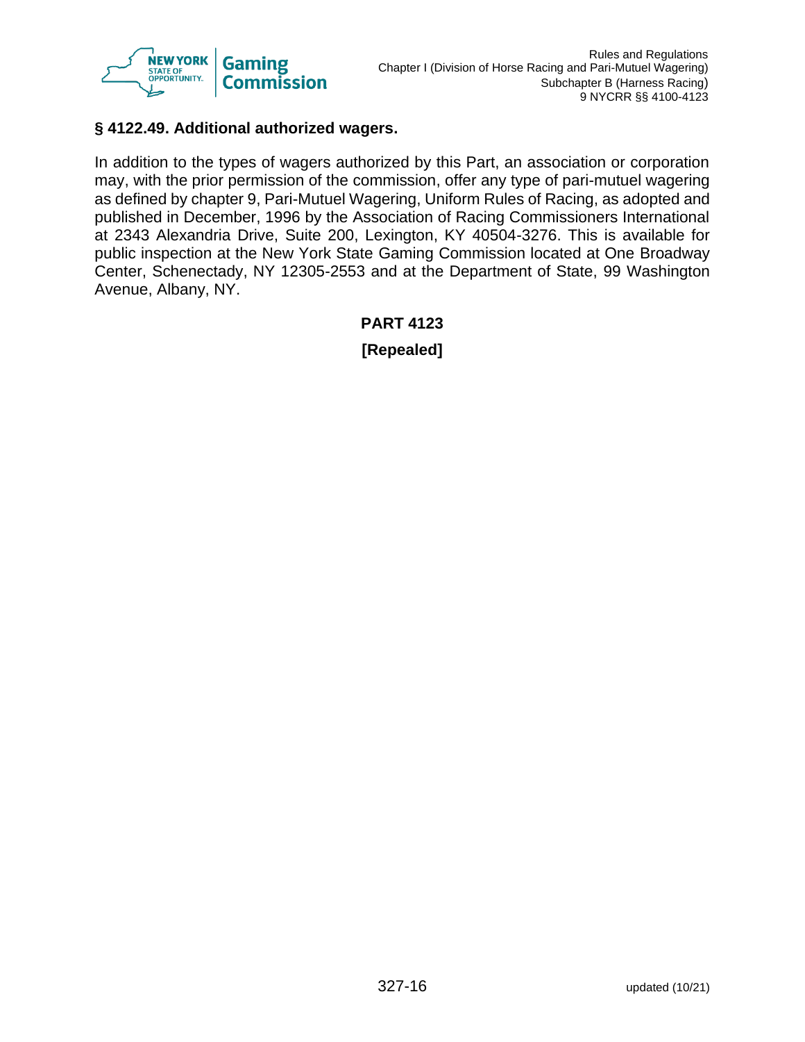### § 4122.49. Additional authorized wagers.

In addition to the types of wagers authorized by this Part, an association or corporation may, with the prior permission of the commission, offer any type of pari-mutuel wagering as defined by chapter 9, Pari-Mutuel Wagering, Uniform Rules of Racing, as adopted and published in December, 1996 by the Association of Racing Commissioners International at 2343 Alexandria Drive, Suite 200, Lexington, KY 40504-3276. This is available for public inspection at the New York State Gaming Commission located at One Broadway Center, Schenectady, NY 12305-2553 and at the Department of State, 99 Washington Avenue, Albany, NY.

## PART 4123

**[Repealed]**